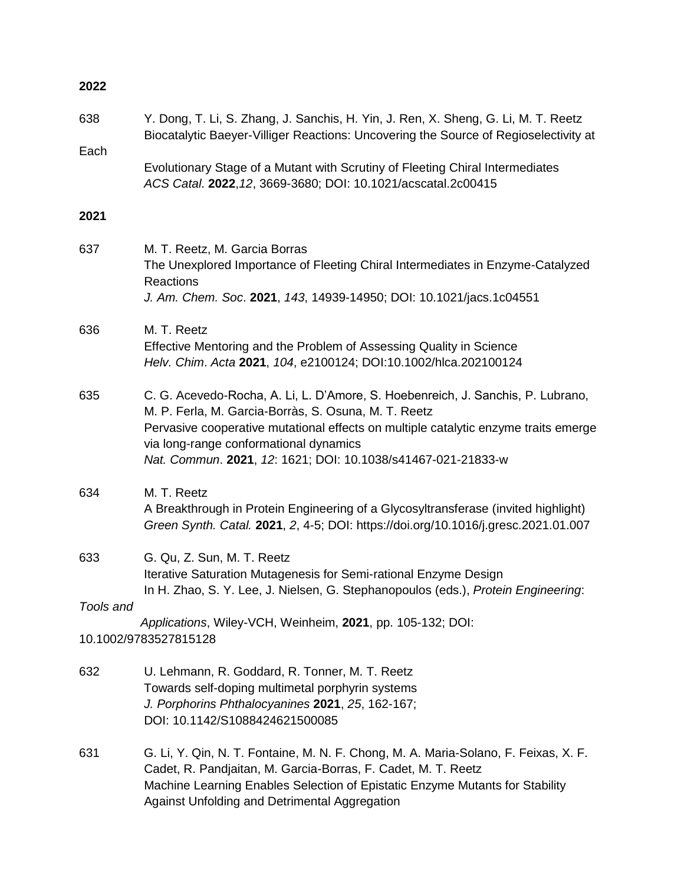**2022**

638 Y. Dong, T. Li, S. Zhang, J. Sanchis, H. Yin, J. Ren, X. Sheng, G. Li, M. T. Reetz
Biocatalytic Baeyer-Villiger Reactions: Uncovering the Source of Regioselectivity at Each Evolutionary Stage of a Mutant with Scrutiny of Fleeting Chiral Intermediates
*ACS Catal*. **2022**,*12*, 3669-3680; DOI: 10.1021/acscatal.2c00415

**2021**

637 M. T. Reetz, M. Garcia Borras
The Unexplored Importance of Fleeting Chiral Intermediates in Enzyme-Catalyzed Reactions
*J. Am. Chem. Soc*. **2021**, *143*, 14939-14950; DOI: 10.1021/jacs.1c04551

636 M. T. Reetz
Effective Mentoring and the Problem of Assessing Quality in Science
*Helv. Chim*. *Acta* **2021**, *104*, e2100124; DOI:10.1002/hlca.202100124

635 C. G. Acevedo-Rocha, A. Li, L. D'Amore, S. Hoebenreich, J. Sanchis, P. Lubrano, M. P. Ferla, M. Garcia-Borràs, S. Osuna, M. T. Reetz
Pervasive cooperative mutational effects on multiple catalytic enzyme traits emerge via long-range conformational dynamics
*Nat. Commun*. **2021**, *12*: 1621; DOI: 10.1038/s41467-021-21833-w

634 M. T. Reetz
A Breakthrough in Protein Engineering of a Glycosyltransferase (invited highlight)
*Green Synth. Catal.* **2021**, *2*, 4-5; DOI: https://doi.org/10.1016/j.gresc.2021.01.007

633 G. Qu, Z. Sun, M. T. Reetz
Iterative Saturation Mutagenesis for Semi-rational Enzyme Design
In H. Zhao, S. Y. Lee, J. Nielsen, G. Stephanopoulos (eds.), *Protein Engineering: Tools and Applications*, Wiley-VCH, Weinheim, **2021**, pp. 105-132; DOI: 10.1002/9783527815128

632 U. Lehmann, R. Goddard, R. Tonner, M. T. Reetz
Towards self-doping multimetal porphyrin systems
*J. Porphorins Phthalocyanines* **2021**, *25*, 162-167;
DOI: 10.1142/S1088424621500085

631 G. Li, Y. Qin, N. T. Fontaine, M. N. F. Chong, M. A. Maria-Solano, F. Feixas, X. F. Cadet, R. Pandjaitan, M. Garcia-Borras, F. Cadet, M. T. Reetz
Machine Learning Enables Selection of Epistatic Enzyme Mutants for Stability Against Unfolding and Detrimental Aggregation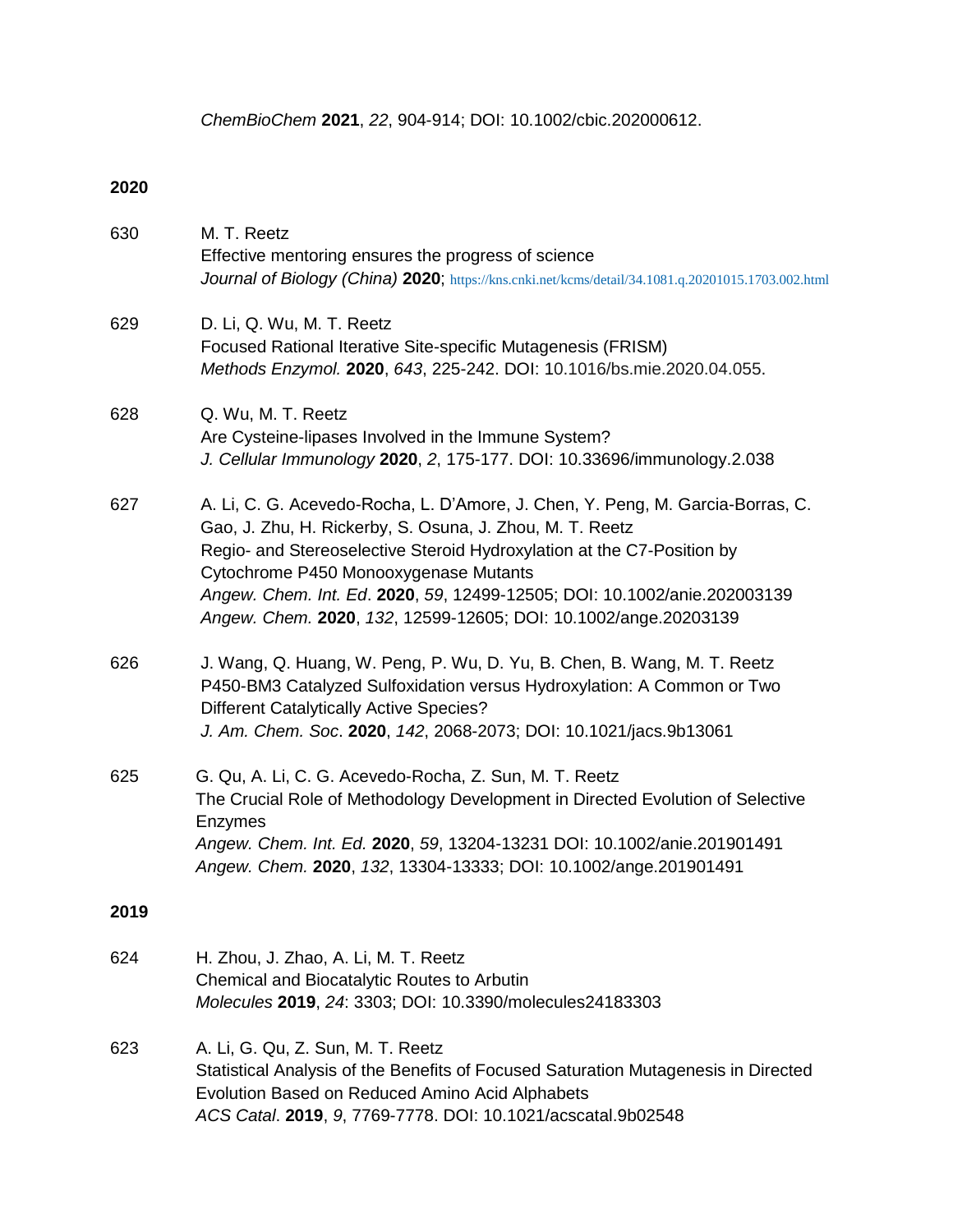*ChemBioChem* **2021**, *22*, 904-914; DOI: 10.1002/cbic.202000612.

**2020**

630 M. T. Reetz
Effective mentoring ensures the progress of science
*Journal of Biology (China)* **2020**; https://kns.cnki.net/kcms/detail/34.1081.q.20201015.1703.002.html

629 D. Li, Q. Wu, M. T. Reetz
Focused Rational Iterative Site-specific Mutagenesis (FRISM)
*Methods Enzymol.* **2020**, *643*, 225-242. DOI: 10.1016/bs.mie.2020.04.055.

628 Q. Wu, M. T. Reetz
Are Cysteine-lipases Involved in the Immune System?
*J. Cellular Immunology* **2020**, *2*, 175-177. DOI: 10.33696/immunology.2.038

627 A. Li, C. G. Acevedo-Rocha, L. D'Amore, J. Chen, Y. Peng, M. Garcia-Borras, C. Gao, J. Zhu, H. Rickerby, S. Osuna, J. Zhou, M. T. Reetz
Regio- and Stereoselective Steroid Hydroxylation at the C7-Position by Cytochrome P450 Monooxygenase Mutants
*Angew. Chem. Int. Ed*. **2020**, *59*, 12499-12505; DOI: 10.1002/anie.202003139
*Angew. Chem.* **2020**, *132*, 12599-12605; DOI: 10.1002/ange.20203139

626 J. Wang, Q. Huang, W. Peng, P. Wu, D. Yu, B. Chen, B. Wang, M. T. Reetz
P450-BM3 Catalyzed Sulfoxidation versus Hydroxylation: A Common or Two Different Catalytically Active Species?
*J. Am. Chem. Soc*. **2020**, *142*, 2068-2073; DOI: 10.1021/jacs.9b13061

625 G. Qu, A. Li, C. G. Acevedo-Rocha, Z. Sun, M. T. Reetz
The Crucial Role of Methodology Development in Directed Evolution of Selective Enzymes
*Angew. Chem. Int. Ed.* **2020**, *59*, 13204-13231 DOI: 10.1002/anie.201901491
*Angew. Chem.* **2020**, *132*, 13304-13333; DOI: 10.1002/ange.201901491

**2019**

624 H. Zhou, J. Zhao, A. Li, M. T. Reetz
Chemical and Biocatalytic Routes to Arbutin
*Molecules* **2019**, *24*: 3303; DOI: 10.3390/molecules24183303

623 A. Li, G. Qu, Z. Sun, M. T. Reetz
Statistical Analysis of the Benefits of Focused Saturation Mutagenesis in Directed Evolution Based on Reduced Amino Acid Alphabets
*ACS Catal*. **2019**, *9*, 7769-7778. DOI: 10.1021/acscatal.9b02548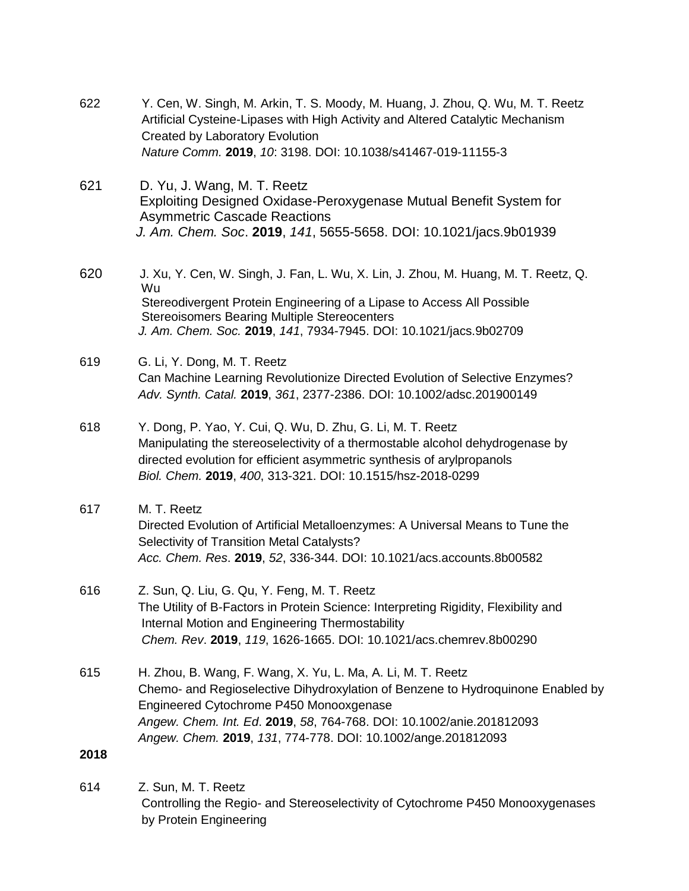622 Y. Cen, W. Singh, M. Arkin, T. S. Moody, M. Huang, J. Zhou, Q. Wu, M. T. Reetz
Artificial Cysteine-Lipases with High Activity and Altered Catalytic Mechanism Created by Laboratory Evolution
*Nature Comm.* **2019**, *10*: 3198. DOI: 10.1038/s41467-019-11155-3

621 D. Yu, J. Wang, M. T. Reetz
Exploiting Designed Oxidase-Peroxygenase Mutual Benefit System for Asymmetric Cascade Reactions
*J. Am. Chem. Soc*. **2019**, *141*, 5655-5658. DOI: 10.1021/jacs.9b01939

620 J. Xu, Y. Cen, W. Singh, J. Fan, L. Wu, X. Lin, J. Zhou, M. Huang, M. T. Reetz, Q. Wu
Stereodivergent Protein Engineering of a Lipase to Access All Possible Stereoisomers Bearing Multiple Stereocenters
*J. Am. Chem. Soc.* **2019**, *141*, 7934-7945. DOI: 10.1021/jacs.9b02709

619 G. Li, Y. Dong, M. T. Reetz
Can Machine Learning Revolutionize Directed Evolution of Selective Enzymes?
*Adv. Synth. Catal.* **2019**, *361*, 2377-2386. DOI: 10.1002/adsc.201900149

618 Y. Dong, P. Yao, Y. Cui, Q. Wu, D. Zhu, G. Li, M. T. Reetz
Manipulating the stereoselectivity of a thermostable alcohol dehydrogenase by directed evolution for efficient asymmetric synthesis of arylpropanols
*Biol. Chem.* **2019**, *400*, 313-321. DOI: 10.1515/hsz-2018-0299

617 M. T. Reetz
Directed Evolution of Artificial Metalloenzymes: A Universal Means to Tune the Selectivity of Transition Metal Catalysts?
*Acc. Chem. Res*. **2019**, *52*, 336-344. DOI: 10.1021/acs.accounts.8b00582

616 Z. Sun, Q. Liu, G. Qu, Y. Feng, M. T. Reetz
The Utility of B-Factors in Protein Science: Interpreting Rigidity, Flexibility and Internal Motion and Engineering Thermostability
*Chem. Rev*. **2019**, *119*, 1626-1665. DOI: 10.1021/acs.chemrev.8b00290

615 H. Zhou, B. Wang, F. Wang, X. Yu, L. Ma, A. Li, M. T. Reetz
Chemo- and Regioselective Dihydroxylation of Benzene to Hydroquinone Enabled by Engineered Cytochrome P450 Monooxgenase
*Angew. Chem. Int. Ed*. **2019**, *58*, 764-768. DOI: 10.1002/anie.201812093
*Angew. Chem.* **2019**, *131*, 774-778. DOI: 10.1002/ange.201812093

**2018**

614 Z. Sun, M. T. Reetz
Controlling the Regio- and Stereoselectivity of Cytochrome P450 Monooxygenases by Protein Engineering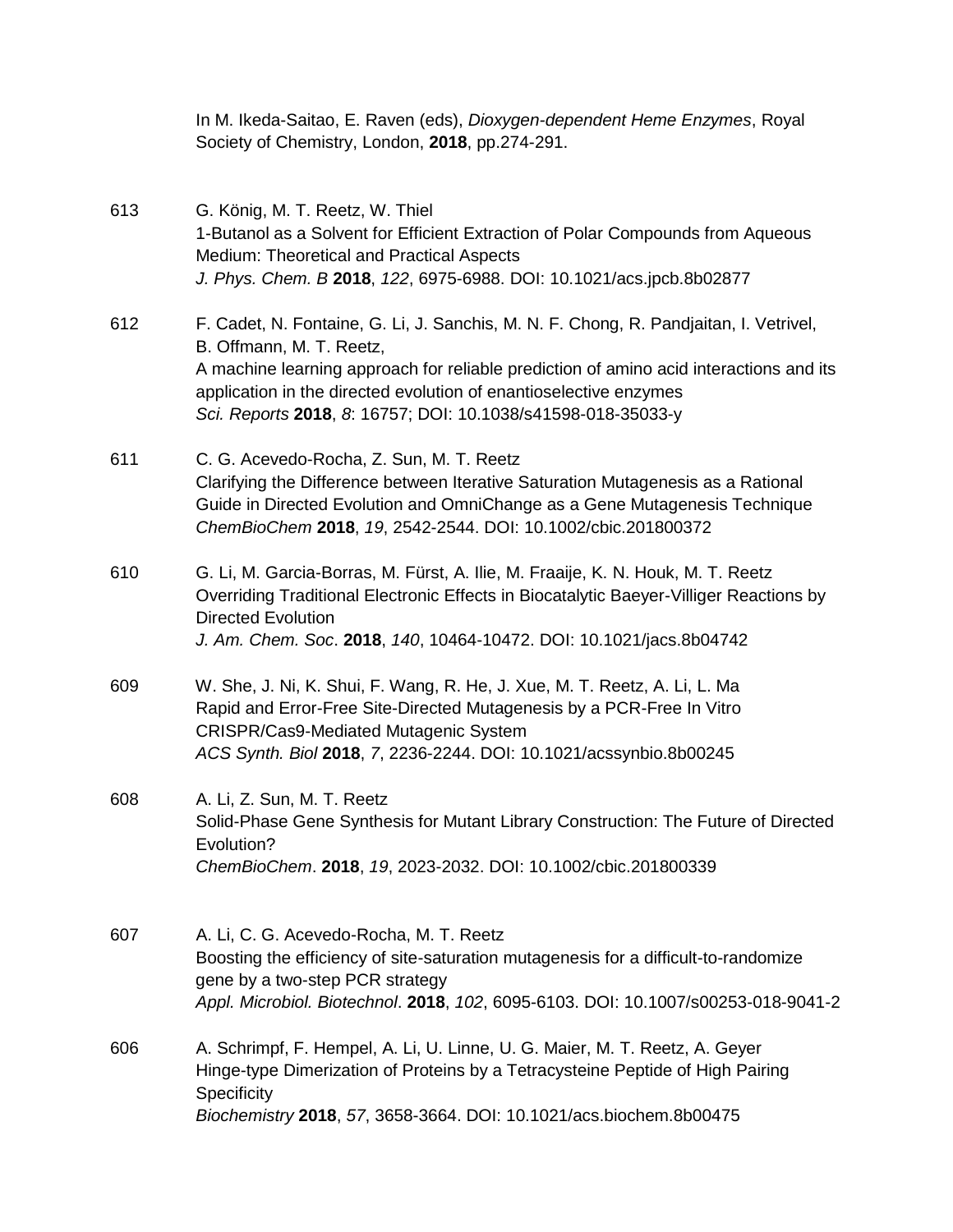In M. Ikeda-Saitao, E. Raven (eds), *Dioxygen-dependent Heme Enzymes*, Royal Society of Chemistry, London, **2018**, pp.274-291.

613 G. König, M. T. Reetz, W. Thiel
1-Butanol as a Solvent for Efficient Extraction of Polar Compounds from Aqueous Medium: Theoretical and Practical Aspects
*J. Phys. Chem. B* **2018**, *122*, 6975-6988. DOI: 10.1021/acs.jpcb.8b02877

612 F. Cadet, N. Fontaine, G. Li, J. Sanchis, M. N. F. Chong, R. Pandjaitan, I. Vetrivel, B. Offmann, M. T. Reetz,
A machine learning approach for reliable prediction of amino acid interactions and its application in the directed evolution of enantioselective enzymes
*Sci. Reports* **2018**, *8*: 16757; DOI: 10.1038/s41598-018-35033-y

611 C. G. Acevedo-Rocha, Z. Sun, M. T. Reetz
Clarifying the Difference between Iterative Saturation Mutagenesis as a Rational Guide in Directed Evolution and OmniChange as a Gene Mutagenesis Technique
*ChemBioChem* **2018**, *19*, 2542-2544. DOI: 10.1002/cbic.201800372

610 G. Li, M. Garcia-Borras, M. Fürst, A. Ilie, M. Fraaije, K. N. Houk, M. T. Reetz
Overriding Traditional Electronic Effects in Biocatalytic Baeyer-Villiger Reactions by Directed Evolution
*J. Am. Chem. Soc*. **2018**, *140*, 10464-10472. DOI: 10.1021/jacs.8b04742

609 W. She, J. Ni, K. Shui, F. Wang, R. He, J. Xue, M. T. Reetz, A. Li, L. Ma
Rapid and Error-Free Site-Directed Mutagenesis by a PCR-Free In Vitro CRISPR/Cas9-Mediated Mutagenic System
*ACS Synth. Biol* **2018**, *7*, 2236-2244. DOI: 10.1021/acssynbio.8b00245

608 A. Li, Z. Sun, M. T. Reetz
Solid-Phase Gene Synthesis for Mutant Library Construction: The Future of Directed Evolution?
*ChemBioChem*. **2018**, *19*, 2023-2032. DOI: 10.1002/cbic.201800339

607 A. Li, C. G. Acevedo-Rocha, M. T. Reetz
Boosting the efficiency of site-saturation mutagenesis for a difficult-to-randomize gene by a two-step PCR strategy
*Appl. Microbiol. Biotechnol*. **2018**, *102*, 6095-6103. DOI: 10.1007/s00253-018-9041-2

606 A. Schrimpf, F. Hempel, A. Li, U. Linne, U. G. Maier, M. T. Reetz, A. Geyer
Hinge-type Dimerization of Proteins by a Tetracysteine Peptide of High Pairing Specificity
*Biochemistry* **2018**, *57*, 3658-3664. DOI: 10.1021/acs.biochem.8b00475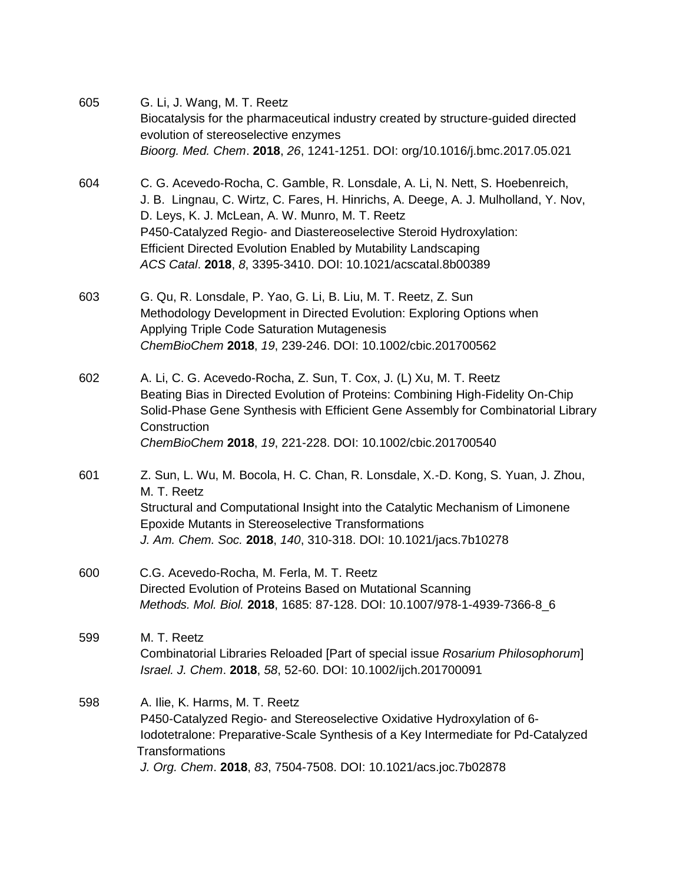605 G. Li, J. Wang, M. T. Reetz
Biocatalysis for the pharmaceutical industry created by structure-guided directed evolution of stereoselective enzymes
*Bioorg. Med. Chem*. **2018**, *26*, 1241-1251. DOI: org/10.1016/j.bmc.2017.05.021

604 C. G. Acevedo-Rocha, C. Gamble, R. Lonsdale, A. Li, N. Nett, S. Hoebenreich, J. B. Lingnau, C. Wirtz, C. Fares, H. Hinrichs, A. Deege, A. J. Mulholland, Y. Nov, D. Leys, K. J. McLean, A. W. Munro, M. T. Reetz
P450-Catalyzed Regio- and Diastereoselective Steroid Hydroxylation: Efficient Directed Evolution Enabled by Mutability Landscaping
*ACS Catal*. **2018**, *8*, 3395-3410. DOI: 10.1021/acscatal.8b00389

603 G. Qu, R. Lonsdale, P. Yao, G. Li, B. Liu, M. T. Reetz, Z. Sun
Methodology Development in Directed Evolution: Exploring Options when Applying Triple Code Saturation Mutagenesis
*ChemBioChem* **2018**, *19*, 239-246. DOI: 10.1002/cbic.201700562

602 A. Li, C. G. Acevedo-Rocha, Z. Sun, T. Cox, J. (L) Xu, M. T. Reetz
Beating Bias in Directed Evolution of Proteins: Combining High-Fidelity On-Chip Solid-Phase Gene Synthesis with Efficient Gene Assembly for Combinatorial Library Construction
*ChemBioChem* **2018**, *19*, 221-228. DOI: 10.1002/cbic.201700540

601 Z. Sun, L. Wu, M. Bocola, H. C. Chan, R. Lonsdale, X.-D. Kong, S. Yuan, J. Zhou, M. T. Reetz
Structural and Computational Insight into the Catalytic Mechanism of Limonene Epoxide Mutants in Stereoselective Transformations
*J. Am. Chem. Soc.* **2018**, *140*, 310-318. DOI: 10.1021/jacs.7b10278

600 C.G. Acevedo-Rocha, M. Ferla, M. T. Reetz
Directed Evolution of Proteins Based on Mutational Scanning
*Methods. Mol. Biol.* **2018**, 1685: 87-128. DOI: 10.1007/978-1-4939-7366-8_6

599 M. T. Reetz
Combinatorial Libraries Reloaded [Part of special issue *Rosarium Philosophorum*]
*Israel. J. Chem*. **2018**, *58*, 52-60. DOI: 10.1002/ijch.201700091

598 A. Ilie, K. Harms, M. T. Reetz
P450-Catalyzed Regio- and Stereoselective Oxidative Hydroxylation of 6-Iodotetralone: Preparative-Scale Synthesis of a Key Intermediate for Pd-Catalyzed Transformations
*J. Org. Chem*. **2018**, *83*, 7504-7508. DOI: 10.1021/acs.joc.7b02878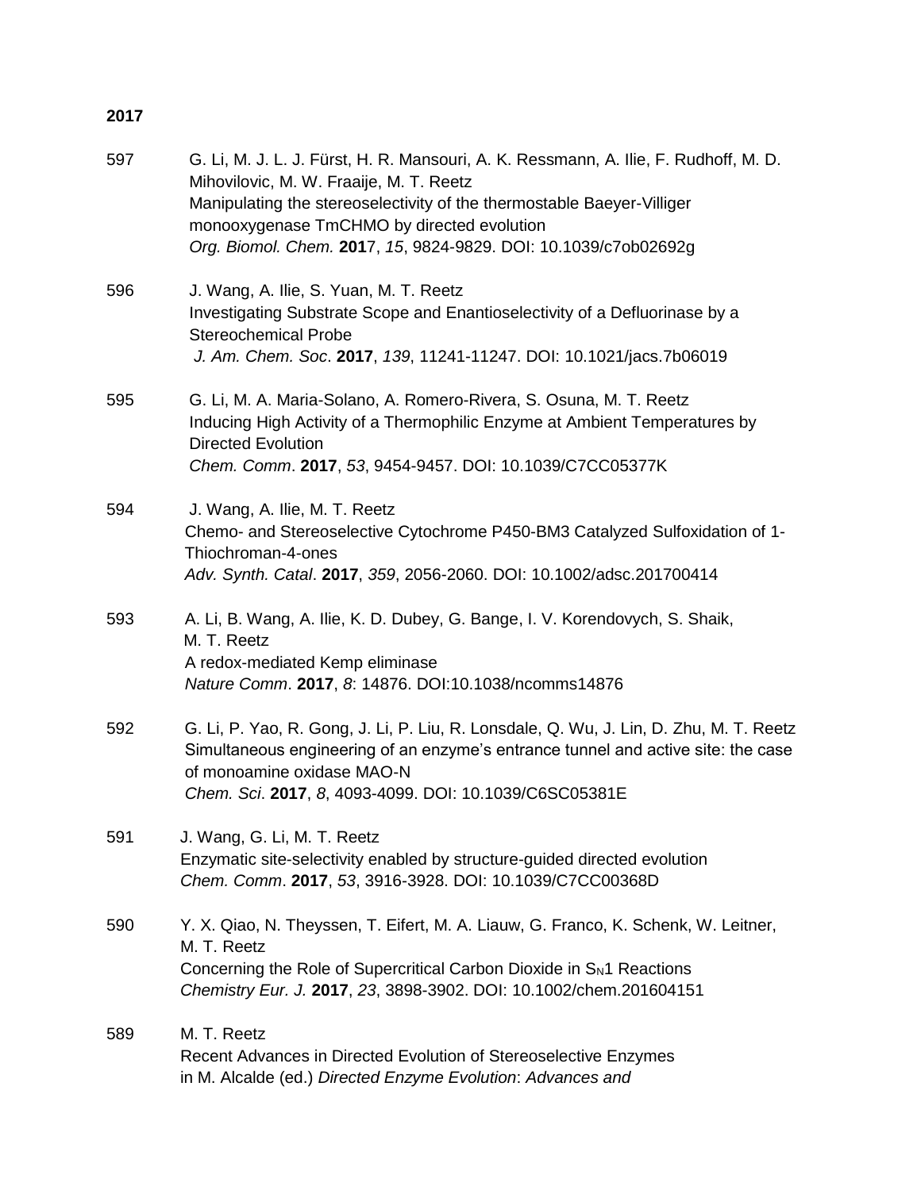**2017**

597 G. Li, M. J. L. J. Fürst, H. R. Mansouri, A. K. Ressmann, A. Ilie, F. Rudhoff, M. D. Mihovilovic, M. W. Fraaije, M. T. Reetz
Manipulating the stereoselectivity of the thermostable Baeyer-Villiger monooxygenase TmCHMO by directed evolution
*Org. Biomol. Chem.* **201**7, *15*, 9824-9829. DOI: 10.1039/c7ob02692g

596 J. Wang, A. Ilie, S. Yuan, M. T. Reetz
Investigating Substrate Scope and Enantioselectivity of a Defluorinase by a Stereochemical Probe
*J. Am. Chem. Soc*. **2017**, *139*, 11241-11247. DOI: 10.1021/jacs.7b06019

595 G. Li, M. A. Maria-Solano, A. Romero-Rivera, S. Osuna, M. T. Reetz
Inducing High Activity of a Thermophilic Enzyme at Ambient Temperatures by Directed Evolution
*Chem. Comm*. **2017**, *53*, 9454-9457. DOI: 10.1039/C7CC05377K

594 J. Wang, A. Ilie, M. T. Reetz
Chemo- and Stereoselective Cytochrome P450-BM3 Catalyzed Sulfoxidation of 1-Thiochroman-4-ones
*Adv. Synth. Catal*. **2017**, *359*, 2056-2060. DOI: 10.1002/adsc.201700414

593 A. Li, B. Wang, A. Ilie, K. D. Dubey, G. Bange, I. V. Korendovych, S. Shaik, M. T. Reetz
A redox-mediated Kemp eliminase
*Nature Comm*. **2017**, *8*: 14876. DOI:10.1038/ncomms14876

592 G. Li, P. Yao, R. Gong, J. Li, P. Liu, R. Lonsdale, Q. Wu, J. Lin, D. Zhu, M. T. Reetz
Simultaneous engineering of an enzyme's entrance tunnel and active site: the case of monoamine oxidase MAO-N
*Chem. Sci*. **2017**, *8*, 4093-4099. DOI: 10.1039/C6SC05381E

591 J. Wang, G. Li, M. T. Reetz
Enzymatic site-selectivity enabled by structure-guided directed evolution
*Chem. Comm*. **2017**, *53*, 3916-3928. DOI: 10.1039/C7CC00368D

590 Y. X. Qiao, N. Theyssen, T. Eifert, M. A. Liauw, G. Franco, K. Schenk, W. Leitner, M. T. Reetz
Concerning the Role of Supercritical Carbon Dioxide in $S_N1$ Reactions
*Chemistry Eur. J.* **2017**, *23*, 3898-3902. DOI: 10.1002/chem.201604151

589 M. T. Reetz
Recent Advances in Directed Evolution of Stereoselective Enzymes
in M. Alcalde (ed.) *Directed Enzyme Evolution*: *Advances and*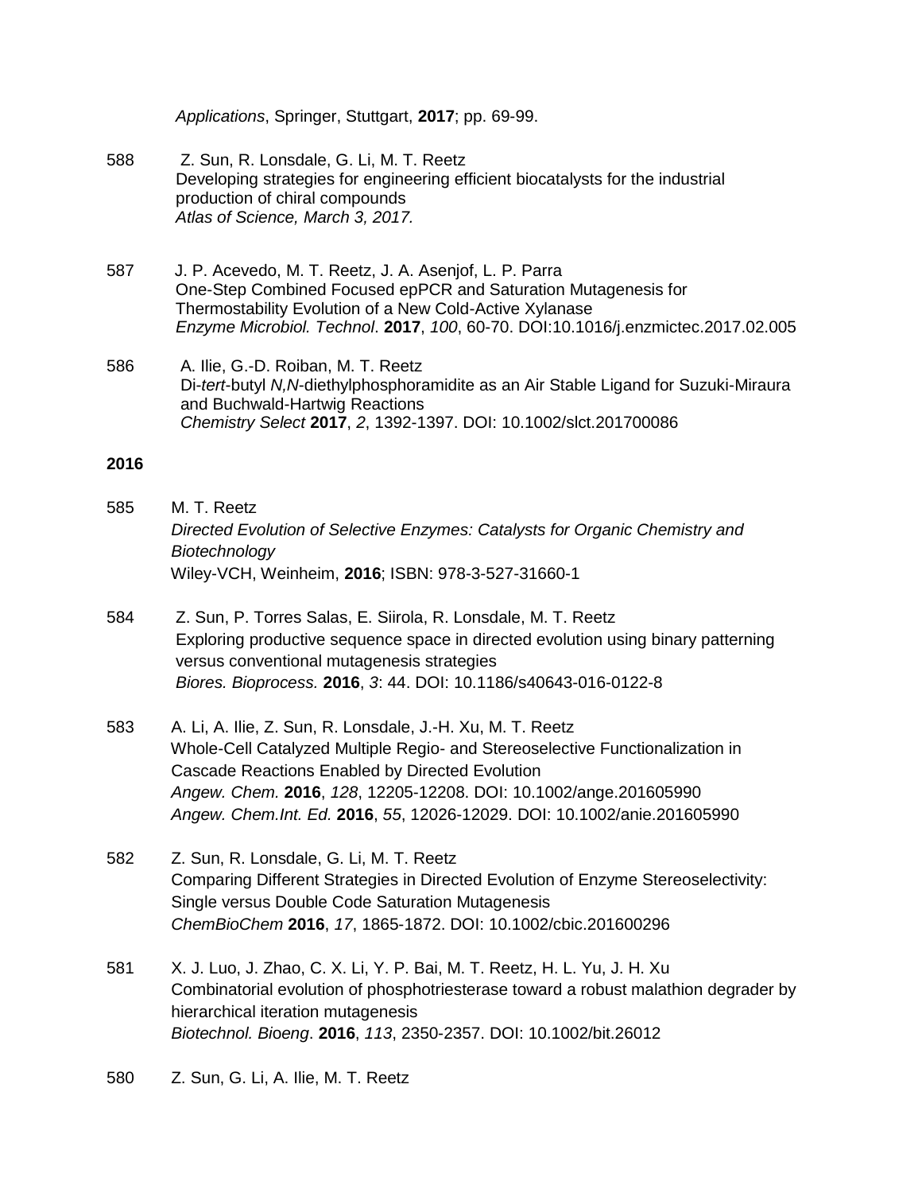*Applications*, Springer, Stuttgart, **2017**; pp. 69-99.

588 Z. Sun, R. Lonsdale, G. Li, M. T. Reetz
Developing strategies for engineering efficient biocatalysts for the industrial production of chiral compounds
*Atlas of Science, March 3, 2017.*

587 J. P. Acevedo, M. T. Reetz, J. A. Asenjof, L. P. Parra
One-Step Combined Focused epPCR and Saturation Mutagenesis for Thermostability Evolution of a New Cold-Active Xylanase
*Enzyme Microbiol. Technol*. **2017**, *100*, 60-70. DOI:10.1016/j.enzmictec.2017.02.005

586 A. Ilie, G.-D. Roiban, M. T. Reetz
Di-*tert*-butyl *N,N*-diethylphosphoramidite as an Air Stable Ligand for Suzuki-Miraura and Buchwald-Hartwig Reactions
*Chemistry Select* **2017**, *2*, 1392-1397. DOI: 10.1002/slct.201700086

**2016**

585 M. T. Reetz
*Directed Evolution of Selective Enzymes: Catalysts for Organic Chemistry and Biotechnology*
Wiley-VCH, Weinheim, **2016**; ISBN: 978-3-527-31660-1

584 Z. Sun, P. Torres Salas, E. Siirola, R. Lonsdale, M. T. Reetz
Exploring productive sequence space in directed evolution using binary patterning versus conventional mutagenesis strategies
*Biores. Bioprocess.* **2016**, *3*: 44. DOI: 10.1186/s40643-016-0122-8

583 A. Li, A. Ilie, Z. Sun, R. Lonsdale, J.-H. Xu, M. T. Reetz
Whole-Cell Catalyzed Multiple Regio- and Stereoselective Functionalization in Cascade Reactions Enabled by Directed Evolution
*Angew. Chem.* **2016**, *128*, 12205-12208. DOI: 10.1002/ange.201605990
*Angew. Chem.Int. Ed.* **2016**, *55*, 12026-12029. DOI: 10.1002/anie.201605990

582 Z. Sun, R. Lonsdale, G. Li, M. T. Reetz
Comparing Different Strategies in Directed Evolution of Enzyme Stereoselectivity: Single versus Double Code Saturation Mutagenesis
*ChemBioChem* **2016**, *17*, 1865-1872. DOI: 10.1002/cbic.201600296

581 X. J. Luo, J. Zhao, C. X. Li, Y. P. Bai, M. T. Reetz, H. L. Yu, J. H. Xu
Combinatorial evolution of phosphotriesterase toward a robust malathion degrader by hierarchical iteration mutagenesis
*Biotechnol. Bioeng*. **2016**, *113*, 2350-2357. DOI: 10.1002/bit.26012

580 Z. Sun, G. Li, A. Ilie, M. T. Reetz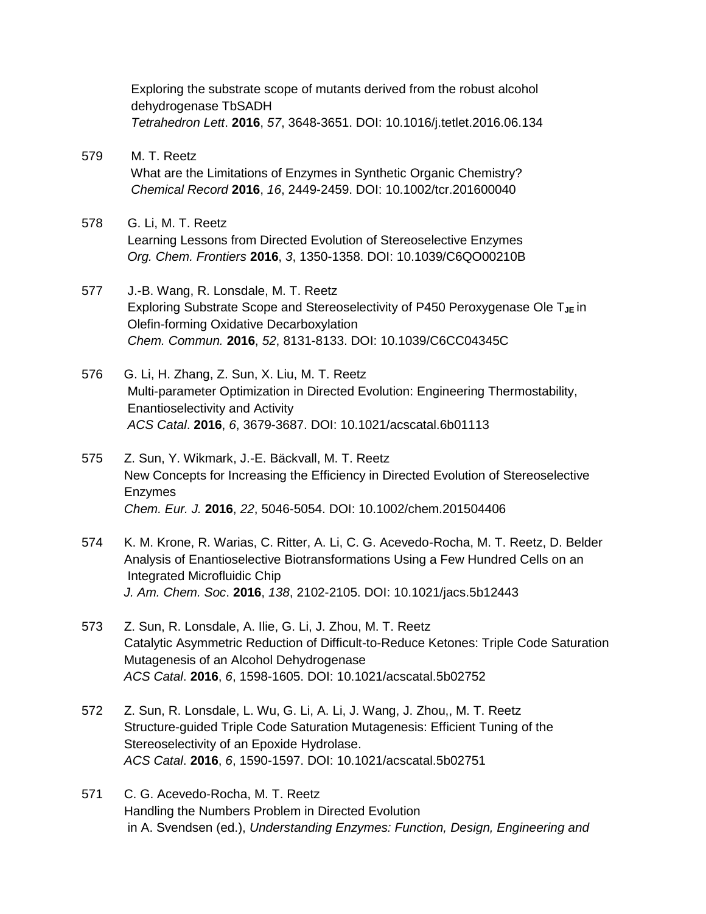Exploring the substrate scope of mutants derived from the robust alcohol dehydrogenase TbSADH
*Tetrahedron Lett*. **2016**, *57*, 3648-3651. DOI: 10.1016/j.tetlet.2016.06.134

579 M. T. Reetz
What are the Limitations of Enzymes in Synthetic Organic Chemistry?
*Chemical Record* **2016**, *16*, 2449-2459. DOI: 10.1002/tcr.201600040

578 G. Li, M. T. Reetz
Learning Lessons from Directed Evolution of Stereoselective Enzymes
*Org. Chem. Frontiers* **2016**, *3*, 1350-1358. DOI: 10.1039/C6QO00210B

577 J.-B. Wang, R. Lonsdale, M. T. Reetz
Exploring Substrate Scope and Stereoselectivity of P450 Peroxygenase Ole $T_{JE}$ in Olefin-forming Oxidative Decarboxylation
*Chem. Commun.* **2016**, *52*, 8131-8133. DOI: 10.1039/C6CC04345C

576 G. Li, H. Zhang, Z. Sun, X. Liu, M. T. Reetz
Multi-parameter Optimization in Directed Evolution: Engineering Thermostability, Enantioselectivity and Activity
*ACS Catal*. **2016**, *6*, 3679-3687. DOI: 10.1021/acscatal.6b01113

575 Z. Sun, Y. Wikmark, J.-E. Bäckvall, M. T. Reetz
New Concepts for Increasing the Efficiency in Directed Evolution of Stereoselective Enzymes
*Chem. Eur. J.* **2016**, *22*, 5046-5054. DOI: 10.1002/chem.201504406

574 K. M. Krone, R. Warias, C. Ritter, A. Li, C. G. Acevedo-Rocha, M. T. Reetz, D. Belder
Analysis of Enantioselective Biotransformations Using a Few Hundred Cells on an Integrated Microfluidic Chip
*J. Am. Chem. Soc*. **2016**, *138*, 2102-2105. DOI: 10.1021/jacs.5b12443

573 Z. Sun, R. Lonsdale, A. Ilie, G. Li, J. Zhou, M. T. Reetz
Catalytic Asymmetric Reduction of Difficult-to-Reduce Ketones: Triple Code Saturation Mutagenesis of an Alcohol Dehydrogenase
*ACS Catal*. **2016**, *6*, 1598-1605. DOI: 10.1021/acscatal.5b02752

572 Z. Sun, R. Lonsdale, L. Wu, G. Li, A. Li, J. Wang, J. Zhou,, M. T. Reetz
Structure-guided Triple Code Saturation Mutagenesis: Efficient Tuning of the Stereoselectivity of an Epoxide Hydrolase.
*ACS Catal*. **2016**, *6*, 1590-1597. DOI: 10.1021/acscatal.5b02751

571 C. G. Acevedo-Rocha, M. T. Reetz
Handling the Numbers Problem in Directed Evolution
in A. Svendsen (ed.), *Understanding Enzymes: Function, Design, Engineering and*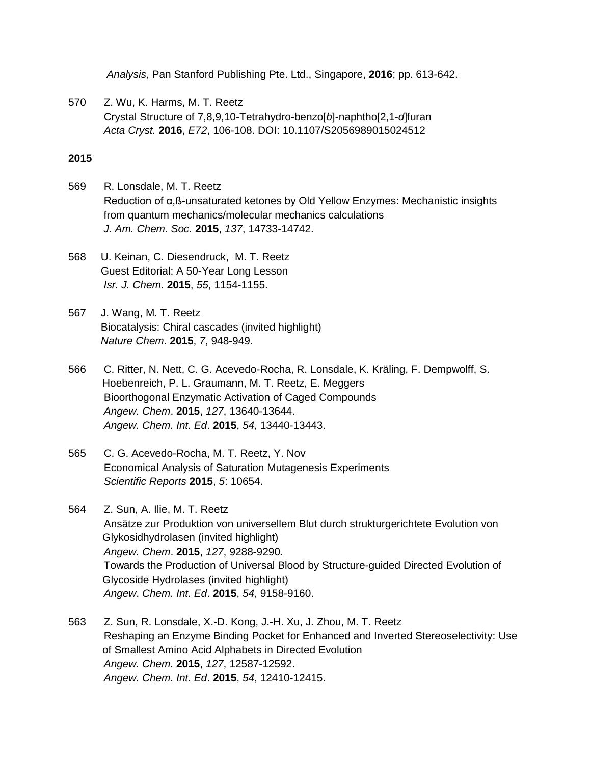*Analysis*, Pan Stanford Publishing Pte. Ltd., Singapore, **2016**; pp. 613-642.

570 Z. Wu, K. Harms, M. T. Reetz
Crystal Structure of 7,8,9,10-Tetrahydro-benzo[*b*]-naphtho[2,1-*d*]furan
*Acta Cryst.* **2016**, *E72*, 106-108. DOI: 10.1107/S2056989015024512

**2015**

569 R. Lonsdale, M. T. Reetz
Reduction of α,ß-unsaturated ketones by Old Yellow Enzymes: Mechanistic insights from quantum mechanics/molecular mechanics calculations
*J. Am. Chem. Soc.* **2015**, *137*, 14733-14742.

568 U. Keinan, C. Diesendruck, M. T. Reetz
Guest Editorial: A 50-Year Long Lesson
*Isr. J. Chem*. **2015**, *55*, 1154-1155.

567 J. Wang, M. T. Reetz
Biocatalysis: Chiral cascades (invited highlight)
*Nature Chem*. **2015**, *7*, 948-949.

566 C. Ritter, N. Nett, C. G. Acevedo-Rocha, R. Lonsdale, K. Kräling, F. Dempwolff, S. Hoebenreich, P. L. Graumann, M. T. Reetz, E. Meggers
Bioorthogonal Enzymatic Activation of Caged Compounds
*Angew. Chem*. **2015**, *127*, 13640-13644.
*Angew. Chem. Int. Ed*. **2015**, *54*, 13440-13443.

565 C. G. Acevedo-Rocha, M. T. Reetz, Y. Nov
Economical Analysis of Saturation Mutagenesis Experiments
*Scientific Reports* **2015**, *5*: 10654.

564 Z. Sun, A. Ilie, M. T. Reetz
Ansätze zur Produktion von universellem Blut durch strukturgerichtete Evolution von Glykosidhydrolasen (invited highlight)
*Angew. Chem*. **2015**, *127*, 9288-9290.
Towards the Production of Universal Blood by Structure-guided Directed Evolution of Glycoside Hydrolases (invited highlight)
*Angew*. *Chem. Int. Ed*. **2015**, *54*, 9158-9160.

563 Z. Sun, R. Lonsdale, X.-D. Kong, J.-H. Xu, J. Zhou, M. T. Reetz
Reshaping an Enzyme Binding Pocket for Enhanced and Inverted Stereoselectivity: Use of Smallest Amino Acid Alphabets in Directed Evolution
*Angew. Chem.* **2015**, *127*, 12587-12592.
*Angew. Chem. Int. Ed*. **2015**, *54*, 12410-12415.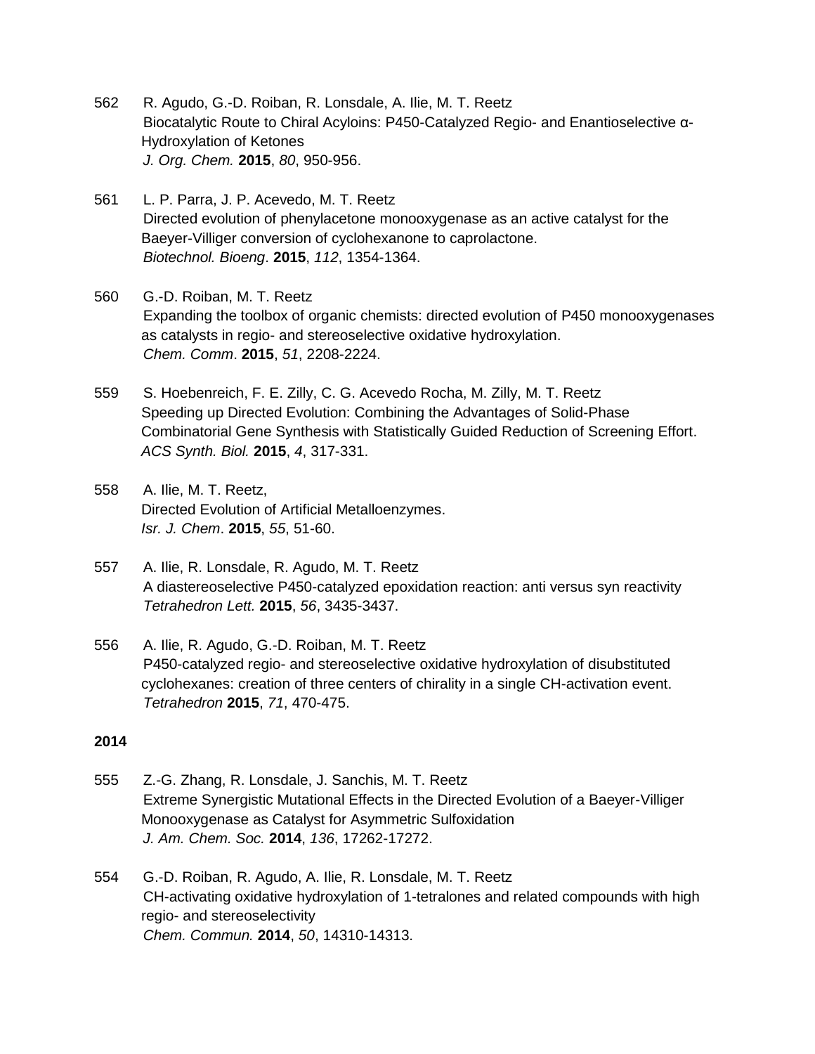562 R. Agudo, G.-D. Roiban, R. Lonsdale, A. Ilie, M. T. Reetz
Biocatalytic Route to Chiral Acyloins: P450-Catalyzed Regio- and Enantioselective α-Hydroxylation of Ketones
*J. Org. Chem.* **2015**, *80*, 950-956.

561 L. P. Parra, J. P. Acevedo, M. T. Reetz
Directed evolution of phenylacetone monooxygenase as an active catalyst for the Baeyer-Villiger conversion of cyclohexanone to caprolactone.
*Biotechnol. Bioeng*. **2015**, *112*, 1354-1364.

560 G.-D. Roiban, M. T. Reetz
Expanding the toolbox of organic chemists: directed evolution of P450 monooxygenases as catalysts in regio- and stereoselective oxidative hydroxylation.
*Chem. Comm*. **2015**, *51*, 2208-2224.

559 S. Hoebenreich, F. E. Zilly, C. G. Acevedo Rocha, M. Zilly, M. T. Reetz
Speeding up Directed Evolution: Combining the Advantages of Solid-Phase Combinatorial Gene Synthesis with Statistically Guided Reduction of Screening Effort.
*ACS Synth. Biol.* **2015**, *4*, 317-331.

558 A. Ilie, M. T. Reetz,
Directed Evolution of Artificial Metalloenzymes.
*Isr. J. Chem*. **2015**, *55*, 51-60.

557 A. Ilie, R. Lonsdale, R. Agudo, M. T. Reetz
A diastereoselective P450-catalyzed epoxidation reaction: anti versus syn reactivity
*Tetrahedron Lett.* **2015**, *56*, 3435-3437.

556 A. Ilie, R. Agudo, G.-D. Roiban, M. T. Reetz
P450-catalyzed regio- and stereoselective oxidative hydroxylation of disubstituted cyclohexanes: creation of three centers of chirality in a single CH-activation event.
*Tetrahedron* **2015**, *71*, 470-475.

**2014**

555 Z.-G. Zhang, R. Lonsdale, J. Sanchis, M. T. Reetz
Extreme Synergistic Mutational Effects in the Directed Evolution of a Baeyer-Villiger Monooxygenase as Catalyst for Asymmetric Sulfoxidation
*J. Am. Chem. Soc.* **2014**, *136*, 17262-17272.

554 G.-D. Roiban, R. Agudo, A. Ilie, R. Lonsdale, M. T. Reetz
CH-activating oxidative hydroxylation of 1-tetralones and related compounds with high regio- and stereoselectivity
*Chem. Commun.* **2014**, *50*, 14310-14313.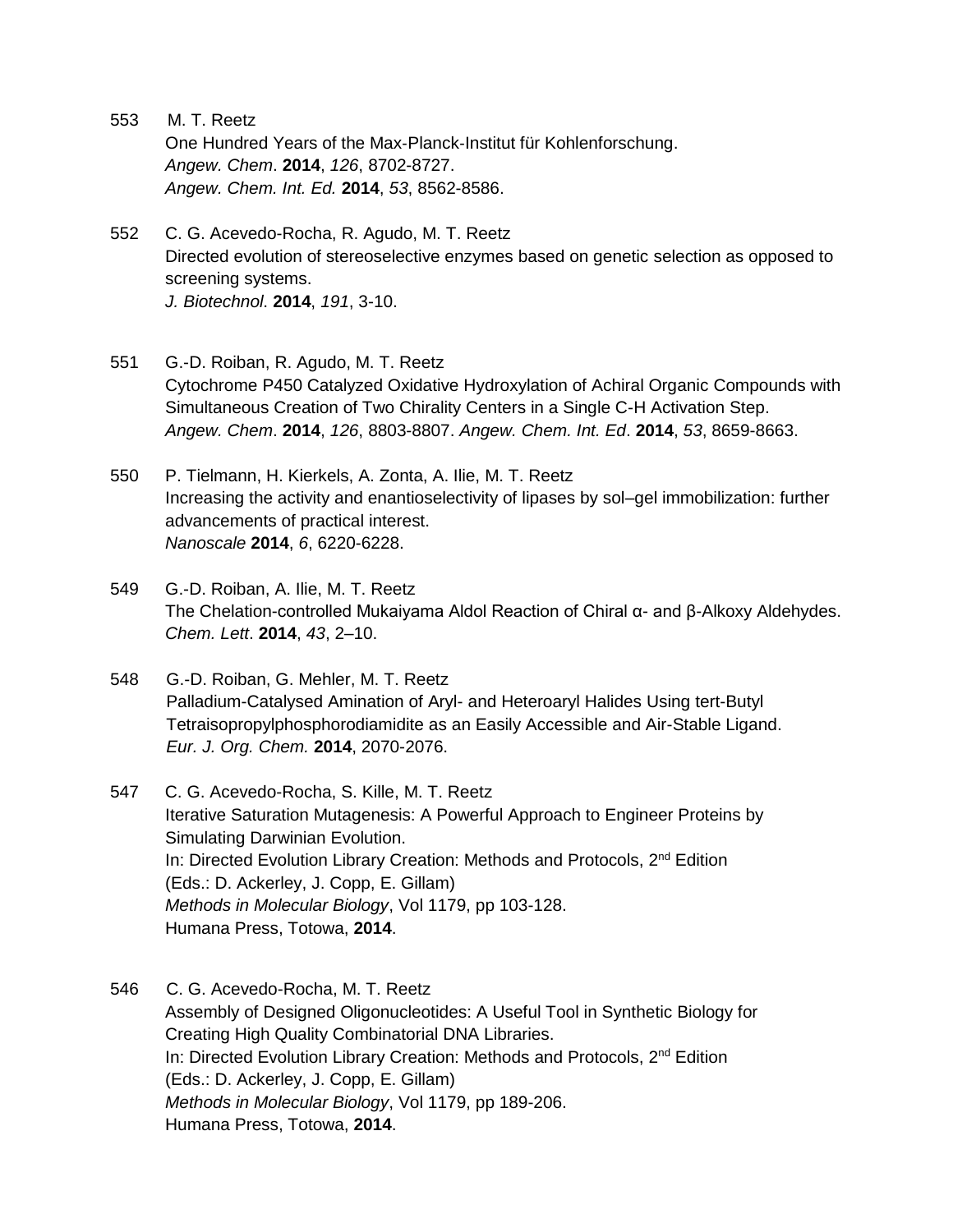553 M. T. Reetz
One Hundred Years of the Max-Planck-Institut für Kohlenforschung.
*Angew. Chem*. **2014**, *126*, 8702-8727.
*Angew. Chem. Int. Ed.* **2014**, *53*, 8562-8586.

552 C. G. Acevedo-Rocha, R. Agudo, M. T. Reetz
Directed evolution of stereoselective enzymes based on genetic selection as opposed to screening systems.
*J. Biotechnol*. **2014**, *191*, 3-10.

551 G.-D. Roiban, R. Agudo, M. T. Reetz
Cytochrome P450 Catalyzed Oxidative Hydroxylation of Achiral Organic Compounds with Simultaneous Creation of Two Chirality Centers in a Single C-H Activation Step.
*Angew. Chem*. **2014**, *126*, 8803-8807. *Angew. Chem. Int. Ed*. **2014**, *53*, 8659-8663.

550 P. Tielmann, H. Kierkels, A. Zonta, A. Ilie, M. T. Reetz
Increasing the activity and enantioselectivity of lipases by sol–gel immobilization: further advancements of practical interest.
*Nanoscale* **2014**, *6*, 6220-6228.

549 G.-D. Roiban, A. Ilie, M. T. Reetz
The Chelation-controlled Mukaiyama Aldol Reaction of Chiral α- and β-Alkoxy Aldehydes.
*Chem. Lett*. **2014**, *43*, 2–10.

548 G.-D. Roiban, G. Mehler, M. T. Reetz
Palladium-Catalysed Amination of Aryl- and Heteroaryl Halides Using tert-Butyl Tetraisopropylphosphorodiamidite as an Easily Accessible and Air-Stable Ligand.
*Eur. J. Org. Chem.* **2014**, 2070-2076.

547 C. G. Acevedo-Rocha, S. Kille, M. T. Reetz
Iterative Saturation Mutagenesis: A Powerful Approach to Engineer Proteins by Simulating Darwinian Evolution.
In: Directed Evolution Library Creation: Methods and Protocols, 2nd Edition
(Eds.: D. Ackerley, J. Copp, E. Gillam)
*Methods in Molecular Biology*, Vol 1179, pp 103-128.
Humana Press, Totowa, **2014**.

546 C. G. Acevedo-Rocha, M. T. Reetz
Assembly of Designed Oligonucleotides: A Useful Tool in Synthetic Biology for Creating High Quality Combinatorial DNA Libraries.
In: Directed Evolution Library Creation: Methods and Protocols, 2nd Edition
(Eds.: D. Ackerley, J. Copp, E. Gillam)
*Methods in Molecular Biology*, Vol 1179, pp 189-206.
Humana Press, Totowa, **2014**.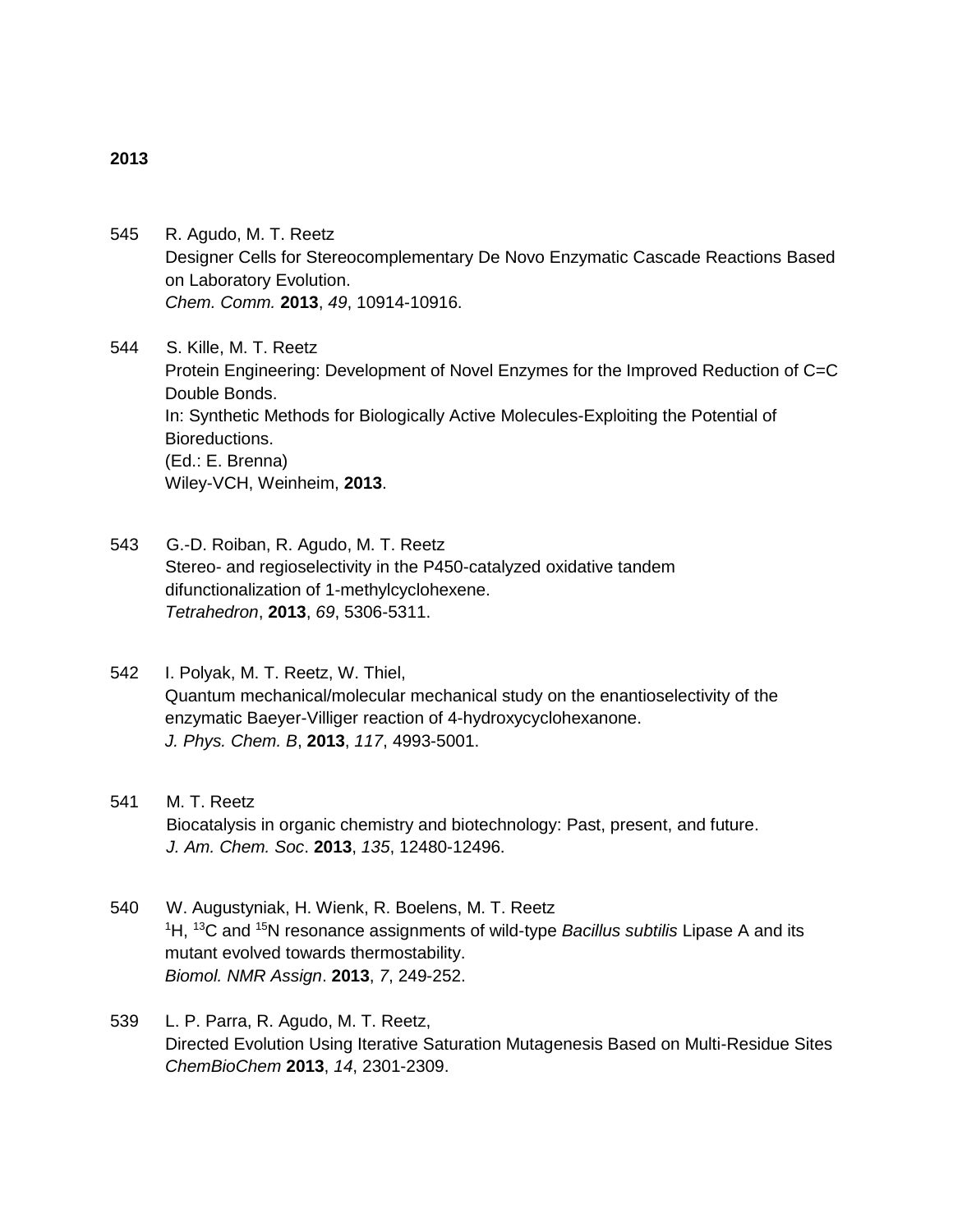**2013**

545 R. Agudo, M. T. Reetz
Designer Cells for Stereocomplementary De Novo Enzymatic Cascade Reactions Based on Laboratory Evolution.
*Chem. Comm.* **2013**, *49*, 10914-10916.

544 S. Kille, M. T. Reetz
Protein Engineering: Development of Novel Enzymes for the Improved Reduction of C=C Double Bonds.
In: Synthetic Methods for Biologically Active Molecules-Exploiting the Potential of Bioreductions.
(Ed.: E. Brenna)
Wiley-VCH, Weinheim, **2013**.

543 G.-D. Roiban, R. Agudo, M. T. Reetz
Stereo- and regioselectivity in the P450-catalyzed oxidative tandem difunctionalization of 1-methylcyclohexene.
*Tetrahedron*, **2013**, *69*, 5306-5311.

542 I. Polyak, M. T. Reetz, W. Thiel,
Quantum mechanical/molecular mechanical study on the enantioselectivity of the enzymatic Baeyer-Villiger reaction of 4-hydroxycyclohexanone.
*J. Phys. Chem. B*, **2013**, *117*, 4993-5001.

541 M. T. Reetz
Biocatalysis in organic chemistry and biotechnology: Past, present, and future.
*J. Am. Chem. Soc*. **2013**, *135*, 12480-12496.

540 W. Augustyniak, H. Wienk, R. Boelens, M. T. Reetz
$^{1}$H, $^{13}$C and $^{15}$N resonance assignments of wild-type *Bacillus subtilis* Lipase A and its mutant evolved towards thermostability.
*Biomol. NMR Assign*. **2013**, *7*, 249-252.

539 L. P. Parra, R. Agudo, M. T. Reetz,
Directed Evolution Using Iterative Saturation Mutagenesis Based on Multi-Residue Sites
*ChemBioChem* **2013**, *14*, 2301-2309.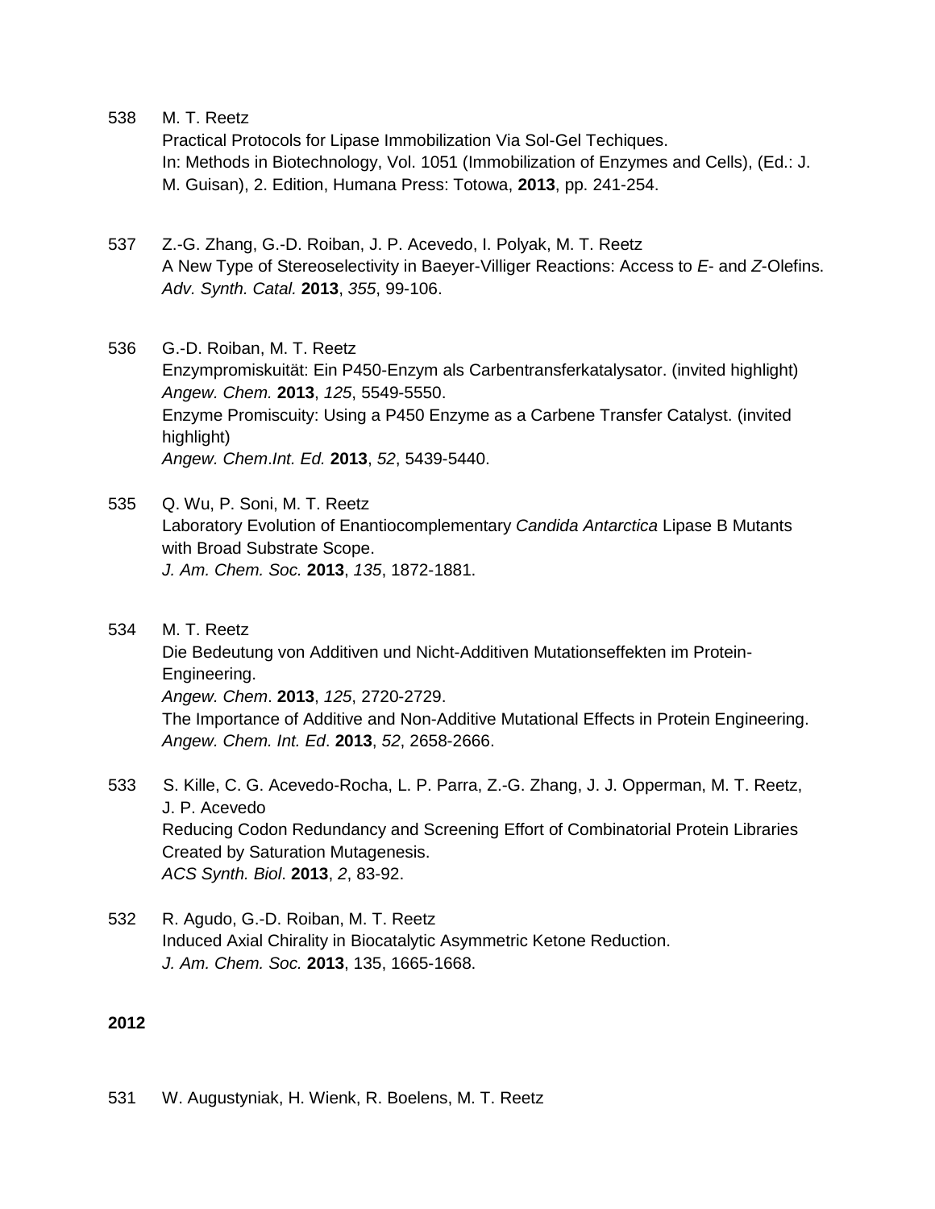538 M. T. Reetz
Practical Protocols for Lipase Immobilization Via Sol-Gel Techiques.
In: Methods in Biotechnology, Vol. 1051 (Immobilization of Enzymes and Cells), (Ed.: J. M. Guisan), 2. Edition, Humana Press: Totowa, **2013**, pp. 241-254.

537 Z.-G. Zhang, G.-D. Roiban, J. P. Acevedo, I. Polyak, M. T. Reetz
A New Type of Stereoselectivity in Baeyer-Villiger Reactions: Access to *E*- and *Z*-Olefins.
*Adv. Synth. Catal.* **2013**, *355*, 99-106.

536 G.-D. Roiban, M. T. Reetz
Enzympromiskuität: Ein P450-Enzym als Carbentransferkatalysator. (invited highlight)
*Angew. Chem.* **2013**, *125*, 5549-5550.
Enzyme Promiscuity: Using a P450 Enzyme as a Carbene Transfer Catalyst. (invited highlight)
*Angew. Chem.Int. Ed.* **2013**, *52*, 5439-5440.

535 Q. Wu, P. Soni, M. T. Reetz
Laboratory Evolution of Enantiocomplementary *Candida Antarctica* Lipase B Mutants with Broad Substrate Scope.
*J. Am. Chem. Soc.* **2013**, *135*, 1872-1881.

534 M. T. Reetz
Die Bedeutung von Additiven und Nicht-Additiven Mutationseffekten im Protein-Engineering.
*Angew. Chem*. **2013**, *125*, 2720-2729.
The Importance of Additive and Non-Additive Mutational Effects in Protein Engineering.
*Angew. Chem. Int. Ed*. **2013**, *52*, 2658-2666.

533 S. Kille, C. G. Acevedo-Rocha, L. P. Parra, Z.-G. Zhang, J. J. Opperman, M. T. Reetz, J. P. Acevedo
Reducing Codon Redundancy and Screening Effort of Combinatorial Protein Libraries Created by Saturation Mutagenesis.
*ACS Synth. Biol*. **2013**, *2*, 83-92.

532 R. Agudo, G.-D. Roiban, M. T. Reetz
Induced Axial Chirality in Biocatalytic Asymmetric Ketone Reduction.
*J. Am. Chem. Soc.* **2013**, 135, 1665-1668.

**2012**

531 W. Augustyniak, H. Wienk, R. Boelens, M. T. Reetz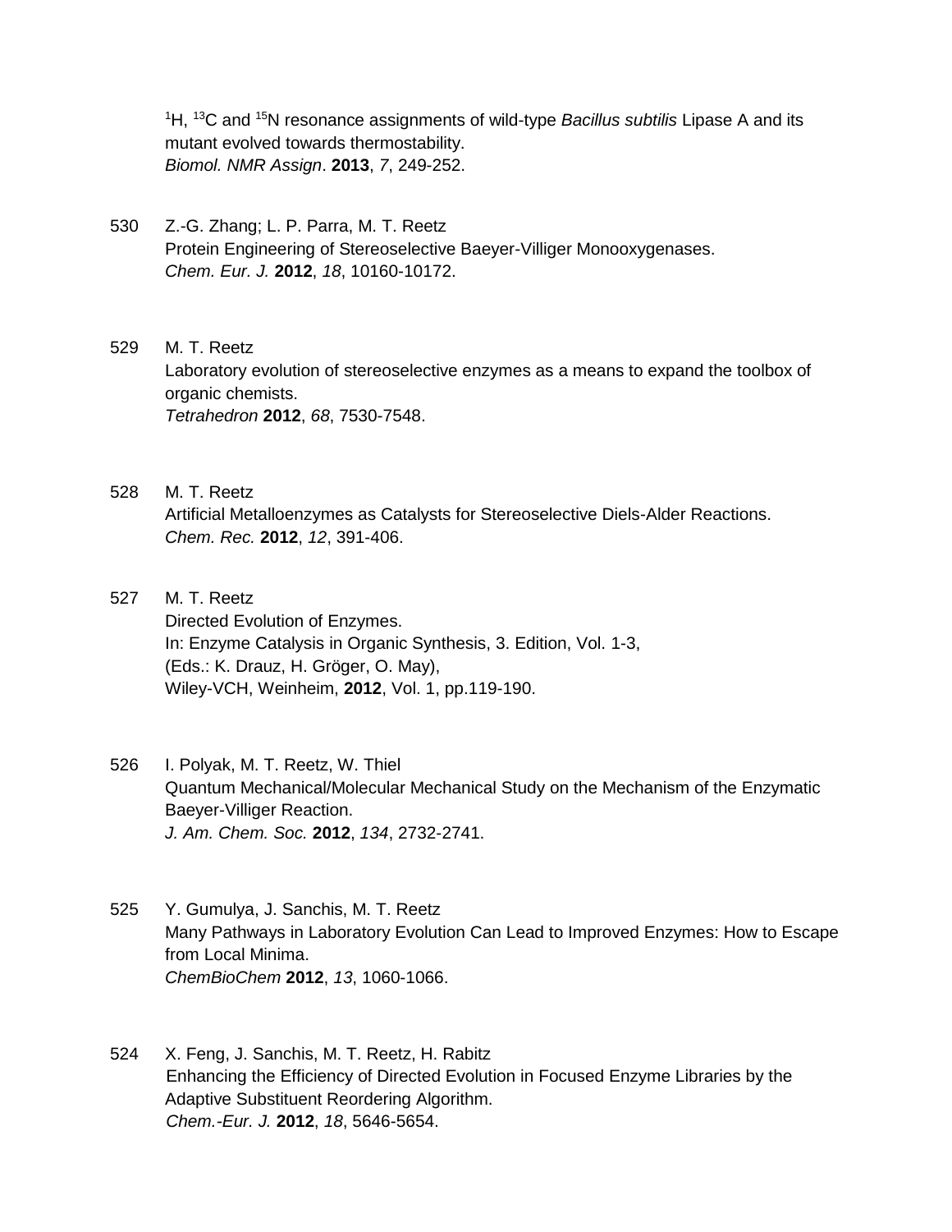$^{1}H$, $^{13}C$ and $^{15}N$ resonance assignments of wild-type *Bacillus subtilis* Lipase A and its mutant evolved towards thermostability.
*Biomol. NMR Assign*. **2013**, *7*, 249-252.

530 Z.-G. Zhang; L. P. Parra, M. T. Reetz
Protein Engineering of Stereoselective Baeyer-Villiger Monooxygenases.
*Chem. Eur. J.* **2012**, *18*, 10160-10172.

529 M. T. Reetz
Laboratory evolution of stereoselective enzymes as a means to expand the toolbox of organic chemists.
*Tetrahedron* **2012**, *68*, 7530-7548.

528 M. T. Reetz
Artificial Metalloenzymes as Catalysts for Stereoselective Diels-Alder Reactions.
*Chem. Rec.* **2012**, *12*, 391-406.

527 M. T. Reetz
Directed Evolution of Enzymes.
In: Enzyme Catalysis in Organic Synthesis, 3. Edition, Vol. 1-3,
(Eds.: K. Drauz, H. Gröger, O. May),
Wiley-VCH, Weinheim, **2012**, Vol. 1, pp.119-190.

526 I. Polyak, M. T. Reetz, W. Thiel
Quantum Mechanical/Molecular Mechanical Study on the Mechanism of the Enzymatic Baeyer-Villiger Reaction.
*J. Am. Chem. Soc.* **2012**, *134*, 2732-2741.

525 Y. Gumulya, J. Sanchis, M. T. Reetz
Many Pathways in Laboratory Evolution Can Lead to Improved Enzymes: How to Escape from Local Minima.
*ChemBioChem* **2012**, *13*, 1060-1066.

524 X. Feng, J. Sanchis, M. T. Reetz, H. Rabitz
Enhancing the Efficiency of Directed Evolution in Focused Enzyme Libraries by the Adaptive Substituent Reordering Algorithm.
*Chem.-Eur. J.* **2012**, *18*, 5646-5654.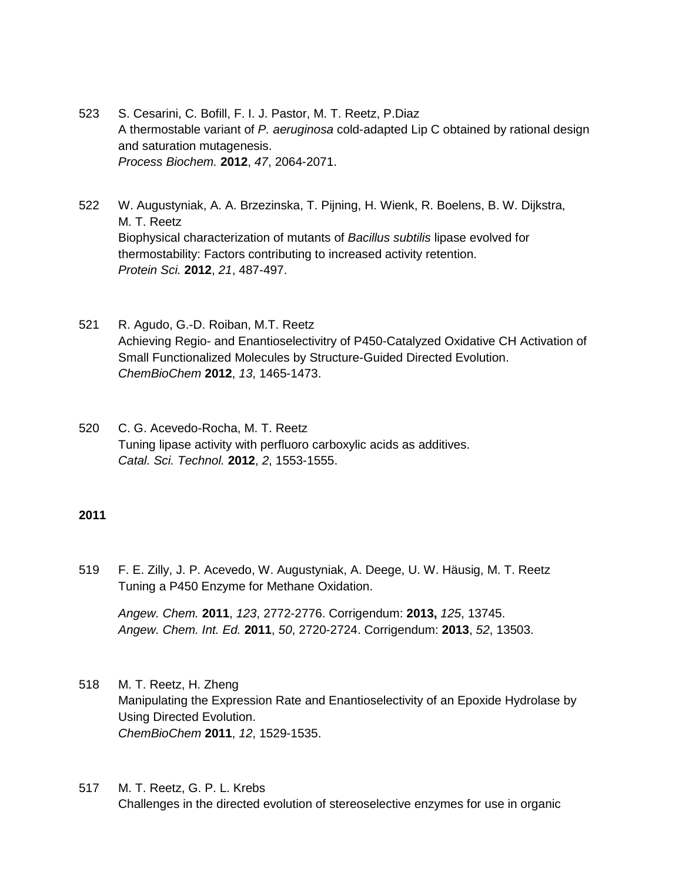523 S. Cesarini, C. Bofill, F. I. J. Pastor, M. T. Reetz, P.Diaz
A thermostable variant of *P. aeruginosa* cold-adapted Lip C obtained by rational design and saturation mutagenesis.
*Process Biochem.* **2012**, *47*, 2064-2071.

522 W. Augustyniak, A. A. Brzezinska, T. Pijning, H. Wienk, R. Boelens, B. W. Dijkstra, M. T. Reetz
Biophysical characterization of mutants of *Bacillus subtilis* lipase evolved for thermostability: Factors contributing to increased activity retention.
*Protein Sci.* **2012**, *21*, 487-497.

521 R. Agudo, G.-D. Roiban, M.T. Reetz
Achieving Regio- and Enantioselectivitry of P450-Catalyzed Oxidative CH Activation of Small Functionalized Molecules by Structure-Guided Directed Evolution.
*ChemBioChem* **2012**, *13*, 1465-1473.

520 C. G. Acevedo-Rocha, M. T. Reetz
Tuning lipase activity with perfluoro carboxylic acids as additives.
*Catal. Sci. Technol.* **2012**, *2*, 1553-1555.

**2011**

519 F. E. Zilly, J. P. Acevedo, W. Augustyniak, A. Deege, U. W. Häusig, M. T. Reetz
Tuning a P450 Enzyme for Methane Oxidation.

*Angew. Chem.* **2011**, *123*, 2772-2776. Corrigendum: **2013,** *125*, 13745.
*Angew. Chem. Int. Ed.* **2011**, *50*, 2720-2724. Corrigendum: **2013**, *52*, 13503.

518 M. T. Reetz, H. Zheng
Manipulating the Expression Rate and Enantioselectivity of an Epoxide Hydrolase by Using Directed Evolution.
*ChemBioChem* **2011**, *12*, 1529-1535.

517 M. T. Reetz, G. P. L. Krebs
Challenges in the directed evolution of stereoselective enzymes for use in organic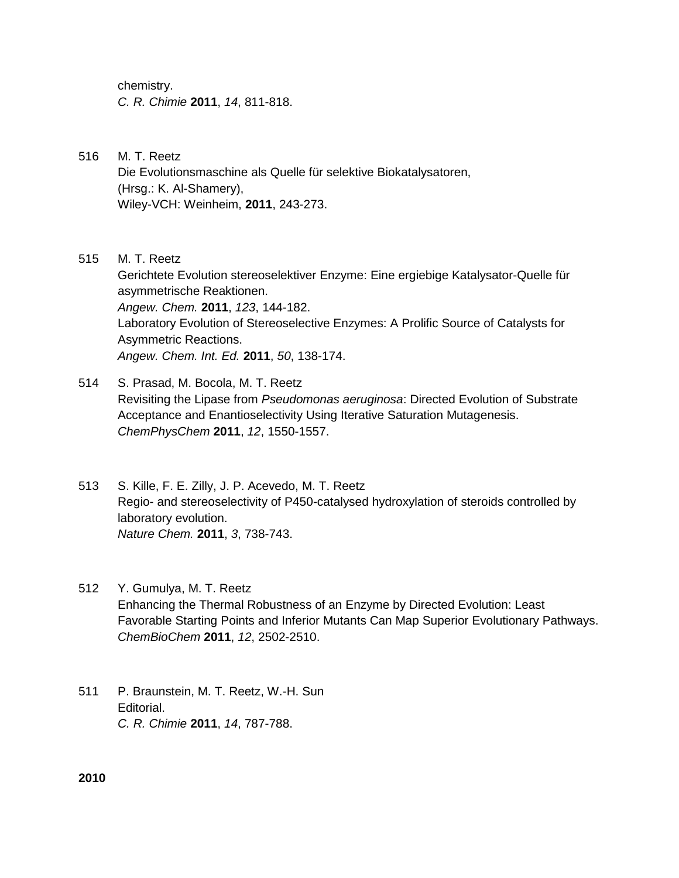chemistry.
*C. R. Chimie* **2011**, *14*, 811-818.

516 M. T. Reetz
Die Evolutionsmaschine als Quelle für selektive Biokatalysatoren,
(Hrsg.: K. Al-Shamery),
Wiley-VCH: Weinheim, **2011**, 243-273.

515 M. T. Reetz
Gerichtete Evolution stereoselektiver Enzyme: Eine ergiebige Katalysator-Quelle für asymmetrische Reaktionen.
*Angew. Chem.* **2011**, *123*, 144-182.
Laboratory Evolution of Stereoselective Enzymes: A Prolific Source of Catalysts for Asymmetric Reactions.
*Angew. Chem. Int. Ed.* **2011**, *50*, 138-174.

514 S. Prasad, M. Bocola, M. T. Reetz
Revisiting the Lipase from *Pseudomonas aeruginosa*: Directed Evolution of Substrate Acceptance and Enantioselectivity Using Iterative Saturation Mutagenesis.
*ChemPhysChem* **2011**, *12*, 1550-1557.

513 S. Kille, F. E. Zilly, J. P. Acevedo, M. T. Reetz
Regio- and stereoselectivity of P450-catalysed hydroxylation of steroids controlled by laboratory evolution.
*Nature Chem.* **2011**, *3*, 738-743.

512 Y. Gumulya, M. T. Reetz
Enhancing the Thermal Robustness of an Enzyme by Directed Evolution: Least Favorable Starting Points and Inferior Mutants Can Map Superior Evolutionary Pathways.
*ChemBioChem* **2011**, *12*, 2502-2510.

511 P. Braunstein, M. T. Reetz, W.-H. Sun
Editorial.
*C. R. Chimie* **2011**, *14*, 787-788.

**2010**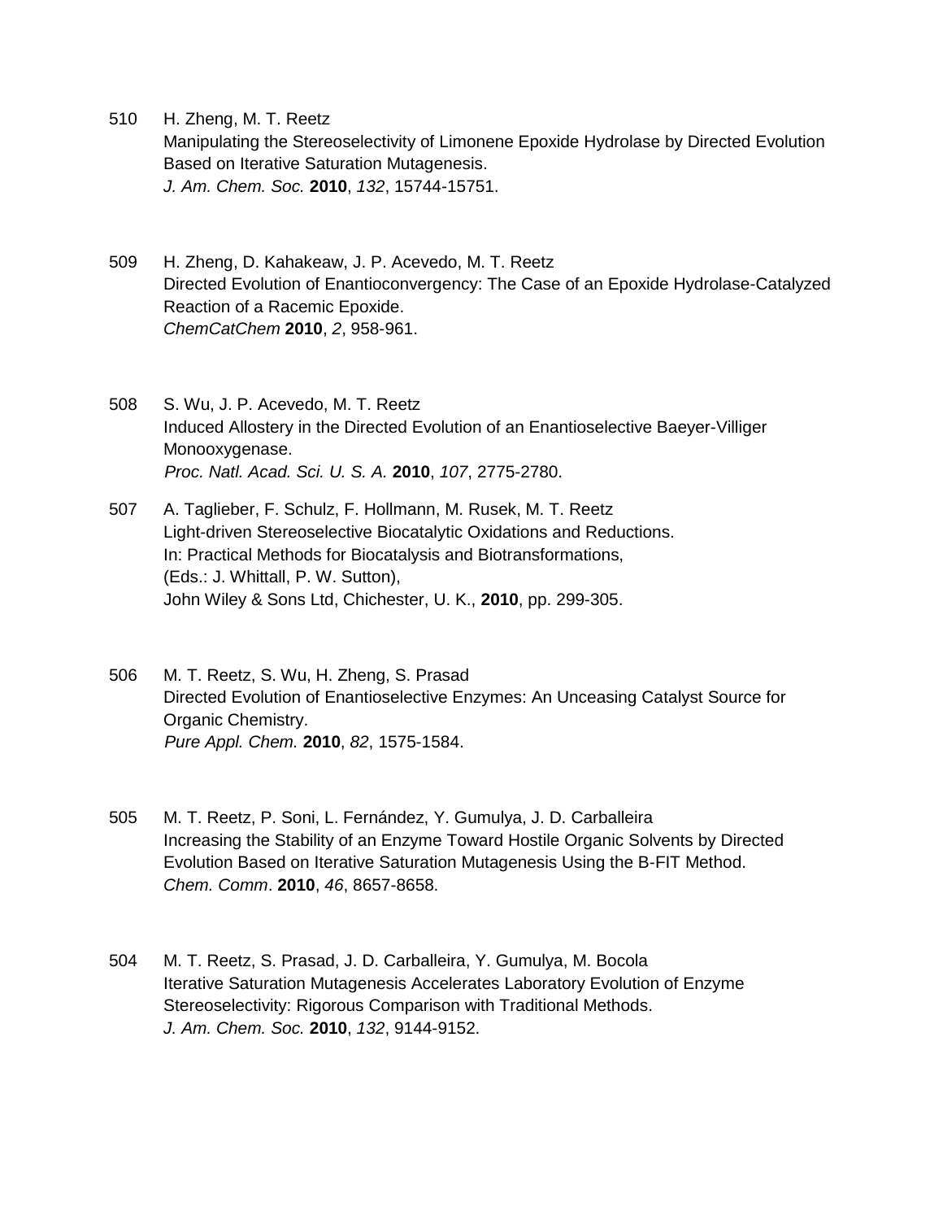510 H. Zheng, M. T. Reetz
Manipulating the Stereoselectivity of Limonene Epoxide Hydrolase by Directed Evolution Based on Iterative Saturation Mutagenesis.
*J. Am. Chem. Soc.* **2010**, *132*, 15744-15751.

509 H. Zheng, D. Kahakeaw, J. P. Acevedo, M. T. Reetz
Directed Evolution of Enantioconvergency: The Case of an Epoxide Hydrolase-Catalyzed Reaction of a Racemic Epoxide.
*ChemCatChem* **2010**, *2*, 958-961.

508 S. Wu, J. P. Acevedo, M. T. Reetz
Induced Allostery in the Directed Evolution of an Enantioselective Baeyer-Villiger Monooxygenase.
*Proc. Natl. Acad. Sci. U. S. A.* **2010**, *107*, 2775-2780.

507 A. Taglieber, F. Schulz, F. Hollmann, M. Rusek, M. T. Reetz
Light-driven Stereoselective Biocatalytic Oxidations and Reductions.
In: Practical Methods for Biocatalysis and Biotransformations,
(Eds.: J. Whittall, P. W. Sutton),
John Wiley & Sons Ltd, Chichester, U. K., **2010**, pp. 299-305.

506 M. T. Reetz, S. Wu, H. Zheng, S. Prasad
Directed Evolution of Enantioselective Enzymes: An Unceasing Catalyst Source for Organic Chemistry.
*Pure Appl. Chem.* **2010**, *82*, 1575-1584.

505 M. T. Reetz, P. Soni, L. Fernández, Y. Gumulya, J. D. Carballeira
Increasing the Stability of an Enzyme Toward Hostile Organic Solvents by Directed Evolution Based on Iterative Saturation Mutagenesis Using the B-FIT Method.
*Chem. Comm*. **2010**, *46*, 8657-8658.

504 M. T. Reetz, S. Prasad, J. D. Carballeira, Y. Gumulya, M. Bocola
Iterative Saturation Mutagenesis Accelerates Laboratory Evolution of Enzyme Stereoselectivity: Rigorous Comparison with Traditional Methods.
*J. Am. Chem. Soc.* **2010**, *132*, 9144-9152.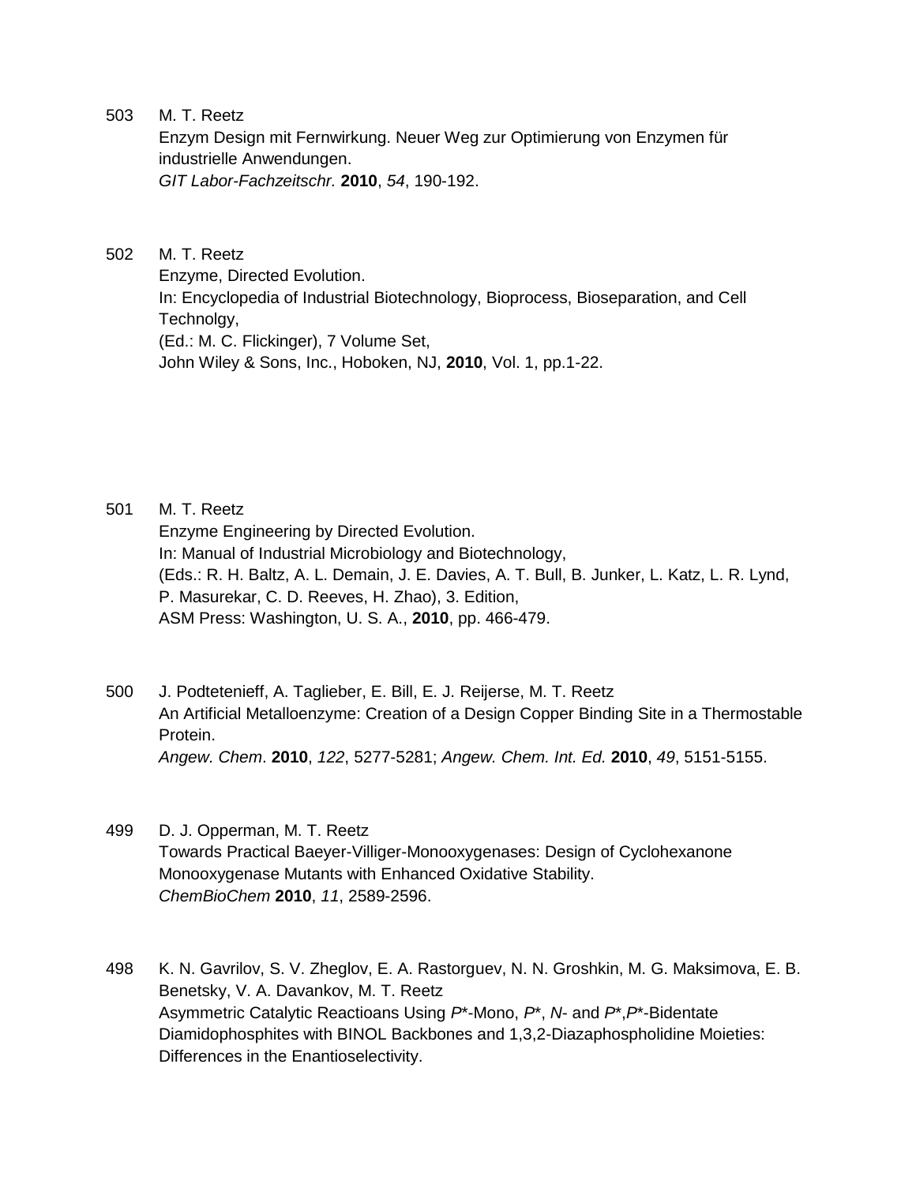503 M. T. Reetz
Enzym Design mit Fernwirkung. Neuer Weg zur Optimierung von Enzymen für industrielle Anwendungen.
*GIT Labor-Fachzeitschr.* **2010**, *54*, 190-192.

502 M. T. Reetz
Enzyme, Directed Evolution.
In: Encyclopedia of Industrial Biotechnology, Bioprocess, Bioseparation, and Cell Technolgy,
(Ed.: M. C. Flickinger), 7 Volume Set,
John Wiley & Sons, Inc., Hoboken, NJ, **2010**, Vol. 1, pp.1-22.

501 M. T. Reetz
Enzyme Engineering by Directed Evolution.
In: Manual of Industrial Microbiology and Biotechnology,
(Eds.: R. H. Baltz, A. L. Demain, J. E. Davies, A. T. Bull, B. Junker, L. Katz, L. R. Lynd, P. Masurekar, C. D. Reeves, H. Zhao), 3. Edition,
ASM Press: Washington, U. S. A., **2010**, pp. 466-479.

500 J. Podtetenieff, A. Taglieber, E. Bill, E. J. Reijerse, M. T. Reetz
An Artificial Metalloenzyme: Creation of a Design Copper Binding Site in a Thermostable Protein.
*Angew. Chem*. **2010**, *122*, 5277-5281; *Angew. Chem. Int. Ed.* **2010**, *49*, 5151-5155.

499 D. J. Opperman, M. T. Reetz
Towards Practical Baeyer-Villiger-Monooxygenases: Design of Cyclohexanone Monooxygenase Mutants with Enhanced Oxidative Stability.
*ChemBioChem* **2010**, *11*, 2589-2596.

498 K. N. Gavrilov, S. V. Zheglov, E. A. Rastorguev, N. N. Groshkin, M. G. Maksimova, E. B. Benetsky, V. A. Davankov, M. T. Reetz
Asymmetric Catalytic Reactioans Using *P*\*-Mono, *P*\*, *N*- and *P*\*,*P*\*-Bidentate Diamidophosphites with BINOL Backbones and 1,3,2-Diazaphospholidine Moieties: Differences in the Enantioselectivity.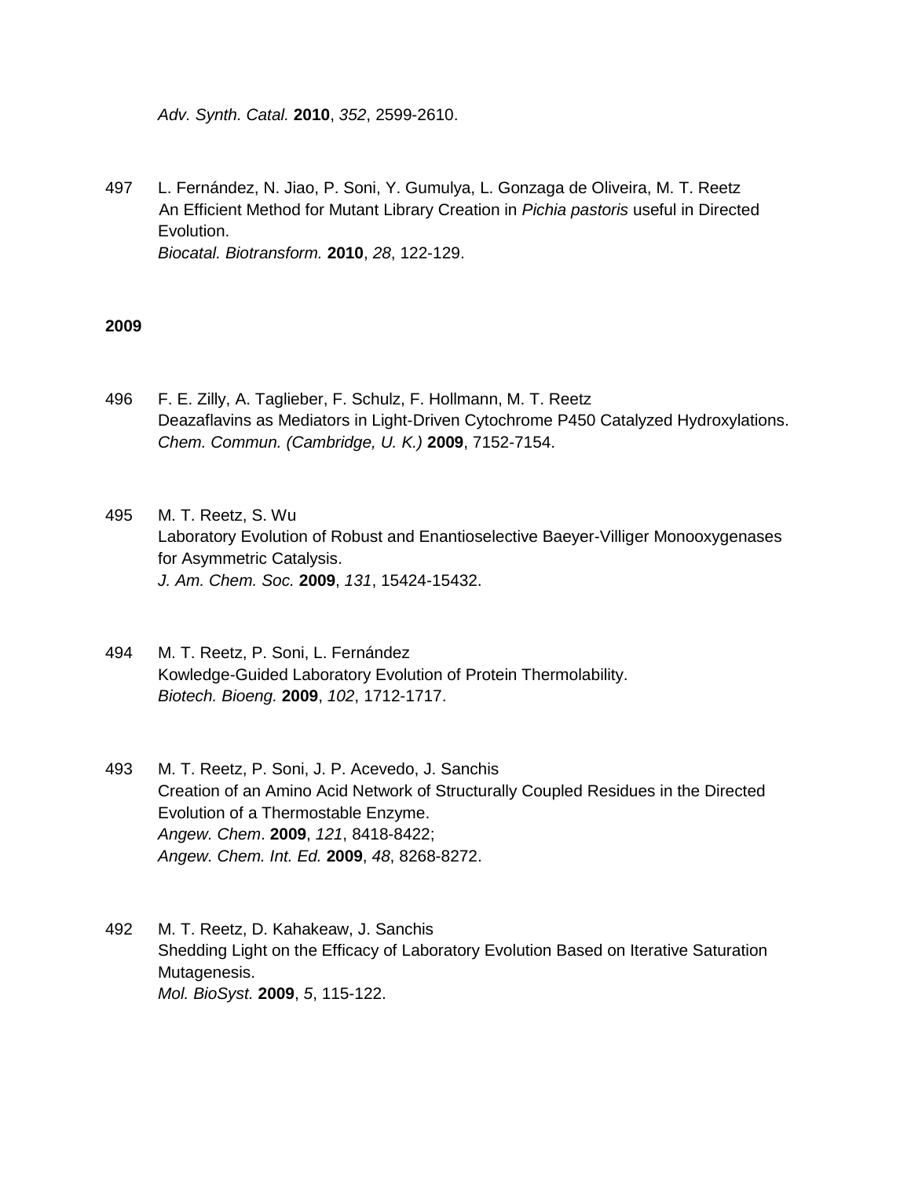*Adv. Synth. Catal.* **2010**, *352*, 2599-2610.

497 L. Fernández, N. Jiao, P. Soni, Y. Gumulya, L. Gonzaga de Oliveira, M. T. Reetz
An Efficient Method for Mutant Library Creation in *Pichia pastoris* useful in Directed Evolution.
*Biocatal. Biotransform.* **2010**, *28*, 122-129.

**2009**

496 F. E. Zilly, A. Taglieber, F. Schulz, F. Hollmann, M. T. Reetz
Deazaflavins as Mediators in Light-Driven Cytochrome P450 Catalyzed Hydroxylations.
*Chem. Commun. (Cambridge, U. K.)* **2009**, 7152-7154.

495 M. T. Reetz, S. Wu
Laboratory Evolution of Robust and Enantioselective Baeyer-Villiger Monooxygenases for Asymmetric Catalysis.
*J. Am. Chem. Soc.* **2009**, *131*, 15424-15432.

494 M. T. Reetz, P. Soni, L. Fernández
Kowledge-Guided Laboratory Evolution of Protein Thermolability.
*Biotech. Bioeng.* **2009**, *102*, 1712-1717.

493 M. T. Reetz, P. Soni, J. P. Acevedo, J. Sanchis
Creation of an Amino Acid Network of Structurally Coupled Residues in the Directed Evolution of a Thermostable Enzyme.
*Angew. Chem*. **2009**, *121*, 8418-8422;
*Angew. Chem. Int. Ed.* **2009**, *48*, 8268-8272.

492 M. T. Reetz, D. Kahakeaw, J. Sanchis
Shedding Light on the Efficacy of Laboratory Evolution Based on Iterative Saturation Mutagenesis.
*Mol. BioSyst.* **2009**, *5*, 115-122.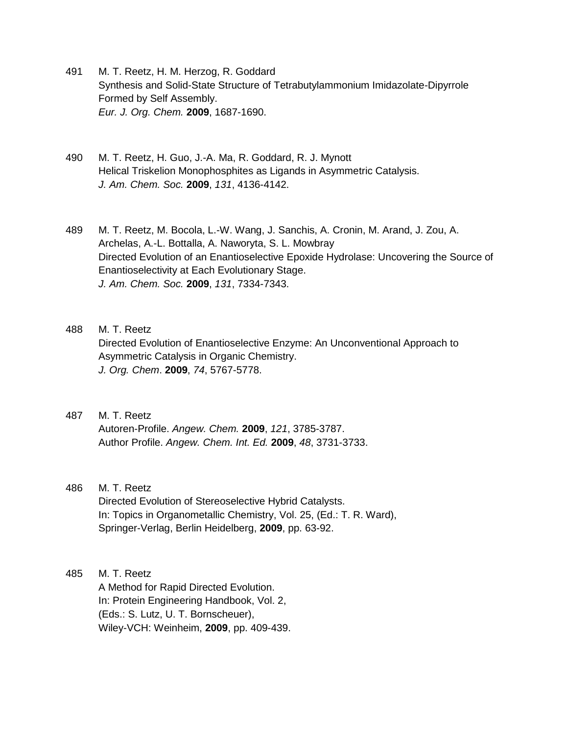491 M. T. Reetz, H. M. Herzog, R. Goddard
Synthesis and Solid-State Structure of Tetrabutylammonium Imidazolate-Dipyrrole Formed by Self Assembly.
*Eur. J. Org. Chem.* **2009**, 1687-1690.

490 M. T. Reetz, H. Guo, J.-A. Ma, R. Goddard, R. J. Mynott
Helical Triskelion Monophosphites as Ligands in Asymmetric Catalysis.
*J. Am. Chem. Soc.* **2009**, *131*, 4136-4142.

489 M. T. Reetz, M. Bocola, L.-W. Wang, J. Sanchis, A. Cronin, M. Arand, J. Zou, A. Archelas, A.-L. Bottalla, A. Naworyta, S. L. Mowbray
Directed Evolution of an Enantioselective Epoxide Hydrolase: Uncovering the Source of Enantioselectivity at Each Evolutionary Stage.
*J. Am. Chem. Soc.* **2009**, *131*, 7334-7343.

488 M. T. Reetz
Directed Evolution of Enantioselective Enzyme: An Unconventional Approach to Asymmetric Catalysis in Organic Chemistry.
*J. Org. Chem*. **2009**, *74*, 5767-5778.

487 M. T. Reetz
Autoren-Profile. *Angew. Chem.* **2009**, *121*, 3785-3787.
Author Profile. *Angew. Chem. Int. Ed.* **2009**, *48*, 3731-3733.

486 M. T. Reetz
Directed Evolution of Stereoselective Hybrid Catalysts.
In: Topics in Organometallic Chemistry, Vol. 25, (Ed.: T. R. Ward),
Springer-Verlag, Berlin Heidelberg, **2009**, pp. 63-92.

485 M. T. Reetz
A Method for Rapid Directed Evolution.
In: Protein Engineering Handbook, Vol. 2,
(Eds.: S. Lutz, U. T. Bornscheuer),
Wiley-VCH: Weinheim, **2009**, pp. 409-439.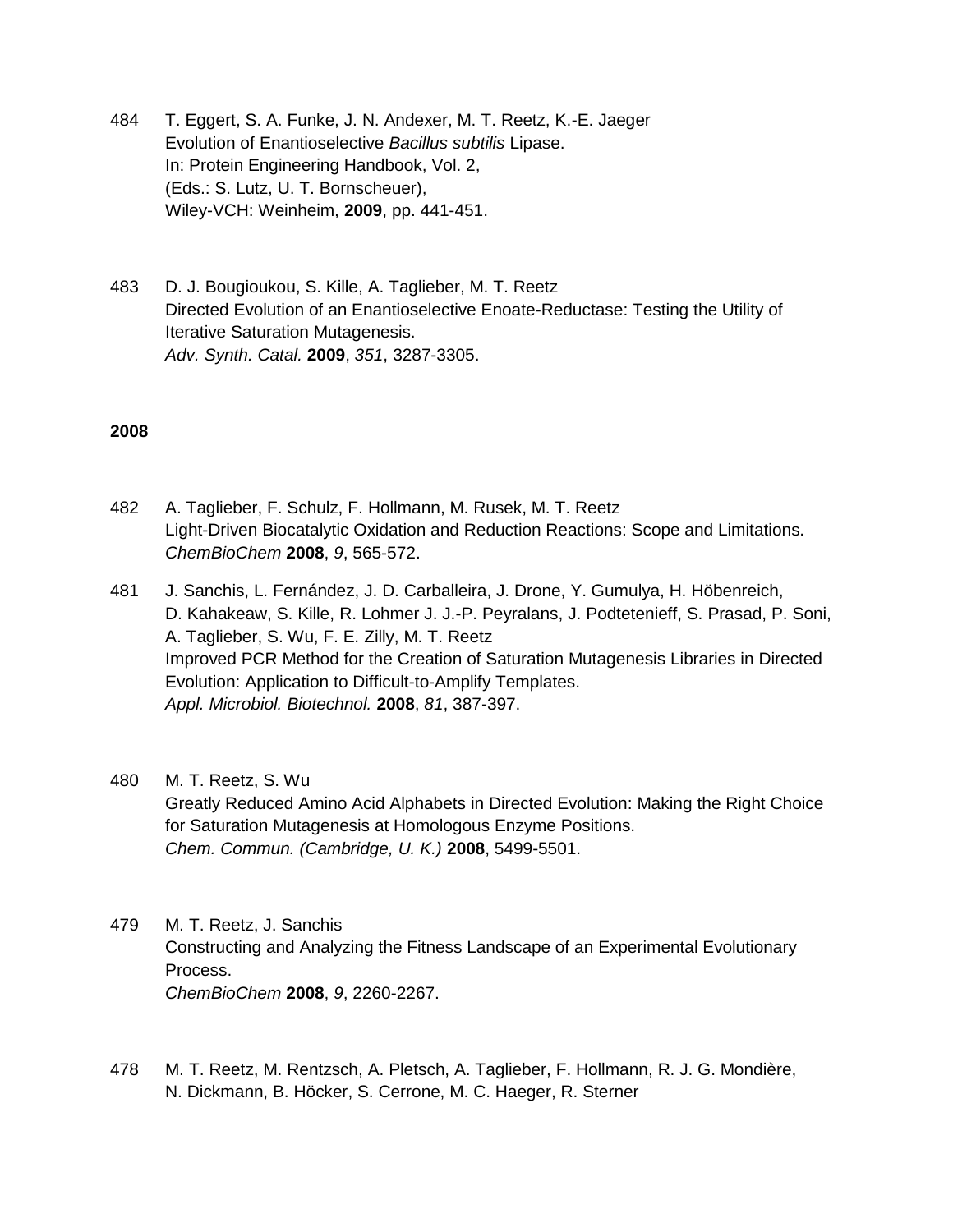484 T. Eggert, S. A. Funke, J. N. Andexer, M. T. Reetz, K.-E. Jaeger
Evolution of Enantioselective *Bacillus subtilis* Lipase.
In: Protein Engineering Handbook, Vol. 2,
(Eds.: S. Lutz, U. T. Bornscheuer),
Wiley-VCH: Weinheim, **2009**, pp. 441-451.

483 D. J. Bougioukou, S. Kille, A. Taglieber, M. T. Reetz
Directed Evolution of an Enantioselective Enoate-Reductase: Testing the Utility of Iterative Saturation Mutagenesis.
*Adv. Synth. Catal.* **2009**, *351*, 3287-3305.

**2008**

482 A. Taglieber, F. Schulz, F. Hollmann, M. Rusek, M. T. Reetz
Light-Driven Biocatalytic Oxidation and Reduction Reactions: Scope and Limitations.
*ChemBioChem* **2008**, *9*, 565-572.

481 J. Sanchis, L. Fernández, J. D. Carballeira, J. Drone, Y. Gumulya, H. Höbenreich, D. Kahakeaw, S. Kille, R. Lohmer J. J.-P. Peyralans, J. Podtetenieff, S. Prasad, P. Soni, A. Taglieber, S. Wu, F. E. Zilly, M. T. Reetz
Improved PCR Method for the Creation of Saturation Mutagenesis Libraries in Directed Evolution: Application to Difficult-to-Amplify Templates.
*Appl. Microbiol. Biotechnol.* **2008**, *81*, 387-397.

480 M. T. Reetz, S. Wu
Greatly Reduced Amino Acid Alphabets in Directed Evolution: Making the Right Choice for Saturation Mutagenesis at Homologous Enzyme Positions.
*Chem. Commun. (Cambridge, U. K.)* **2008**, 5499-5501.

479 M. T. Reetz, J. Sanchis
Constructing and Analyzing the Fitness Landscape of an Experimental Evolutionary Process.
*ChemBioChem* **2008**, *9*, 2260-2267.

478 M. T. Reetz, M. Rentzsch, A. Pletsch, A. Taglieber, F. Hollmann, R. J. G. Mondière, N. Dickmann, B. Höcker, S. Cerrone, M. C. Haeger, R. Sterner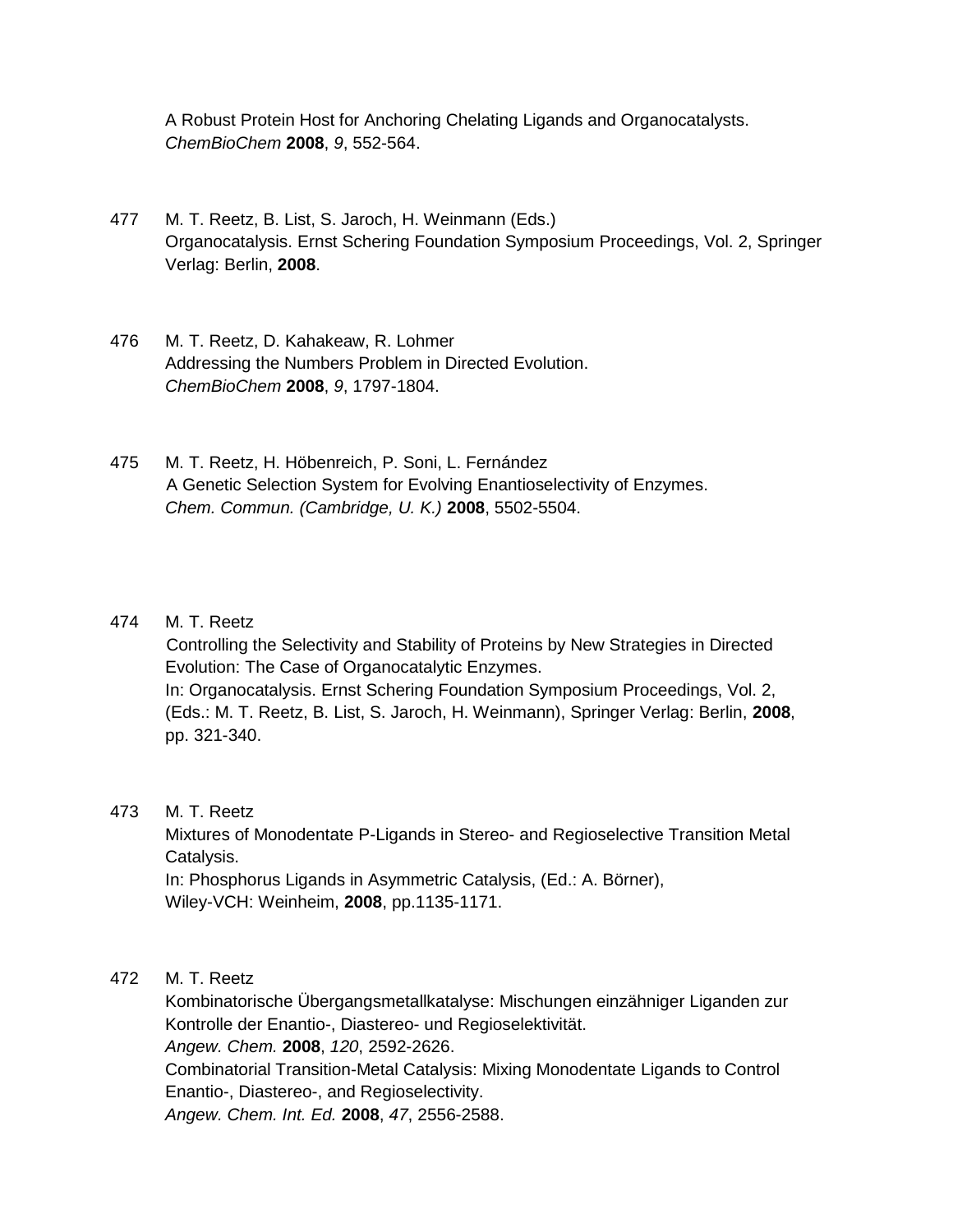A Robust Protein Host for Anchoring Chelating Ligands and Organocatalysts.
*ChemBioChem* **2008**, *9*, 552-564.

477 M. T. Reetz, B. List, S. Jaroch, H. Weinmann (Eds.)
Organocatalysis. Ernst Schering Foundation Symposium Proceedings, Vol. 2, Springer Verlag: Berlin, **2008**.

476 M. T. Reetz, D. Kahakeaw, R. Lohmer
Addressing the Numbers Problem in Directed Evolution.
*ChemBioChem* **2008**, *9*, 1797-1804.

475 M. T. Reetz, H. Höbenreich, P. Soni, L. Fernández
A Genetic Selection System for Evolving Enantioselectivity of Enzymes.
*Chem. Commun. (Cambridge, U. K.)* **2008**, 5502-5504.

474 M. T. Reetz
Controlling the Selectivity and Stability of Proteins by New Strategies in Directed Evolution: The Case of Organocatalytic Enzymes.
In: Organocatalysis. Ernst Schering Foundation Symposium Proceedings, Vol. 2, (Eds.: M. T. Reetz, B. List, S. Jaroch, H. Weinmann), Springer Verlag: Berlin, **2008**, pp. 321-340.

473 M. T. Reetz
Mixtures of Monodentate P-Ligands in Stereo- and Regioselective Transition Metal Catalysis.
In: Phosphorus Ligands in Asymmetric Catalysis, (Ed.: A. Börner), Wiley-VCH: Weinheim, **2008**, pp.1135-1171.

472 M. T. Reetz
Kombinatorische Übergangsmetallkatalyse: Mischungen einzähniger Liganden zur Kontrolle der Enantio-, Diastereo- und Regioselektivität.
*Angew. Chem.* **2008**, *120*, 2592-2626.
Combinatorial Transition-Metal Catalysis: Mixing Monodentate Ligands to Control Enantio-, Diastereo-, and Regioselectivity.
*Angew. Chem. Int. Ed.* **2008**, *47*, 2556-2588.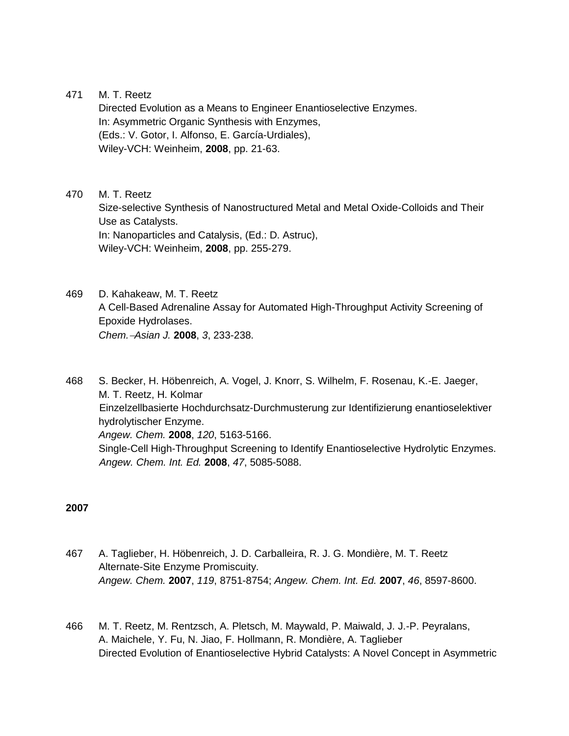471 M. T. Reetz
Directed Evolution as a Means to Engineer Enantioselective Enzymes.
In: Asymmetric Organic Synthesis with Enzymes,
(Eds.: V. Gotor, I. Alfonso, E. García-Urdiales),
Wiley-VCH: Weinheim, **2008**, pp. 21-63.

470 M. T. Reetz
Size-selective Synthesis of Nanostructured Metal and Metal Oxide-Colloids and Their Use as Catalysts.
In: Nanoparticles and Catalysis, (Ed.: D. Astruc),
Wiley-VCH: Weinheim, **2008**, pp. 255-279.

469 D. Kahakeaw, M. T. Reetz
A Cell-Based Adrenaline Assay for Automated High-Throughput Activity Screening of Epoxide Hydrolases.
*Chem.–Asian J.* **2008**, *3*, 233-238.

468 S. Becker, H. Höbenreich, A. Vogel, J. Knorr, S. Wilhelm, F. Rosenau, K.-E. Jaeger, M. T. Reetz, H. Kolmar
Einzelzellbasierte Hochdurchsatz-Durchmusterung zur Identifizierung enantioselektiver hydrolytischer Enzyme.
*Angew. Chem.* **2008**, *120*, 5163-5166.
Single-Cell High-Throughput Screening to Identify Enantioselective Hydrolytic Enzymes.
*Angew. Chem. Int. Ed.* **2008**, *47*, 5085-5088.

**2007**

467 A. Taglieber, H. Höbenreich, J. D. Carballeira, R. J. G. Mondière, M. T. Reetz
Alternate-Site Enzyme Promiscuity.
*Angew. Chem.* **2007**, *119*, 8751-8754; *Angew. Chem. Int. Ed.* **2007**, *46*, 8597-8600.

466 M. T. Reetz, M. Rentzsch, A. Pletsch, M. Maywald, P. Maiwald, J. J.-P. Peyralans, A. Maichele, Y. Fu, N. Jiao, F. Hollmann, R. Mondière, A. Taglieber
Directed Evolution of Enantioselective Hybrid Catalysts: A Novel Concept in Asymmetric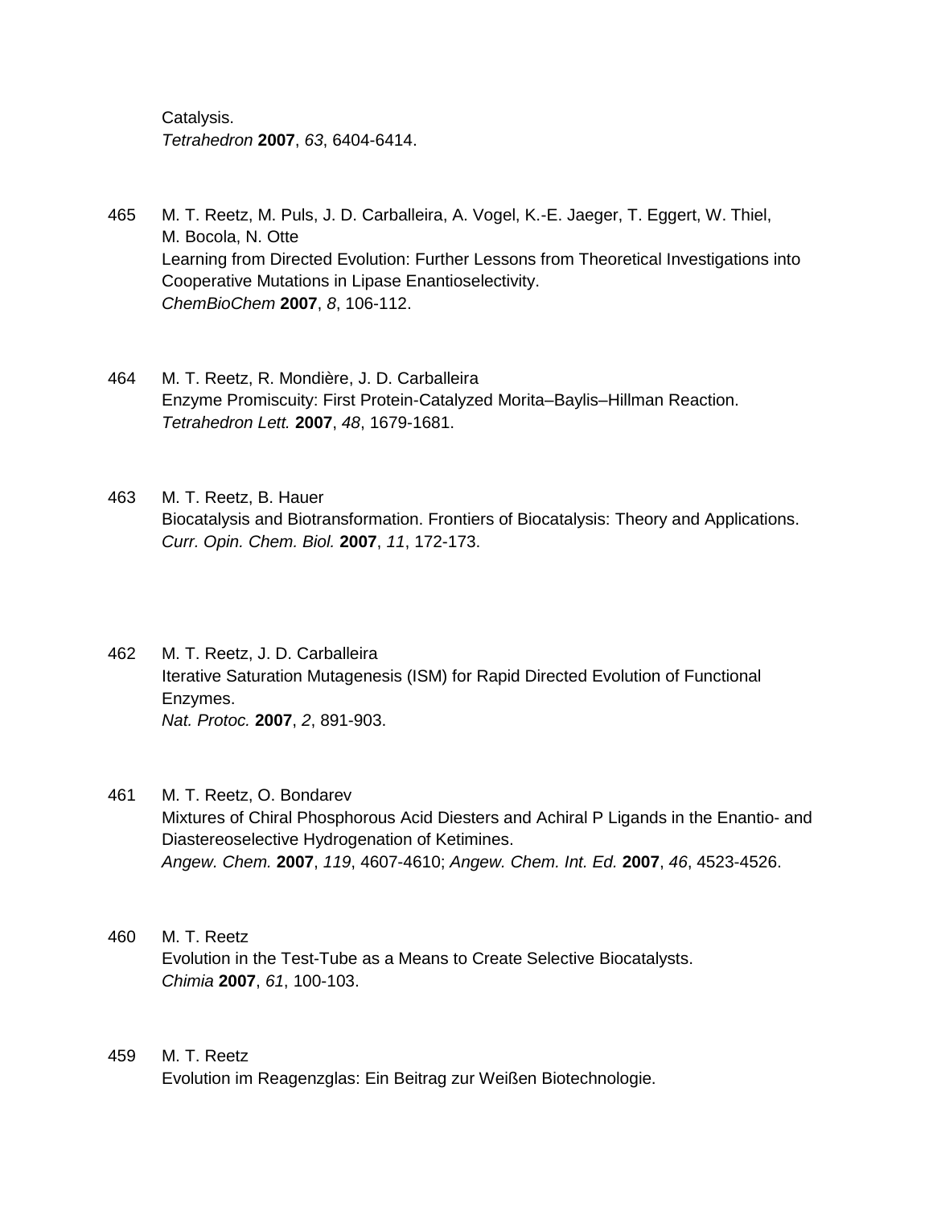Catalysis.
*Tetrahedron* **2007**, *63*, 6404-6414.

465 M. T. Reetz, M. Puls, J. D. Carballeira, A. Vogel, K.-E. Jaeger, T. Eggert, W. Thiel, M. Bocola, N. Otte
Learning from Directed Evolution: Further Lessons from Theoretical Investigations into Cooperative Mutations in Lipase Enantioselectivity.
*ChemBioChem* **2007**, *8*, 106-112.

464 M. T. Reetz, R. Mondière, J. D. Carballeira
Enzyme Promiscuity: First Protein-Catalyzed Morita–Baylis–Hillman Reaction.
*Tetrahedron Lett.* **2007**, *48*, 1679-1681.

463 M. T. Reetz, B. Hauer
Biocatalysis and Biotransformation. Frontiers of Biocatalysis: Theory and Applications.
*Curr. Opin. Chem. Biol.* **2007**, *11*, 172-173.

462 M. T. Reetz, J. D. Carballeira
Iterative Saturation Mutagenesis (ISM) for Rapid Directed Evolution of Functional Enzymes.
*Nat. Protoc.* **2007**, *2*, 891-903.

461 M. T. Reetz, O. Bondarev
Mixtures of Chiral Phosphorous Acid Diesters and Achiral P Ligands in the Enantio- and Diastereoselective Hydrogenation of Ketimines.
*Angew. Chem.* **2007**, *119*, 4607-4610; *Angew. Chem. Int. Ed.* **2007**, *46*, 4523-4526.

460 M. T. Reetz
Evolution in the Test-Tube as a Means to Create Selective Biocatalysts.
*Chimia* **2007**, *61*, 100-103.

459 M. T. Reetz
Evolution im Reagenzglas: Ein Beitrag zur Weißen Biotechnologie.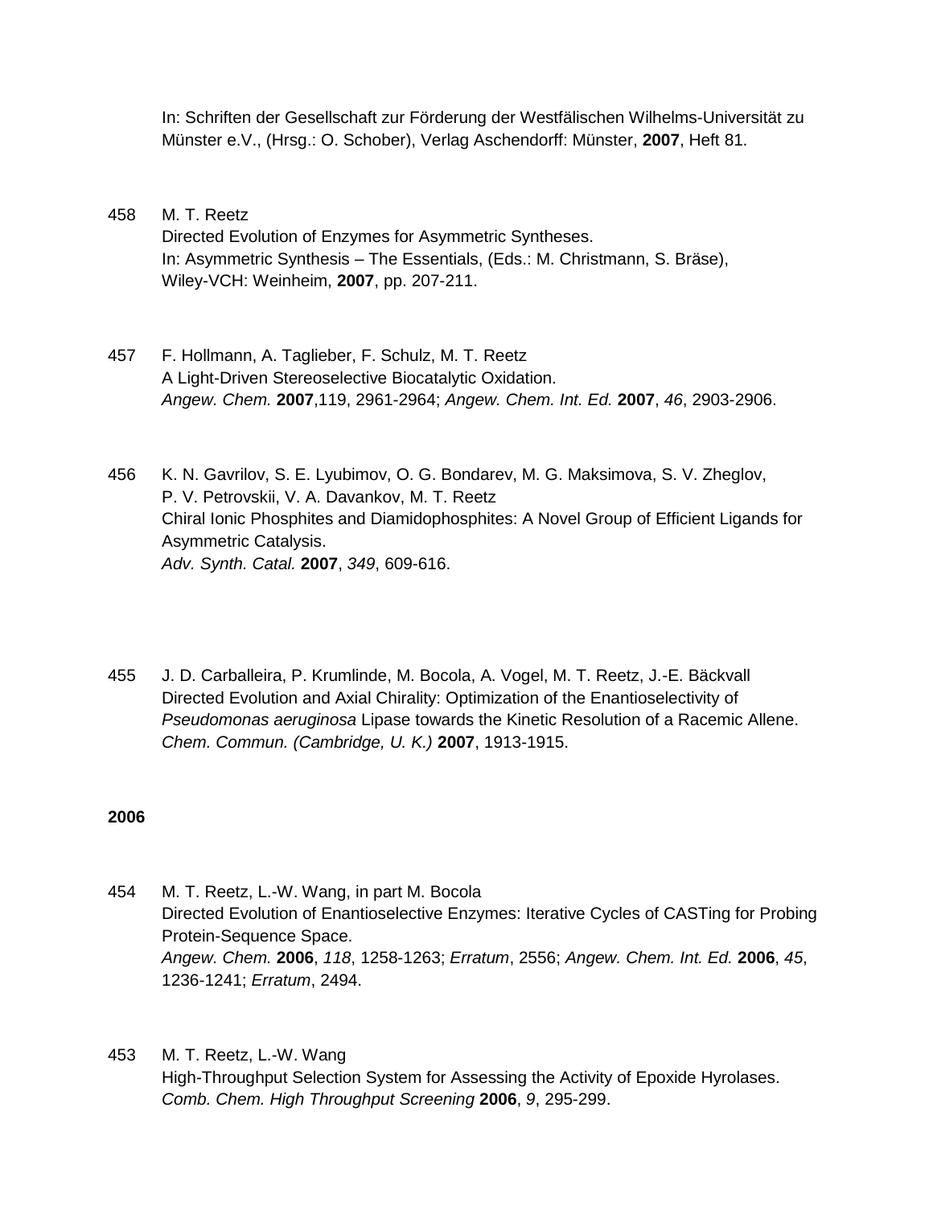In: Schriften der Gesellschaft zur Förderung der Westfälischen Wilhelms-Universität zu Münster e.V., (Hrsg.: O. Schober), Verlag Aschendorff: Münster, **2007**, Heft 81.

458 M. T. Reetz
Directed Evolution of Enzymes for Asymmetric Syntheses.
In: Asymmetric Synthesis – The Essentials, (Eds.: M. Christmann, S. Bräse), Wiley-VCH: Weinheim, **2007**, pp. 207-211.

457 F. Hollmann, A. Taglieber, F. Schulz, M. T. Reetz
A Light-Driven Stereoselective Biocatalytic Oxidation.
*Angew. Chem.* **2007**,119, 2961-2964; *Angew. Chem. Int. Ed.* **2007**, *46*, 2903-2906.

456 K. N. Gavrilov, S. E. Lyubimov, O. G. Bondarev, M. G. Maksimova, S. V. Zheglov, P. V. Petrovskii, V. A. Davankov, M. T. Reetz
Chiral Ionic Phosphites and Diamidophosphites: A Novel Group of Efficient Ligands for Asymmetric Catalysis.
*Adv. Synth. Catal.* **2007**, *349*, 609-616.

455 J. D. Carballeira, P. Krumlinde, M. Bocola, A. Vogel, M. T. Reetz, J.-E. Bäckvall
Directed Evolution and Axial Chirality: Optimization of the Enantioselectivity of *Pseudomonas aeruginosa* Lipase towards the Kinetic Resolution of a Racemic Allene.
*Chem. Commun. (Cambridge, U. K.)* **2007**, 1913-1915.

**2006**

454 M. T. Reetz, L.-W. Wang, in part M. Bocola
Directed Evolution of Enantioselective Enzymes: Iterative Cycles of CASTing for Probing Protein-Sequence Space.
*Angew. Chem.* **2006**, *118*, 1258-1263; *Erratum*, 2556; *Angew. Chem. Int. Ed.* **2006**, *45*, 1236-1241; *Erratum*, 2494.

453 M. T. Reetz, L.-W. Wang
High-Throughput Selection System for Assessing the Activity of Epoxide Hyrolases.
*Comb. Chem. High Throughput Screening* **2006**, *9*, 295-299.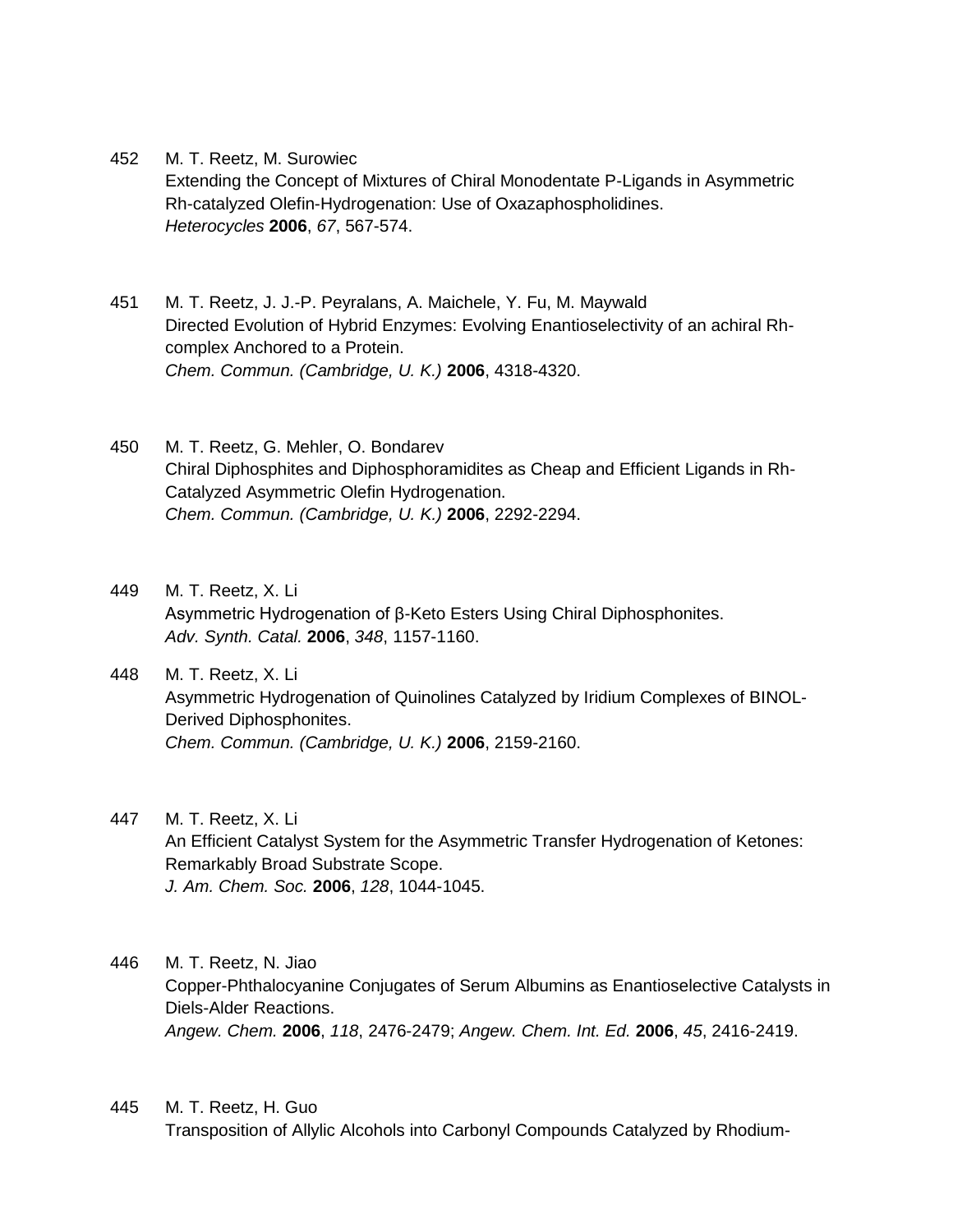452 M. T. Reetz, M. Surowiec
Extending the Concept of Mixtures of Chiral Monodentate P-Ligands in Asymmetric Rh-catalyzed Olefin-Hydrogenation: Use of Oxazaphospholidines.
*Heterocycles* **2006**, *67*, 567-574.

451 M. T. Reetz, J. J.-P. Peyralans, A. Maichele, Y. Fu, M. Maywald
Directed Evolution of Hybrid Enzymes: Evolving Enantioselectivity of an achiral Rh-complex Anchored to a Protein.
*Chem. Commun. (Cambridge, U. K.)* **2006**, 4318-4320.

450 M. T. Reetz, G. Mehler, O. Bondarev
Chiral Diphosphites and Diphosphoramidites as Cheap and Efficient Ligands in Rh-Catalyzed Asymmetric Olefin Hydrogenation.
*Chem. Commun. (Cambridge, U. K.)* **2006**, 2292-2294.

449 M. T. Reetz, X. Li
Asymmetric Hydrogenation of β-Keto Esters Using Chiral Diphosphonites.
*Adv. Synth. Catal.* **2006**, *348*, 1157-1160.

448 M. T. Reetz, X. Li
Asymmetric Hydrogenation of Quinolines Catalyzed by Iridium Complexes of BINOL-Derived Diphosphonites.
*Chem. Commun. (Cambridge, U. K.)* **2006**, 2159-2160.

447 M. T. Reetz, X. Li
An Efficient Catalyst System for the Asymmetric Transfer Hydrogenation of Ketones: Remarkably Broad Substrate Scope.
*J. Am. Chem. Soc.* **2006**, *128*, 1044-1045.

446 M. T. Reetz, N. Jiao
Copper-Phthalocyanine Conjugates of Serum Albumins as Enantioselective Catalysts in Diels-Alder Reactions.
*Angew. Chem.* **2006**, *118*, 2476-2479; *Angew. Chem. Int. Ed.* **2006**, *45*, 2416-2419.

445 M. T. Reetz, H. Guo
Transposition of Allylic Alcohols into Carbonyl Compounds Catalyzed by Rhodium-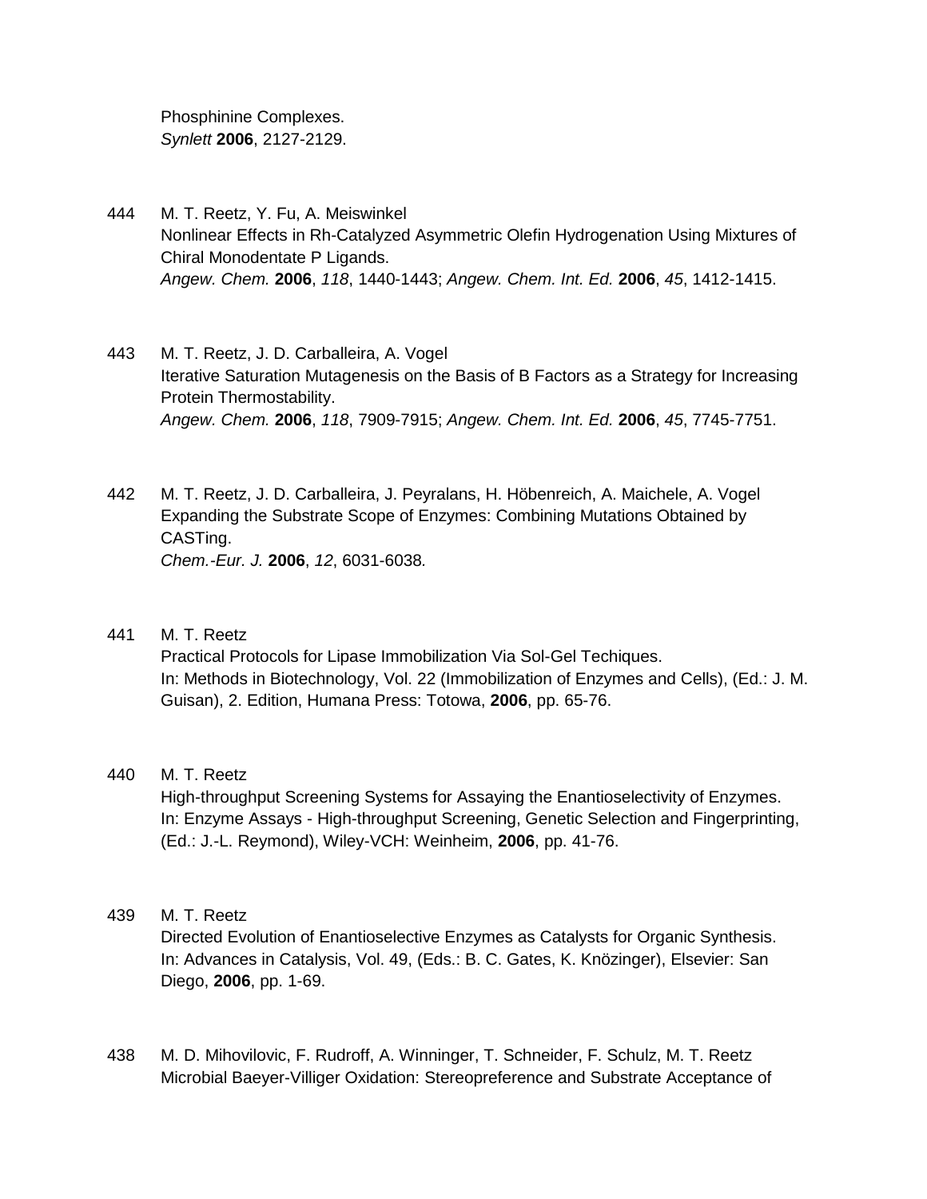Phosphinine Complexes.
*Synlett* **2006**, 2127-2129.

444 M. T. Reetz, Y. Fu, A. Meiswinkel
Nonlinear Effects in Rh-Catalyzed Asymmetric Olefin Hydrogenation Using Mixtures of Chiral Monodentate P Ligands.
*Angew. Chem.* **2006**, *118*, 1440-1443; *Angew. Chem. Int. Ed.* **2006**, *45*, 1412-1415.

443 M. T. Reetz, J. D. Carballeira, A. Vogel
Iterative Saturation Mutagenesis on the Basis of B Factors as a Strategy for Increasing Protein Thermostability.
*Angew. Chem.* **2006**, *118*, 7909-7915; *Angew. Chem. Int. Ed.* **2006**, *45*, 7745-7751.

442 M. T. Reetz, J. D. Carballeira, J. Peyralans, H. Höbenreich, A. Maichele, A. Vogel
Expanding the Substrate Scope of Enzymes: Combining Mutations Obtained by CASTing.
*Chem.-Eur. J.* **2006**, *12*, 6031-6038.

441 M. T. Reetz
Practical Protocols for Lipase Immobilization Via Sol-Gel Techiques.
In: Methods in Biotechnology, Vol. 22 (Immobilization of Enzymes and Cells), (Ed.: J. M. Guisan), 2. Edition, Humana Press: Totowa, **2006**, pp. 65-76.

440 M. T. Reetz
High-throughput Screening Systems for Assaying the Enantioselectivity of Enzymes.
In: Enzyme Assays - High-throughput Screening, Genetic Selection and Fingerprinting, (Ed.: J.-L. Reymond), Wiley-VCH: Weinheim, **2006**, pp. 41-76.

439 M. T. Reetz
Directed Evolution of Enantioselective Enzymes as Catalysts for Organic Synthesis.
In: Advances in Catalysis, Vol. 49, (Eds.: B. C. Gates, K. Knözinger), Elsevier: San Diego, **2006**, pp. 1-69.

438 M. D. Mihovilovic, F. Rudroff, A. Winninger, T. Schneider, F. Schulz, M. T. Reetz
Microbial Baeyer-Villiger Oxidation: Stereopreference and Substrate Acceptance of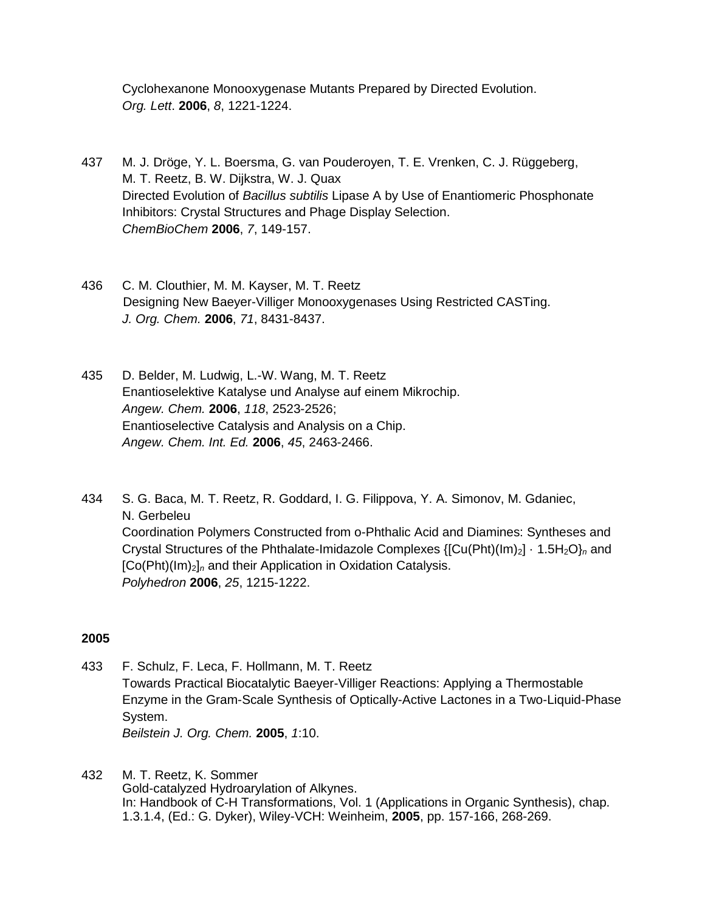Cyclohexanone Monooxygenase Mutants Prepared by Directed Evolution.
*Org. Lett*. **2006**, *8*, 1221-1224.

437 M. J. Dröge, Y. L. Boersma, G. van Pouderoyen, T. E. Vrenken, C. J. Rüggeberg, M. T. Reetz, B. W. Dijkstra, W. J. Quax
Directed Evolution of *Bacillus subtilis* Lipase A by Use of Enantiomeric Phosphonate Inhibitors: Crystal Structures and Phage Display Selection.
*ChemBioChem* **2006**, *7*, 149-157.

436 C. M. Clouthier, M. M. Kayser, M. T. Reetz
Designing New Baeyer-Villiger Monooxygenases Using Restricted CASTing.
*J. Org. Chem.* **2006**, *71*, 8431-8437.

435 D. Belder, M. Ludwig, L.-W. Wang, M. T. Reetz
Enantioselektive Katalyse und Analyse auf einem Mikrochip.
*Angew. Chem.* **2006**, *118*, 2523-2526;
Enantioselective Catalysis and Analysis on a Chip.
*Angew. Chem. Int. Ed.* **2006**, *45*, 2463-2466.

434 S. G. Baca, M. T. Reetz, R. Goddard, I. G. Filippova, Y. A. Simonov, M. Gdaniec, N. Gerbeleu
Coordination Polymers Constructed from o-Phthalic Acid and Diamines: Syntheses and Crystal Structures of the Phthalate-Imidazole Complexes $\{[Cu(Pht)(Im)_2] \cdot 1.5H_2O\}_n$ and $[Co(Pht)(Im)_2]_n$ and their Application in Oxidation Catalysis.
*Polyhedron* **2006**, *25*, 1215-1222.

**2005**

433 F. Schulz, F. Leca, F. Hollmann, M. T. Reetz
Towards Practical Biocatalytic Baeyer-Villiger Reactions: Applying a Thermostable Enzyme in the Gram-Scale Synthesis of Optically-Active Lactones in a Two-Liquid-Phase System.
*Beilstein J. Org. Chem.* **2005**, *1*:10.

432 M. T. Reetz, K. Sommer
Gold-catalyzed Hydroarylation of Alkynes.
In: Handbook of C-H Transformations, Vol. 1 (Applications in Organic Synthesis), chap. 1.3.1.4, (Ed.: G. Dyker), Wiley-VCH: Weinheim, **2005**, pp. 157-166, 268-269.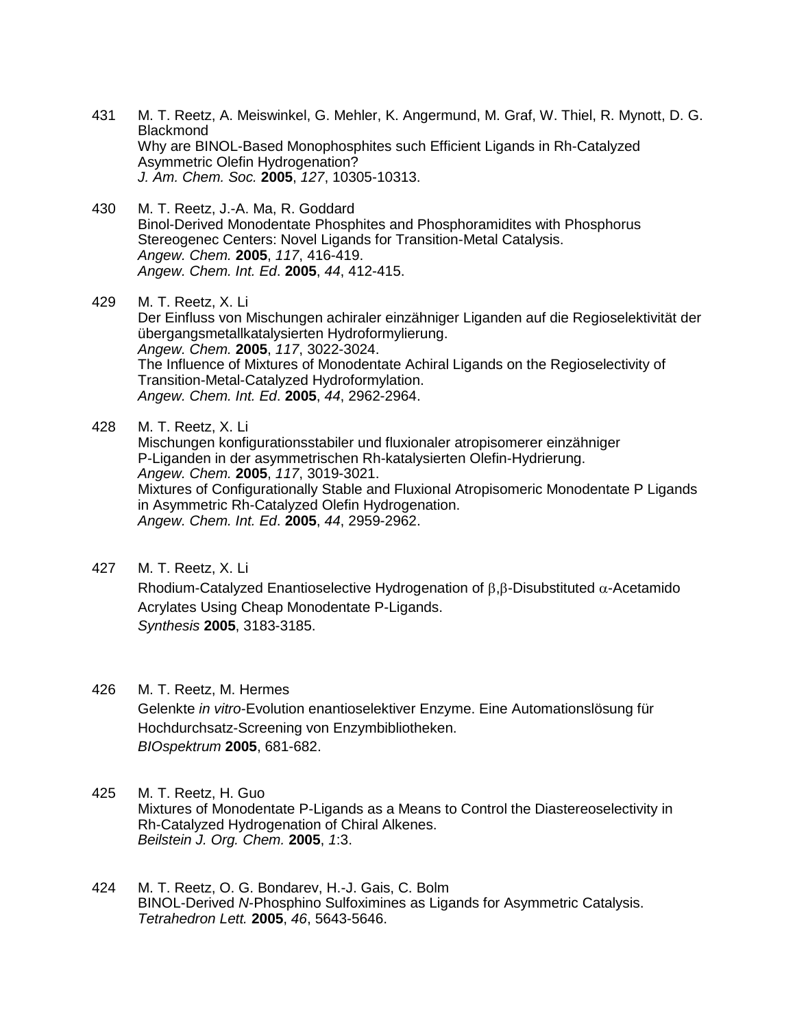431 M. T. Reetz, A. Meiswinkel, G. Mehler, K. Angermund, M. Graf, W. Thiel, R. Mynott, D. G. Blackmond
Why are BINOL-Based Monophosphites such Efficient Ligands in Rh-Catalyzed Asymmetric Olefin Hydrogenation?
*J. Am. Chem. Soc.* **2005**, *127*, 10305-10313.

430 M. T. Reetz, J.-A. Ma, R. Goddard
Binol-Derived Monodentate Phosphites and Phosphoramidites with Phosphorus Stereogenec Centers: Novel Ligands for Transition-Metal Catalysis.
*Angew. Chem.* **2005**, *117*, 416-419.
*Angew. Chem. Int. Ed*. **2005**, *44*, 412-415.

429 M. T. Reetz, X. Li
Der Einfluss von Mischungen achiraler einzähniger Liganden auf die Regioselektivität der übergangsmetallkatalysierten Hydroformylierung.
*Angew. Chem.* **2005**, *117*, 3022-3024.
The Influence of Mixtures of Monodentate Achiral Ligands on the Regioselectivity of Transition-Metal-Catalyzed Hydroformylation.
*Angew. Chem. Int. Ed*. **2005**, *44*, 2962-2964.

428 M. T. Reetz, X. Li
Mischungen konfigurationsstabiler und fluxionaler atropisomerer einzähniger P-Liganden in der asymmetrischen Rh-katalysierten Olefin-Hydrierung.
*Angew. Chem.* **2005**, *117*, 3019-3021.
Mixtures of Configurationally Stable and Fluxional Atropisomeric Monodentate P Ligands in Asymmetric Rh-Catalyzed Olefin Hydrogenation.
*Angew. Chem. Int. Ed*. **2005**, *44*, 2959-2962.

427 M. T. Reetz, X. Li
Rhodium-Catalyzed Enantioselective Hydrogenation of $\beta,\beta$-Disubstituted $\alpha$-Acetamido Acrylates Using Cheap Monodentate P-Ligands.
*Synthesis* **2005**, 3183-3185.

426 M. T. Reetz, M. Hermes
Gelenkte *in vitro*-Evolution enantioselektiver Enzyme. Eine Automationslösung für Hochdurchsatz-Screening von Enzymbibliotheken.
*BIOspektrum* **2005**, 681-682.

425 M. T. Reetz, H. Guo
Mixtures of Monodentate P-Ligands as a Means to Control the Diastereoselectivity in Rh-Catalyzed Hydrogenation of Chiral Alkenes.
*Beilstein J. Org. Chem.* **2005**, *1*:3.

424 M. T. Reetz, O. G. Bondarev, H.-J. Gais, C. Bolm
BINOL-Derived *N*-Phosphino Sulfoximines as Ligands for Asymmetric Catalysis.
*Tetrahedron Lett.* **2005**, *46*, 5643-5646.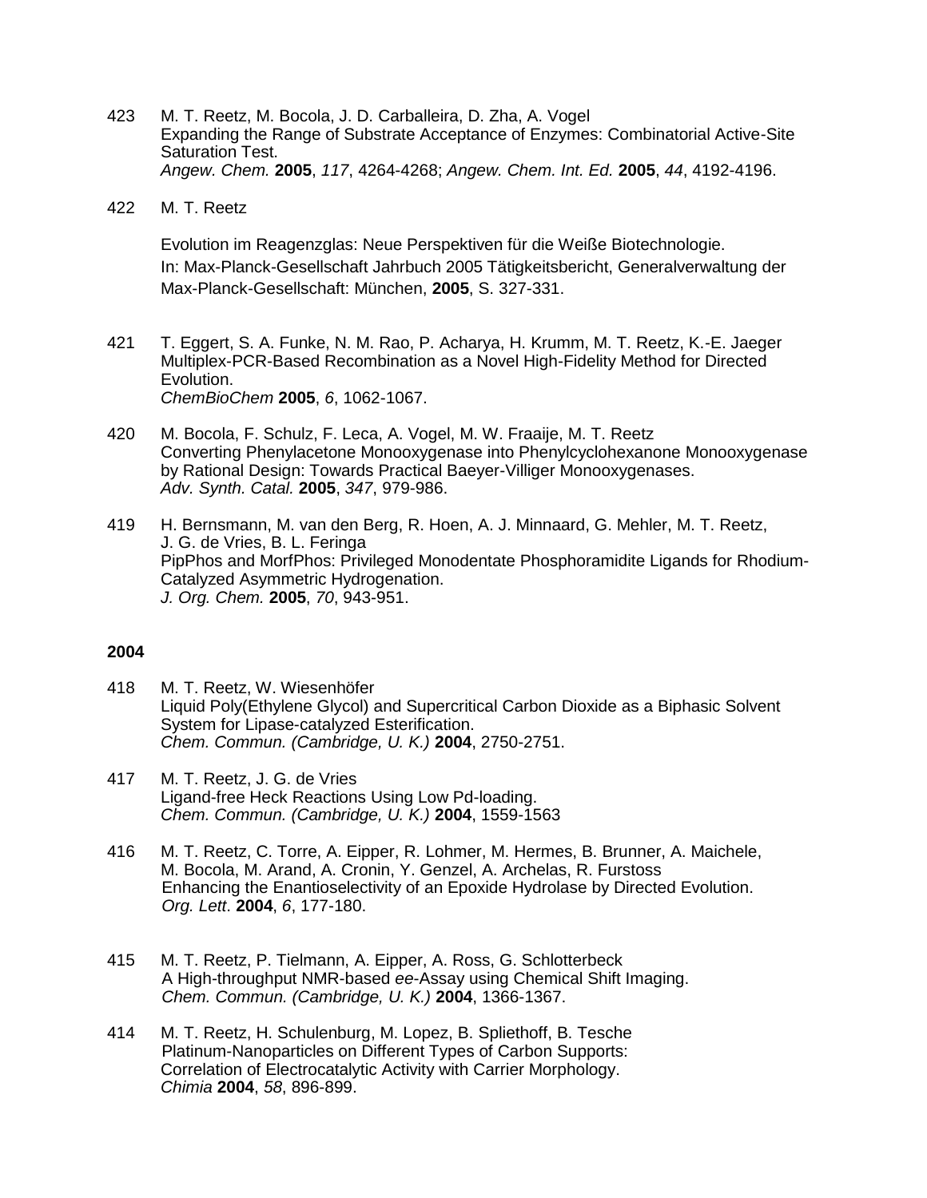423 M. T. Reetz, M. Bocola, J. D. Carballeira, D. Zha, A. Vogel
Expanding the Range of Substrate Acceptance of Enzymes: Combinatorial Active-Site Saturation Test.
*Angew. Chem.* **2005**, *117*, 4264-4268; *Angew. Chem. Int. Ed.* **2005**, *44*, 4192-4196.

422 M. T. Reetz

Evolution im Reagenzglas: Neue Perspektiven für die Weiße Biotechnologie.
In: Max-Planck-Gesellschaft Jahrbuch 2005 Tätigkeitsbericht, Generalverwaltung der Max-Planck-Gesellschaft: München, **2005**, S. 327-331.

421 T. Eggert, S. A. Funke, N. M. Rao, P. Acharya, H. Krumm, M. T. Reetz, K.-E. Jaeger
Multiplex-PCR-Based Recombination as a Novel High-Fidelity Method for Directed Evolution.
*ChemBioChem* **2005**, *6*, 1062-1067.

420 M. Bocola, F. Schulz, F. Leca, A. Vogel, M. W. Fraaije, M. T. Reetz
Converting Phenylacetone Monooxygenase into Phenylcyclohexanone Monooxygenase by Rational Design: Towards Practical Baeyer-Villiger Monooxygenases.
*Adv. Synth. Catal.* **2005**, *347*, 979-986.

419 H. Bernsmann, M. van den Berg, R. Hoen, A. J. Minnaard, G. Mehler, M. T. Reetz, J. G. de Vries, B. L. Feringa
PipPhos and MorfPhos: Privileged Monodentate Phosphoramidite Ligands for Rhodium-Catalyzed Asymmetric Hydrogenation.
*J. Org. Chem.* **2005**, *70*, 943-951.

**2004**

418 M. T. Reetz, W. Wiesenhöfer
Liquid Poly(Ethylene Glycol) and Supercritical Carbon Dioxide as a Biphasic Solvent System for Lipase-catalyzed Esterification.
*Chem. Commun. (Cambridge, U. K.)* **2004**, 2750-2751.

417 M. T. Reetz, J. G. de Vries
Ligand-free Heck Reactions Using Low Pd-loading.
*Chem. Commun. (Cambridge, U. K.)* **2004**, 1559-1563

416 M. T. Reetz, C. Torre, A. Eipper, R. Lohmer, M. Hermes, B. Brunner, A. Maichele, M. Bocola, M. Arand, A. Cronin, Y. Genzel, A. Archelas, R. Furstoss
Enhancing the Enantioselectivity of an Epoxide Hydrolase by Directed Evolution.
*Org. Lett*. **2004**, *6*, 177-180.

415 M. T. Reetz, P. Tielmann, A. Eipper, A. Ross, G. Schlotterbeck
A High-throughput NMR-based *ee*-Assay using Chemical Shift Imaging.
*Chem. Commun. (Cambridge, U. K.)* **2004**, 1366-1367.

414 M. T. Reetz, H. Schulenburg, M. Lopez, B. Spliethoff, B. Tesche
Platinum-Nanoparticles on Different Types of Carbon Supports: Correlation of Electrocatalytic Activity with Carrier Morphology.
*Chimia* **2004**, *58*, 896-899.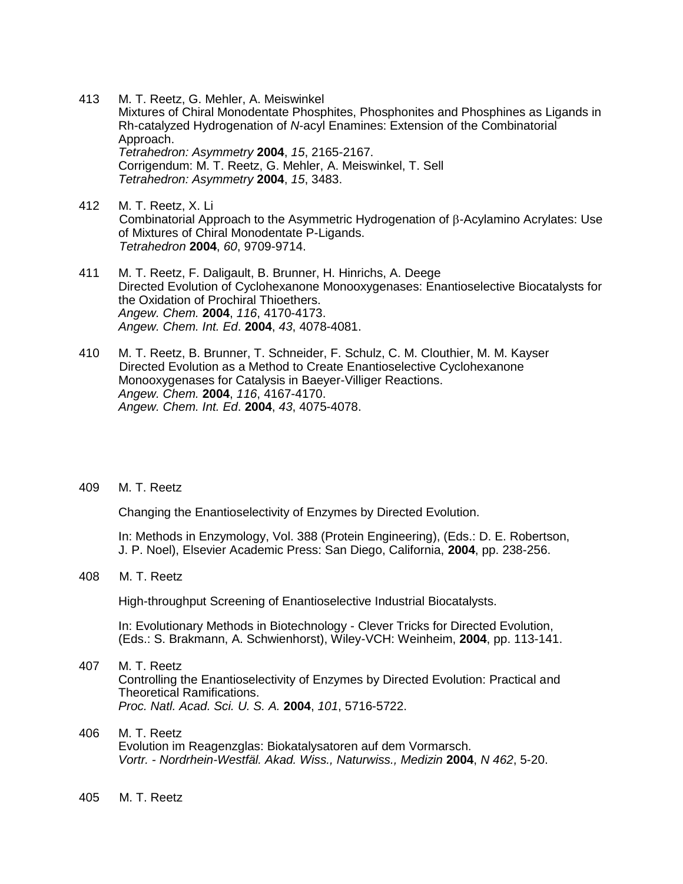413 M. T. Reetz, G. Mehler, A. Meiswinkel
Mixtures of Chiral Monodentate Phosphites, Phosphonites and Phosphines as Ligands in Rh-catalyzed Hydrogenation of *N*-acyl Enamines: Extension of the Combinatorial Approach.
*Tetrahedron: Asymmetry* **2004**, *15*, 2165-2167.
Corrigendum: M. T. Reetz, G. Mehler, A. Meiswinkel, T. Sell
*Tetrahedron: Asymmetry* **2004**, *15*, 3483.

412 M. T. Reetz, X. Li
Combinatorial Approach to the Asymmetric Hydrogenation of β-Acylamino Acrylates: Use of Mixtures of Chiral Monodentate P-Ligands.
*Tetrahedron* **2004**, *60*, 9709-9714.

411 M. T. Reetz, F. Daligault, B. Brunner, H. Hinrichs, A. Deege
Directed Evolution of Cyclohexanone Monooxygenases: Enantioselective Biocatalysts for the Oxidation of Prochiral Thioethers.
*Angew. Chem.* **2004**, *116*, 4170-4173.
*Angew. Chem. Int. Ed*. **2004**, *43*, 4078-4081.

410 M. T. Reetz, B. Brunner, T. Schneider, F. Schulz, C. M. Clouthier, M. M. Kayser
Directed Evolution as a Method to Create Enantioselective Cyclohexanone Monooxygenases for Catalysis in Baeyer-Villiger Reactions.
*Angew. Chem.* **2004**, *116*, 4167-4170.
*Angew. Chem. Int. Ed*. **2004**, *43*, 4075-4078.

409 M. T. Reetz

Changing the Enantioselectivity of Enzymes by Directed Evolution.

In: Methods in Enzymology, Vol. 388 (Protein Engineering), (Eds.: D. E. Robertson, J. P. Noel), Elsevier Academic Press: San Diego, California, **2004**, pp. 238-256.

408 M. T. Reetz

High-throughput Screening of Enantioselective Industrial Biocatalysts.

In: Evolutionary Methods in Biotechnology - Clever Tricks for Directed Evolution, (Eds.: S. Brakmann, A. Schwienhorst), Wiley-VCH: Weinheim, **2004**, pp. 113-141.

407 M. T. Reetz
Controlling the Enantioselectivity of Enzymes by Directed Evolution: Practical and Theoretical Ramifications.
*Proc. Natl. Acad. Sci. U. S. A.* **2004**, *101*, 5716-5722.

406 M. T. Reetz
Evolution im Reagenzglas: Biokatalysatoren auf dem Vormarsch.
*Vortr. - Nordrhein-Westfäl. Akad. Wiss., Naturwiss., Medizin* **2004**, *N 462*, 5-20.

405 M. T. Reetz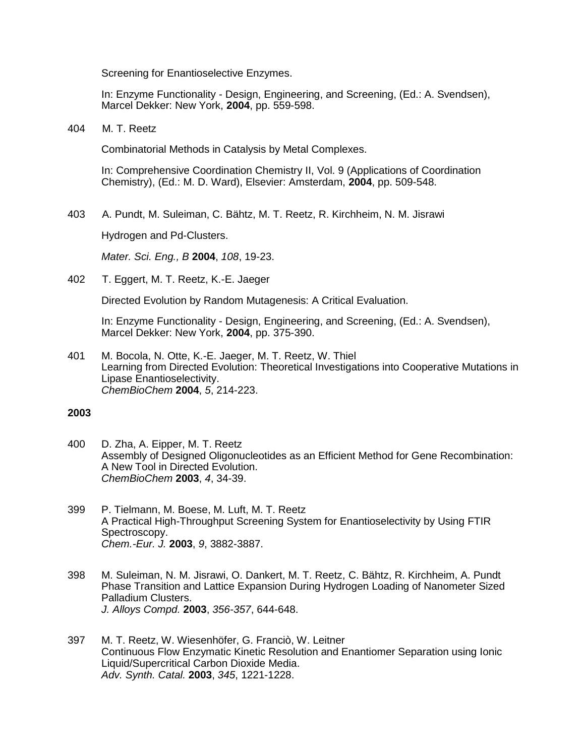Screening for Enantioselective Enzymes.

In: Enzyme Functionality - Design, Engineering, and Screening, (Ed.: A. Svendsen), Marcel Dekker: New York, **2004**, pp. 559-598.

404 M. T. Reetz

Combinatorial Methods in Catalysis by Metal Complexes.

In: Comprehensive Coordination Chemistry II, Vol. 9 (Applications of Coordination Chemistry), (Ed.: M. D. Ward), Elsevier: Amsterdam, **2004**, pp. 509-548.

403 A. Pundt, M. Suleiman, C. Bähtz, M. T. Reetz, R. Kirchheim, N. M. Jisrawi

Hydrogen and Pd-Clusters.

*Mater. Sci. Eng., B* **2004**, *108*, 19-23.

402 T. Eggert, M. T. Reetz, K.-E. Jaeger

Directed Evolution by Random Mutagenesis: A Critical Evaluation.

In: Enzyme Functionality - Design, Engineering, and Screening, (Ed.: A. Svendsen), Marcel Dekker: New York, **2004**, pp. 375-390.

401 M. Bocola, N. Otte, K.-E. Jaeger, M. T. Reetz, W. Thiel
Learning from Directed Evolution: Theoretical Investigations into Cooperative Mutations in Lipase Enantioselectivity.
*ChemBioChem* **2004**, *5*, 214-223.

**2003**

400 D. Zha, A. Eipper, M. T. Reetz
Assembly of Designed Oligonucleotides as an Efficient Method for Gene Recombination: A New Tool in Directed Evolution.
*ChemBioChem* **2003**, *4*, 34-39.

399 P. Tielmann, M. Boese, M. Luft, M. T. Reetz
A Practical High-Throughput Screening System for Enantioselectivity by Using FTIR Spectroscopy.
*Chem.-Eur. J.* **2003**, *9*, 3882-3887.

398 M. Suleiman, N. M. Jisrawi, O. Dankert, M. T. Reetz, C. Bähtz, R. Kirchheim, A. Pundt
Phase Transition and Lattice Expansion During Hydrogen Loading of Nanometer Sized Palladium Clusters.
*J. Alloys Compd.* **2003**, *356-357*, 644-648.

397 M. T. Reetz, W. Wiesenhöfer, G. Franciò, W. Leitner
Continuous Flow Enzymatic Kinetic Resolution and Enantiomer Separation using Ionic Liquid/Supercritical Carbon Dioxide Media.
*Adv. Synth. Catal.* **2003**, *345*, 1221-1228.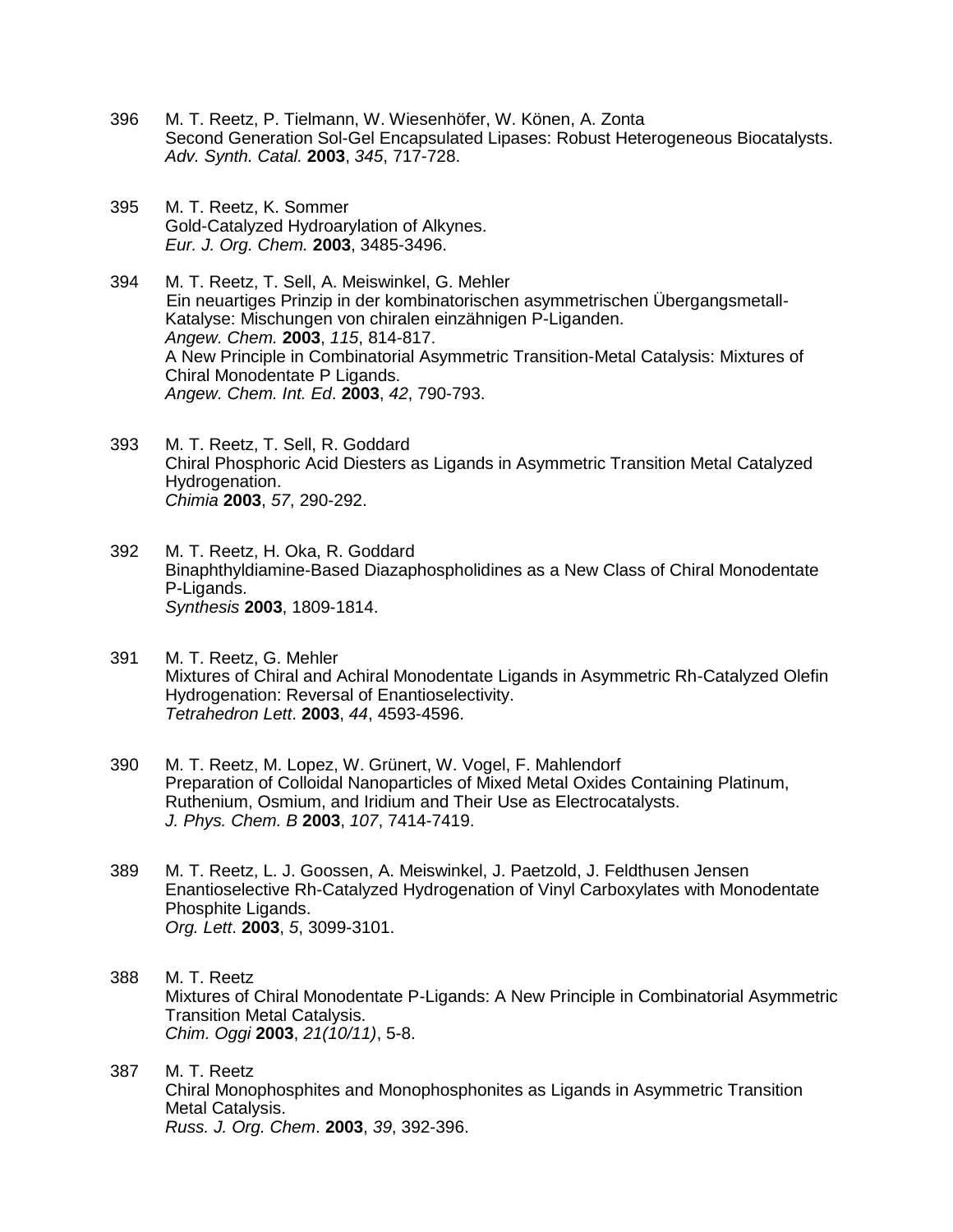396 M. T. Reetz, P. Tielmann, W. Wiesenhöfer, W. Könen, A. Zonta
Second Generation Sol-Gel Encapsulated Lipases: Robust Heterogeneous Biocatalysts.
*Adv. Synth. Catal.* **2003**, *345*, 717-728.

395 M. T. Reetz, K. Sommer
Gold-Catalyzed Hydroarylation of Alkynes.
*Eur. J. Org. Chem.* **2003**, 3485-3496.

394 M. T. Reetz, T. Sell, A. Meiswinkel, G. Mehler
Ein neuartiges Prinzip in der kombinatorischen asymmetrischen Übergangsmetall-Katalyse: Mischungen von chiralen einzähnigen P-Liganden.
*Angew. Chem.* **2003**, *115*, 814-817.
A New Principle in Combinatorial Asymmetric Transition-Metal Catalysis: Mixtures of Chiral Monodentate P Ligands.
*Angew. Chem. Int. Ed*. **2003**, *42*, 790-793.

393 M. T. Reetz, T. Sell, R. Goddard
Chiral Phosphoric Acid Diesters as Ligands in Asymmetric Transition Metal Catalyzed Hydrogenation.
*Chimia* **2003**, *57*, 290-292.

392 M. T. Reetz, H. Oka, R. Goddard
Binaphthyldiamine-Based Diazaphospholidines as a New Class of Chiral Monodentate P-Ligands.
*Synthesis* **2003**, 1809-1814.

391 M. T. Reetz, G. Mehler
Mixtures of Chiral and Achiral Monodentate Ligands in Asymmetric Rh-Catalyzed Olefin Hydrogenation: Reversal of Enantioselectivity.
*Tetrahedron Lett*. **2003**, *44*, 4593-4596.

390 M. T. Reetz, M. Lopez, W. Grünert, W. Vogel, F. Mahlendorf
Preparation of Colloidal Nanoparticles of Mixed Metal Oxides Containing Platinum, Ruthenium, Osmium, and Iridium and Their Use as Electrocatalysts.
*J. Phys. Chem. B* **2003**, *107*, 7414-7419.

389 M. T. Reetz, L. J. Goossen, A. Meiswinkel, J. Paetzold, J. Feldthusen Jensen
Enantioselective Rh-Catalyzed Hydrogenation of Vinyl Carboxylates with Monodentate Phosphite Ligands.
*Org. Lett*. **2003**, *5*, 3099-3101.

388 M. T. Reetz
Mixtures of Chiral Monodentate P-Ligands: A New Principle in Combinatorial Asymmetric Transition Metal Catalysis.
*Chim. Oggi* **2003**, *21(10/11)*, 5-8.

387 M. T. Reetz
Chiral Monophosphites and Monophosphonites as Ligands in Asymmetric Transition Metal Catalysis.
*Russ. J. Org. Chem*. **2003**, *39*, 392-396.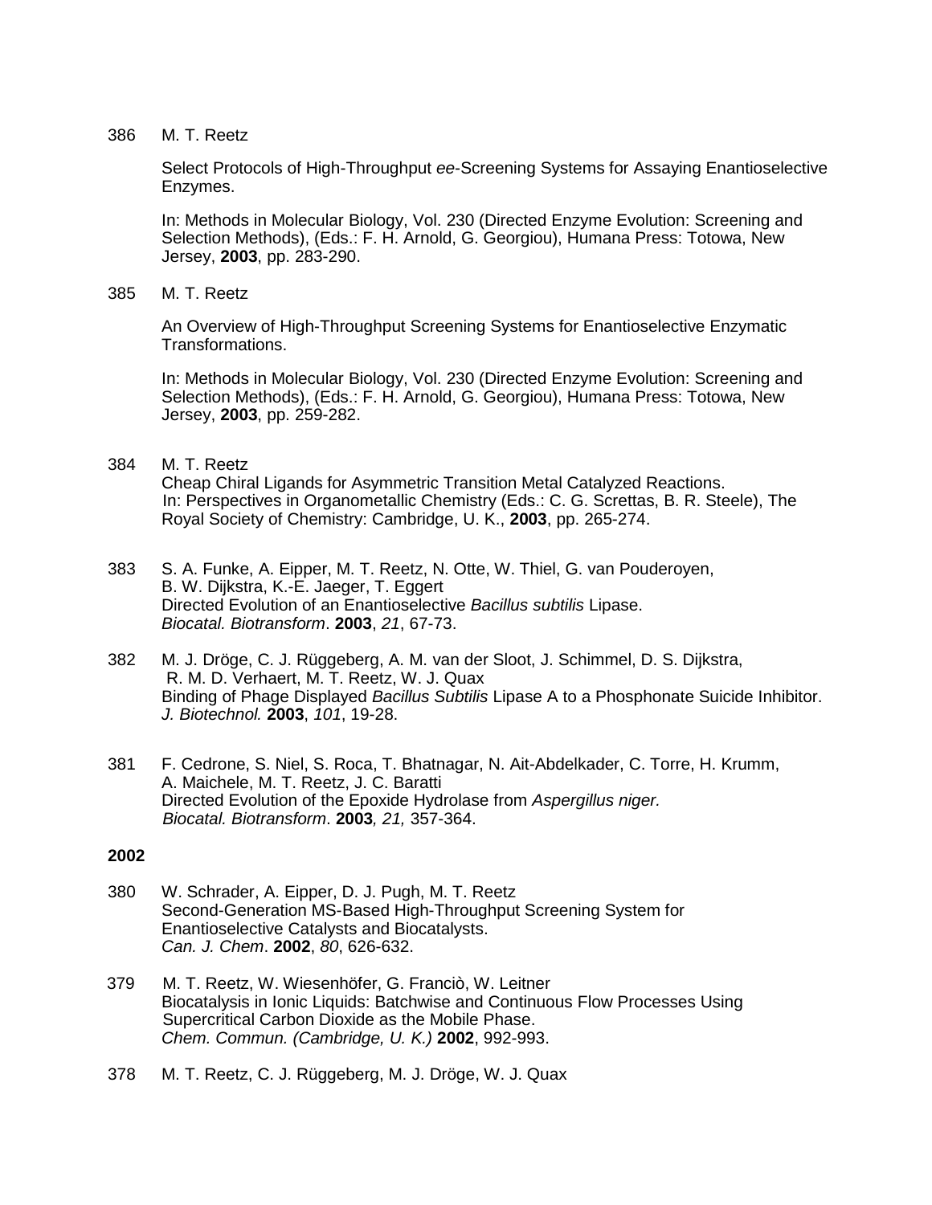386 M. T. Reetz

Select Protocols of High-Throughput *ee*-Screening Systems for Assaying Enantioselective Enzymes.

In: Methods in Molecular Biology, Vol. 230 (Directed Enzyme Evolution: Screening and Selection Methods), (Eds.: F. H. Arnold, G. Georgiou), Humana Press: Totowa, New Jersey, **2003**, pp. 283-290.

385 M. T. Reetz

An Overview of High-Throughput Screening Systems for Enantioselective Enzymatic Transformations.

In: Methods in Molecular Biology, Vol. 230 (Directed Enzyme Evolution: Screening and Selection Methods), (Eds.: F. H. Arnold, G. Georgiou), Humana Press: Totowa, New Jersey, **2003**, pp. 259-282.

384 M. T. Reetz
Cheap Chiral Ligands for Asymmetric Transition Metal Catalyzed Reactions.
In: Perspectives in Organometallic Chemistry (Eds.: C. G. Screttas, B. R. Steele), The Royal Society of Chemistry: Cambridge, U. K., **2003**, pp. 265-274.

383 S. A. Funke, A. Eipper, M. T. Reetz, N. Otte, W. Thiel, G. van Pouderoyen, B. W. Dijkstra, K.-E. Jaeger, T. Eggert
Directed Evolution of an Enantioselective *Bacillus subtilis* Lipase.
*Biocatal. Biotransform*. **2003**, *21*, 67-73.

382 M. J. Dröge, C. J. Rüggeberg, A. M. van der Sloot, J. Schimmel, D. S. Dijkstra, R. M. D. Verhaert, M. T. Reetz, W. J. Quax
Binding of Phage Displayed *Bacillus Subtilis* Lipase A to a Phosphonate Suicide Inhibitor.
*J. Biotechnol.* **2003**, *101*, 19-28.

381 F. Cedrone, S. Niel, S. Roca, T. Bhatnagar, N. Ait-Abdelkader, C. Torre, H. Krumm, A. Maichele, M. T. Reetz, J. C. Baratti
Directed Evolution of the Epoxide Hydrolase from *Aspergillus niger.*
*Biocatal. Biotransform*. **2003***, 21,* 357-364.

**2002**

380 W. Schrader, A. Eipper, D. J. Pugh, M. T. Reetz
Second-Generation MS-Based High-Throughput Screening System for Enantioselective Catalysts and Biocatalysts.
*Can. J. Chem*. **2002**, *80*, 626-632.

379 M. T. Reetz, W. Wiesenhöfer, G. Franciò, W. Leitner
Biocatalysis in Ionic Liquids: Batchwise and Continuous Flow Processes Using Supercritical Carbon Dioxide as the Mobile Phase.
*Chem. Commun. (Cambridge, U. K.)* **2002**, 992-993.

378 M. T. Reetz, C. J. Rüggeberg, M. J. Dröge, W. J. Quax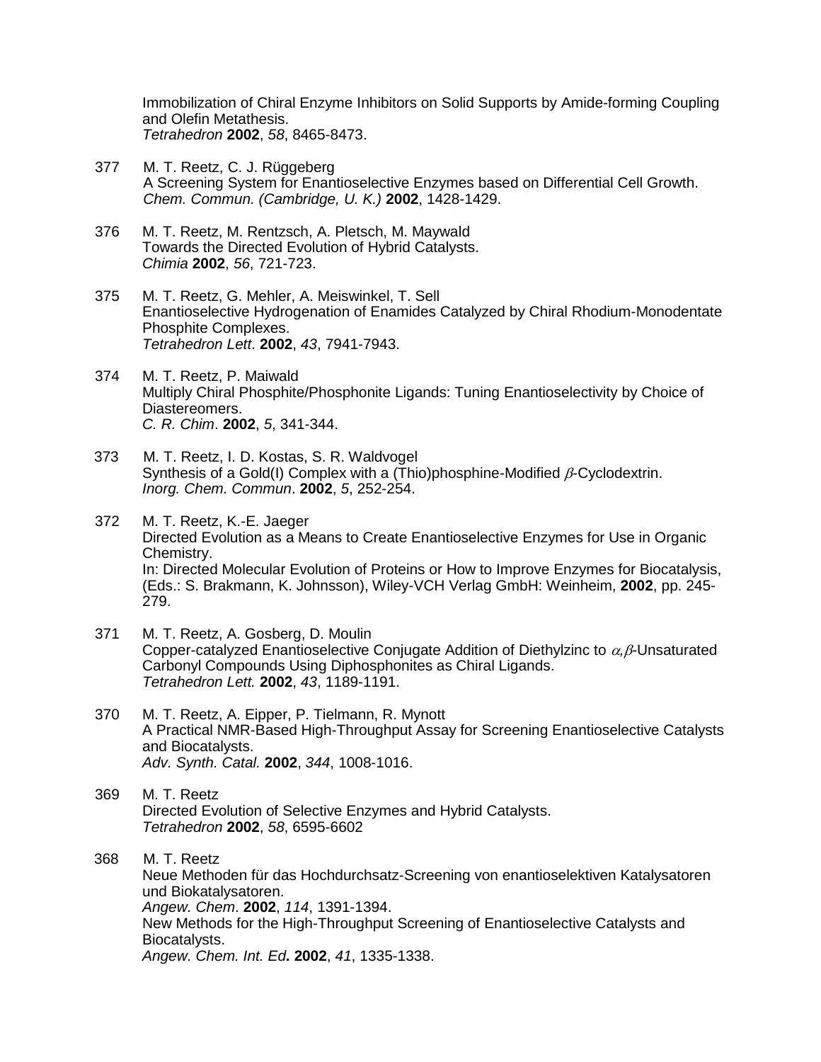Immobilization of Chiral Enzyme Inhibitors on Solid Supports by Amide-forming Coupling and Olefin Metathesis.
*Tetrahedron* **2002**, *58*, 8465-8473.

377 M. T. Reetz, C. J. Rüggeberg
A Screening System for Enantioselective Enzymes based on Differential Cell Growth.
*Chem. Commun. (Cambridge, U. K.)* **2002**, 1428-1429.

376 M. T. Reetz, M. Rentzsch, A. Pletsch, M. Maywald
Towards the Directed Evolution of Hybrid Catalysts.
*Chimia* **2002**, *56*, 721-723.

375 M. T. Reetz, G. Mehler, A. Meiswinkel, T. Sell
Enantioselective Hydrogenation of Enamides Catalyzed by Chiral Rhodium-Monodentate Phosphite Complexes.
*Tetrahedron Lett*. **2002**, *43*, 7941-7943.

374 M. T. Reetz, P. Maiwald
Multiply Chiral Phosphite/Phosphonite Ligands: Tuning Enantioselectivity by Choice of Diastereomers.
*C. R. Chim*. **2002**, *5*, 341-344.

373 M. T. Reetz, I. D. Kostas, S. R. Waldvogel
Synthesis of a Gold(I) Complex with a (Thio)phosphine-Modified $\beta$-Cyclodextrin.
*Inorg. Chem. Commun*. **2002**, *5*, 252-254.

372 M. T. Reetz, K.-E. Jaeger
Directed Evolution as a Means to Create Enantioselective Enzymes for Use in Organic Chemistry.
In: Directed Molecular Evolution of Proteins or How to Improve Enzymes for Biocatalysis, (Eds.: S. Brakmann, K. Johnsson), Wiley-VCH Verlag GmbH: Weinheim, **2002**, pp. 245-279.

371 M. T. Reetz, A. Gosberg, D. Moulin
Copper-catalyzed Enantioselective Conjugate Addition of Diethylzinc to $\alpha,\beta$-Unsaturated Carbonyl Compounds Using Diphosphonites as Chiral Ligands.
*Tetrahedron Lett.* **2002**, *43*, 1189-1191.

370 M. T. Reetz, A. Eipper, P. Tielmann, R. Mynott
A Practical NMR-Based High-Throughput Assay for Screening Enantioselective Catalysts and Biocatalysts.
*Adv. Synth. Catal.* **2002**, *344*, 1008-1016.

369 M. T. Reetz
Directed Evolution of Selective Enzymes and Hybrid Catalysts.
*Tetrahedron* **2002**, *58*, 6595-6602

368 M. T. Reetz
Neue Methoden für das Hochdurchsatz-Screening von enantioselektiven Katalysatoren und Biokatalysatoren.
*Angew. Chem*. **2002**, *114*, 1391-1394.
New Methods for the High-Throughput Screening of Enantioselective Catalysts and Biocatalysts.
*Angew. Chem. Int. Ed***. 2002**, *41*, 1335-1338.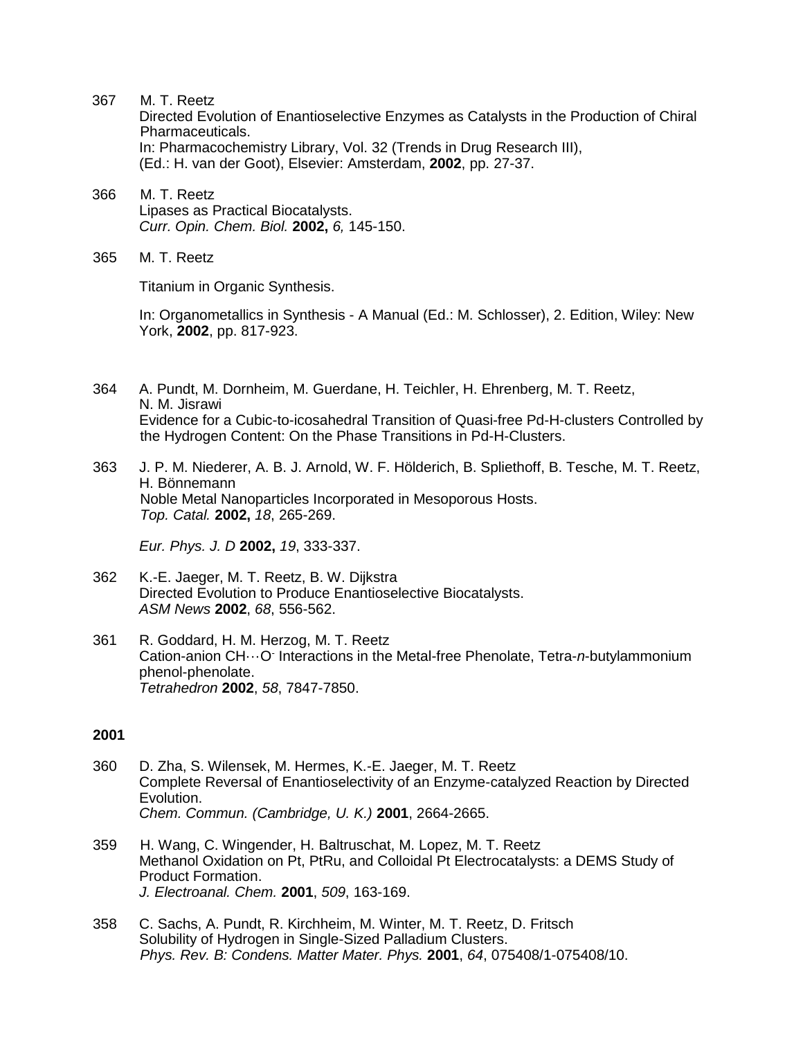367 M. T. Reetz
Directed Evolution of Enantioselective Enzymes as Catalysts in the Production of Chiral Pharmaceuticals.
In: Pharmacochemistry Library, Vol. 32 (Trends in Drug Research III), (Ed.: H. van der Goot), Elsevier: Amsterdam, **2002**, pp. 27-37.

366 M. T. Reetz
Lipases as Practical Biocatalysts.
*Curr. Opin. Chem. Biol.* **2002,** *6,* 145-150.

365 M. T. Reetz

Titanium in Organic Synthesis.

In: Organometallics in Synthesis - A Manual (Ed.: M. Schlosser), 2. Edition, Wiley: New York, **2002**, pp. 817-923.

364 A. Pundt, M. Dornheim, M. Guerdane, H. Teichler, H. Ehrenberg, M. T. Reetz, N. M. Jisrawi
Evidence for a Cubic-to-icosahedral Transition of Quasi-free Pd-H-clusters Controlled by the Hydrogen Content: On the Phase Transitions in Pd-H-Clusters.

363 J. P. M. Niederer, A. B. J. Arnold, W. F. Hölderich, B. Spliethoff, B. Tesche, M. T. Reetz, H. Bönnemann
Noble Metal Nanoparticles Incorporated in Mesoporous Hosts.
*Top. Catal.* **2002,** *18*, 265-269.

*Eur. Phys. J. D* **2002,** *19*, 333-337.

362 K.-E. Jaeger, M. T. Reetz, B. W. Dijkstra
Directed Evolution to Produce Enantioselective Biocatalysts.
*ASM News* **2002**, *68*, 556-562.

361 R. Goddard, H. M. Herzog, M. T. Reetz
Cation-anion CH···$O^-$ Interactions in the Metal-free Phenolate, Tetra-*n*-butylammonium phenol-phenolate.
*Tetrahedron* **2002**, *58*, 7847-7850.

**2001**

360 D. Zha, S. Wilensek, M. Hermes, K.-E. Jaeger, M. T. Reetz
Complete Reversal of Enantioselectivity of an Enzyme-catalyzed Reaction by Directed Evolution.
*Chem. Commun. (Cambridge, U. K.)* **2001**, 2664-2665.

359 H. Wang, C. Wingender, H. Baltruschat, M. Lopez, M. T. Reetz
Methanol Oxidation on Pt, PtRu, and Colloidal Pt Electrocatalysts: a DEMS Study of Product Formation.
*J. Electroanal. Chem.* **2001**, *509*, 163-169.

358 C. Sachs, A. Pundt, R. Kirchheim, M. Winter, M. T. Reetz, D. Fritsch
Solubility of Hydrogen in Single-Sized Palladium Clusters.
*Phys. Rev. B: Condens. Matter Mater. Phys.* **2001**, *64*, 075408/1-075408/10.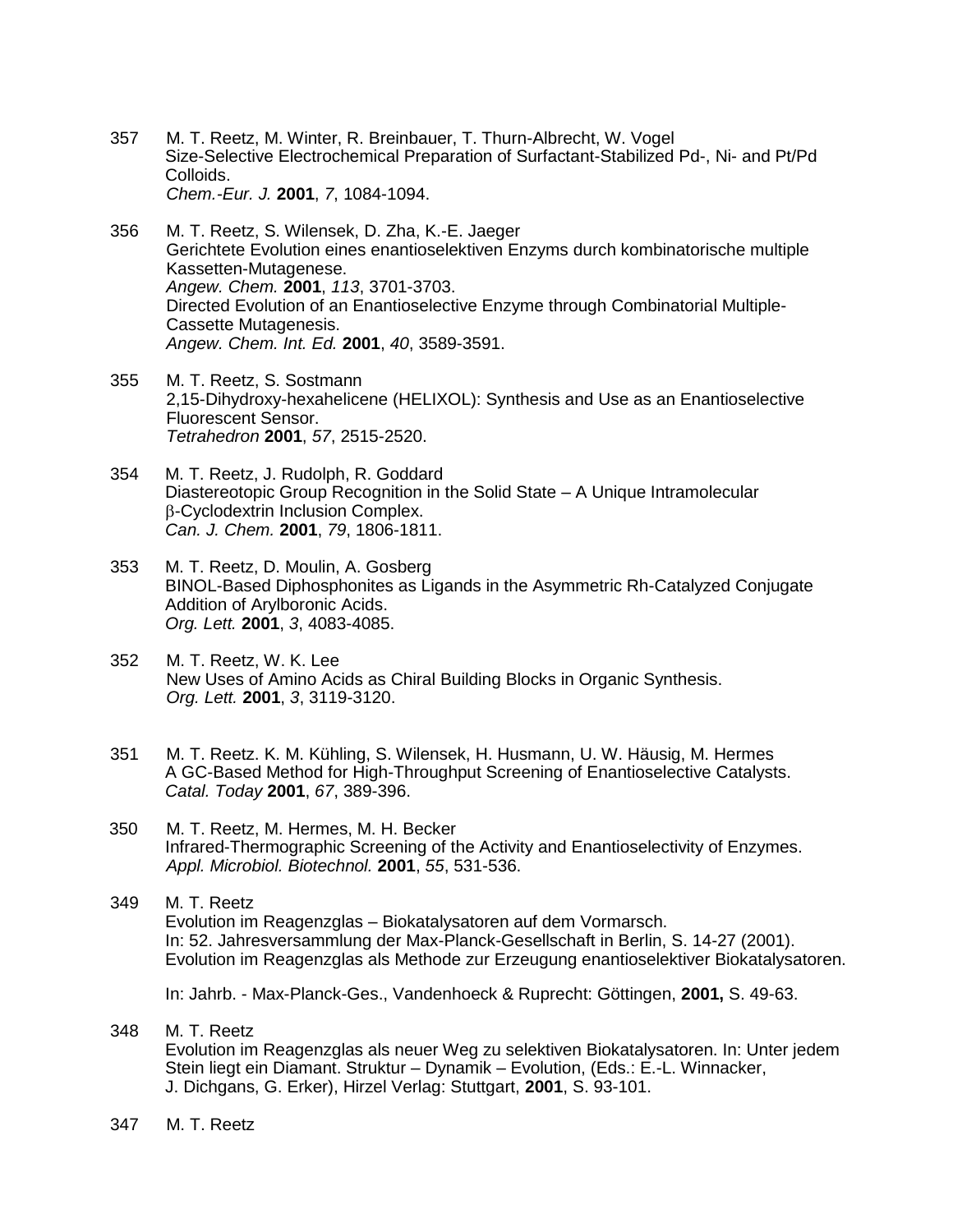357 M. T. Reetz, M. Winter, R. Breinbauer, T. Thurn-Albrecht, W. Vogel
Size-Selective Electrochemical Preparation of Surfactant-Stabilized Pd-, Ni- and Pt/Pd Colloids.
*Chem.-Eur. J.* **2001**, *7*, 1084-1094.

356 M. T. Reetz, S. Wilensek, D. Zha, K.-E. Jaeger
Gerichtete Evolution eines enantioselektiven Enzyms durch kombinatorische multiple Kassetten-Mutagenese.
*Angew. Chem.* **2001**, *113*, 3701-3703.
Directed Evolution of an Enantioselective Enzyme through Combinatorial Multiple-Cassette Mutagenesis.
*Angew. Chem. Int. Ed.* **2001**, *40*, 3589-3591.

355 M. T. Reetz, S. Sostmann
2,15-Dihydroxy-hexahelicene (HELIXOL): Synthesis and Use as an Enantioselective Fluorescent Sensor.
*Tetrahedron* **2001**, *57*, 2515-2520.

354 M. T. Reetz, J. Rudolph, R. Goddard
Diastereotopic Group Recognition in the Solid State – A Unique Intramolecular β-Cyclodextrin Inclusion Complex.
*Can. J. Chem.* **2001**, *79*, 1806-1811.

353 M. T. Reetz, D. Moulin, A. Gosberg
BINOL-Based Diphosphonites as Ligands in the Asymmetric Rh-Catalyzed Conjugate Addition of Arylboronic Acids.
*Org. Lett.* **2001**, *3*, 4083-4085.

352 M. T. Reetz, W. K. Lee
New Uses of Amino Acids as Chiral Building Blocks in Organic Synthesis.
*Org. Lett.* **2001**, *3*, 3119-3120.

351 M. T. Reetz. K. M. Kühling, S. Wilensek, H. Husmann, U. W. Häusig, M. Hermes
A GC-Based Method for High-Throughput Screening of Enantioselective Catalysts.
*Catal. Today* **2001**, *67*, 389-396.

350 M. T. Reetz, M. Hermes, M. H. Becker
Infrared-Thermographic Screening of the Activity and Enantioselectivity of Enzymes.
*Appl. Microbiol. Biotechnol.* **2001**, *55*, 531-536.

349 M. T. Reetz
Evolution im Reagenzglas – Biokatalysatoren auf dem Vormarsch.
In: 52. Jahresversammlung der Max-Planck-Gesellschaft in Berlin, S. 14-27 (2001).
Evolution im Reagenzglas als Methode zur Erzeugung enantioselektiver Biokatalysatoren.

In: Jahrb. - Max-Planck-Ges., Vandenhoeck & Ruprecht: Göttingen, **2001,** S. 49-63.

348 M. T. Reetz
Evolution im Reagenzglas als neuer Weg zu selektiven Biokatalysatoren. In: Unter jedem Stein liegt ein Diamant. Struktur – Dynamik – Evolution, (Eds.: E.-L. Winnacker, J. Dichgans, G. Erker), Hirzel Verlag: Stuttgart, **2001**, S. 93-101.

347 M. T. Reetz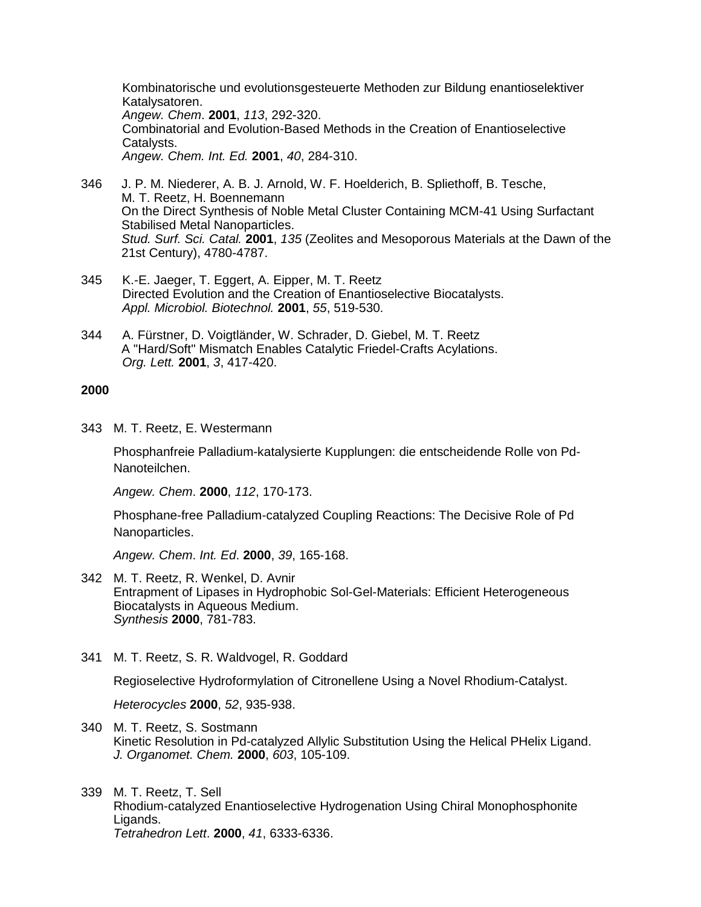Kombinatorische und evolutionsgesteuerte Methoden zur Bildung enantioselektiver Katalysatoren.
*Angew. Chem*. **2001**, *113*, 292-320.
Combinatorial and Evolution-Based Methods in the Creation of Enantioselective Catalysts.
*Angew. Chem. Int. Ed.* **2001**, *40*, 284-310.

346 J. P. M. Niederer, A. B. J. Arnold, W. F. Hoelderich, B. Spliethoff, B. Tesche, M. T. Reetz, H. Boennemann
On the Direct Synthesis of Noble Metal Cluster Containing MCM-41 Using Surfactant Stabilised Metal Nanoparticles.
*Stud. Surf. Sci. Catal.* **2001**, *135* (Zeolites and Mesoporous Materials at the Dawn of the 21st Century), 4780-4787.

345 K.-E. Jaeger, T. Eggert, A. Eipper, M. T. Reetz
Directed Evolution and the Creation of Enantioselective Biocatalysts.
*Appl. Microbiol. Biotechnol.* **2001**, *55*, 519-530.

344 A. Fürstner, D. Voigtländer, W. Schrader, D. Giebel, M. T. Reetz
A "Hard/Soft" Mismatch Enables Catalytic Friedel-Crafts Acylations.
*Org. Lett.* **2001**, *3*, 417-420.

**2000**

343 M. T. Reetz, E. Westermann

Phosphanfreie Palladium-katalysierte Kupplungen: die entscheidende Rolle von Pd-Nanoteilchen.

*Angew. Chem*. **2000**, *112*, 170-173.

Phosphane-free Palladium-catalyzed Coupling Reactions: The Decisive Role of Pd Nanoparticles.

*Angew. Chem*. *Int. Ed*. **2000**, *39*, 165-168.

342 M. T. Reetz, R. Wenkel, D. Avnir
Entrapment of Lipases in Hydrophobic Sol-Gel-Materials: Efficient Heterogeneous Biocatalysts in Aqueous Medium.
*Synthesis* **2000**, 781-783.

341 M. T. Reetz, S. R. Waldvogel, R. Goddard

Regioselective Hydroformylation of Citronellene Using a Novel Rhodium-Catalyst.

*Heterocycles* **2000**, *52*, 935-938.

340 M. T. Reetz, S. Sostmann
Kinetic Resolution in Pd-catalyzed Allylic Substitution Using the Helical PHelix Ligand.
*J. Organomet. Chem.* **2000**, *603*, 105-109.

339 M. T. Reetz, T. Sell
Rhodium-catalyzed Enantioselective Hydrogenation Using Chiral Monophosphonite Ligands.
*Tetrahedron Lett*. **2000**, *41*, 6333-6336.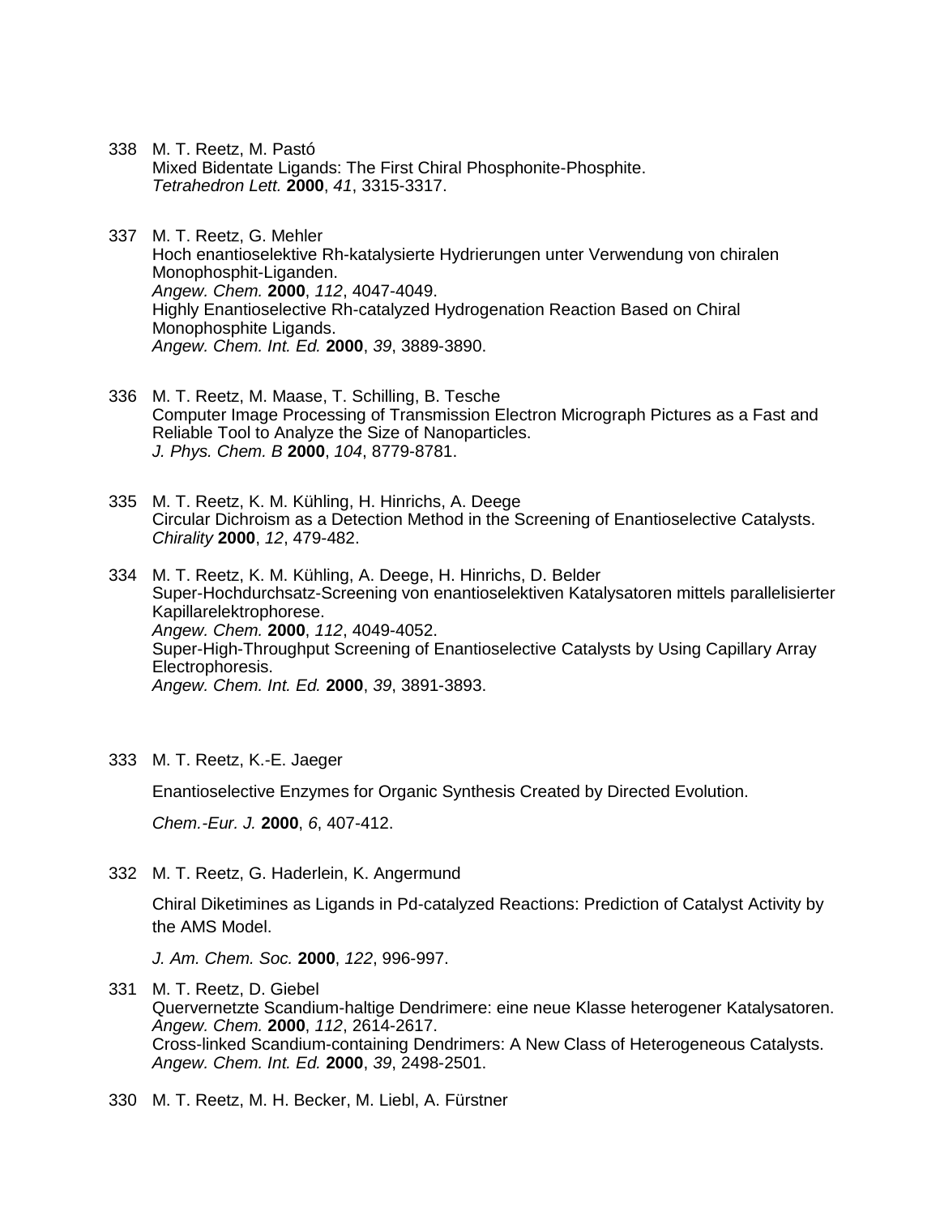338 M. T. Reetz, M. Pastó
Mixed Bidentate Ligands: The First Chiral Phosphonite-Phosphite.
*Tetrahedron Lett.* **2000**, *41*, 3315-3317.

337 M. T. Reetz, G. Mehler
Hoch enantioselektive Rh-katalysierte Hydrierungen unter Verwendung von chiralen Monophosphit-Liganden.
*Angew. Chem.* **2000**, *112*, 4047-4049.
Highly Enantioselective Rh-catalyzed Hydrogenation Reaction Based on Chiral Monophosphite Ligands.
*Angew. Chem. Int. Ed.* **2000**, *39*, 3889-3890.

336 M. T. Reetz, M. Maase, T. Schilling, B. Tesche
Computer Image Processing of Transmission Electron Micrograph Pictures as a Fast and Reliable Tool to Analyze the Size of Nanoparticles.
*J. Phys. Chem. B* **2000**, *104*, 8779-8781.

335 M. T. Reetz, K. M. Kühling, H. Hinrichs, A. Deege
Circular Dichroism as a Detection Method in the Screening of Enantioselective Catalysts.
*Chirality* **2000**, *12*, 479-482.

334 M. T. Reetz, K. M. Kühling, A. Deege, H. Hinrichs, D. Belder
Super-Hochdurchsatz-Screening von enantioselektiven Katalysatoren mittels parallelisierter Kapillarelektrophorese.
*Angew. Chem.* **2000**, *112*, 4049-4052.
Super-High-Throughput Screening of Enantioselective Catalysts by Using Capillary Array Electrophoresis.
*Angew. Chem. Int. Ed.* **2000**, *39*, 3891-3893.

333 M. T. Reetz, K.-E. Jaeger

Enantioselective Enzymes for Organic Synthesis Created by Directed Evolution.

*Chem.-Eur. J.* **2000**, *6*, 407-412.

332 M. T. Reetz, G. Haderlein, K. Angermund

Chiral Diketimines as Ligands in Pd-catalyzed Reactions: Prediction of Catalyst Activity by the AMS Model.

*J. Am. Chem. Soc.* **2000**, *122*, 996-997.

331 M. T. Reetz, D. Giebel
Quervernetzte Scandium-haltige Dendrimere: eine neue Klasse heterogener Katalysatoren.
*Angew. Chem.* **2000**, *112*, 2614-2617.
Cross-linked Scandium-containing Dendrimers: A New Class of Heterogeneous Catalysts.
*Angew. Chem. Int. Ed.* **2000**, *39*, 2498-2501.

330 M. T. Reetz, M. H. Becker, M. Liebl, A. Fürstner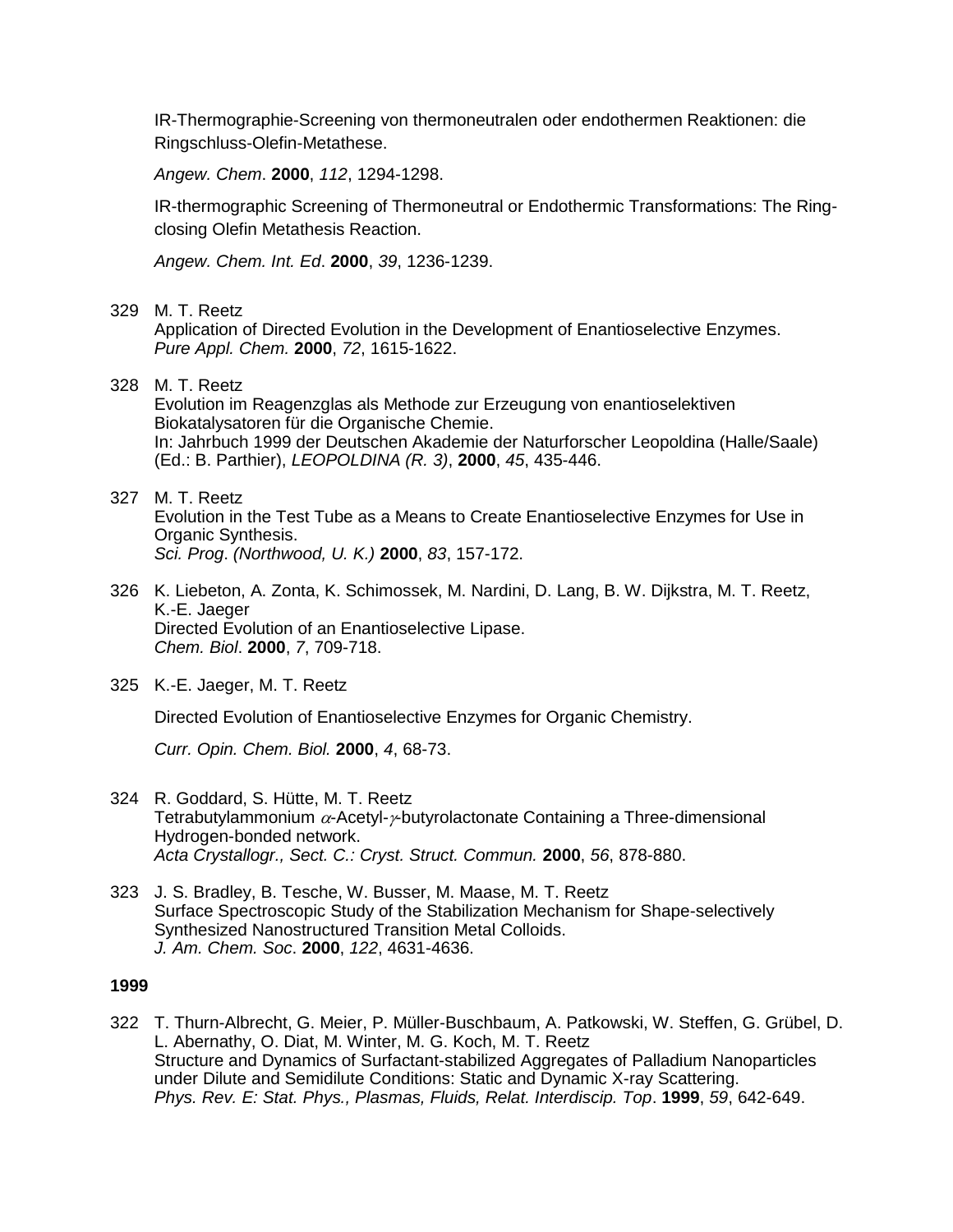IR-Thermographie-Screening von thermoneutralen oder endothermen Reaktionen: die Ringschluss-Olefin-Metathese.

*Angew. Chem*. **2000**, *112*, 1294-1298.

IR-thermographic Screening of Thermoneutral or Endothermic Transformations: The Ring-closing Olefin Metathesis Reaction.

*Angew. Chem. Int. Ed*. **2000**, *39*, 1236-1239.

329 M. T. Reetz
Application of Directed Evolution in the Development of Enantioselective Enzymes.
*Pure Appl. Chem.* **2000**, *72*, 1615-1622.

328 M. T. Reetz
Evolution im Reagenzglas als Methode zur Erzeugung von enantioselektiven Biokatalysatoren für die Organische Chemie.
In: Jahrbuch 1999 der Deutschen Akademie der Naturforscher Leopoldina (Halle/Saale) (Ed.: B. Parthier), *LEOPOLDINA (R. 3)*, **2000**, *45*, 435-446.

327 M. T. Reetz
Evolution in the Test Tube as a Means to Create Enantioselective Enzymes for Use in Organic Synthesis.
*Sci. Prog*. *(Northwood, U. K.)* **2000**, *83*, 157-172.

326 K. Liebeton, A. Zonta, K. Schimossek, M. Nardini, D. Lang, B. W. Dijkstra, M. T. Reetz, K.-E. Jaeger
Directed Evolution of an Enantioselective Lipase.
*Chem. Biol*. **2000**, *7*, 709-718.

325 K.-E. Jaeger, M. T. Reetz

Directed Evolution of Enantioselective Enzymes for Organic Chemistry.

*Curr. Opin. Chem. Biol.* **2000**, *4*, 68-73.

324 R. Goddard, S. Hütte, M. T. Reetz
Tetrabutylammonium $\alpha$-Acetyl-$\gamma$-butyrolactonate Containing a Three-dimensional Hydrogen-bonded network.
*Acta Crystallogr., Sect. C.: Cryst. Struct. Commun.* **2000**, *56*, 878-880.

323 J. S. Bradley, B. Tesche, W. Busser, M. Maase, M. T. Reetz
Surface Spectroscopic Study of the Stabilization Mechanism for Shape-selectively Synthesized Nanostructured Transition Metal Colloids.
*J. Am. Chem. Soc*. **2000**, *122*, 4631-4636.

**1999**

322 T. Thurn-Albrecht, G. Meier, P. Müller-Buschbaum, A. Patkowski, W. Steffen, G. Grübel, D. L. Abernathy, O. Diat, M. Winter, M. G. Koch, M. T. Reetz
Structure and Dynamics of Surfactant-stabilized Aggregates of Palladium Nanoparticles under Dilute and Semidilute Conditions: Static and Dynamic X-ray Scattering.
*Phys. Rev. E: Stat. Phys., Plasmas, Fluids, Relat. Interdiscip. Top*. **1999**, *59*, 642-649.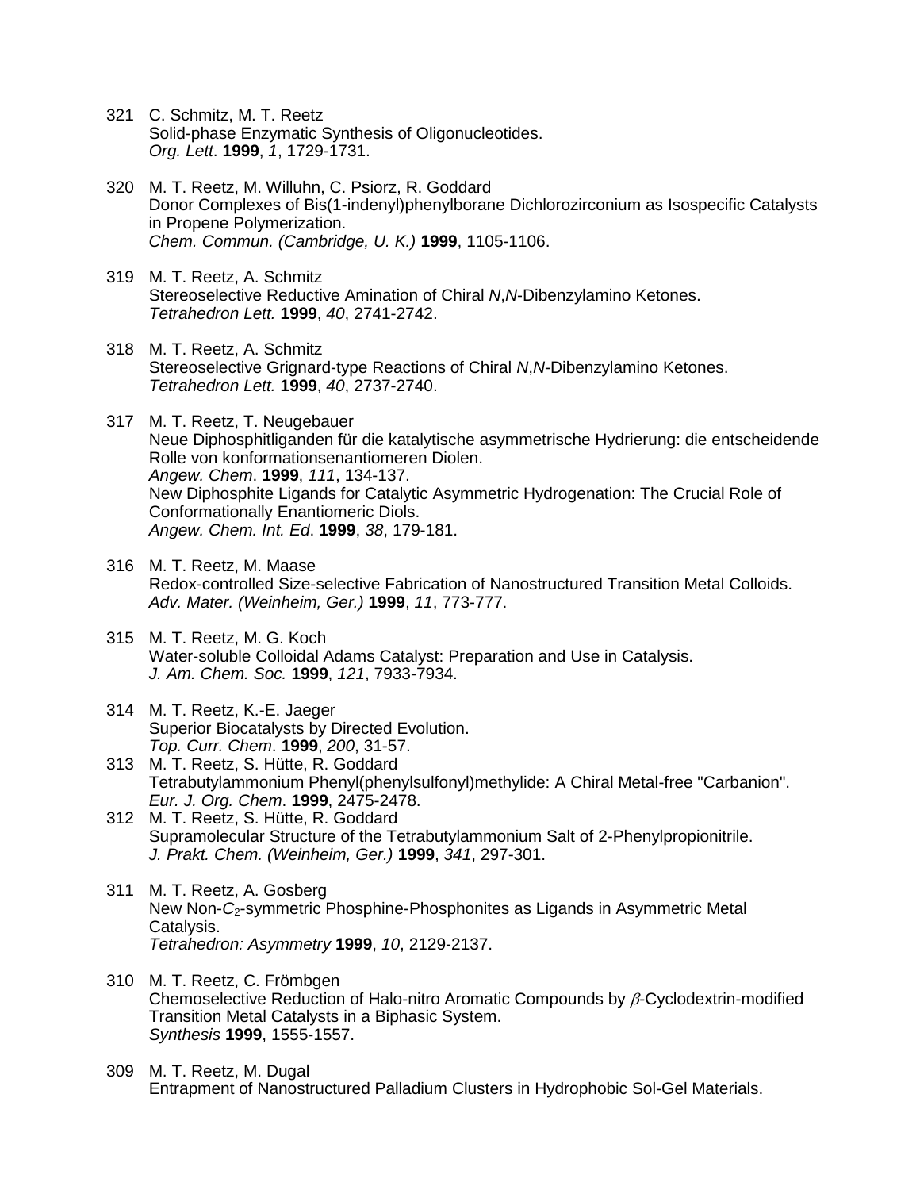321 C. Schmitz, M. T. Reetz
Solid-phase Enzymatic Synthesis of Oligonucleotides.
*Org. Lett*. **1999**, *1*, 1729-1731.

320 M. T. Reetz, M. Willuhn, C. Psiorz, R. Goddard
Donor Complexes of Bis(1-indenyl)phenylborane Dichlorozirconium as Isospecific Catalysts in Propene Polymerization.
*Chem. Commun. (Cambridge, U. K.)* **1999**, 1105-1106.

319 M. T. Reetz, A. Schmitz
Stereoselective Reductive Amination of Chiral *N*,*N*-Dibenzylamino Ketones.
*Tetrahedron Lett.* **1999**, *40*, 2741-2742.

318 M. T. Reetz, A. Schmitz
Stereoselective Grignard-type Reactions of Chiral *N*,*N*-Dibenzylamino Ketones.
*Tetrahedron Lett.* **1999**, *40*, 2737-2740.

317 M. T. Reetz, T. Neugebauer
Neue Diphosphitliganden für die katalytische asymmetrische Hydrierung: die entscheidende Rolle von konformationsenantiomeren Diolen.
*Angew. Chem*. **1999**, *111*, 134-137.
New Diphosphite Ligands for Catalytic Asymmetric Hydrogenation: The Crucial Role of Conformationally Enantiomeric Diols.
*Angew. Chem. Int. Ed*. **1999**, *38*, 179-181.

316 M. T. Reetz, M. Maase
Redox-controlled Size-selective Fabrication of Nanostructured Transition Metal Colloids.
*Adv. Mater. (Weinheim, Ger.)* **1999**, *11*, 773-777.

315 M. T. Reetz, M. G. Koch
Water-soluble Colloidal Adams Catalyst: Preparation and Use in Catalysis.
*J. Am. Chem. Soc.* **1999**, *121*, 7933-7934.

314 M. T. Reetz, K.-E. Jaeger
Superior Biocatalysts by Directed Evolution.
*Top. Curr. Chem*. **1999**, *200*, 31-57.

313 M. T. Reetz, S. Hütte, R. Goddard
Tetrabutylammonium Phenyl(phenylsulfonyl)methylide: A Chiral Metal-free "Carbanion".
*Eur. J. Org. Chem*. **1999**, 2475-2478.

312 M. T. Reetz, S. Hütte, R. Goddard
Supramolecular Structure of the Tetrabutylammonium Salt of 2-Phenylpropionitrile.
*J. Prakt. Chem. (Weinheim, Ger.)* **1999**, *341*, 297-301.

311 M. T. Reetz, A. Gosberg
New Non-$C_2$-symmetric Phosphine-Phosphonites as Ligands in Asymmetric Metal Catalysis.
*Tetrahedron: Asymmetry* **1999**, *10*, 2129-2137.

310 M. T. Reetz, C. Frömbgen
Chemoselective Reduction of Halo-nitro Aromatic Compounds by $\beta$-Cyclodextrin-modified Transition Metal Catalysts in a Biphasic System.
*Synthesis* **1999**, 1555-1557.

309 M. T. Reetz, M. Dugal
Entrapment of Nanostructured Palladium Clusters in Hydrophobic Sol-Gel Materials.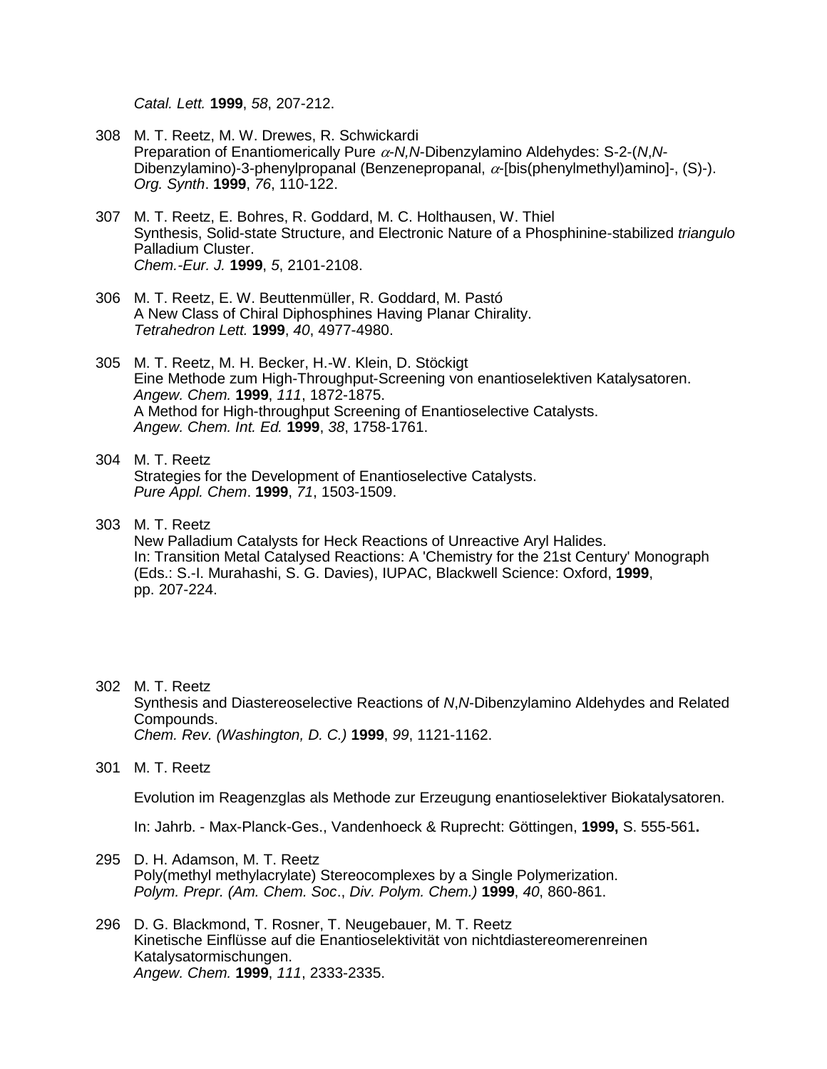*Catal. Lett.* **1999**, *58*, 207-212.

308 M. T. Reetz, M. W. Drewes, R. Schwickardi
Preparation of Enantiomerically Pure $\alpha$-*N,N*-Dibenzylamino Aldehydes: S-2-(*N*,*N*-Dibenzylamino)-3-phenylpropanal (Benzenepropanal, $\alpha$-[bis(phenylmethyl)amino]-, (S)-).
*Org. Synth*. **1999**, *76*, 110-122.

307 M. T. Reetz, E. Bohres, R. Goddard, M. C. Holthausen, W. Thiel
Synthesis, Solid-state Structure, and Electronic Nature of a Phosphinine-stabilized *triangulo* Palladium Cluster.
*Chem.-Eur. J.* **1999**, *5*, 2101-2108.

306 M. T. Reetz, E. W. Beuttenmüller, R. Goddard, M. Pastó
A New Class of Chiral Diphosphines Having Planar Chirality.
*Tetrahedron Lett.* **1999**, *40*, 4977-4980.

305 M. T. Reetz, M. H. Becker, H.-W. Klein, D. Stöckigt
Eine Methode zum High-Throughput-Screening von enantioselektiven Katalysatoren.
*Angew. Chem.* **1999**, *111*, 1872-1875.
A Method for High-throughput Screening of Enantioselective Catalysts.
*Angew. Chem. Int. Ed.* **1999**, *38*, 1758-1761.

304 M. T. Reetz
Strategies for the Development of Enantioselective Catalysts.
*Pure Appl. Chem*. **1999**, *71*, 1503-1509.

303 M. T. Reetz
New Palladium Catalysts for Heck Reactions of Unreactive Aryl Halides.
In: Transition Metal Catalysed Reactions: A 'Chemistry for the 21st Century' Monograph (Eds.: S.-I. Murahashi, S. G. Davies), IUPAC, Blackwell Science: Oxford, **1999**, pp. 207-224.

302 M. T. Reetz
Synthesis and Diastereoselective Reactions of *N*,*N*-Dibenzylamino Aldehydes and Related Compounds.
*Chem. Rev. (Washington, D. C.)* **1999**, *99*, 1121-1162.

301 M. T. Reetz

Evolution im Reagenzglas als Methode zur Erzeugung enantioselektiver Biokatalysatoren.

In: Jahrb. - Max-Planck-Ges., Vandenhoeck & Ruprecht: Göttingen, **1999,** S. 555-561**.**

295 D. H. Adamson, M. T. Reetz
Poly(methyl methylacrylate) Stereocomplexes by a Single Polymerization.
*Polym. Prepr. (Am. Chem. Soc*., *Div. Polym. Chem.)* **1999**, *40*, 860-861.

296 D. G. Blackmond, T. Rosner, T. Neugebauer, M. T. Reetz
Kinetische Einflüsse auf die Enantioselektivität von nichtdiastereomerenreinen Katalysatormischungen.
*Angew. Chem.* **1999**, *111*, 2333-2335.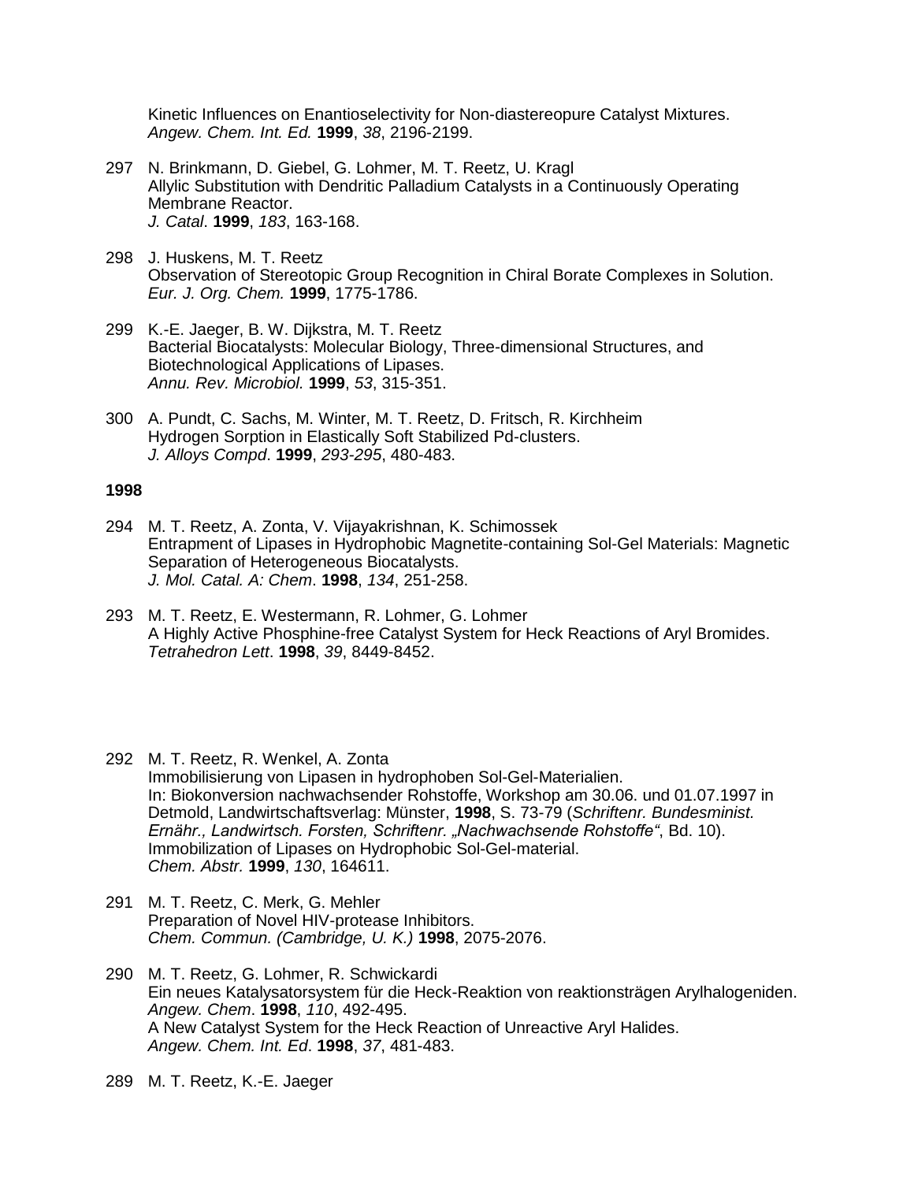Kinetic Influences on Enantioselectivity for Non-diastereopure Catalyst Mixtures.
*Angew. Chem. Int. Ed.* **1999**, *38*, 2196-2199.

297 N. Brinkmann, D. Giebel, G. Lohmer, M. T. Reetz, U. Kragl
Allylic Substitution with Dendritic Palladium Catalysts in a Continuously Operating Membrane Reactor.
*J. Catal*. **1999**, *183*, 163-168.

298 J. Huskens, M. T. Reetz
Observation of Stereotopic Group Recognition in Chiral Borate Complexes in Solution.
*Eur. J. Org. Chem.* **1999**, 1775-1786.

299 K.-E. Jaeger, B. W. Dijkstra, M. T. Reetz
Bacterial Biocatalysts: Molecular Biology, Three-dimensional Structures, and Biotechnological Applications of Lipases.
*Annu. Rev. Microbiol.* **1999**, *53*, 315-351.

300 A. Pundt, C. Sachs, M. Winter, M. T. Reetz, D. Fritsch, R. Kirchheim
Hydrogen Sorption in Elastically Soft Stabilized Pd-clusters.
*J. Alloys Compd*. **1999**, *293-295*, 480-483.

**1998**

294 M. T. Reetz, A. Zonta, V. Vijayakrishnan, K. Schimossek
Entrapment of Lipases in Hydrophobic Magnetite-containing Sol-Gel Materials: Magnetic Separation of Heterogeneous Biocatalysts.
*J. Mol. Catal. A: Chem*. **1998**, *134*, 251-258.

293 M. T. Reetz, E. Westermann, R. Lohmer, G. Lohmer
A Highly Active Phosphine-free Catalyst System for Heck Reactions of Aryl Bromides.
*Tetrahedron Lett*. **1998**, *39*, 8449-8452.

292 M. T. Reetz, R. Wenkel, A. Zonta
Immobilisierung von Lipasen in hydrophoben Sol-Gel-Materialien.
In: Biokonversion nachwachsender Rohstoffe, Workshop am 30.06. und 01.07.1997 in Detmold, Landwirtschaftsverlag: Münster, **1998**, S. 73-79 (*Schriftenr. Bundesminist. Ernähr., Landwirtsch. Forsten, Schriftenr. „Nachwachsende Rohstoffe"*, Bd. 10).
Immobilization of Lipases on Hydrophobic Sol-Gel-material.
*Chem. Abstr.* **1999**, *130*, 164611.

291 M. T. Reetz, C. Merk, G. Mehler
Preparation of Novel HIV-protease Inhibitors.
*Chem. Commun. (Cambridge, U. K.)* **1998**, 2075-2076.

290 M. T. Reetz, G. Lohmer, R. Schwickardi
Ein neues Katalysatorsystem für die Heck-Reaktion von reaktionsträgen Arylhalogeniden.
*Angew. Chem*. **1998**, *110*, 492-495.
A New Catalyst System for the Heck Reaction of Unreactive Aryl Halides.
*Angew. Chem. Int. Ed*. **1998**, *37*, 481-483.

289 M. T. Reetz, K.-E. Jaeger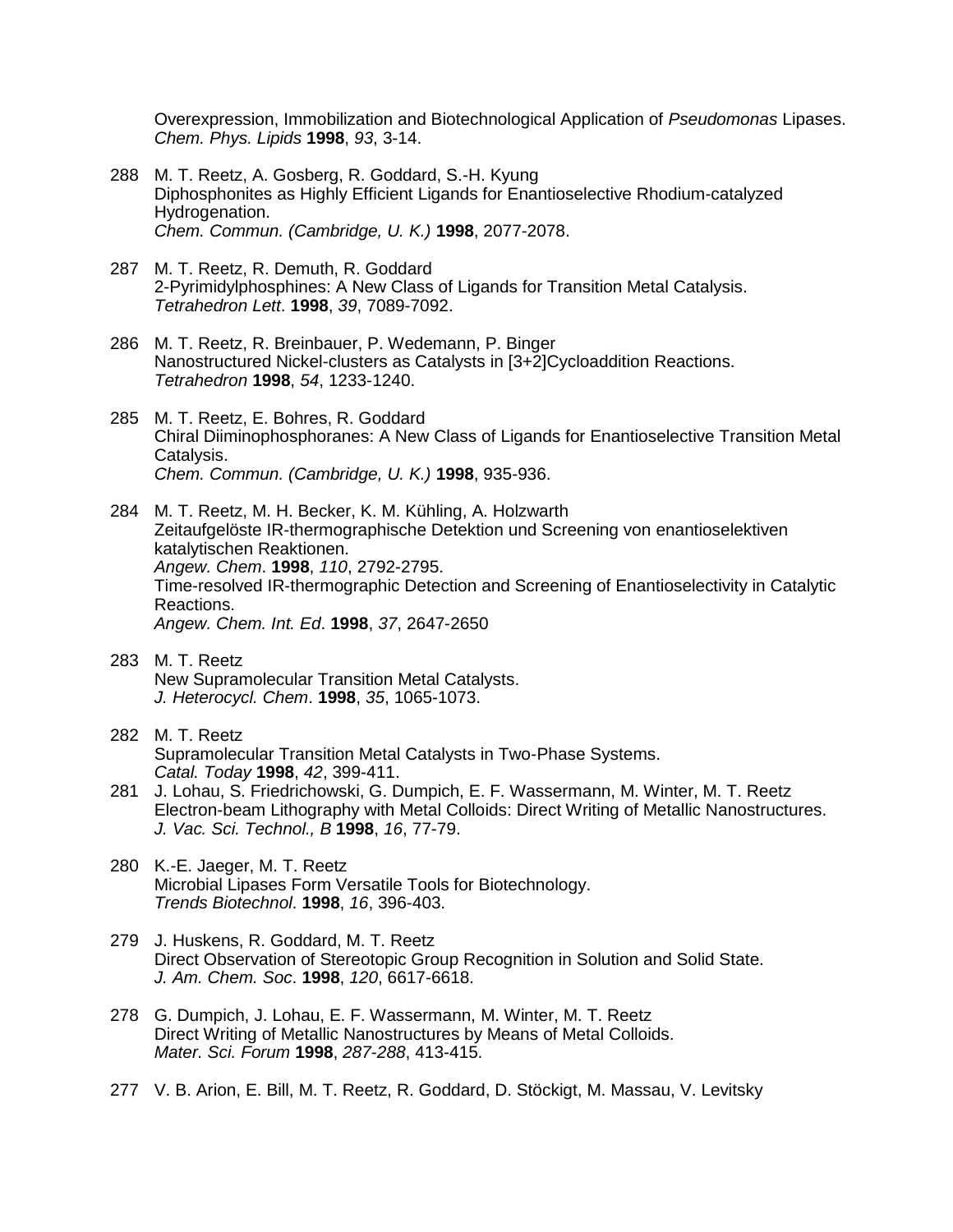Overexpression, Immobilization and Biotechnological Application of *Pseudomonas* Lipases.
*Chem. Phys. Lipids* **1998**, *93*, 3-14.

288 M. T. Reetz, A. Gosberg, R. Goddard, S.-H. Kyung
Diphosphonites as Highly Efficient Ligands for Enantioselective Rhodium-catalyzed Hydrogenation.
*Chem. Commun. (Cambridge, U. K.)* **1998**, 2077-2078.

287 M. T. Reetz, R. Demuth, R. Goddard
2-Pyrimidylphosphines: A New Class of Ligands for Transition Metal Catalysis.
*Tetrahedron Lett*. **1998**, *39*, 7089-7092.

286 M. T. Reetz, R. Breinbauer, P. Wedemann, P. Binger
Nanostructured Nickel-clusters as Catalysts in [3+2]Cycloaddition Reactions.
*Tetrahedron* **1998**, *54*, 1233-1240.

285 M. T. Reetz, E. Bohres, R. Goddard
Chiral Diiminophosphoranes: A New Class of Ligands for Enantioselective Transition Metal Catalysis.
*Chem. Commun. (Cambridge, U. K.)* **1998**, 935-936.

284 M. T. Reetz, M. H. Becker, K. M. Kühling, A. Holzwarth
Zeitaufgelöste IR-thermographische Detektion und Screening von enantioselektiven katalytischen Reaktionen.
*Angew. Chem*. **1998**, *110*, 2792-2795.
Time-resolved IR-thermographic Detection and Screening of Enantioselectivity in Catalytic Reactions.
*Angew. Chem. Int. Ed*. **1998**, *37*, 2647-2650

283 M. T. Reetz
New Supramolecular Transition Metal Catalysts.
*J. Heterocycl. Chem*. **1998**, *35*, 1065-1073.

282 M. T. Reetz
Supramolecular Transition Metal Catalysts in Two-Phase Systems.
*Catal. Today* **1998**, *42*, 399-411.

281 J. Lohau, S. Friedrichowski, G. Dumpich, E. F. Wassermann, M. Winter, M. T. Reetz
Electron-beam Lithography with Metal Colloids: Direct Writing of Metallic Nanostructures.
*J. Vac. Sci. Technol., B* **1998**, *16*, 77-79.

280 K.-E. Jaeger, M. T. Reetz
Microbial Lipases Form Versatile Tools for Biotechnology.
*Trends Biotechnol*. **1998**, *16*, 396-403.

279 J. Huskens, R. Goddard, M. T. Reetz
Direct Observation of Stereotopic Group Recognition in Solution and Solid State.
*J. Am. Chem. Soc*. **1998**, *120*, 6617-6618.

278 G. Dumpich, J. Lohau, E. F. Wassermann, M. Winter, M. T. Reetz
Direct Writing of Metallic Nanostructures by Means of Metal Colloids.
*Mater. Sci. Forum* **1998**, *287-288*, 413-415.

277 V. B. Arion, E. Bill, M. T. Reetz, R. Goddard, D. Stöckigt, M. Massau, V. Levitsky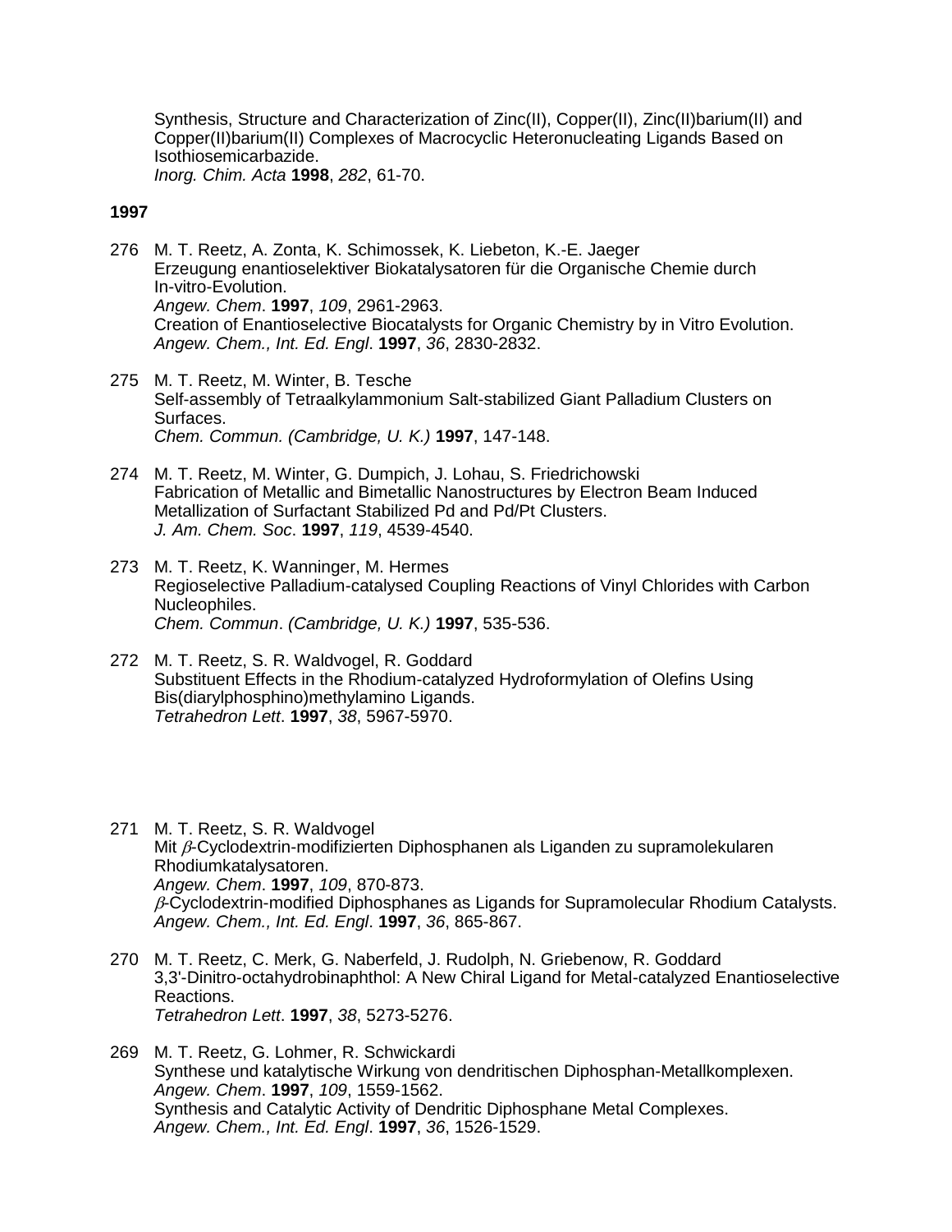Synthesis, Structure and Characterization of Zinc(II), Copper(II), Zinc(II)barium(II) and Copper(II)barium(II) Complexes of Macrocyclic Heteronucleating Ligands Based on Isothiosemicarbazide.
*Inorg. Chim. Acta* **1998**, *282*, 61-70.

**1997**

276 M. T. Reetz, A. Zonta, K. Schimossek, K. Liebeton, K.-E. Jaeger
Erzeugung enantioselektiver Biokatalysatoren für die Organische Chemie durch In-vitro-Evolution.
*Angew. Chem*. **1997**, *109*, 2961-2963.
Creation of Enantioselective Biocatalysts for Organic Chemistry by in Vitro Evolution.
*Angew. Chem., Int. Ed. Engl*. **1997**, *36*, 2830-2832.

275 M. T. Reetz, M. Winter, B. Tesche
Self-assembly of Tetraalkylammonium Salt-stabilized Giant Palladium Clusters on Surfaces.
*Chem. Commun. (Cambridge, U. K.)* **1997**, 147-148.

274 M. T. Reetz, M. Winter, G. Dumpich, J. Lohau, S. Friedrichowski
Fabrication of Metallic and Bimetallic Nanostructures by Electron Beam Induced Metallization of Surfactant Stabilized Pd and Pd/Pt Clusters.
*J. Am. Chem. Soc*. **1997**, *119*, 4539-4540.

273 M. T. Reetz, K. Wanninger, M. Hermes
Regioselective Palladium-catalysed Coupling Reactions of Vinyl Chlorides with Carbon Nucleophiles.
*Chem. Commun*. *(Cambridge, U. K.)* **1997**, 535-536.

272 M. T. Reetz, S. R. Waldvogel, R. Goddard
Substituent Effects in the Rhodium-catalyzed Hydroformylation of Olefins Using Bis(diarylphosphino)methylamino Ligands.
*Tetrahedron Lett*. **1997**, *38*, 5967-5970.

271 M. T. Reetz, S. R. Waldvogel
Mit $\beta$-Cyclodextrin-modifizierten Diphosphanen als Liganden zu supramolekularen Rhodiumkatalysatoren.
*Angew. Chem*. **1997**, *109*, 870-873.
$\beta$-Cyclodextrin-modified Diphosphanes as Ligands for Supramolecular Rhodium Catalysts.
*Angew. Chem., Int. Ed. Engl*. **1997**, *36*, 865-867.

270 M. T. Reetz, C. Merk, G. Naberfeld, J. Rudolph, N. Griebenow, R. Goddard
3,3'-Dinitro-octahydrobinaphthol: A New Chiral Ligand for Metal-catalyzed Enantioselective Reactions.
*Tetrahedron Lett*. **1997**, *38*, 5273-5276.

269 M. T. Reetz, G. Lohmer, R. Schwickardi
Synthese und katalytische Wirkung von dendritischen Diphosphan-Metallkomplexen.
*Angew. Chem*. **1997**, *109*, 1559-1562.
Synthesis and Catalytic Activity of Dendritic Diphosphane Metal Complexes.
*Angew. Chem., Int. Ed. Engl*. **1997**, *36*, 1526-1529.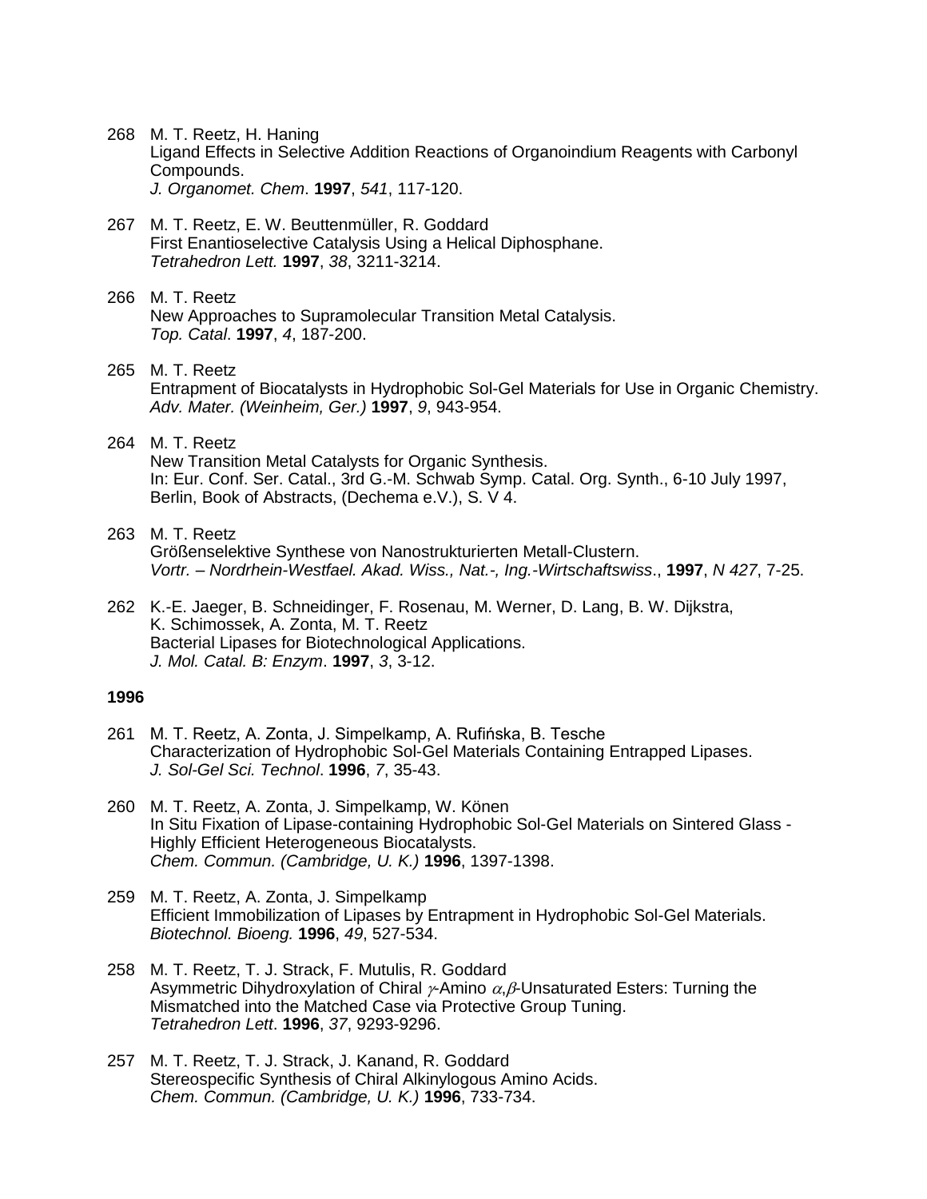268 M. T. Reetz, H. Haning
Ligand Effects in Selective Addition Reactions of Organoindium Reagents with Carbonyl Compounds.
*J. Organomet. Chem*. **1997**, *541*, 117-120.

267 M. T. Reetz, E. W. Beuttenmüller, R. Goddard
First Enantioselective Catalysis Using a Helical Diphosphane.
*Tetrahedron Lett.* **1997**, *38*, 3211-3214.

266 M. T. Reetz
New Approaches to Supramolecular Transition Metal Catalysis.
*Top. Catal*. **1997**, *4*, 187-200.

265 M. T. Reetz
Entrapment of Biocatalysts in Hydrophobic Sol-Gel Materials for Use in Organic Chemistry.
*Adv. Mater. (Weinheim, Ger.)* **1997**, *9*, 943-954.

264 M. T. Reetz
New Transition Metal Catalysts for Organic Synthesis.
In: Eur. Conf. Ser. Catal., 3rd G.-M. Schwab Symp. Catal. Org. Synth., 6-10 July 1997, Berlin, Book of Abstracts, (Dechema e.V.), S. V 4.

263 M. T. Reetz
Größenselektive Synthese von Nanostrukturierten Metall-Clustern.
*Vortr. – Nordrhein-Westfael. Akad. Wiss., Nat.-, Ing.-Wirtschaftswiss*., **1997**, *N 427*, 7-25.

262 K.-E. Jaeger, B. Schneidinger, F. Rosenau, M. Werner, D. Lang, B. W. Dijkstra, K. Schimossek, A. Zonta, M. T. Reetz
Bacterial Lipases for Biotechnological Applications.
*J. Mol. Catal. B: Enzym*. **1997**, *3*, 3-12.

**1996**

261 M. T. Reetz, A. Zonta, J. Simpelkamp, A. Rufińska, B. Tesche
Characterization of Hydrophobic Sol-Gel Materials Containing Entrapped Lipases.
*J. Sol-Gel Sci. Technol*. **1996**, *7*, 35-43.

260 M. T. Reetz, A. Zonta, J. Simpelkamp, W. Könen
In Situ Fixation of Lipase-containing Hydrophobic Sol-Gel Materials on Sintered Glass - Highly Efficient Heterogeneous Biocatalysts.
*Chem. Commun. (Cambridge, U. K.)* **1996**, 1397-1398.

259 M. T. Reetz, A. Zonta, J. Simpelkamp
Efficient Immobilization of Lipases by Entrapment in Hydrophobic Sol-Gel Materials.
*Biotechnol. Bioeng.* **1996**, *49*, 527-534.

258 M. T. Reetz, T. J. Strack, F. Mutulis, R. Goddard
Asymmetric Dihydroxylation of Chiral $\gamma$-Amino $\alpha,\beta$-Unsaturated Esters: Turning the Mismatched into the Matched Case via Protective Group Tuning.
*Tetrahedron Lett*. **1996**, *37*, 9293-9296.

257 M. T. Reetz, T. J. Strack, J. Kanand, R. Goddard
Stereospecific Synthesis of Chiral Alkinylogous Amino Acids.
*Chem. Commun. (Cambridge, U. K.)* **1996**, 733-734.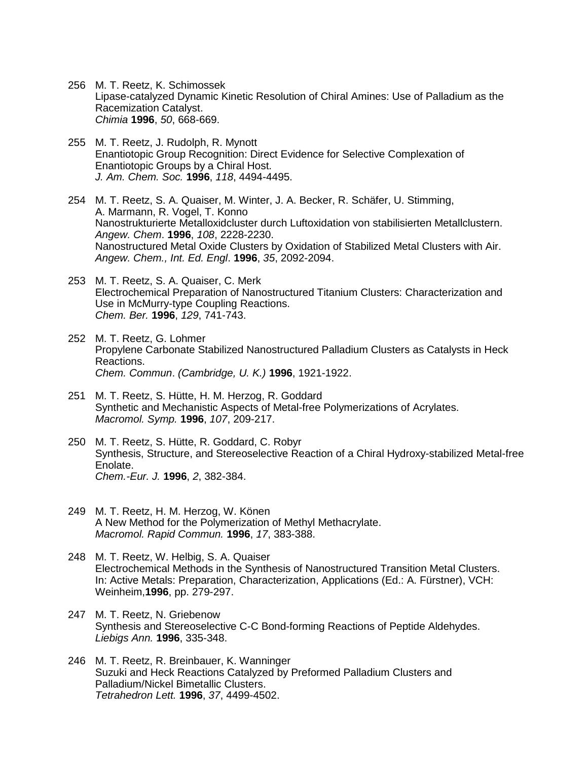256 M. T. Reetz, K. Schimossek
Lipase-catalyzed Dynamic Kinetic Resolution of Chiral Amines: Use of Palladium as the Racemization Catalyst.
*Chimia* **1996**, *50*, 668-669.

255 M. T. Reetz, J. Rudolph, R. Mynott
Enantiotopic Group Recognition: Direct Evidence for Selective Complexation of Enantiotopic Groups by a Chiral Host.
*J. Am. Chem. Soc.* **1996**, *118*, 4494-4495.

254 M. T. Reetz, S. A. Quaiser, M. Winter, J. A. Becker, R. Schäfer, U. Stimming, A. Marmann, R. Vogel, T. Konno
Nanostrukturierte Metalloxidcluster durch Luftoxidation von stabilisierten Metallclustern.
*Angew. Chem*. **1996**, *108*, 2228-2230.
Nanostructured Metal Oxide Clusters by Oxidation of Stabilized Metal Clusters with Air.
*Angew. Chem., Int. Ed. Engl*. **1996**, *35*, 2092-2094.

253 M. T. Reetz, S. A. Quaiser, C. Merk
Electrochemical Preparation of Nanostructured Titanium Clusters: Characterization and Use in McMurry-type Coupling Reactions.
*Chem. Ber.* **1996**, *129*, 741-743.

252 M. T. Reetz, G. Lohmer
Propylene Carbonate Stabilized Nanostructured Palladium Clusters as Catalysts in Heck Reactions.
*Chem. Commun*. *(Cambridge, U. K.)* **1996**, 1921-1922.

251 M. T. Reetz, S. Hütte, H. M. Herzog, R. Goddard
Synthetic and Mechanistic Aspects of Metal-free Polymerizations of Acrylates.
*Macromol. Symp.* **1996**, *107*, 209-217.

250 M. T. Reetz, S. Hütte, R. Goddard, C. Robyr
Synthesis, Structure, and Stereoselective Reaction of a Chiral Hydroxy-stabilized Metal-free Enolate.
*Chem.-Eur. J.* **1996**, *2*, 382-384.

249 M. T. Reetz, H. M. Herzog, W. Könen
A New Method for the Polymerization of Methyl Methacrylate.
*Macromol. Rapid Commun.* **1996**, *17*, 383-388.

248 M. T. Reetz, W. Helbig, S. A. Quaiser
Electrochemical Methods in the Synthesis of Nanostructured Transition Metal Clusters.
In: Active Metals: Preparation, Characterization, Applications (Ed.: A. Fürstner), VCH: Weinheim,**1996**, pp. 279-297.

247 M. T. Reetz, N. Griebenow
Synthesis and Stereoselective C-C Bond-forming Reactions of Peptide Aldehydes.
*Liebigs Ann.* **1996**, 335-348.

246 M. T. Reetz, R. Breinbauer, K. Wanninger
Suzuki and Heck Reactions Catalyzed by Preformed Palladium Clusters and Palladium/Nickel Bimetallic Clusters.
*Tetrahedron Lett.* **1996**, *37*, 4499-4502.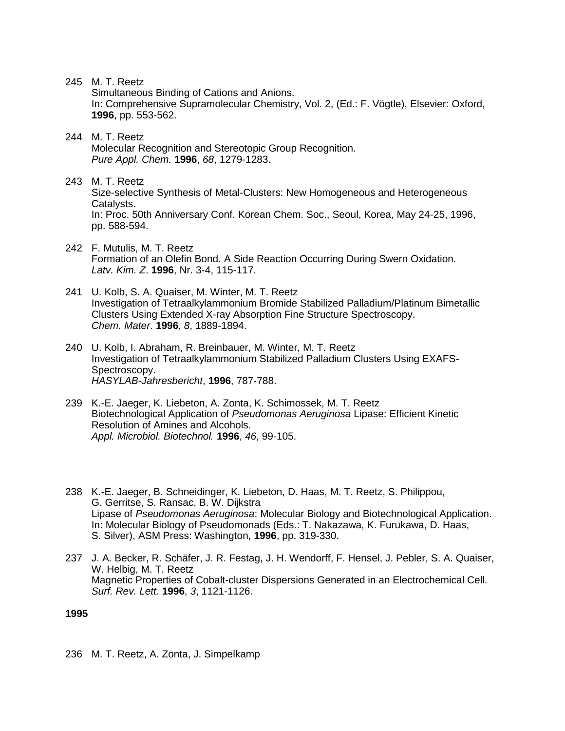245 M. T. Reetz
Simultaneous Binding of Cations and Anions.
In: Comprehensive Supramolecular Chemistry, Vol. 2, (Ed.: F. Vögtle), Elsevier: Oxford, **1996**, pp. 553-562.

244 M. T. Reetz
Molecular Recognition and Stereotopic Group Recognition.
*Pure Appl. Chem.* **1996**, *68*, 1279-1283.

243 M. T. Reetz
Size-selective Synthesis of Metal-Clusters: New Homogeneous and Heterogeneous Catalysts.
In: Proc. 50th Anniversary Conf. Korean Chem. Soc., Seoul, Korea, May 24-25, 1996, pp. 588-594.

242 F. Mutulis, M. T. Reetz
Formation of an Olefin Bond. A Side Reaction Occurring During Swern Oxidation.
*Latv. Kim. Z*. **1996**, Nr. 3-4, 115-117.

241 U. Kolb, S. A. Quaiser, M. Winter, M. T. Reetz
Investigation of Tetraalkylammonium Bromide Stabilized Palladium/Platinum Bimetallic Clusters Using Extended X-ray Absorption Fine Structure Spectroscopy.
*Chem. Mater*. **1996**, *8*, 1889-1894.

240 U. Kolb, I. Abraham, R. Breinbauer, M. Winter, M. T. Reetz
Investigation of Tetraalkylammonium Stabilized Palladium Clusters Using EXAFS-Spectroscopy.
*HASYLAB-Jahresbericht*, **1996**, 787-788.

239 K.-E. Jaeger, K. Liebeton, A. Zonta, K. Schimossek, M. T. Reetz
Biotechnological Application of *Pseudomonas Aeruginosa* Lipase: Efficient Kinetic Resolution of Amines and Alcohols.
*Appl. Microbiol. Biotechnol.* **1996**, *46*, 99-105.

238 K.-E. Jaeger, B. Schneidinger, K. Liebeton, D. Haas, M. T. Reetz, S. Philippou, G. Gerritse, S. Ransac, B. W. Dijkstra
Lipase of *Pseudomonas Aeruginosa*: Molecular Biology and Biotechnological Application.
In: Molecular Biology of Pseudomonads (Eds.: T. Nakazawa, K. Furukawa, D. Haas, S. Silver), ASM Press: Washington, **1996**, pp. 319-330.

237 J. A. Becker, R. Schäfer, J. R. Festag, J. H. Wendorff, F. Hensel, J. Pebler, S. A. Quaiser, W. Helbig, M. T. Reetz
Magnetic Properties of Cobalt-cluster Dispersions Generated in an Electrochemical Cell.
*Surf. Rev. Lett.* **1996**, *3*, 1121-1126.

**1995**

236 M. T. Reetz, A. Zonta, J. Simpelkamp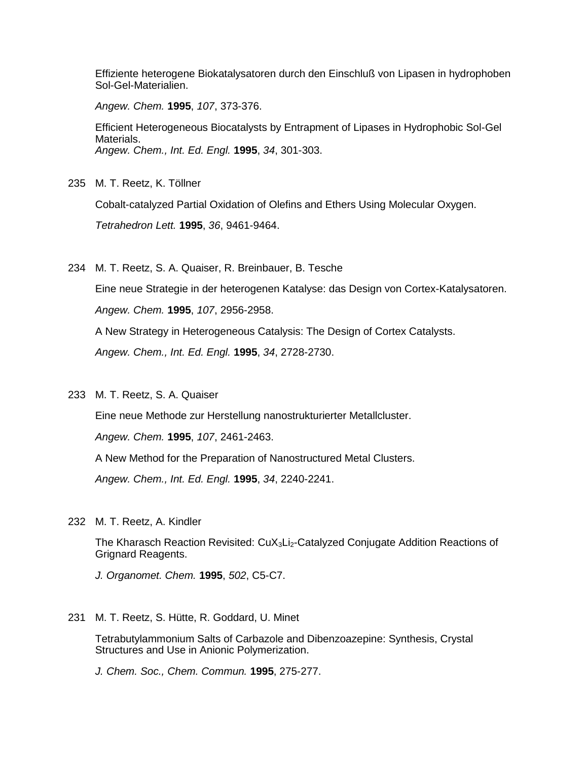Effiziente heterogene Biokatalysatoren durch den Einschluß von Lipasen in hydrophoben Sol-Gel-Materialien.

*Angew. Chem.* **1995**, *107*, 373-376.

Efficient Heterogeneous Biocatalysts by Entrapment of Lipases in Hydrophobic Sol-Gel Materials.
*Angew. Chem., Int. Ed. Engl.* **1995**, *34*, 301-303.

235 M. T. Reetz, K. Töllner

Cobalt-catalyzed Partial Oxidation of Olefins and Ethers Using Molecular Oxygen.

*Tetrahedron Lett.* **1995**, *36*, 9461-9464.

234 M. T. Reetz, S. A. Quaiser, R. Breinbauer, B. Tesche

Eine neue Strategie in der heterogenen Katalyse: das Design von Cortex-Katalysatoren.

*Angew. Chem.* **1995**, *107*, 2956-2958.

A New Strategy in Heterogeneous Catalysis: The Design of Cortex Catalysts.

*Angew. Chem., Int. Ed. Engl.* **1995**, *34*, 2728-2730.

233 M. T. Reetz, S. A. Quaiser

Eine neue Methode zur Herstellung nanostrukturierter Metallcluster.

*Angew. Chem.* **1995**, *107*, 2461-2463.

A New Method for the Preparation of Nanostructured Metal Clusters.

*Angew. Chem., Int. Ed. Engl.* **1995**, *34*, 2240-2241.

232 M. T. Reetz, A. Kindler

The Kharasch Reaction Revisited: $CuX_3Li_2$-Catalyzed Conjugate Addition Reactions of Grignard Reagents.

*J. Organomet. Chem.* **1995**, *502*, C5-C7.

231 M. T. Reetz, S. Hütte, R. Goddard, U. Minet

Tetrabutylammonium Salts of Carbazole and Dibenzoazepine: Synthesis, Crystal Structures and Use in Anionic Polymerization.

*J. Chem. Soc., Chem. Commun.* **1995**, 275-277.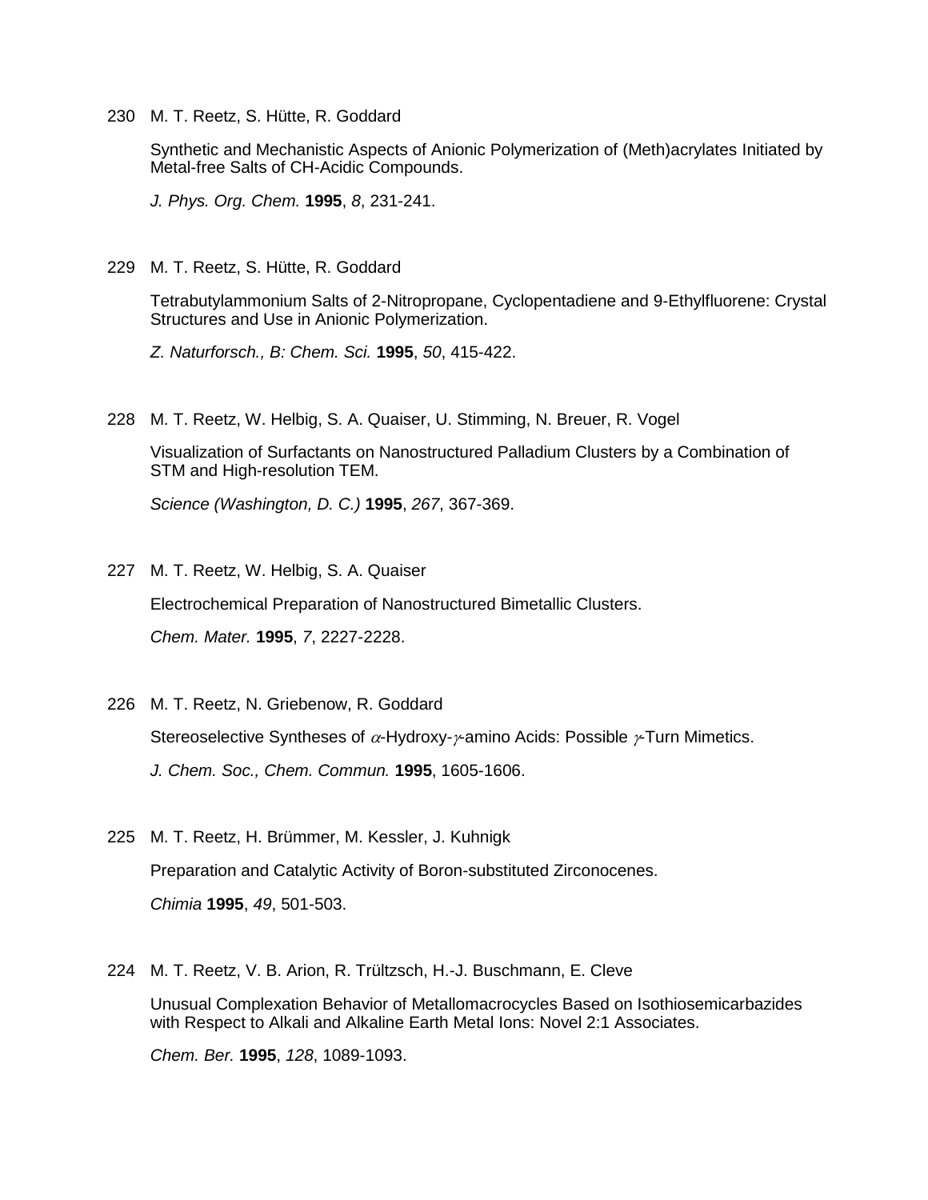230 M. T. Reetz, S. Hütte, R. Goddard

Synthetic and Mechanistic Aspects of Anionic Polymerization of (Meth)acrylates Initiated by Metal-free Salts of CH-Acidic Compounds.

*J. Phys. Org. Chem.* **1995**, *8*, 231-241.

229 M. T. Reetz, S. Hütte, R. Goddard

Tetrabutylammonium Salts of 2-Nitropropane, Cyclopentadiene and 9-Ethylfluorene: Crystal Structures and Use in Anionic Polymerization.

*Z. Naturforsch., B: Chem. Sci.* **1995**, *50*, 415-422.

228 M. T. Reetz, W. Helbig, S. A. Quaiser, U. Stimming, N. Breuer, R. Vogel

Visualization of Surfactants on Nanostructured Palladium Clusters by a Combination of STM and High-resolution TEM.

*Science (Washington, D. C.)* **1995**, *267*, 367-369.

227 M. T. Reetz, W. Helbig, S. A. Quaiser

Electrochemical Preparation of Nanostructured Bimetallic Clusters.

*Chem. Mater.* **1995**, *7*, 2227-2228.

226 M. T. Reetz, N. Griebenow, R. Goddard

Stereoselective Syntheses of $\alpha$-Hydroxy-$\gamma$-amino Acids: Possible $\gamma$-Turn Mimetics.

*J. Chem. Soc., Chem. Commun.* **1995**, 1605-1606.

225 M. T. Reetz, H. Brümmer, M. Kessler, J. Kuhnigk

Preparation and Catalytic Activity of Boron-substituted Zirconocenes.

*Chimia* **1995**, *49*, 501-503.

224 M. T. Reetz, V. B. Arion, R. Trültzsch, H.-J. Buschmann, E. Cleve

Unusual Complexation Behavior of Metallomacrocycles Based on Isothiosemicarbazides with Respect to Alkali and Alkaline Earth Metal Ions: Novel 2:1 Associates.

*Chem. Ber.* **1995**, *128*, 1089-1093.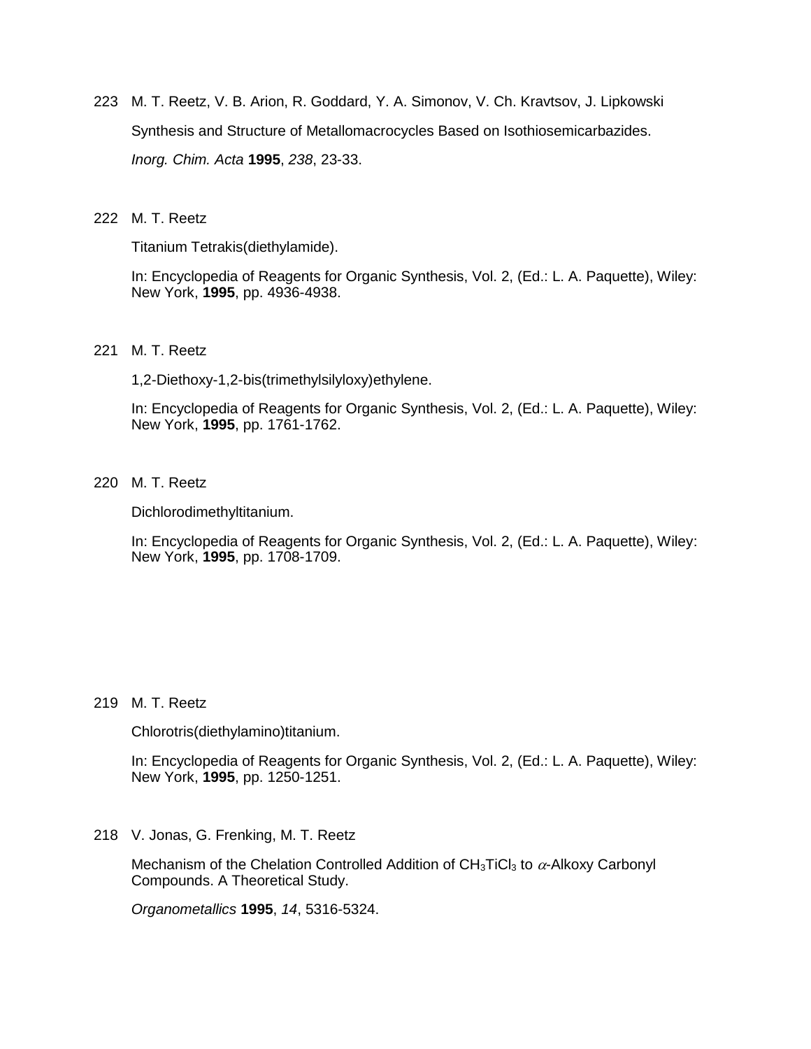223 M. T. Reetz, V. B. Arion, R. Goddard, Y. A. Simonov, V. Ch. Kravtsov, J. Lipkowski

Synthesis and Structure of Metallomacrocycles Based on Isothiosemicarbazides.

*Inorg. Chim. Acta* **1995**, *238*, 23-33.

222 M. T. Reetz

Titanium Tetrakis(diethylamide).

In: Encyclopedia of Reagents for Organic Synthesis, Vol. 2, (Ed.: L. A. Paquette), Wiley: New York, **1995**, pp. 4936-4938.

221 M. T. Reetz

1,2-Diethoxy-1,2-bis(trimethylsilyloxy)ethylene.

In: Encyclopedia of Reagents for Organic Synthesis, Vol. 2, (Ed.: L. A. Paquette), Wiley: New York, **1995**, pp. 1761-1762.

220 M. T. Reetz

Dichlorodimethyltitanium.

In: Encyclopedia of Reagents for Organic Synthesis, Vol. 2, (Ed.: L. A. Paquette), Wiley: New York, **1995**, pp. 1708-1709.

219 M. T. Reetz

Chlorotris(diethylamino)titanium.

In: Encyclopedia of Reagents for Organic Synthesis, Vol. 2, (Ed.: L. A. Paquette), Wiley: New York, **1995**, pp. 1250-1251.

218 V. Jonas, G. Frenking, M. T. Reetz

Mechanism of the Chelation Controlled Addition of $CH_3TiCl_3$ to $\alpha$-Alkoxy Carbonyl Compounds. A Theoretical Study.

*Organometallics* **1995**, *14*, 5316-5324.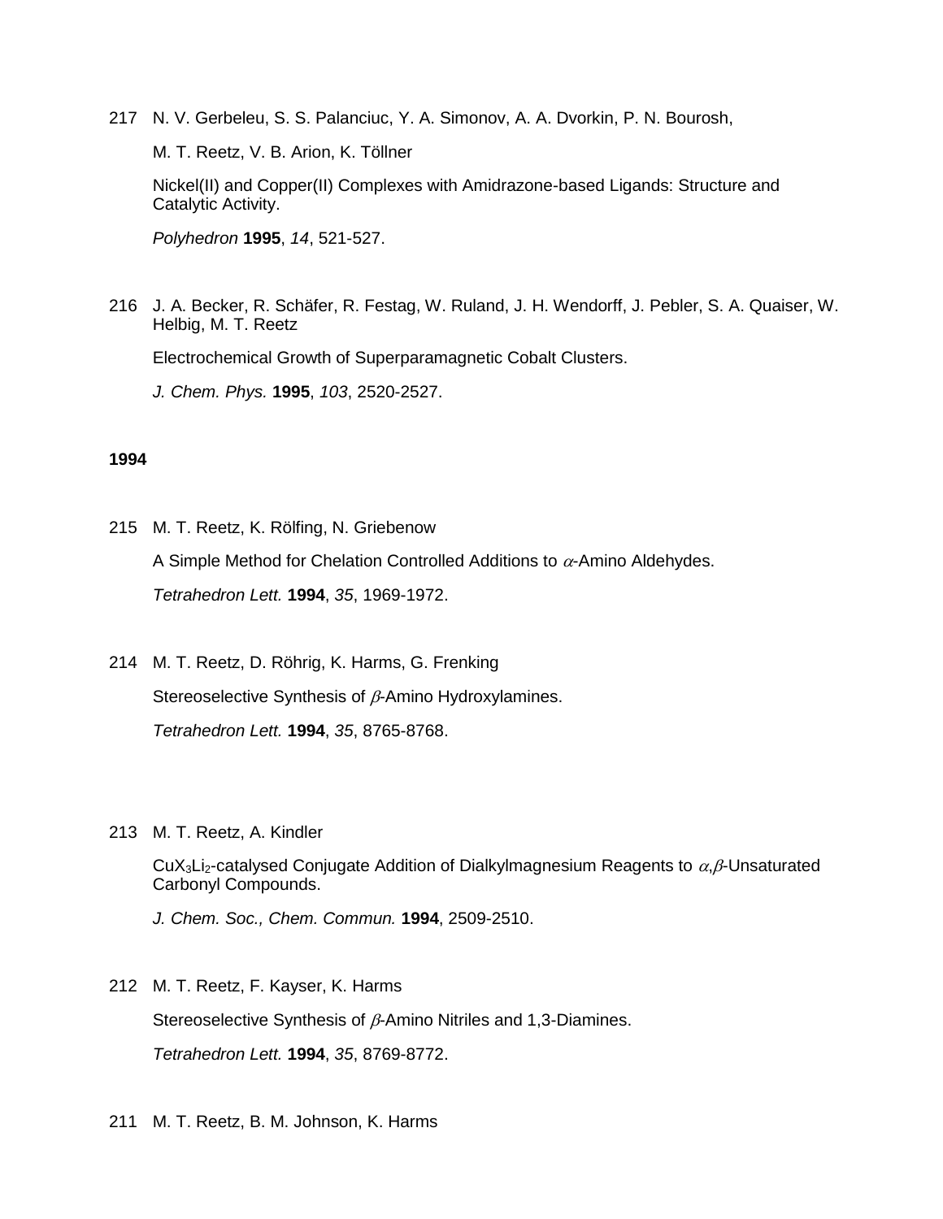217 N. V. Gerbeleu, S. S. Palanciuc, Y. A. Simonov, A. A. Dvorkin, P. N. Bourosh, M. T. Reetz, V. B. Arion, K. Töllner

Nickel(II) and Copper(II) Complexes with Amidrazone-based Ligands: Structure and Catalytic Activity.

*Polyhedron* **1995**, *14*, 521-527.

216 J. A. Becker, R. Schäfer, R. Festag, W. Ruland, J. H. Wendorff, J. Pebler, S. A. Quaiser, W. Helbig, M. T. Reetz

Electrochemical Growth of Superparamagnetic Cobalt Clusters.

*J. Chem. Phys.* **1995**, *103*, 2520-2527.

**1994**

215 M. T. Reetz, K. Rölfing, N. Griebenow

A Simple Method for Chelation Controlled Additions to $\alpha$-Amino Aldehydes.

*Tetrahedron Lett.* **1994**, *35*, 1969-1972.

214 M. T. Reetz, D. Röhrig, K. Harms, G. Frenking

Stereoselective Synthesis of $\beta$-Amino Hydroxylamines.

*Tetrahedron Lett.* **1994**, *35*, 8765-8768.

213 M. T. Reetz, A. Kindler

$CuX_3Li_2$-catalysed Conjugate Addition of Dialkylmagnesium Reagents to $\alpha$,$\beta$-Unsaturated Carbonyl Compounds.

*J. Chem. Soc., Chem. Commun.* **1994**, 2509-2510.

212 M. T. Reetz, F. Kayser, K. Harms

Stereoselective Synthesis of $\beta$-Amino Nitriles and 1,3-Diamines.

*Tetrahedron Lett.* **1994**, *35*, 8769-8772.

211 M. T. Reetz, B. M. Johnson, K. Harms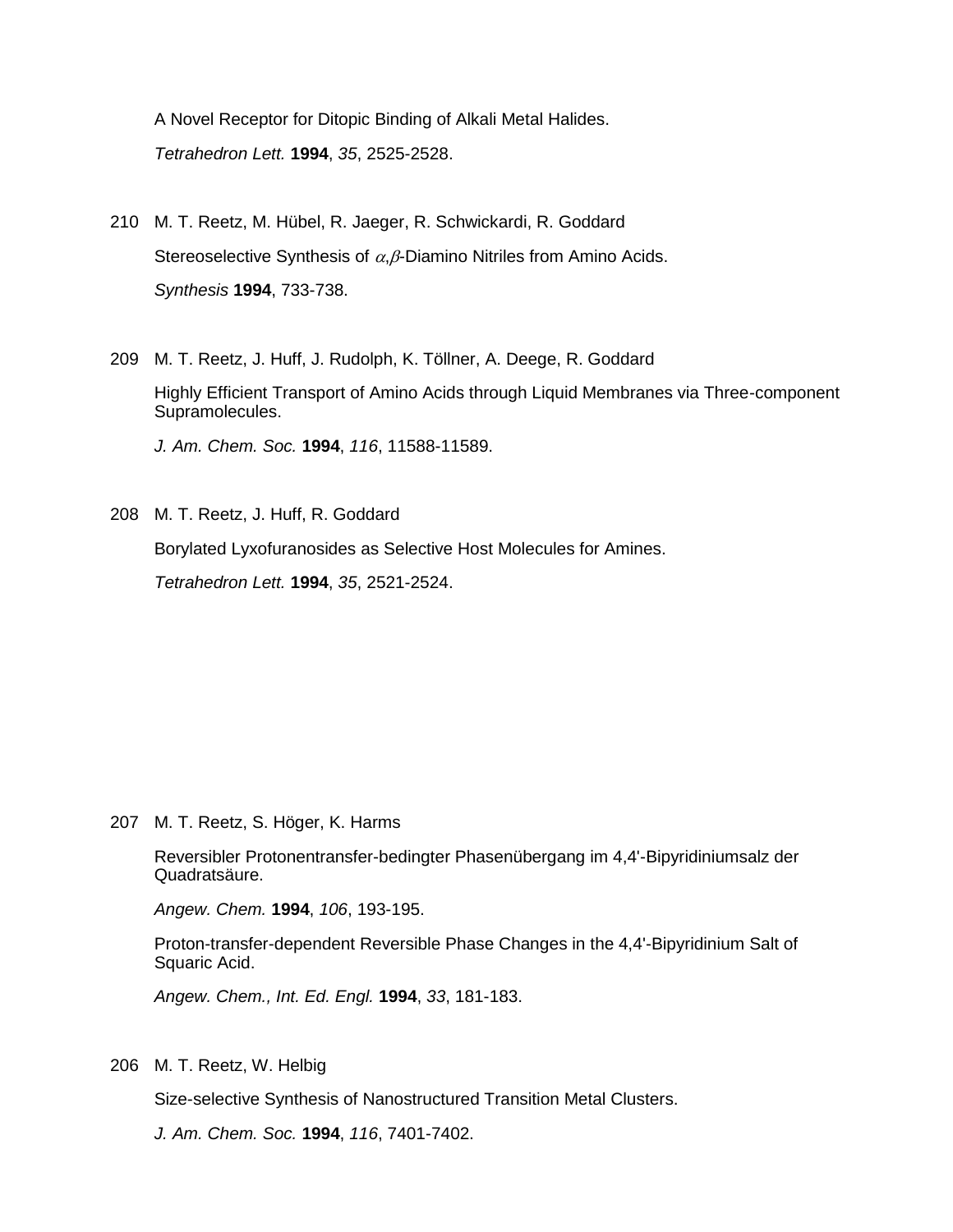A Novel Receptor for Ditopic Binding of Alkali Metal Halides.

*Tetrahedron Lett.* **1994**, *35*, 2525-2528.

210 M. T. Reetz, M. Hübel, R. Jaeger, R. Schwickardi, R. Goddard

Stereoselective Synthesis of $\alpha,\beta$-Diamino Nitriles from Amino Acids.

*Synthesis* **1994**, 733-738.

209 M. T. Reetz, J. Huff, J. Rudolph, K. Töllner, A. Deege, R. Goddard

Highly Efficient Transport of Amino Acids through Liquid Membranes via Three-component Supramolecules.

*J. Am. Chem. Soc.* **1994**, *116*, 11588-11589.

208 M. T. Reetz, J. Huff, R. Goddard

Borylated Lyxofuranosides as Selective Host Molecules for Amines.

*Tetrahedron Lett.* **1994**, *35*, 2521-2524.

207 M. T. Reetz, S. Höger, K. Harms

Reversibler Protonentransfer-bedingter Phasenübergang im 4,4'-Bipyridiniumsalz der Quadratsäure.

*Angew. Chem.* **1994**, *106*, 193-195.

Proton-transfer-dependent Reversible Phase Changes in the 4,4'-Bipyridinium Salt of Squaric Acid.

*Angew. Chem., Int. Ed. Engl.* **1994**, *33*, 181-183.

206 M. T. Reetz, W. Helbig

Size-selective Synthesis of Nanostructured Transition Metal Clusters.

*J. Am. Chem. Soc.* **1994**, *116*, 7401-7402.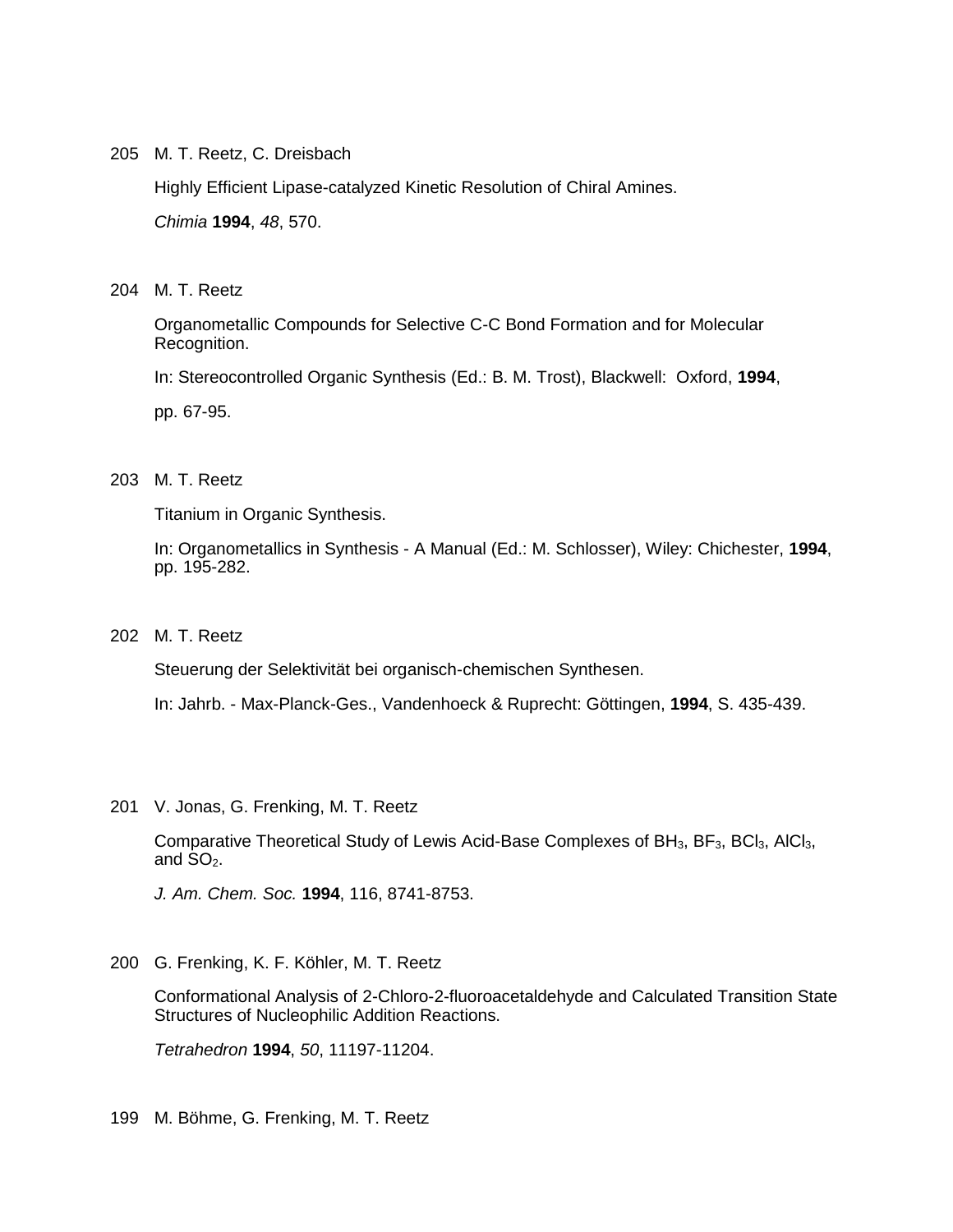205 M. T. Reetz, C. Dreisbach

Highly Efficient Lipase-catalyzed Kinetic Resolution of Chiral Amines.

*Chimia* **1994**, *48*, 570.

204 M. T. Reetz

Organometallic Compounds for Selective C-C Bond Formation and for Molecular Recognition.

In: Stereocontrolled Organic Synthesis (Ed.: B. M. Trost), Blackwell: Oxford, **1994**,

pp. 67-95.

203 M. T. Reetz

Titanium in Organic Synthesis.

In: Organometallics in Synthesis - A Manual (Ed.: M. Schlosser), Wiley: Chichester, **1994**, pp. 195-282.

202 M. T. Reetz

Steuerung der Selektivität bei organisch-chemischen Synthesen.

In: Jahrb. - Max-Planck-Ges., Vandenhoeck & Ruprecht: Göttingen, **1994**, S. 435-439.

201 V. Jonas, G. Frenking, M. T. Reetz

Comparative Theoretical Study of Lewis Acid-Base Complexes of $BH_3$, $BF_3$, $BCl_3$, $AlCl_3$, and $SO_2$.

*J. Am. Chem. Soc.* **1994**, 116, 8741-8753.

200 G. Frenking, K. F. Köhler, M. T. Reetz

Conformational Analysis of 2-Chloro-2-fluoroacetaldehyde and Calculated Transition State Structures of Nucleophilic Addition Reactions.

*Tetrahedron* **1994**, *50*, 11197-11204.

199 M. Böhme, G. Frenking, M. T. Reetz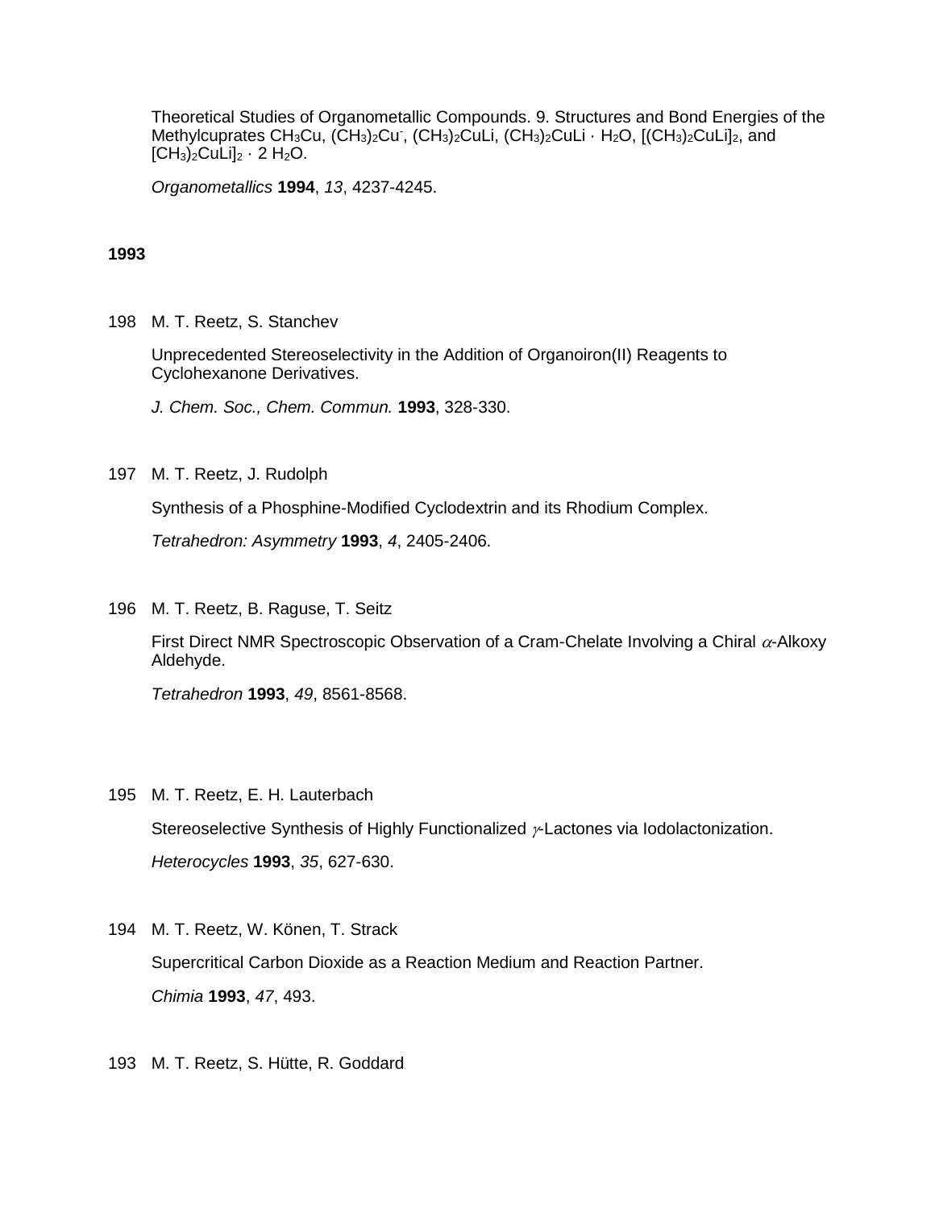Theoretical Studies of Organometallic Compounds. 9. Structures and Bond Energies of the Methylcuprates $CH_3Cu$, $(CH_3)_2Cu^-$, $(CH_3)_2CuLi$, $(CH_3)_2CuLi \cdot H_2O$, $[(CH_3)_2CuLi]_2$, and $[CH_3)_2CuLi]_2 \cdot 2\ H_2O$.

*Organometallics* **1994**, *13*, 4237-4245.

**1993**

198 M. T. Reetz, S. Stanchev

Unprecedented Stereoselectivity in the Addition of Organoiron(II) Reagents to Cyclohexanone Derivatives.

*J. Chem. Soc., Chem. Commun.* **1993**, 328-330.

197 M. T. Reetz, J. Rudolph

Synthesis of a Phosphine-Modified Cyclodextrin and its Rhodium Complex.

*Tetrahedron: Asymmetry* **1993**, *4*, 2405-2406.

196 M. T. Reetz, B. Raguse, T. Seitz

First Direct NMR Spectroscopic Observation of a Cram-Chelate Involving a Chiral $\alpha$-Alkoxy Aldehyde.

*Tetrahedron* **1993**, *49*, 8561-8568.

195 M. T. Reetz, E. H. Lauterbach

Stereoselective Synthesis of Highly Functionalized $\gamma$-Lactones via Iodolactonization.

*Heterocycles* **1993**, *35*, 627-630.

194 M. T. Reetz, W. Könen, T. Strack

Supercritical Carbon Dioxide as a Reaction Medium and Reaction Partner.

*Chimia* **1993**, *47*, 493.

193 M. T. Reetz, S. Hütte, R. Goddard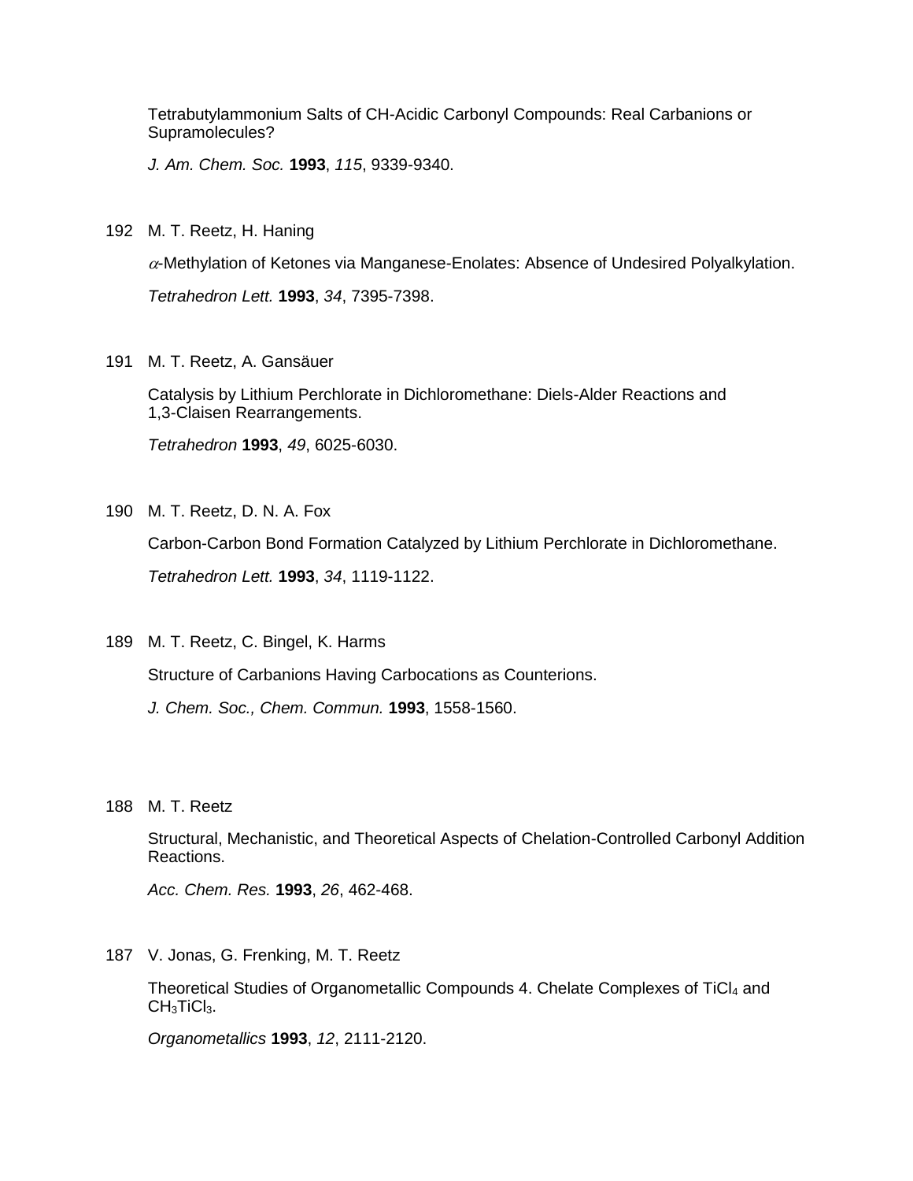Tetrabutylammonium Salts of CH-Acidic Carbonyl Compounds: Real Carbanions or Supramolecules?

*J. Am. Chem. Soc.* **1993**, *115*, 9339-9340.

192 M. T. Reetz, H. Haning

$\alpha$-Methylation of Ketones via Manganese-Enolates: Absence of Undesired Polyalkylation.

*Tetrahedron Lett.* **1993**, *34*, 7395-7398.

191 M. T. Reetz, A. Gansäuer

Catalysis by Lithium Perchlorate in Dichloromethane: Diels-Alder Reactions and 1,3-Claisen Rearrangements.

*Tetrahedron* **1993**, *49*, 6025-6030.

190 M. T. Reetz, D. N. A. Fox

Carbon-Carbon Bond Formation Catalyzed by Lithium Perchlorate in Dichloromethane.

*Tetrahedron Lett.* **1993**, *34*, 1119-1122.

189 M. T. Reetz, C. Bingel, K. Harms

Structure of Carbanions Having Carbocations as Counterions.

*J. Chem. Soc., Chem. Commun.* **1993**, 1558-1560.

188 M. T. Reetz

Structural, Mechanistic, and Theoretical Aspects of Chelation-Controlled Carbonyl Addition Reactions.

*Acc. Chem. Res.* **1993**, *26*, 462-468.

187 V. Jonas, G. Frenking, M. T. Reetz

Theoretical Studies of Organometallic Compounds 4. Chelate Complexes of $TiCl_4$ and $CH_3TiCl_3$.

*Organometallics* **1993**, *12*, 2111-2120.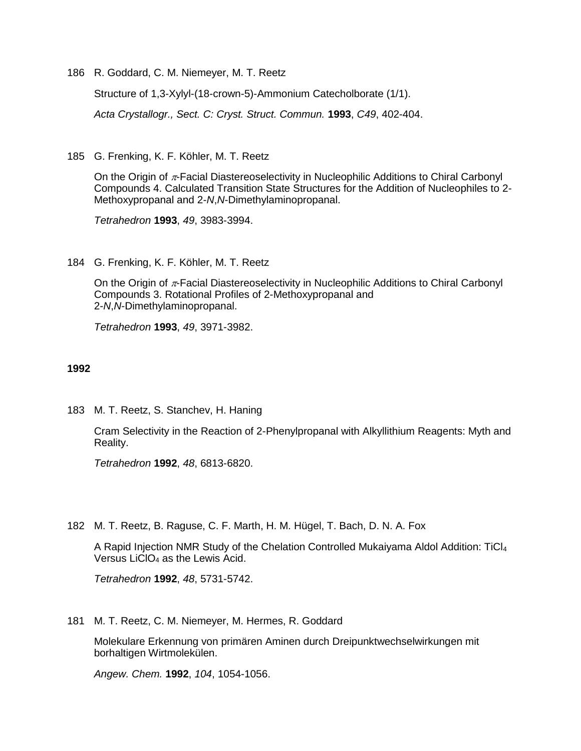186 R. Goddard, C. M. Niemeyer, M. T. Reetz

Structure of 1,3-Xylyl-(18-crown-5)-Ammonium Catecholborate (1/1).

*Acta Crystallogr., Sect. C: Cryst. Struct. Commun.* **1993**, *C49*, 402-404.

185 G. Frenking, K. F. Köhler, M. T. Reetz

On the Origin of $\pi$-Facial Diastereoselectivity in Nucleophilic Additions to Chiral Carbonyl Compounds 4. Calculated Transition State Structures for the Addition of Nucleophiles to 2-Methoxypropanal and 2-*N*,*N*-Dimethylaminopropanal.

*Tetrahedron* **1993**, *49*, 3983-3994.

184 G. Frenking, K. F. Köhler, M. T. Reetz

On the Origin of $\pi$-Facial Diastereoselectivity in Nucleophilic Additions to Chiral Carbonyl Compounds 3. Rotational Profiles of 2-Methoxypropanal and 2-*N*,*N*-Dimethylaminopropanal.

*Tetrahedron* **1993**, *49*, 3971-3982.

**1992**

183 M. T. Reetz, S. Stanchev, H. Haning

Cram Selectivity in the Reaction of 2-Phenylpropanal with Alkyllithium Reagents: Myth and Reality.

*Tetrahedron* **1992**, *48*, 6813-6820.

182 M. T. Reetz, B. Raguse, C. F. Marth, H. M. Hügel, T. Bach, D. N. A. Fox

A Rapid Injection NMR Study of the Chelation Controlled Mukaiyama Aldol Addition: $TiCl_4$ Versus $LiClO_4$ as the Lewis Acid.

*Tetrahedron* **1992**, *48*, 5731-5742.

181 M. T. Reetz, C. M. Niemeyer, M. Hermes, R. Goddard

Molekulare Erkennung von primären Aminen durch Dreipunktwechselwirkungen mit borhaltigen Wirtmolekülen.

*Angew. Chem.* **1992**, *104*, 1054-1056.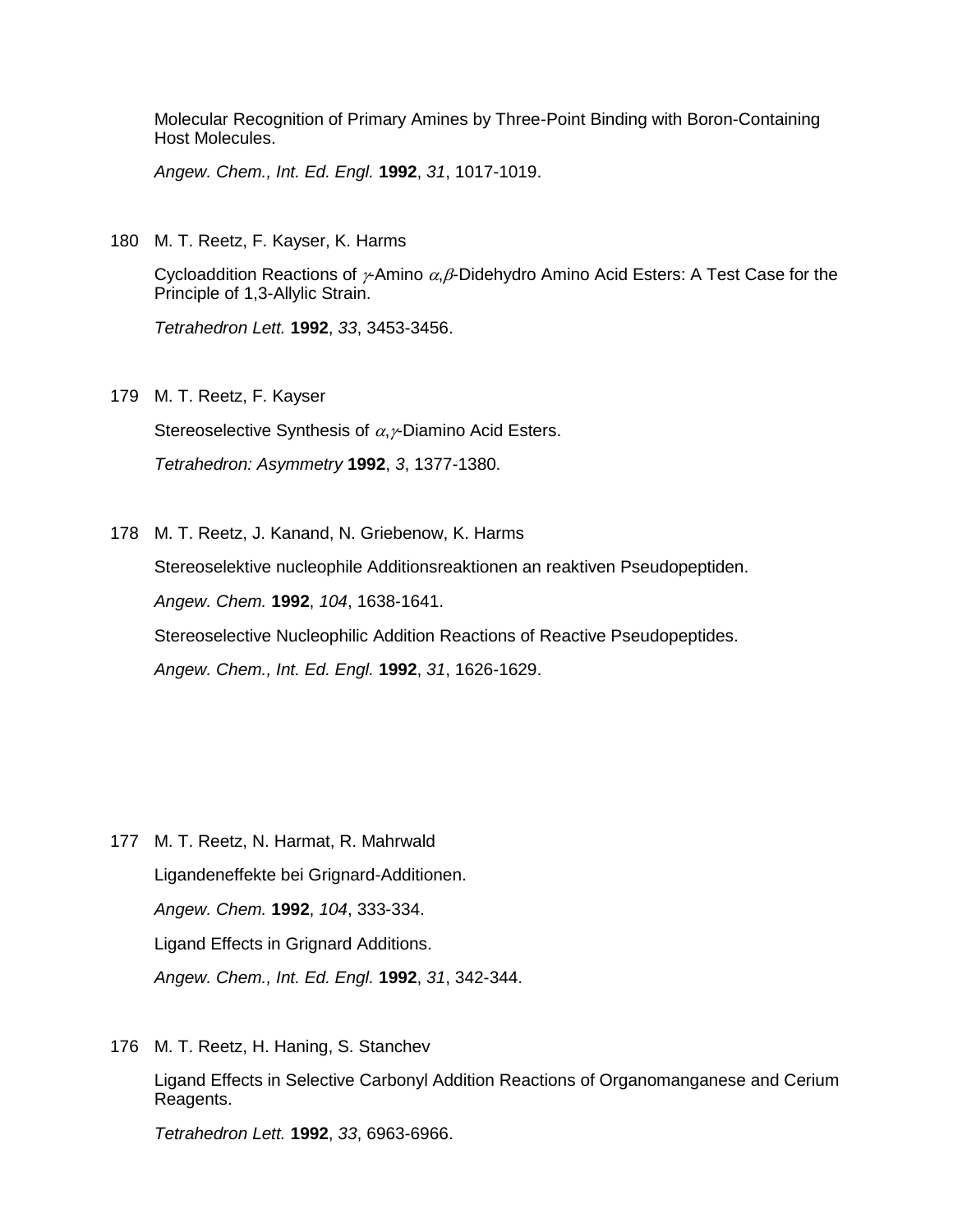Molecular Recognition of Primary Amines by Three-Point Binding with Boron-Containing Host Molecules.

*Angew. Chem., Int. Ed. Engl.* **1992**, *31*, 1017-1019.

180 M. T. Reetz, F. Kayser, K. Harms

Cycloaddition Reactions of $\gamma$-Amino $\alpha,\beta$-Didehydro Amino Acid Esters: A Test Case for the Principle of 1,3-Allylic Strain.

*Tetrahedron Lett.* **1992**, *33*, 3453-3456.

179 M. T. Reetz, F. Kayser

Stereoselective Synthesis of $\alpha,\gamma$-Diamino Acid Esters.

*Tetrahedron: Asymmetry* **1992**, *3*, 1377-1380.

178 M. T. Reetz, J. Kanand, N. Griebenow, K. Harms

Stereoselektive nucleophile Additionsreaktionen an reaktiven Pseudopeptiden.

*Angew. Chem.* **1992**, *104*, 1638-1641.

Stereoselective Nucleophilic Addition Reactions of Reactive Pseudopeptides.

*Angew. Chem., Int. Ed. Engl.* **1992**, *31*, 1626-1629.

177 M. T. Reetz, N. Harmat, R. Mahrwald

Ligandeneffekte bei Grignard-Additionen.

*Angew. Chem.* **1992**, *104*, 333-334.

Ligand Effects in Grignard Additions.

*Angew. Chem., Int. Ed. Engl.* **1992**, *31*, 342-344.

176 M. T. Reetz, H. Haning, S. Stanchev

Ligand Effects in Selective Carbonyl Addition Reactions of Organomanganese and Cerium Reagents.

*Tetrahedron Lett.* **1992**, *33*, 6963-6966.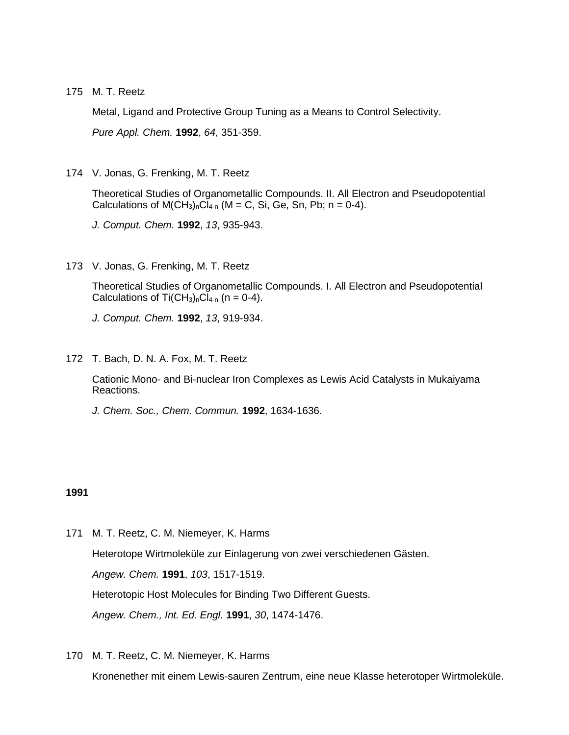175 M. T. Reetz

Metal, Ligand and Protective Group Tuning as a Means to Control Selectivity.

*Pure Appl. Chem.* **1992**, *64*, 351-359.

174 V. Jonas, G. Frenking, M. T. Reetz

Theoretical Studies of Organometallic Compounds. II. All Electron and Pseudopotential Calculations of $M(CH_3)_nCl_{4-n}$ (M = C, Si, Ge, Sn, Pb; n = 0-4).

*J. Comput. Chem.* **1992**, *13*, 935-943.

173 V. Jonas, G. Frenking, M. T. Reetz

Theoretical Studies of Organometallic Compounds. I. All Electron and Pseudopotential Calculations of $Ti(CH_3)_nCl_{4-n}$ (n = 0-4).

*J. Comput. Chem.* **1992**, *13*, 919-934.

172 T. Bach, D. N. A. Fox, M. T. Reetz

Cationic Mono- and Bi-nuclear Iron Complexes as Lewis Acid Catalysts in Mukaiyama Reactions.

*J. Chem. Soc., Chem. Commun.* **1992**, 1634-1636.

**1991**

171 M. T. Reetz, C. M. Niemeyer, K. Harms

Heterotope Wirtmoleküle zur Einlagerung von zwei verschiedenen Gästen.

*Angew. Chem.* **1991**, *103*, 1517-1519.

Heterotopic Host Molecules for Binding Two Different Guests.

*Angew. Chem., Int. Ed. Engl.* **1991**, *30*, 1474-1476.

170 M. T. Reetz, C. M. Niemeyer, K. Harms

Kronenether mit einem Lewis-sauren Zentrum, eine neue Klasse heterotoper Wirtmoleküle.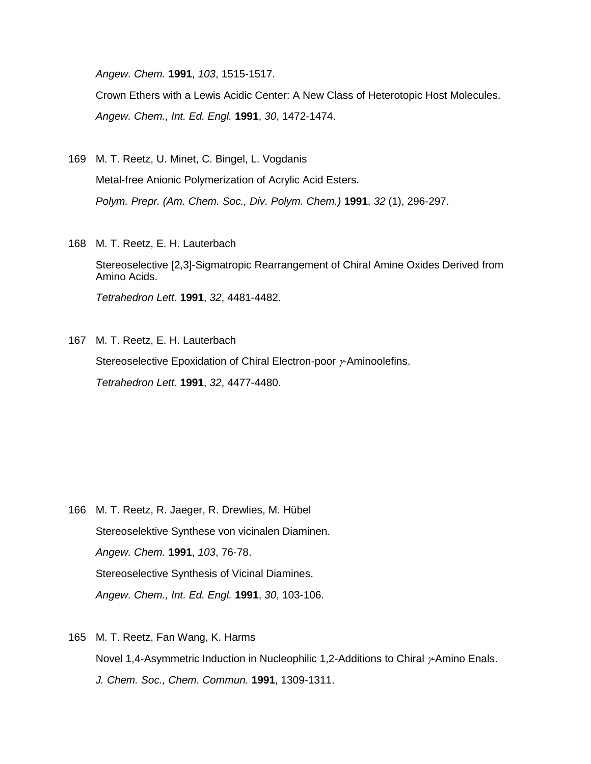*Angew. Chem.* **1991**, *103*, 1515-1517.

Crown Ethers with a Lewis Acidic Center: A New Class of Heterotopic Host Molecules.

*Angew. Chem., Int. Ed. Engl.* **1991**, *30*, 1472-1474.

169 M. T. Reetz, U. Minet, C. Bingel, L. Vogdanis

Metal-free Anionic Polymerization of Acrylic Acid Esters.

*Polym. Prepr. (Am. Chem. Soc., Div. Polym. Chem.)* **1991**, *32* (1), 296-297.

168 M. T. Reetz, E. H. Lauterbach

Stereoselective [2,3]-Sigmatropic Rearrangement of Chiral Amine Oxides Derived from Amino Acids.

*Tetrahedron Lett.* **1991**, *32*, 4481-4482.

167 M. T. Reetz, E. H. Lauterbach

Stereoselective Epoxidation of Chiral Electron-poor $\gamma$-Aminoolefins.

*Tetrahedron Lett.* **1991**, *32*, 4477-4480.

166 M. T. Reetz, R. Jaeger, R. Drewlies, M. Hübel

Stereoselektive Synthese von vicinalen Diaminen.

*Angew. Chem.* **1991**, *103*, 76-78.

Stereoselective Synthesis of Vicinal Diamines.

*Angew. Chem., Int. Ed. Engl.* **1991**, *30*, 103-106.

165 M. T. Reetz, Fan Wang, K. Harms

Novel 1,4-Asymmetric Induction in Nucleophilic 1,2-Additions to Chiral $\gamma$-Amino Enals.

*J. Chem. Soc., Chem. Commun.* **1991**, 1309-1311.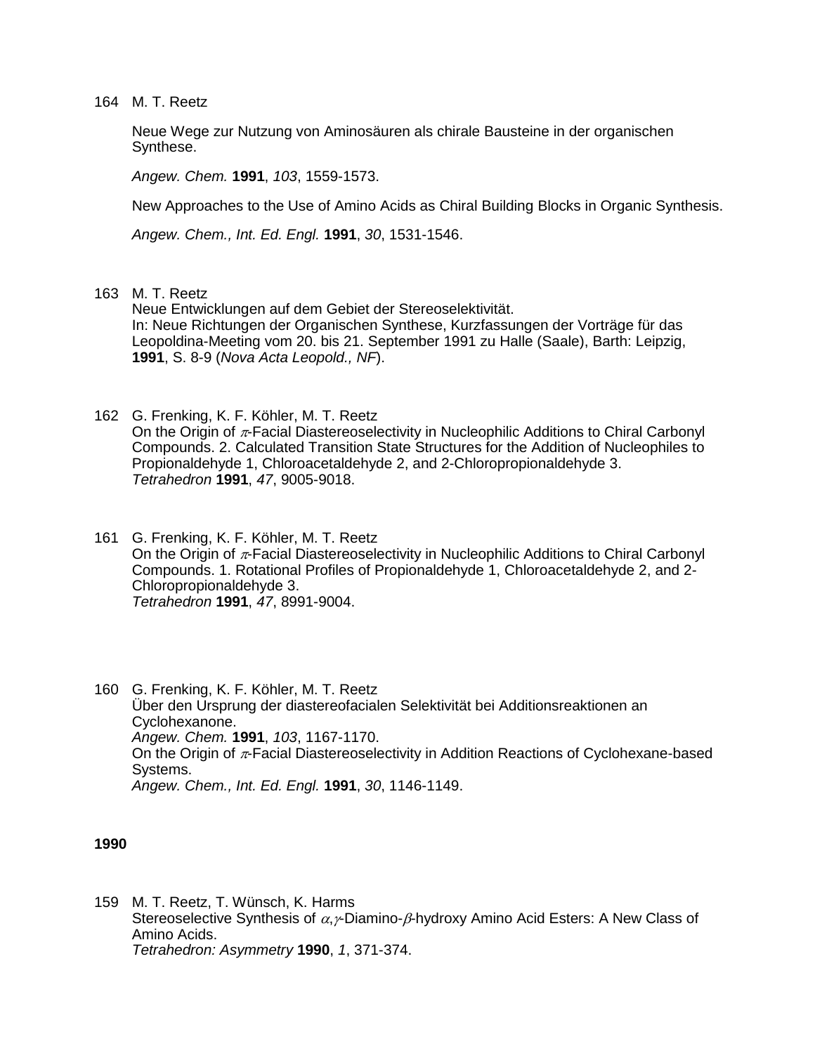164 M. T. Reetz

Neue Wege zur Nutzung von Aminosäuren als chirale Bausteine in der organischen Synthese.

*Angew. Chem.* **1991**, *103*, 1559-1573.

New Approaches to the Use of Amino Acids as Chiral Building Blocks in Organic Synthesis.

*Angew. Chem., Int. Ed. Engl.* **1991**, *30*, 1531-1546.

163 M. T. Reetz
Neue Entwicklungen auf dem Gebiet der Stereoselektivität.
In: Neue Richtungen der Organischen Synthese, Kurzfassungen der Vorträge für das Leopoldina-Meeting vom 20. bis 21. September 1991 zu Halle (Saale), Barth: Leipzig, **1991**, S. 8-9 (*Nova Acta Leopold., NF*).

162 G. Frenking, K. F. Köhler, M. T. Reetz
On the Origin of $\pi$-Facial Diastereoselectivity in Nucleophilic Additions to Chiral Carbonyl Compounds. 2. Calculated Transition State Structures for the Addition of Nucleophiles to Propionaldehyde 1, Chloroacetaldehyde 2, and 2-Chloropropionaldehyde 3.
*Tetrahedron* **1991**, *47*, 9005-9018.

161 G. Frenking, K. F. Köhler, M. T. Reetz
On the Origin of $\pi$-Facial Diastereoselectivity in Nucleophilic Additions to Chiral Carbonyl Compounds. 1. Rotational Profiles of Propionaldehyde 1, Chloroacetaldehyde 2, and 2-Chloropropionaldehyde 3.
*Tetrahedron* **1991**, *47*, 8991-9004.

160 G. Frenking, K. F. Köhler, M. T. Reetz
Über den Ursprung der diastereofacialen Selektivität bei Additionsreaktionen an Cyclohexanone.
*Angew. Chem.* **1991**, *103*, 1167-1170.
On the Origin of $\pi$-Facial Diastereoselectivity in Addition Reactions of Cyclohexane-based Systems.
*Angew. Chem., Int. Ed. Engl.* **1991**, *30*, 1146-1149.

**1990**

159 M. T. Reetz, T. Wünsch, K. Harms
Stereoselective Synthesis of $\alpha,\gamma$-Diamino-$\beta$-hydroxy Amino Acid Esters: A New Class of Amino Acids.
*Tetrahedron: Asymmetry* **1990**, *1*, 371-374.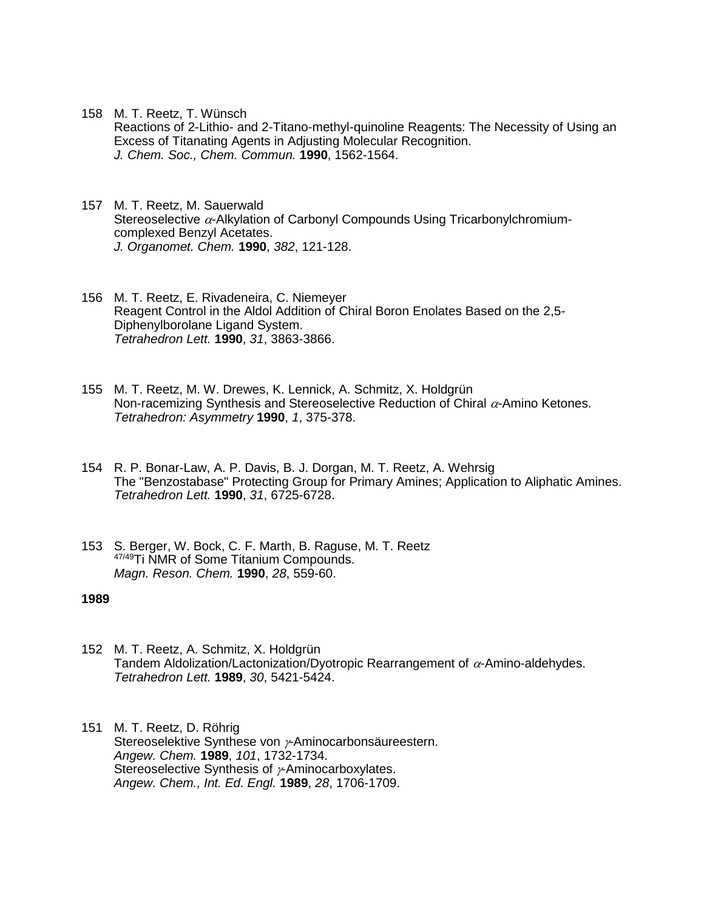158 M. T. Reetz, T. Wünsch
Reactions of 2-Lithio- and 2-Titano-methyl-quinoline Reagents: The Necessity of Using an Excess of Titanating Agents in Adjusting Molecular Recognition.
*J. Chem. Soc., Chem. Commun.* **1990**, 1562-1564.

157 M. T. Reetz, M. Sauerwald
Stereoselective $\alpha$-Alkylation of Carbonyl Compounds Using Tricarbonylchromium-complexed Benzyl Acetates.
*J. Organomet. Chem.* **1990**, *382*, 121-128.

156 M. T. Reetz, E. Rivadeneira, C. Niemeyer
Reagent Control in the Aldol Addition of Chiral Boron Enolates Based on the 2,5-Diphenylborolane Ligand System.
*Tetrahedron Lett.* **1990**, *31*, 3863-3866.

155 M. T. Reetz, M. W. Drewes, K. Lennick, A. Schmitz, X. Holdgrün
Non-racemizing Synthesis and Stereoselective Reduction of Chiral $\alpha$-Amino Ketones.
*Tetrahedron: Asymmetry* **1990**, *1*, 375-378.

154 R. P. Bonar-Law, A. P. Davis, B. J. Dorgan, M. T. Reetz, A. Wehrsig
The "Benzostabase" Protecting Group for Primary Amines; Application to Aliphatic Amines.
*Tetrahedron Lett.* **1990**, *31*, 6725-6728.

153 S. Berger, W. Bock, C. F. Marth, B. Raguse, M. T. Reetz
$^{47/49}$Ti NMR of Some Titanium Compounds.
*Magn. Reson. Chem.* **1990**, *28*, 559-60.

**1989**

152 M. T. Reetz, A. Schmitz, X. Holdgrün
Tandem Aldolization/Lactonization/Dyotropic Rearrangement of $\alpha$-Amino-aldehydes.
*Tetrahedron Lett.* **1989**, *30*, 5421-5424.

151 M. T. Reetz, D. Röhrig
Stereoselektive Synthese von $\gamma$-Aminocarbonsäureestern.
*Angew. Chem.* **1989**, *101*, 1732-1734.
Stereoselective Synthesis of $\gamma$-Aminocarboxylates.
*Angew. Chem., Int. Ed. Engl.* **1989**, *28*, 1706-1709.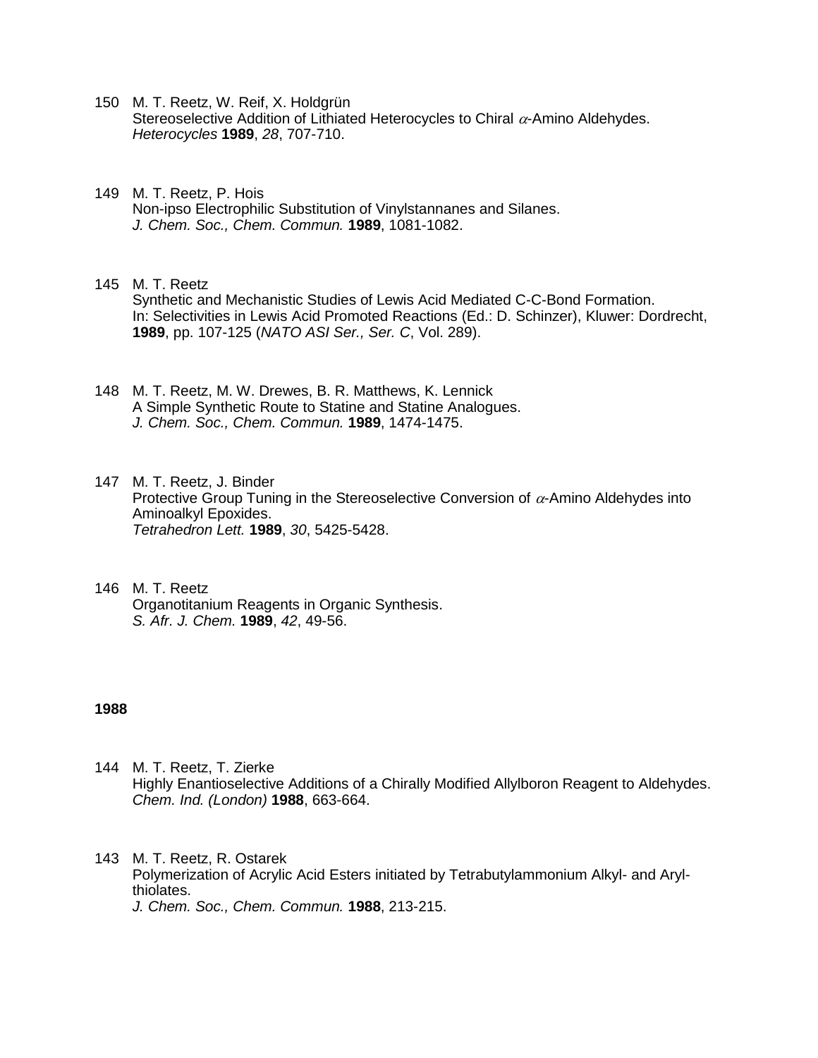150 M. T. Reetz, W. Reif, X. Holdgrün
Stereoselective Addition of Lithiated Heterocycles to Chiral $\alpha$-Amino Aldehydes.
*Heterocycles* **1989**, *28*, 707-710.

149 M. T. Reetz, P. Hois
Non-ipso Electrophilic Substitution of Vinylstannanes and Silanes.
*J. Chem. Soc., Chem. Commun.* **1989**, 1081-1082.

145 M. T. Reetz
Synthetic and Mechanistic Studies of Lewis Acid Mediated C-C-Bond Formation.
In: Selectivities in Lewis Acid Promoted Reactions (Ed.: D. Schinzer), Kluwer: Dordrecht, **1989**, pp. 107-125 (*NATO ASI Ser., Ser. C*, Vol. 289).

148 M. T. Reetz, M. W. Drewes, B. R. Matthews, K. Lennick
A Simple Synthetic Route to Statine and Statine Analogues.
*J. Chem. Soc., Chem. Commun.* **1989**, 1474-1475.

147 M. T. Reetz, J. Binder
Protective Group Tuning in the Stereoselective Conversion of $\alpha$-Amino Aldehydes into Aminoalkyl Epoxides.
*Tetrahedron Lett.* **1989**, *30*, 5425-5428.

146 M. T. Reetz
Organotitanium Reagents in Organic Synthesis.
*S. Afr. J. Chem.* **1989**, *42*, 49-56.

**1988**

144 M. T. Reetz, T. Zierke
Highly Enantioselective Additions of a Chirally Modified Allylboron Reagent to Aldehydes.
*Chem. Ind. (London)* **1988**, 663-664.

143 M. T. Reetz, R. Ostarek
Polymerization of Acrylic Acid Esters initiated by Tetrabutylammonium Alkyl- and Aryl-thiolates.
*J. Chem. Soc., Chem. Commun.* **1988**, 213-215.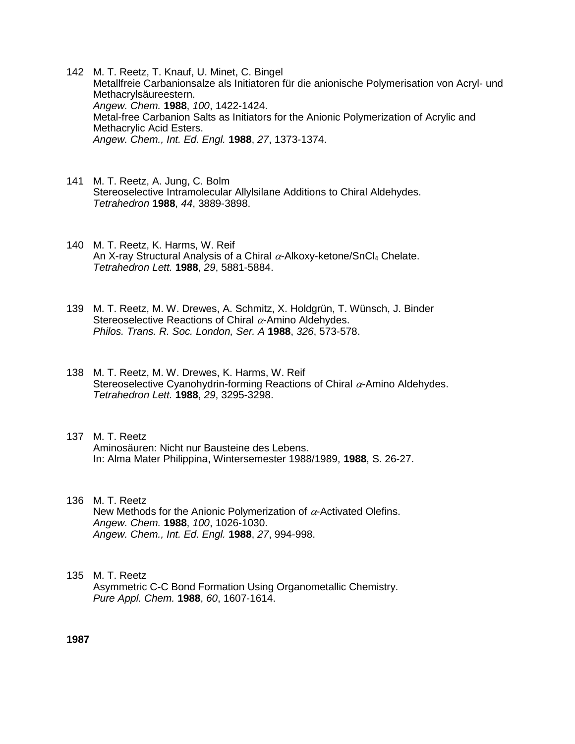142 M. T. Reetz, T. Knauf, U. Minet, C. Bingel
Metallfreie Carbanionsalze als Initiatoren für die anionische Polymerisation von Acryl- und Methacrylsäureestern.
*Angew. Chem.* **1988**, *100*, 1422-1424.
Metal-free Carbanion Salts as Initiators for the Anionic Polymerization of Acrylic and Methacrylic Acid Esters.
*Angew. Chem., Int. Ed. Engl.* **1988**, *27*, 1373-1374.

141 M. T. Reetz, A. Jung, C. Bolm
Stereoselective Intramolecular Allylsilane Additions to Chiral Aldehydes.
*Tetrahedron* **1988**, *44*, 3889-3898.

140 M. T. Reetz, K. Harms, W. Reif
An X-ray Structural Analysis of a Chiral $\alpha$-Alkoxy-ketone/$SnCl_4$ Chelate.
*Tetrahedron Lett.* **1988**, *29*, 5881-5884.

139 M. T. Reetz, M. W. Drewes, A. Schmitz, X. Holdgrün, T. Wünsch, J. Binder
Stereoselective Reactions of Chiral $\alpha$-Amino Aldehydes.
*Philos. Trans. R. Soc. London, Ser. A* **1988**, *326*, 573-578.

138 M. T. Reetz, M. W. Drewes, K. Harms, W. Reif
Stereoselective Cyanohydrin-forming Reactions of Chiral $\alpha$-Amino Aldehydes.
*Tetrahedron Lett.* **1988**, *29*, 3295-3298.

137 M. T. Reetz
Aminosäuren: Nicht nur Bausteine des Lebens.
In: Alma Mater Philippina, Wintersemester 1988/1989, **1988**, S. 26-27.

136 M. T. Reetz
New Methods for the Anionic Polymerization of $\alpha$-Activated Olefins.
*Angew. Chem.* **1988**, *100*, 1026-1030.
*Angew. Chem., Int. Ed. Engl.* **1988**, *27*, 994-998.

135 M. T. Reetz
Asymmetric C-C Bond Formation Using Organometallic Chemistry.
*Pure Appl. Chem.* **1988**, *60*, 1607-1614.

**1987**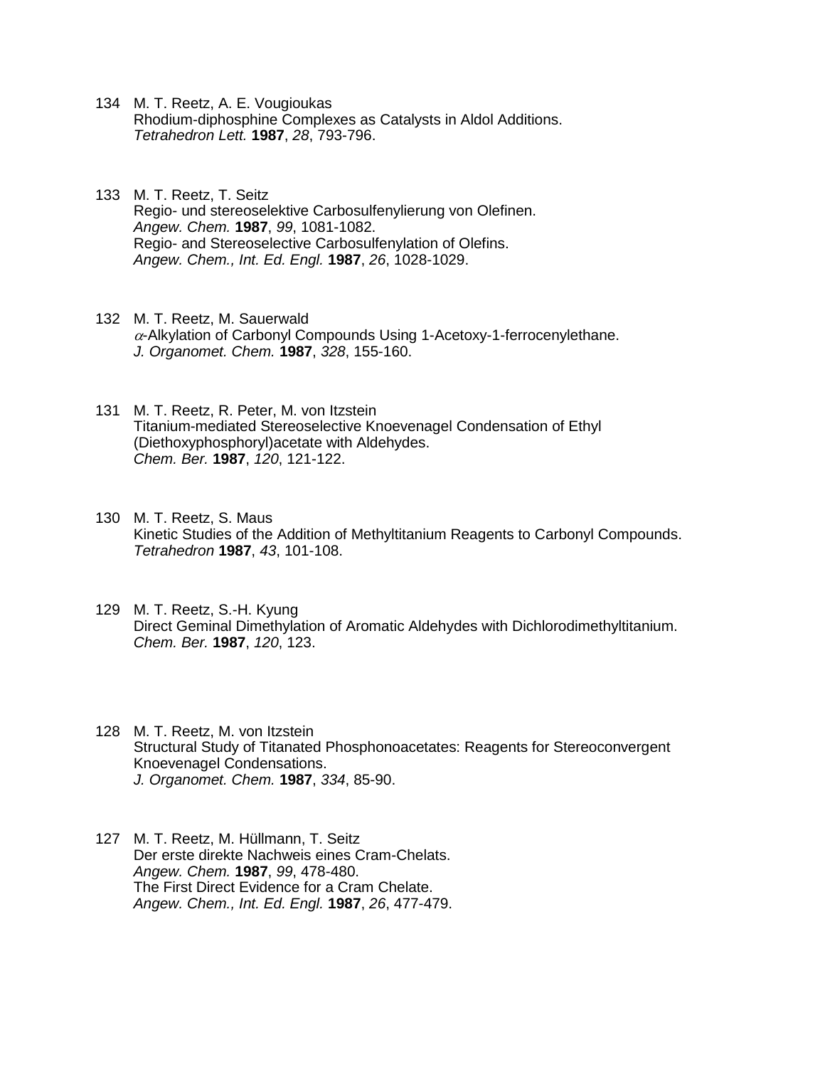134 M. T. Reetz, A. E. Vougioukas
Rhodium-diphosphine Complexes as Catalysts in Aldol Additions.
*Tetrahedron Lett.* **1987**, *28*, 793-796.

133 M. T. Reetz, T. Seitz
Regio- und stereoselektive Carbosulfenylierung von Olefinen.
*Angew. Chem.* **1987**, *99*, 1081-1082.
Regio- and Stereoselective Carbosulfenylation of Olefins.
*Angew. Chem., Int. Ed. Engl.* **1987**, *26*, 1028-1029.

132 M. T. Reetz, M. Sauerwald
$\alpha$-Alkylation of Carbonyl Compounds Using 1-Acetoxy-1-ferrocenylethane.
*J. Organomet. Chem.* **1987**, *328*, 155-160.

131 M. T. Reetz, R. Peter, M. von Itzstein
Titanium-mediated Stereoselective Knoevenagel Condensation of Ethyl (Diethoxyphosphoryl)acetate with Aldehydes.
*Chem. Ber.* **1987**, *120*, 121-122.

130 M. T. Reetz, S. Maus
Kinetic Studies of the Addition of Methyltitanium Reagents to Carbonyl Compounds.
*Tetrahedron* **1987**, *43*, 101-108.

129 M. T. Reetz, S.-H. Kyung
Direct Geminal Dimethylation of Aromatic Aldehydes with Dichlorodimethyltitanium.
*Chem. Ber.* **1987**, *120*, 123.

128 M. T. Reetz, M. von Itzstein
Structural Study of Titanated Phosphonoacetates: Reagents for Stereoconvergent Knoevenagel Condensations.
*J. Organomet. Chem.* **1987**, *334*, 85-90.

127 M. T. Reetz, M. Hüllmann, T. Seitz
Der erste direkte Nachweis eines Cram-Chelats.
*Angew. Chem.* **1987**, *99*, 478-480.
The First Direct Evidence for a Cram Chelate.
*Angew. Chem., Int. Ed. Engl.* **1987**, *26*, 477-479.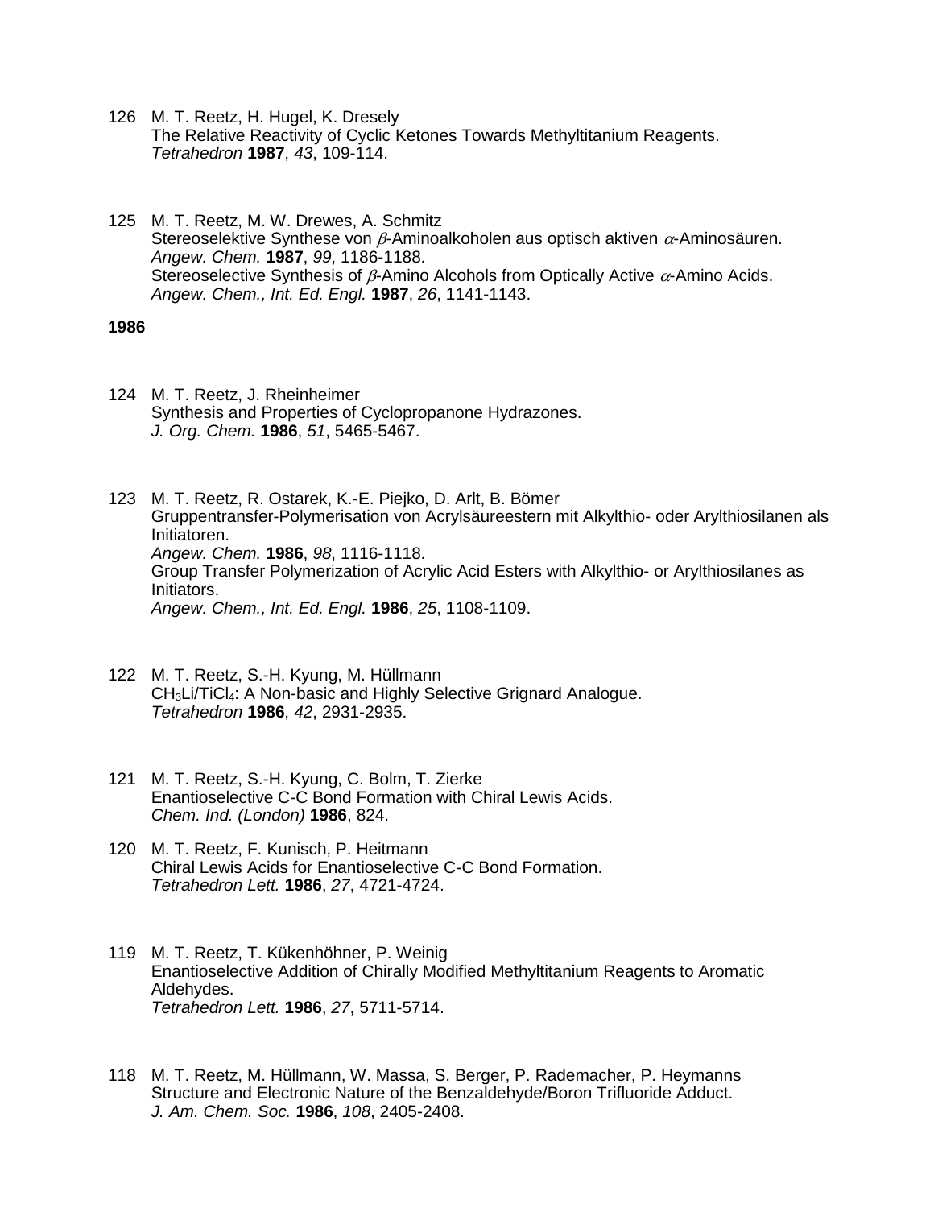126 M. T. Reetz, H. Hugel, K. Dresely
The Relative Reactivity of Cyclic Ketones Towards Methyltitanium Reagents.
*Tetrahedron* **1987**, *43*, 109-114.

125 M. T. Reetz, M. W. Drewes, A. Schmitz
Stereoselektive Synthese von $\beta$-Aminoalkoholen aus optisch aktiven $\alpha$-Aminosäuren.
*Angew. Chem.* **1987**, *99*, 1186-1188.
Stereoselective Synthesis of $\beta$-Amino Alcohols from Optically Active $\alpha$-Amino Acids.
*Angew. Chem., Int. Ed. Engl.* **1987**, *26*, 1141-1143.

**1986**

124 M. T. Reetz, J. Rheinheimer
Synthesis and Properties of Cyclopropanone Hydrazones.
*J. Org. Chem.* **1986**, *51*, 5465-5467.

123 M. T. Reetz, R. Ostarek, K.-E. Piejko, D. Arlt, B. Bömer
Gruppentransfer-Polymerisation von Acrylsäureestern mit Alkylthio- oder Arylthiosilanen als Initiatoren.
*Angew. Chem.* **1986**, *98*, 1116-1118.
Group Transfer Polymerization of Acrylic Acid Esters with Alkylthio- or Arylthiosilanes as Initiators.
*Angew. Chem., Int. Ed. Engl.* **1986**, *25*, 1108-1109.

122 M. T. Reetz, S.-H. Kyung, M. Hüllmann
$CH_3Li/TiCl_4$: A Non-basic and Highly Selective Grignard Analogue.
*Tetrahedron* **1986**, *42*, 2931-2935.

121 M. T. Reetz, S.-H. Kyung, C. Bolm, T. Zierke
Enantioselective C-C Bond Formation with Chiral Lewis Acids.
*Chem. Ind. (London)* **1986**, 824.

120 M. T. Reetz, F. Kunisch, P. Heitmann
Chiral Lewis Acids for Enantioselective C-C Bond Formation.
*Tetrahedron Lett.* **1986**, *27*, 4721-4724.

119 M. T. Reetz, T. Kükenhöhner, P. Weinig
Enantioselective Addition of Chirally Modified Methyltitanium Reagents to Aromatic Aldehydes.
*Tetrahedron Lett.* **1986**, *27*, 5711-5714.

118 M. T. Reetz, M. Hüllmann, W. Massa, S. Berger, P. Rademacher, P. Heymanns
Structure and Electronic Nature of the Benzaldehyde/Boron Trifluoride Adduct.
*J. Am. Chem. Soc.* **1986**, *108*, 2405-2408.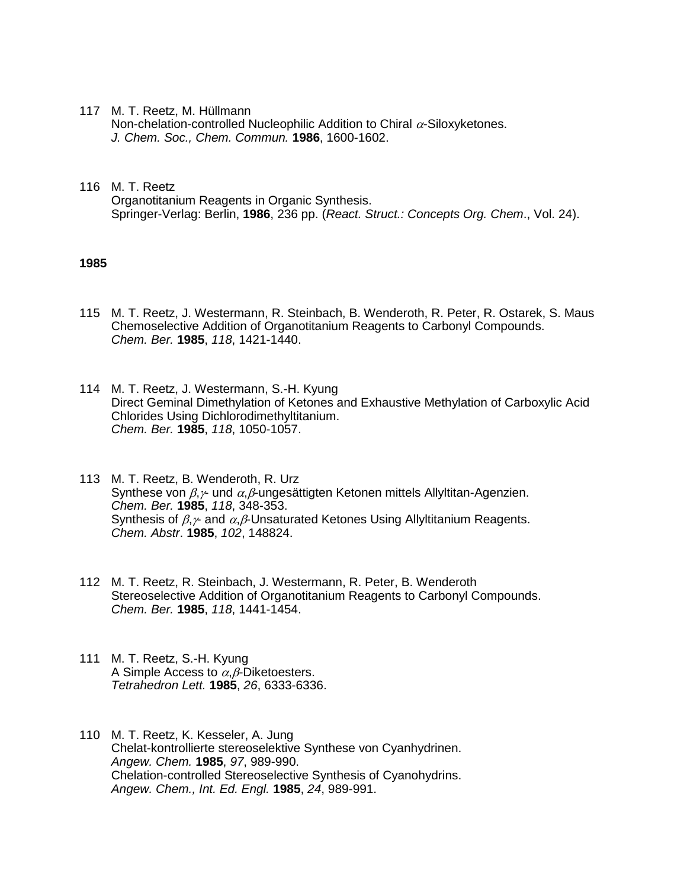117 M. T. Reetz, M. Hüllmann
Non-chelation-controlled Nucleophilic Addition to Chiral $\alpha$-Siloxyketones.
*J. Chem. Soc., Chem. Commun.* **1986**, 1600-1602.

116 M. T. Reetz
Organotitanium Reagents in Organic Synthesis.
Springer-Verlag: Berlin, **1986**, 236 pp. (*React. Struct.: Concepts Org. Chem*., Vol. 24).

**1985**

115 M. T. Reetz, J. Westermann, R. Steinbach, B. Wenderoth, R. Peter, R. Ostarek, S. Maus
Chemoselective Addition of Organotitanium Reagents to Carbonyl Compounds.
*Chem. Ber.* **1985**, *118*, 1421-1440.

114 M. T. Reetz, J. Westermann, S.-H. Kyung
Direct Geminal Dimethylation of Ketones and Exhaustive Methylation of Carboxylic Acid Chlorides Using Dichlorodimethyltitanium.
*Chem. Ber.* **1985**, *118*, 1050-1057.

113 M. T. Reetz, B. Wenderoth, R. Urz
Synthese von $\beta,\gamma$- und $\alpha,\beta$-ungesättigten Ketonen mittels Allyltitan-Agenzien.
*Chem. Ber.* **1985**, *118*, 348-353.
Synthesis of $\beta,\gamma$- and $\alpha,\beta$-Unsaturated Ketones Using Allyltitanium Reagents.
*Chem. Abstr*. **1985**, *102*, 148824.

112 M. T. Reetz, R. Steinbach, J. Westermann, R. Peter, B. Wenderoth
Stereoselective Addition of Organotitanium Reagents to Carbonyl Compounds.
*Chem. Ber.* **1985**, *118*, 1441-1454.

111 M. T. Reetz, S.-H. Kyung
A Simple Access to $\alpha,\beta$-Diketoesters.
*Tetrahedron Lett.* **1985**, *26*, 6333-6336.

110 M. T. Reetz, K. Kesseler, A. Jung
Chelat-kontrollierte stereoselektive Synthese von Cyanhydrinen.
*Angew. Chem.* **1985**, *97*, 989-990.
Chelation-controlled Stereoselective Synthesis of Cyanohydrins.
*Angew. Chem., Int. Ed. Engl.* **1985**, *24*, 989-991.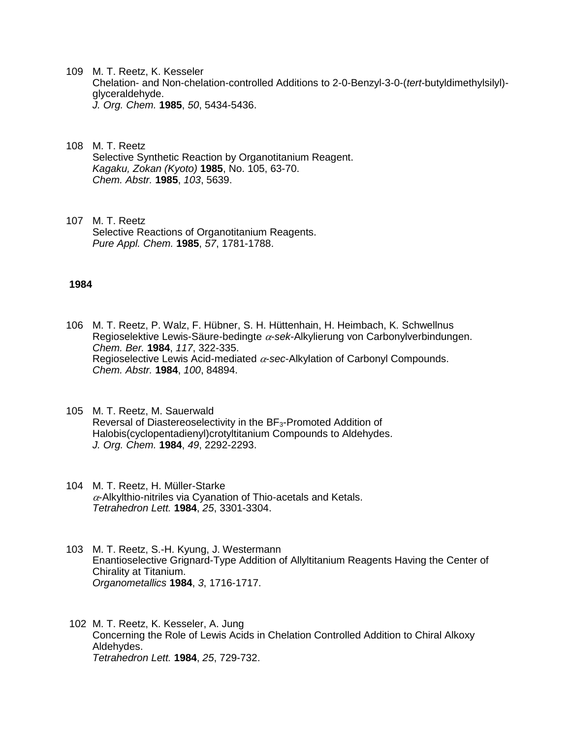109 M. T. Reetz, K. Kesseler
Chelation- and Non-chelation-controlled Additions to 2-0-Benzyl-3-0-(*tert*-butyldimethylsilyl)-glyceraldehyde.
*J. Org. Chem.* **1985**, *50*, 5434-5436.

108 M. T. Reetz
Selective Synthetic Reaction by Organotitanium Reagent.
*Kagaku, Zokan (Kyoto)* **1985**, No. 105, 63-70.
*Chem. Abstr.* **1985**, *103*, 5639.

107 M. T. Reetz
Selective Reactions of Organotitanium Reagents.
*Pure Appl. Chem.* **1985**, *57*, 1781-1788.

**1984**

106 M. T. Reetz, P. Walz, F. Hübner, S. H. Hüttenhain, H. Heimbach, K. Schwellnus
Regioselektive Lewis-Säure-bedingte $\alpha$-*sek*-Alkylierung von Carbonylverbindungen.
*Chem. Ber.* **1984**, *117*, 322-335.
Regioselective Lewis Acid-mediated $\alpha$-*sec*-Alkylation of Carbonyl Compounds.
*Chem. Abstr.* **1984**, *100*, 84894.

105 M. T. Reetz, M. Sauerwald
Reversal of Diastereoselectivity in the $BF_3$-Promoted Addition of Halobis(cyclopentadienyl)crotyltitanium Compounds to Aldehydes.
*J. Org. Chem.* **1984**, *49*, 2292-2293.

104 M. T. Reetz, H. Müller-Starke
$\alpha$-Alkylthio-nitriles via Cyanation of Thio-acetals and Ketals.
*Tetrahedron Lett.* **1984**, *25*, 3301-3304.

103 M. T. Reetz, S.-H. Kyung, J. Westermann
Enantioselective Grignard-Type Addition of Allyltitanium Reagents Having the Center of Chirality at Titanium.
*Organometallics* **1984**, *3*, 1716-1717.

102 M. T. Reetz, K. Kesseler, A. Jung
Concerning the Role of Lewis Acids in Chelation Controlled Addition to Chiral Alkoxy Aldehydes.
*Tetrahedron Lett.* **1984**, *25*, 729-732.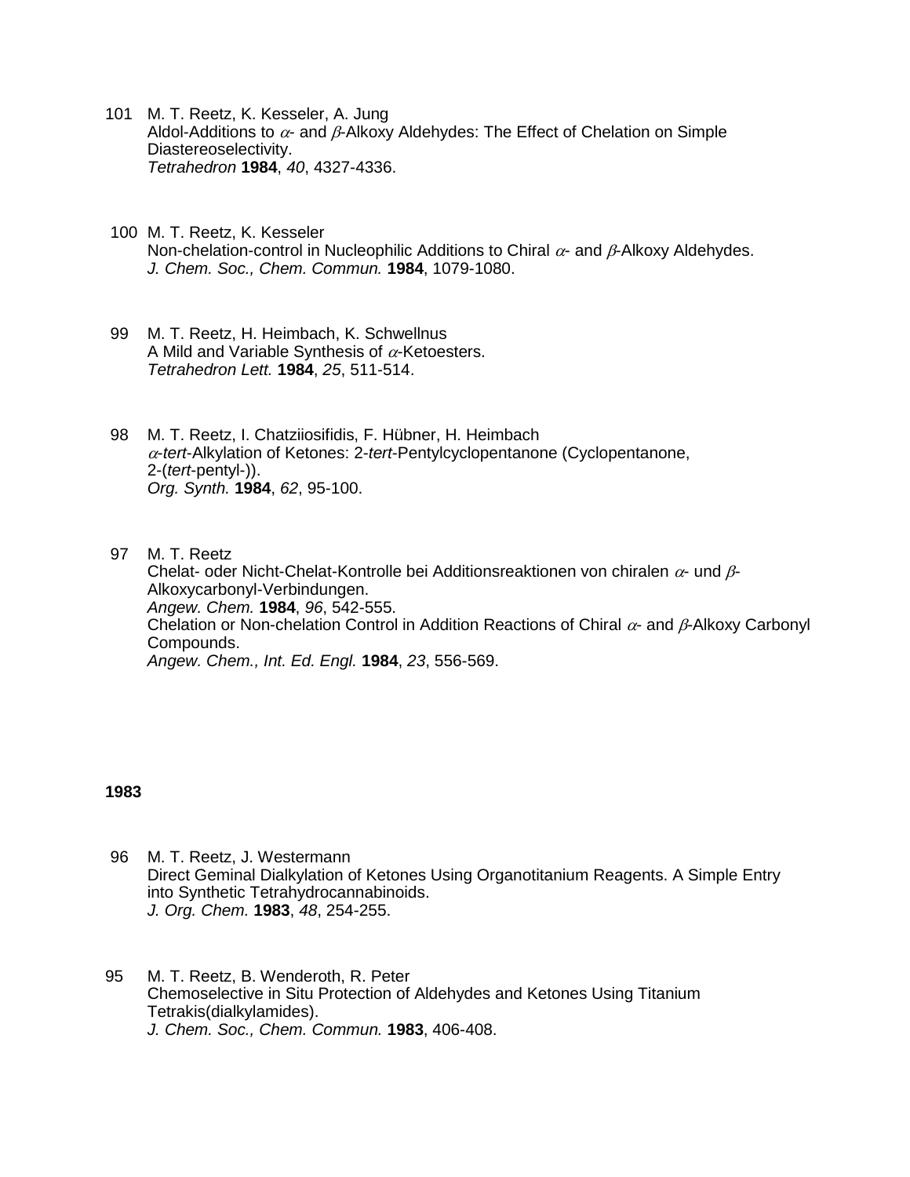101 M. T. Reetz, K. Kesseler, A. Jung
Aldol-Additions to $\alpha$- and $\beta$-Alkoxy Aldehydes: The Effect of Chelation on Simple Diastereoselectivity.
*Tetrahedron* **1984**, *40*, 4327-4336.

100 M. T. Reetz, K. Kesseler
Non-chelation-control in Nucleophilic Additions to Chiral $\alpha$- and $\beta$-Alkoxy Aldehydes.
*J. Chem. Soc., Chem. Commun.* **1984**, 1079-1080.

99 M. T. Reetz, H. Heimbach, K. Schwellnus
A Mild and Variable Synthesis of $\alpha$-Ketoesters.
*Tetrahedron Lett.* **1984**, *25*, 511-514.

98 M. T. Reetz, I. Chatziiosifidis, F. Hübner, H. Heimbach
$\alpha$-*tert*-Alkylation of Ketones: 2-*tert*-Pentylcyclopentanone (Cyclopentanone, 2-(*tert*-pentyl-)).
*Org. Synth.* **1984**, *62*, 95-100.

97 M. T. Reetz
Chelat- oder Nicht-Chelat-Kontrolle bei Additionsreaktionen von chiralen $\alpha$- und $\beta$-Alkoxycarbonyl-Verbindungen.
*Angew. Chem.* **1984**, *96*, 542-555.
Chelation or Non-chelation Control in Addition Reactions of Chiral $\alpha$- and $\beta$-Alkoxy Carbonyl Compounds.
*Angew. Chem., Int. Ed. Engl.* **1984**, *23*, 556-569.

**1983**

96 M. T. Reetz, J. Westermann
Direct Geminal Dialkylation of Ketones Using Organotitanium Reagents. A Simple Entry into Synthetic Tetrahydrocannabinoids.
*J. Org. Chem.* **1983**, *48*, 254-255.

95 M. T. Reetz, B. Wenderoth, R. Peter
Chemoselective in Situ Protection of Aldehydes and Ketones Using Titanium Tetrakis(dialkylamides).
*J. Chem. Soc., Chem. Commun.* **1983**, 406-408.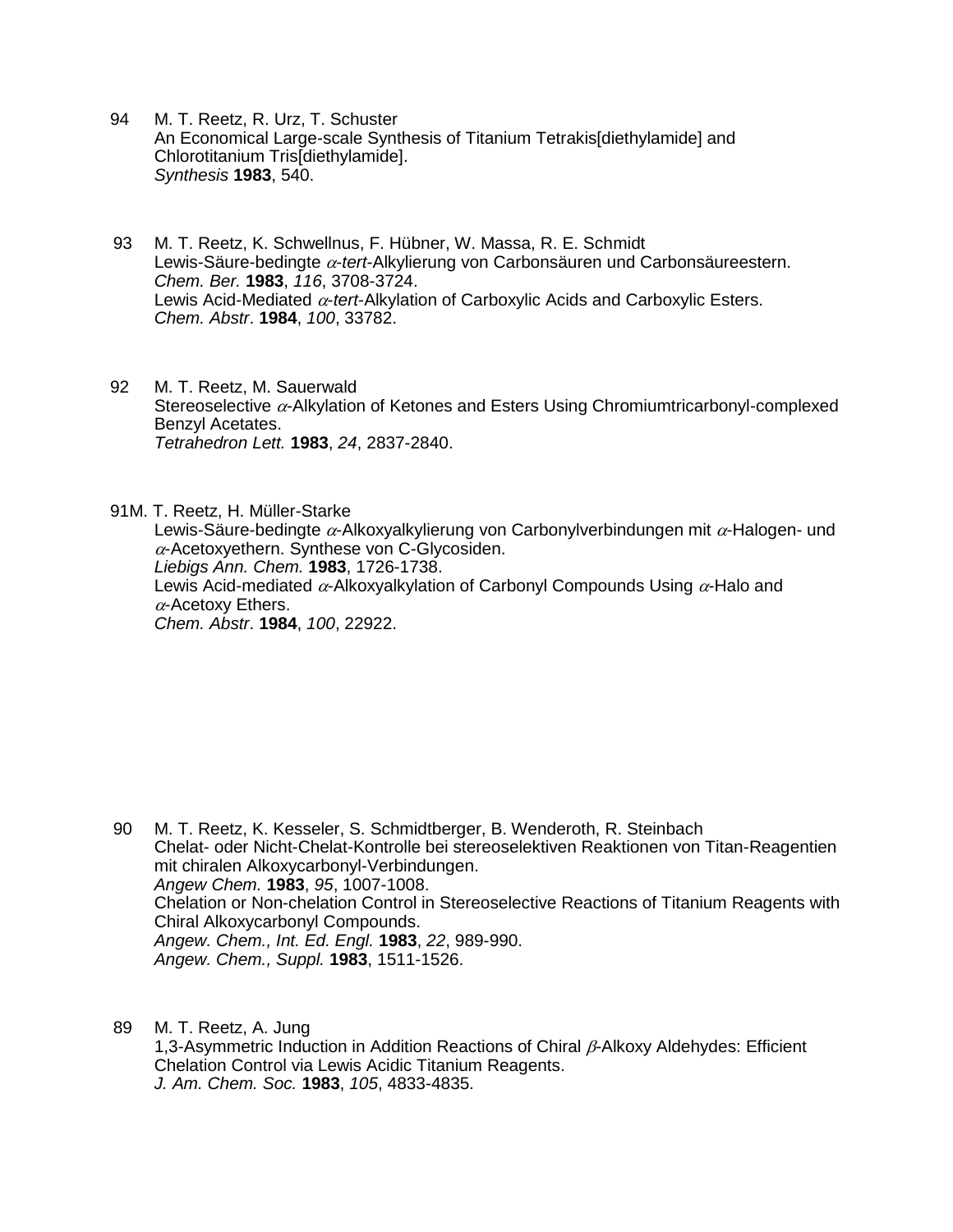94 M. T. Reetz, R. Urz, T. Schuster
An Economical Large-scale Synthesis of Titanium Tetrakis[diethylamide] and Chlorotitanium Tris[diethylamide].
*Synthesis* **1983**, 540.

93 M. T. Reetz, K. Schwellnus, F. Hübner, W. Massa, R. E. Schmidt
Lewis-Säure-bedingte $\alpha$-*tert*-Alkylierung von Carbonsäuren und Carbonsäureestern.
*Chem. Ber.* **1983**, *116*, 3708-3724.
Lewis Acid-Mediated $\alpha$-*tert*-Alkylation of Carboxylic Acids and Carboxylic Esters.
*Chem. Abstr*. **1984**, *100*, 33782.

92 M. T. Reetz, M. Sauerwald
Stereoselective $\alpha$-Alkylation of Ketones and Esters Using Chromiumtricarbonyl-complexed Benzyl Acetates.
*Tetrahedron Lett.* **1983**, *24*, 2837-2840.

91 M. T. Reetz, H. Müller-Starke
Lewis-Säure-bedingte $\alpha$-Alkoxyalkylierung von Carbonylverbindungen mit $\alpha$-Halogen- und $\alpha$-Acetoxyethern. Synthese von C-Glycosiden.
*Liebigs Ann. Chem.* **1983**, 1726-1738.
Lewis Acid-mediated $\alpha$-Alkoxyalkylation of Carbonyl Compounds Using $\alpha$-Halo and $\alpha$-Acetoxy Ethers.
*Chem. Abstr*. **1984**, *100*, 22922.

90 M. T. Reetz, K. Kesseler, S. Schmidtberger, B. Wenderoth, R. Steinbach
Chelat- oder Nicht-Chelat-Kontrolle bei stereoselektiven Reaktionen von Titan-Reagentien mit chiralen Alkoxycarbonyl-Verbindungen.
*Angew Chem.* **1983**, *95*, 1007-1008.
Chelation or Non-chelation Control in Stereoselective Reactions of Titanium Reagents with Chiral Alkoxycarbonyl Compounds.
*Angew. Chem., Int. Ed. Engl.* **1983**, *22*, 989-990.
*Angew. Chem., Suppl.* **1983**, 1511-1526.

89 M. T. Reetz, A. Jung
1,3-Asymmetric Induction in Addition Reactions of Chiral $\beta$-Alkoxy Aldehydes: Efficient Chelation Control via Lewis Acidic Titanium Reagents.
*J. Am. Chem. Soc.* **1983**, *105*, 4833-4835.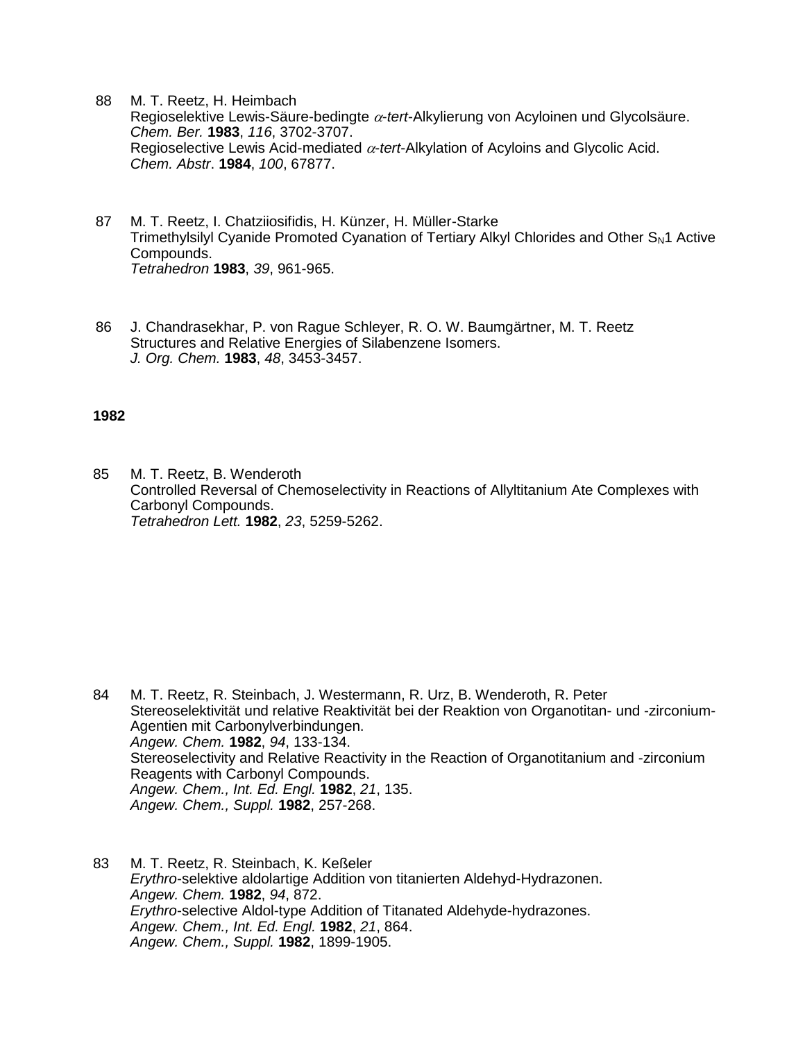88 M. T. Reetz, H. Heimbach
Regioselektive Lewis-Säure-bedingte $\alpha$-*tert*-Alkylierung von Acyloinen und Glycolsäure.
*Chem. Ber.* **1983**, *116*, 3702-3707.
Regioselective Lewis Acid-mediated $\alpha$-*tert*-Alkylation of Acyloins and Glycolic Acid.
*Chem. Abstr*. **1984**, *100*, 67877.

87 M. T. Reetz, I. Chatziiosifidis, H. Künzer, H. Müller-Starke
Trimethylsilyl Cyanide Promoted Cyanation of Tertiary Alkyl Chlorides and Other $S_N1$ Active Compounds.
*Tetrahedron* **1983**, *39*, 961-965.

86 J. Chandrasekhar, P. von Rague Schleyer, R. O. W. Baumgärtner, M. T. Reetz
Structures and Relative Energies of Silabenzene Isomers.
*J. Org. Chem.* **1983**, *48*, 3453-3457.

**1982**

85 M. T. Reetz, B. Wenderoth
Controlled Reversal of Chemoselectivity in Reactions of Allyltitanium Ate Complexes with Carbonyl Compounds.
*Tetrahedron Lett.* **1982**, *23*, 5259-5262.

84 M. T. Reetz, R. Steinbach, J. Westermann, R. Urz, B. Wenderoth, R. Peter
Stereoselektivität und relative Reaktivität bei der Reaktion von Organotitan- und -zirconium-Agentien mit Carbonylverbindungen.
*Angew. Chem.* **1982**, *94*, 133-134.
Stereoselectivity and Relative Reactivity in the Reaction of Organotitanium and -zirconium Reagents with Carbonyl Compounds.
*Angew. Chem., Int. Ed. Engl.* **1982**, *21*, 135.
*Angew. Chem., Suppl.* **1982**, 257-268.

83 M. T. Reetz, R. Steinbach, K. Keßeler
*Erythro*-selektive aldolartige Addition von titanierten Aldehyd-Hydrazonen.
*Angew. Chem.* **1982**, *94*, 872.
*Erythro*-selective Aldol-type Addition of Titanated Aldehyde-hydrazones.
*Angew. Chem., Int. Ed. Engl.* **1982**, *21*, 864.
*Angew. Chem., Suppl.* **1982**, 1899-1905.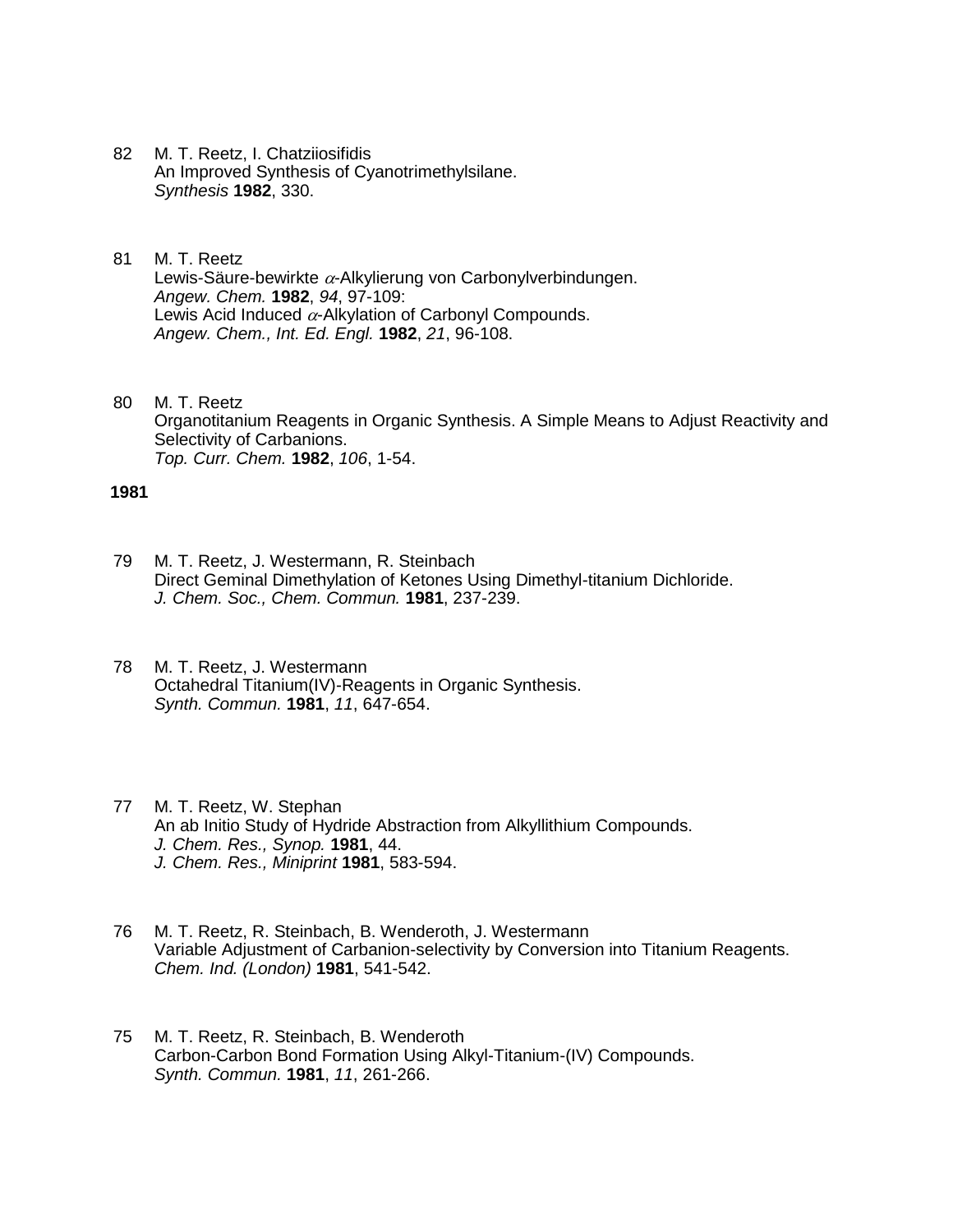82 M. T. Reetz, I. Chatziiosifidis
An Improved Synthesis of Cyanotrimethylsilane.
*Synthesis* **1982**, 330.

81 M. T. Reetz
Lewis-Säure-bewirkte $\alpha$-Alkylierung von Carbonylverbindungen.
*Angew. Chem.* **1982**, *94*, 97-109:
Lewis Acid Induced $\alpha$-Alkylation of Carbonyl Compounds.
*Angew. Chem., Int. Ed. Engl.* **1982**, *21*, 96-108.

80 M. T. Reetz
Organotitanium Reagents in Organic Synthesis. A Simple Means to Adjust Reactivity and Selectivity of Carbanions.
*Top. Curr. Chem.* **1982**, *106*, 1-54.

**1981**

79 M. T. Reetz, J. Westermann, R. Steinbach
Direct Geminal Dimethylation of Ketones Using Dimethyl-titanium Dichloride.
*J. Chem. Soc., Chem. Commun.* **1981**, 237-239.

78 M. T. Reetz, J. Westermann
Octahedral Titanium(IV)-Reagents in Organic Synthesis.
*Synth. Commun.* **1981**, *11*, 647-654.

77 M. T. Reetz, W. Stephan
An ab Initio Study of Hydride Abstraction from Alkyllithium Compounds.
*J. Chem. Res., Synop.* **1981**, 44.
*J. Chem. Res., Miniprint* **1981**, 583-594.

76 M. T. Reetz, R. Steinbach, B. Wenderoth, J. Westermann
Variable Adjustment of Carbanion-selectivity by Conversion into Titanium Reagents.
*Chem. Ind. (London)* **1981**, 541-542.

75 M. T. Reetz, R. Steinbach, B. Wenderoth
Carbon-Carbon Bond Formation Using Alkyl-Titanium-(IV) Compounds.
*Synth. Commun.* **1981**, *11*, 261-266.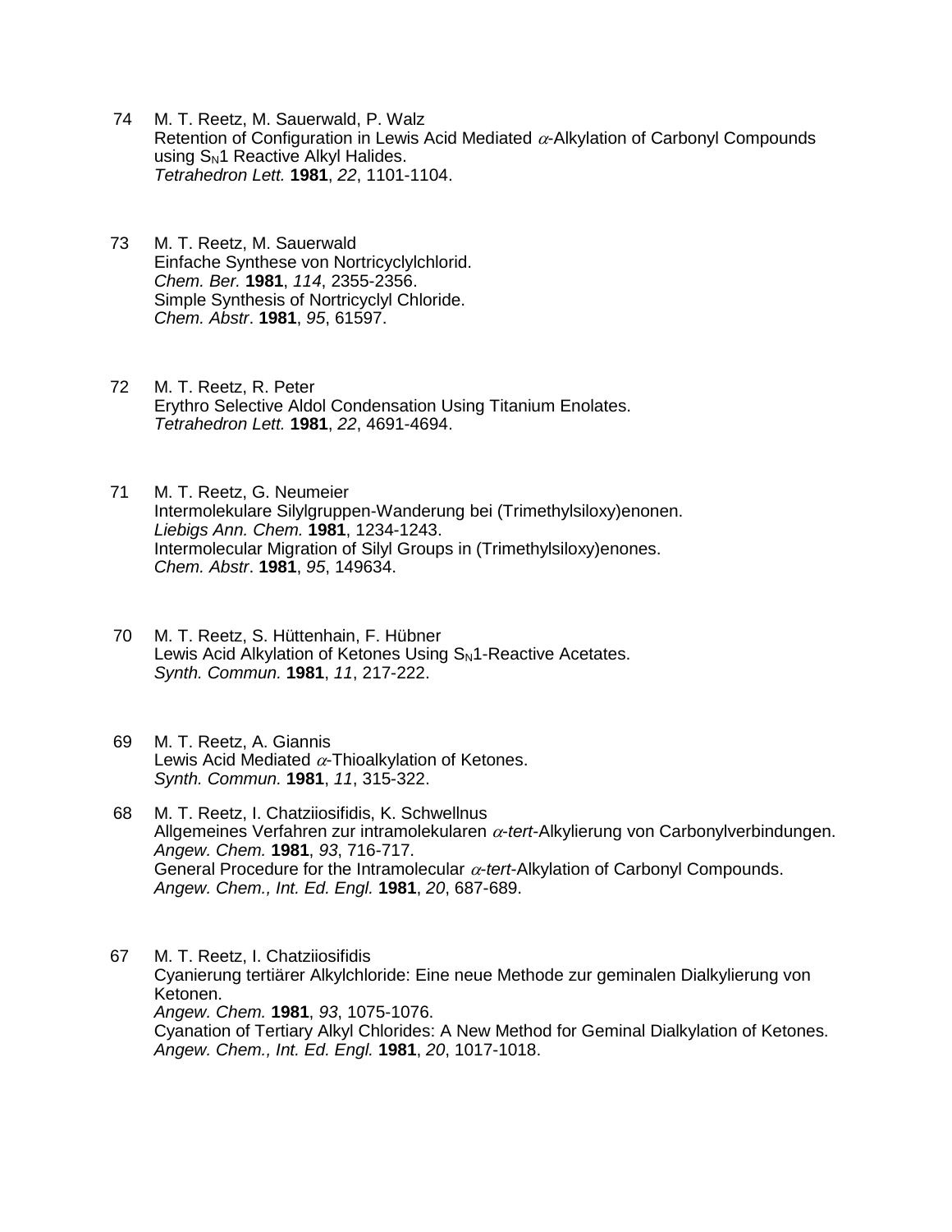74 M. T. Reetz, M. Sauerwald, P. Walz
Retention of Configuration in Lewis Acid Mediated $\alpha$-Alkylation of Carbonyl Compounds using $S_N1$ Reactive Alkyl Halides.
*Tetrahedron Lett.* **1981**, *22*, 1101-1104.

73 M. T. Reetz, M. Sauerwald
Einfache Synthese von Nortricyclylchlorid.
*Chem. Ber.* **1981**, *114*, 2355-2356.
Simple Synthesis of Nortricyclyl Chloride.
*Chem. Abstr*. **1981**, *95*, 61597.

72 M. T. Reetz, R. Peter
Erythro Selective Aldol Condensation Using Titanium Enolates.
*Tetrahedron Lett.* **1981**, *22*, 4691-4694.

71 M. T. Reetz, G. Neumeier
Intermolekulare Silylgruppen-Wanderung bei (Trimethylsiloxy)enonen.
*Liebigs Ann. Chem.* **1981**, 1234-1243.
Intermolecular Migration of Silyl Groups in (Trimethylsiloxy)enones.
*Chem. Abstr*. **1981**, *95*, 149634.

70 M. T. Reetz, S. Hüttenhain, F. Hübner
Lewis Acid Alkylation of Ketones Using $S_N1$-Reactive Acetates.
*Synth. Commun.* **1981**, *11*, 217-222.

69 M. T. Reetz, A. Giannis
Lewis Acid Mediated $\alpha$-Thioalkylation of Ketones.
*Synth. Commun.* **1981**, *11*, 315-322.

68 M. T. Reetz, I. Chatziiosifidis, K. Schwellnus
Allgemeines Verfahren zur intramolekularen $\alpha$-*tert*-Alkylierung von Carbonylverbindungen.
*Angew. Chem.* **1981**, *93*, 716-717.
General Procedure for the Intramolecular $\alpha$-*tert*-Alkylation of Carbonyl Compounds.
*Angew. Chem., Int. Ed. Engl.* **1981**, *20*, 687-689.

67 M. T. Reetz, I. Chatziiosifidis
Cyanierung tertiärer Alkylchloride: Eine neue Methode zur geminalen Dialkylierung von Ketonen.
*Angew. Chem.* **1981**, *93*, 1075-1076.
Cyanation of Tertiary Alkyl Chlorides: A New Method for Geminal Dialkylation of Ketones.
*Angew. Chem., Int. Ed. Engl.* **1981**, *20*, 1017-1018.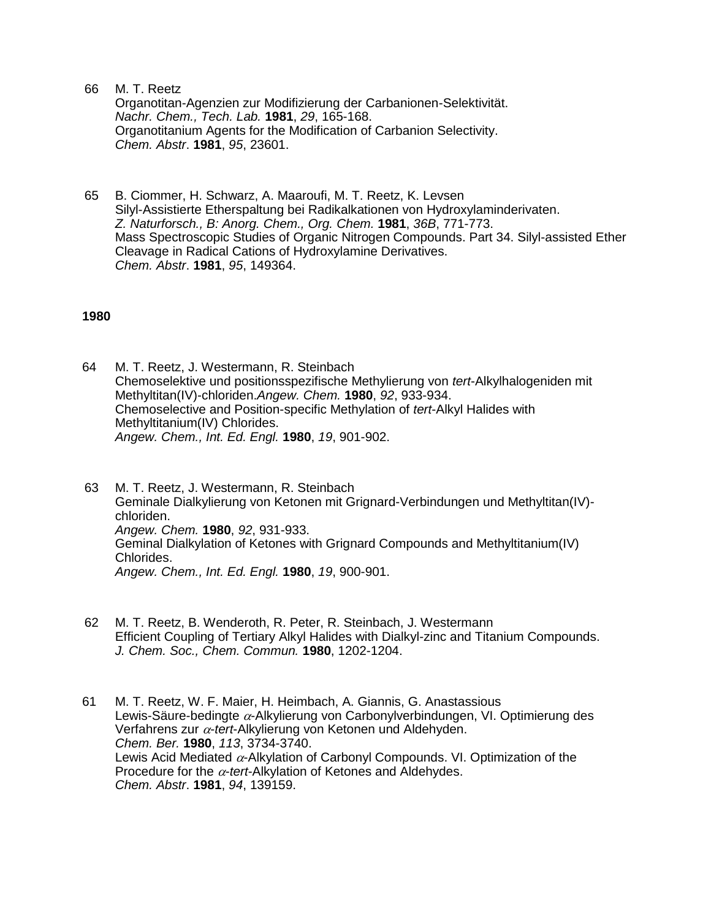66 M. T. Reetz
Organotitan-Agenzien zur Modifizierung der Carbanionen-Selektivität.
*Nachr. Chem., Tech. Lab.* **1981**, *29*, 165-168.
Organotitanium Agents for the Modification of Carbanion Selectivity.
*Chem. Abstr*. **1981**, *95*, 23601.

65 B. Ciommer, H. Schwarz, A. Maaroufi, M. T. Reetz, K. Levsen
Silyl-Assistierte Etherspaltung bei Radikalkationen von Hydroxylaminderivaten.
*Z. Naturforsch., B: Anorg. Chem., Org. Chem.* **1981**, *36B*, 771-773.
Mass Spectroscopic Studies of Organic Nitrogen Compounds. Part 34. Silyl-assisted Ether Cleavage in Radical Cations of Hydroxylamine Derivatives.
*Chem. Abstr*. **1981**, *95*, 149364.

**1980**

64 M. T. Reetz, J. Westermann, R. Steinbach
Chemoselektive und positionsspezifische Methylierung von *tert*-Alkylhalogeniden mit Methyltitan(IV)-chloriden.*Angew. Chem.* **1980**, *92*, 933-934.
Chemoselective and Position-specific Methylation of *tert*-Alkyl Halides with Methyltitanium(IV) Chlorides.
*Angew. Chem., Int. Ed. Engl.* **1980**, *19*, 901-902.

63 M. T. Reetz, J. Westermann, R. Steinbach
Geminale Dialkylierung von Ketonen mit Grignard-Verbindungen und Methyltitan(IV)-chloriden.
*Angew. Chem.* **1980**, *92*, 931-933.
Geminal Dialkylation of Ketones with Grignard Compounds and Methyltitanium(IV) Chlorides.
*Angew. Chem., Int. Ed. Engl.* **1980**, *19*, 900-901.

62 M. T. Reetz, B. Wenderoth, R. Peter, R. Steinbach, J. Westermann
Efficient Coupling of Tertiary Alkyl Halides with Dialkyl-zinc and Titanium Compounds.
*J. Chem. Soc., Chem. Commun.* **1980**, 1202-1204.

61 M. T. Reetz, W. F. Maier, H. Heimbach, A. Giannis, G. Anastassious
Lewis-Säure-bedingte $\alpha$-Alkylierung von Carbonylverbindungen, VI. Optimierung des Verfahrens zur $\alpha$-*tert*-Alkylierung von Ketonen und Aldehyden.
*Chem. Ber.* **1980**, *113*, 3734-3740.
Lewis Acid Mediated $\alpha$-Alkylation of Carbonyl Compounds. VI. Optimization of the Procedure for the $\alpha$-*tert*-Alkylation of Ketones and Aldehydes.
*Chem. Abstr*. **1981**, *94*, 139159.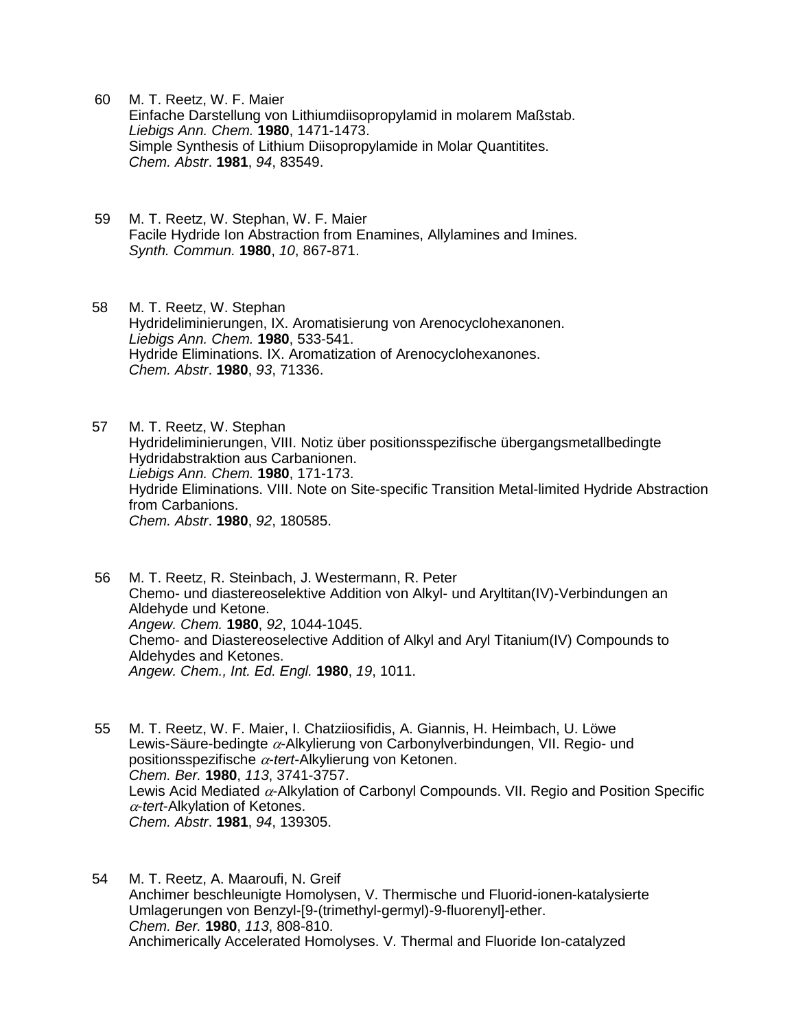60 M. T. Reetz, W. F. Maier
Einfache Darstellung von Lithiumdiisopropylamid in molarem Maßstab.
*Liebigs Ann. Chem.* **1980**, 1471-1473.
Simple Synthesis of Lithium Diisopropylamide in Molar Quantitites.
*Chem. Abstr*. **1981**, *94*, 83549.

59 M. T. Reetz, W. Stephan, W. F. Maier
Facile Hydride Ion Abstraction from Enamines, Allylamines and Imines.
*Synth. Commun.* **1980**, *10*, 867-871.

58 M. T. Reetz, W. Stephan
Hydrideliminierungen, IX. Aromatisierung von Arenocyclohexanonen.
*Liebigs Ann. Chem.* **1980**, 533-541.
Hydride Eliminations. IX. Aromatization of Arenocyclohexanones.
*Chem. Abstr*. **1980**, *93*, 71336.

57 M. T. Reetz, W. Stephan
Hydrideliminierungen, VIII. Notiz über positionsspezifische übergangsmetallbedingte Hydridabstraktion aus Carbanionen.
*Liebigs Ann. Chem.* **1980**, 171-173.
Hydride Eliminations. VIII. Note on Site-specific Transition Metal-limited Hydride Abstraction from Carbanions.
*Chem. Abstr*. **1980**, *92*, 180585.

56 M. T. Reetz, R. Steinbach, J. Westermann, R. Peter
Chemo- und diastereoselektive Addition von Alkyl- und Aryltitan(IV)-Verbindungen an Aldehyde und Ketone.
*Angew. Chem.* **1980**, *92*, 1044-1045.
Chemo- and Diastereoselective Addition of Alkyl and Aryl Titanium(IV) Compounds to Aldehydes and Ketones.
*Angew. Chem., Int. Ed. Engl.* **1980**, *19*, 1011.

55 M. T. Reetz, W. F. Maier, I. Chatziiosifidis, A. Giannis, H. Heimbach, U. Löwe
Lewis-Säure-bedingte $\alpha$-Alkylierung von Carbonylverbindungen, VII. Regio- und positionsspezifische $\alpha$-*tert*-Alkylierung von Ketonen.
*Chem. Ber.* **1980**, *113*, 3741-3757.
Lewis Acid Mediated $\alpha$-Alkylation of Carbonyl Compounds. VII. Regio and Position Specific $\alpha$-*tert*-Alkylation of Ketones.
*Chem. Abstr*. **1981**, *94*, 139305.

54 M. T. Reetz, A. Maaroufi, N. Greif
Anchimer beschleunigte Homolysen, V. Thermische und Fluorid-ionen-katalysierte Umlagerungen von Benzyl-[9-(trimethyl-germyl)-9-fluorenyl]-ether.
*Chem. Ber.* **1980**, *113*, 808-810.
Anchimerically Accelerated Homolyses. V. Thermal and Fluoride Ion-catalyzed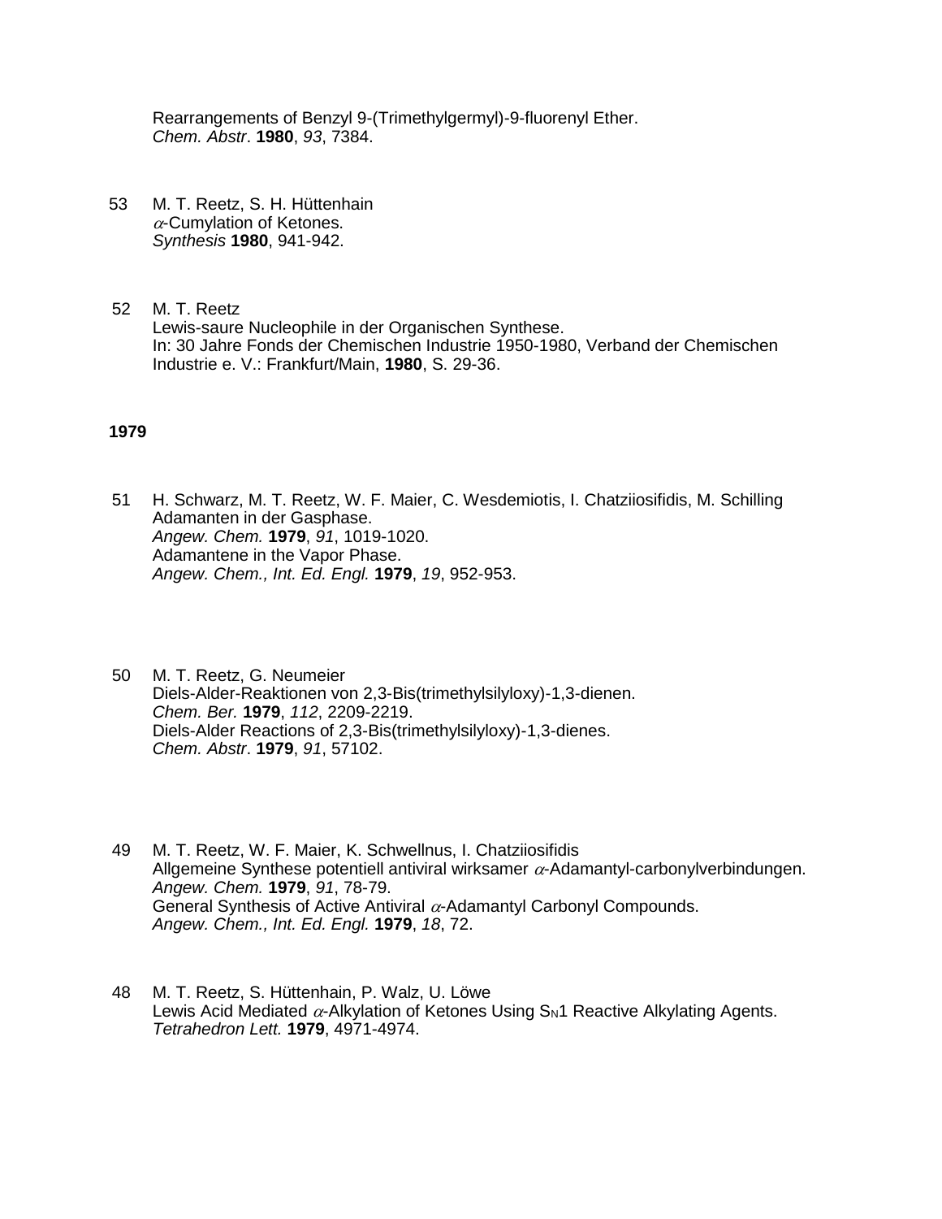Rearrangements of Benzyl 9-(Trimethylgermyl)-9-fluorenyl Ether.
*Chem. Abstr*. **1980**, *93*, 7384.

53 M. T. Reetz, S. H. Hüttenhain
$\alpha$-Cumylation of Ketones.
*Synthesis* **1980**, 941-942.

52 M. T. Reetz
Lewis-saure Nucleophile in der Organischen Synthese.
In: 30 Jahre Fonds der Chemischen Industrie 1950-1980, Verband der Chemischen Industrie e. V.: Frankfurt/Main, **1980**, S. 29-36.

**1979**

51 H. Schwarz, M. T. Reetz, W. F. Maier, C. Wesdemiotis, I. Chatziiosifidis, M. Schilling
Adamanten in der Gasphase.
*Angew. Chem.* **1979**, *91*, 1019-1020.
Adamantene in the Vapor Phase.
*Angew. Chem., Int. Ed. Engl.* **1979**, *19*, 952-953.

50 M. T. Reetz, G. Neumeier
Diels-Alder-Reaktionen von 2,3-Bis(trimethylsilyloxy)-1,3-dienen.
*Chem. Ber.* **1979**, *112*, 2209-2219.
Diels-Alder Reactions of 2,3-Bis(trimethylsilyloxy)-1,3-dienes.
*Chem. Abstr*. **1979**, *91*, 57102.

49 M. T. Reetz, W. F. Maier, K. Schwellnus, I. Chatziiosifidis
Allgemeine Synthese potentiell antiviral wirksamer $\alpha$-Adamantyl-carbonylverbindungen.
*Angew. Chem.* **1979**, *91*, 78-79.
General Synthesis of Active Antiviral $\alpha$-Adamantyl Carbonyl Compounds.
*Angew. Chem., Int. Ed. Engl.* **1979**, *18*, 72.

48 M. T. Reetz, S. Hüttenhain, P. Walz, U. Löwe
Lewis Acid Mediated $\alpha$-Alkylation of Ketones Using $S_N1$ Reactive Alkylating Agents.
*Tetrahedron Lett.* **1979**, 4971-4974.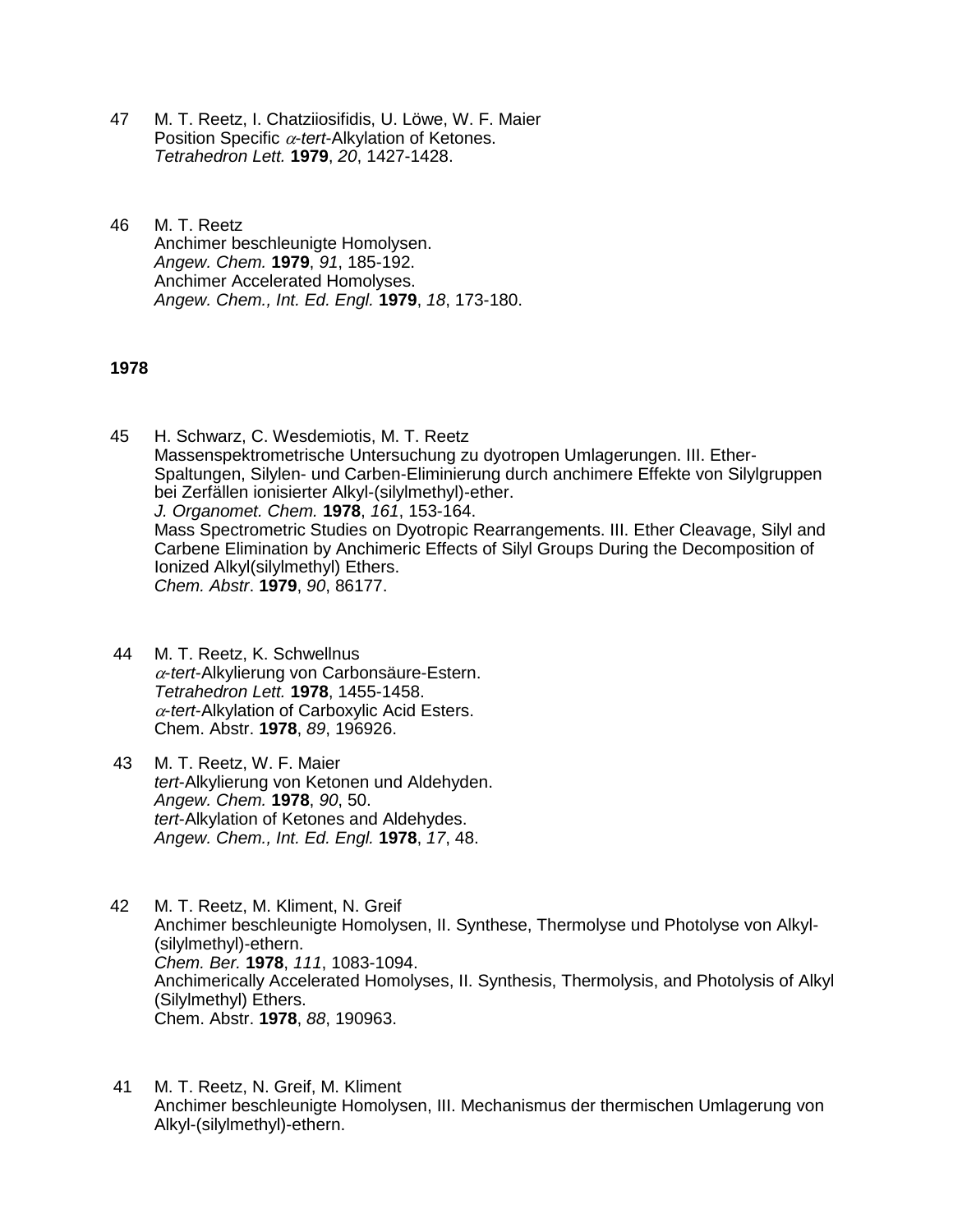47 M. T. Reetz, I. Chatziiosifidis, U. Löwe, W. F. Maier
Position Specific $\alpha$-*tert*-Alkylation of Ketones.
*Tetrahedron Lett.* **1979**, *20*, 1427-1428.

46 M. T. Reetz
Anchimer beschleunigte Homolysen.
*Angew. Chem.* **1979**, *91*, 185-192.
Anchimer Accelerated Homolyses.
*Angew. Chem., Int. Ed. Engl.* **1979**, *18*, 173-180.

**1978**

45 H. Schwarz, C. Wesdemiotis, M. T. Reetz
Massenspektrometrische Untersuchung zu dyotropen Umlagerungen. III. Ether-Spaltungen, Silylen- und Carben-Eliminierung durch anchimere Effekte von Silylgruppen bei Zerfällen ionisierter Alkyl-(silylmethyl)-ether.
*J. Organomet. Chem.* **1978**, *161*, 153-164.
Mass Spectrometric Studies on Dyotropic Rearrangements. III. Ether Cleavage, Silyl and Carbene Elimination by Anchimeric Effects of Silyl Groups During the Decomposition of Ionized Alkyl(silylmethyl) Ethers.
*Chem. Abstr*. **1979**, *90*, 86177.

44 M. T. Reetz, K. Schwellnus
$\alpha$-*tert*-Alkylierung von Carbonsäure-Estern.
*Tetrahedron Lett.* **1978**, 1455-1458.
$\alpha$-*tert*-Alkylation of Carboxylic Acid Esters.
Chem. Abstr. **1978**, *89*, 196926.

43 M. T. Reetz, W. F. Maier
*tert*-Alkylierung von Ketonen und Aldehyden.
*Angew. Chem.* **1978**, *90*, 50.
*tert*-Alkylation of Ketones and Aldehydes.
*Angew. Chem., Int. Ed. Engl.* **1978**, *17*, 48.

42 M. T. Reetz, M. Kliment, N. Greif
Anchimer beschleunigte Homolysen, II. Synthese, Thermolyse und Photolyse von Alkyl-(silylmethyl)-ethern.
*Chem. Ber.* **1978**, *111*, 1083-1094.
Anchimerically Accelerated Homolyses, II. Synthesis, Thermolysis, and Photolysis of Alkyl (Silylmethyl) Ethers.
Chem. Abstr. **1978**, *88*, 190963.

41 M. T. Reetz, N. Greif, M. Kliment
Anchimer beschleunigte Homolysen, III. Mechanismus der thermischen Umlagerung von Alkyl-(silylmethyl)-ethern.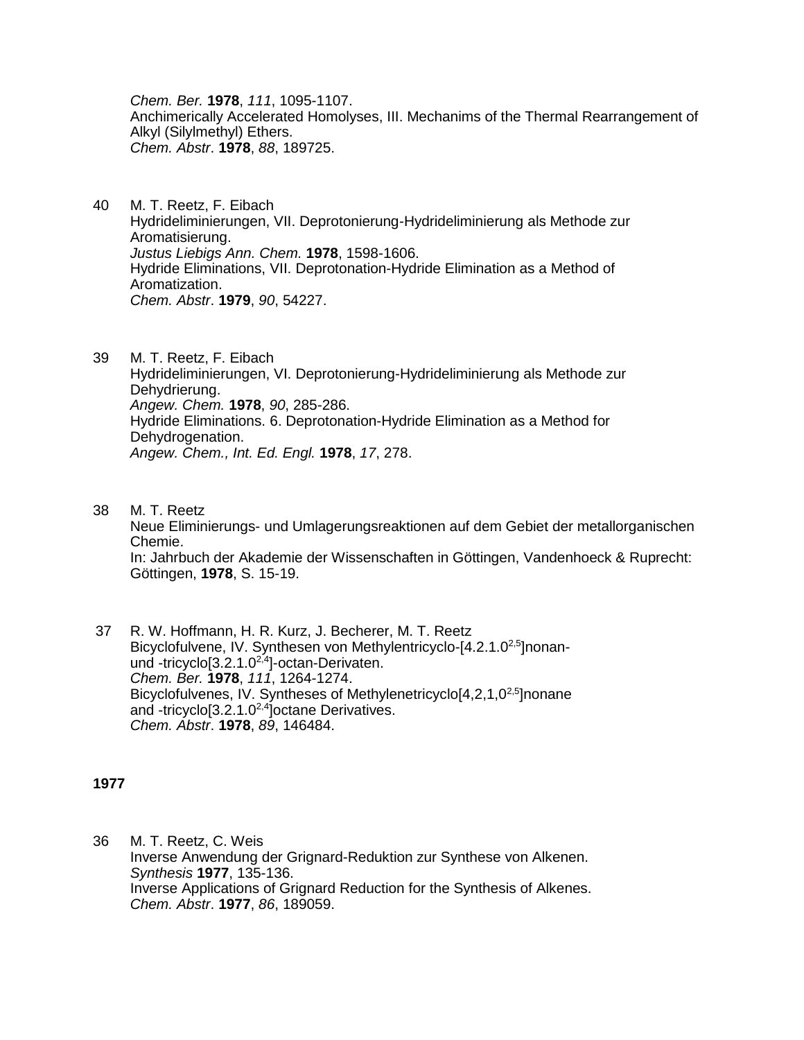*Chem. Ber.* **1978**, *111*, 1095-1107.
Anchimerically Accelerated Homolyses, III. Mechanims of the Thermal Rearrangement of Alkyl (Silylmethyl) Ethers.
*Chem. Abstr*. **1978**, *88*, 189725.

40 M. T. Reetz, F. Eibach
Hydrideliminierungen, VII. Deprotonierung-Hydrideliminierung als Methode zur Aromatisierung.
*Justus Liebigs Ann. Chem.* **1978**, 1598-1606.
Hydride Eliminations, VII. Deprotonation-Hydride Elimination as a Method of Aromatization.
*Chem. Abstr*. **1979**, *90*, 54227.

39 M. T. Reetz, F. Eibach
Hydrideliminierungen, VI. Deprotonierung-Hydrideliminierung als Methode zur Dehydrierung.
*Angew. Chem.* **1978**, *90*, 285-286.
Hydride Eliminations. 6. Deprotonation-Hydride Elimination as a Method for Dehydrogenation.
*Angew. Chem., Int. Ed. Engl.* **1978**, *17*, 278.

38 M. T. Reetz
Neue Eliminierungs- und Umlagerungsreaktionen auf dem Gebiet der metallorganischen Chemie.
In: Jahrbuch der Akademie der Wissenschaften in Göttingen, Vandenhoeck & Ruprecht: Göttingen, **1978**, S. 15-19.

37 R. W. Hoffmann, H. R. Kurz, J. Becherer, M. T. Reetz
Bicyclofulvene, IV. Synthesen von Methylentricyclo-[4.2.1.$0^{2,5}$]nonan- und -tricyclo[3.2.1.$0^{2,4}$]-octan-Derivaten.
*Chem. Ber.* **1978**, *111*, 1264-1274.
Bicyclofulvenes, IV. Syntheses of Methylenetricyclo[4,2,1,$0^{2,5}$]nonane and -tricyclo[3.2.1.$0^{2,4}$]octane Derivatives.
*Chem. Abstr*. **1978**, *89*, 146484.

**1977**

36 M. T. Reetz, C. Weis
Inverse Anwendung der Grignard-Reduktion zur Synthese von Alkenen.
*Synthesis* **1977**, 135-136.
Inverse Applications of Grignard Reduction for the Synthesis of Alkenes.
*Chem. Abstr*. **1977**, *86*, 189059.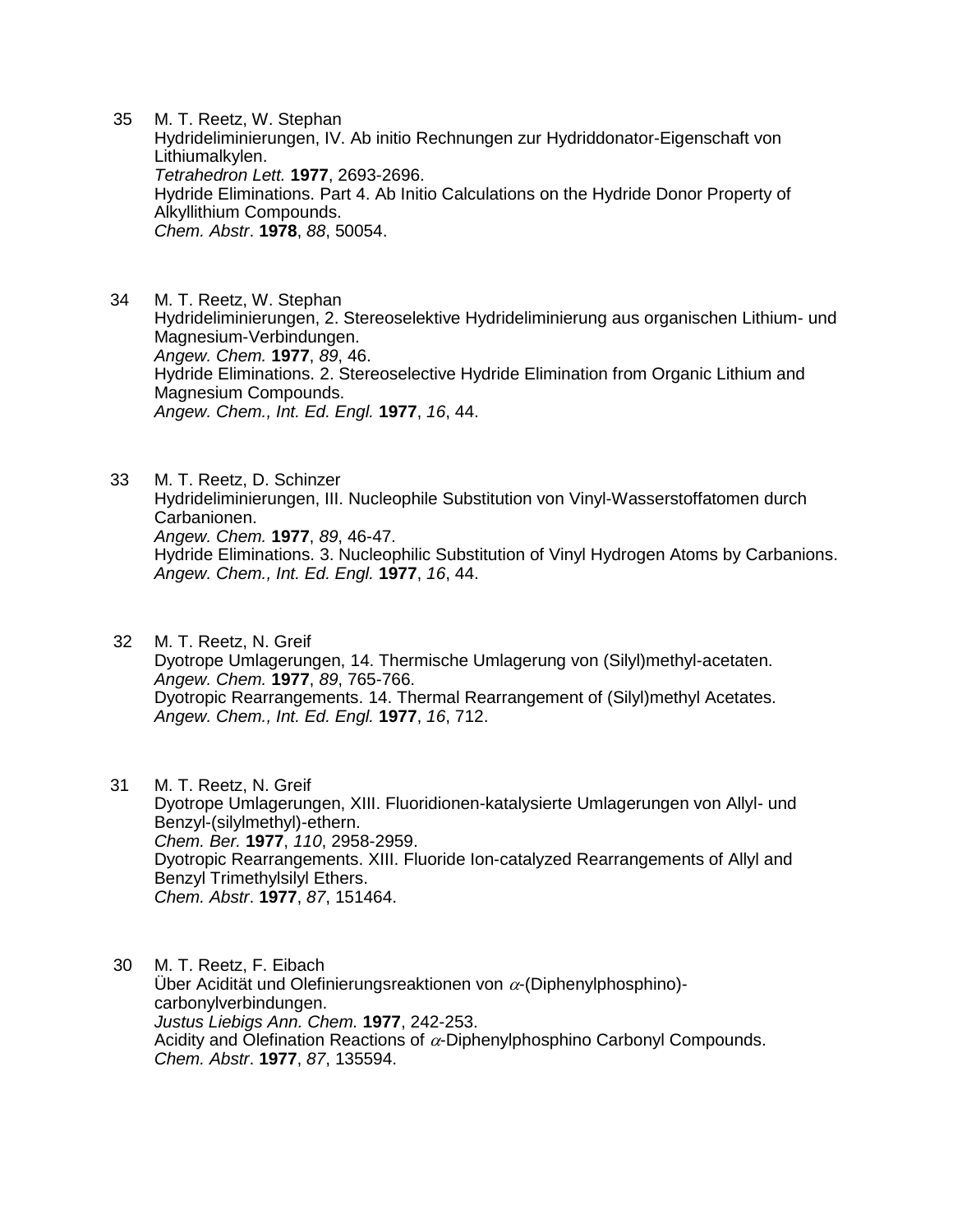35 M. T. Reetz, W. Stephan
Hydrideliminierungen, IV. Ab initio Rechnungen zur Hydriddonator-Eigenschaft von Lithiumalkylen.
*Tetrahedron Lett.* **1977**, 2693-2696.
Hydride Eliminations. Part 4. Ab Initio Calculations on the Hydride Donor Property of Alkyllithium Compounds.
*Chem. Abstr*. **1978**, *88*, 50054.

34 M. T. Reetz, W. Stephan
Hydrideliminierungen, 2. Stereoselektive Hydrideliminierung aus organischen Lithium- und Magnesium-Verbindungen.
*Angew. Chem.* **1977**, *89*, 46.
Hydride Eliminations. 2. Stereoselective Hydride Elimination from Organic Lithium and Magnesium Compounds.
*Angew. Chem., Int. Ed. Engl.* **1977**, *16*, 44.

33 M. T. Reetz, D. Schinzer
Hydrideliminierungen, III. Nucleophile Substitution von Vinyl-Wasserstoffatomen durch Carbanionen.
*Angew. Chem.* **1977**, *89*, 46-47.
Hydride Eliminations. 3. Nucleophilic Substitution of Vinyl Hydrogen Atoms by Carbanions.
*Angew. Chem., Int. Ed. Engl.* **1977**, *16*, 44.

32 M. T. Reetz, N. Greif
Dyotrope Umlagerungen, 14. Thermische Umlagerung von (Silyl)methyl-acetaten.
*Angew. Chem.* **1977**, *89*, 765-766.
Dyotropic Rearrangements. 14. Thermal Rearrangement of (Silyl)methyl Acetates.
*Angew. Chem., Int. Ed. Engl.* **1977**, *16*, 712.

31 M. T. Reetz, N. Greif
Dyotrope Umlagerungen, XIII. Fluoridionen-katalysierte Umlagerungen von Allyl- und Benzyl-(silylmethyl)-ethern.
*Chem. Ber.* **1977**, *110*, 2958-2959.
Dyotropic Rearrangements. XIII. Fluoride Ion-catalyzed Rearrangements of Allyl and Benzyl Trimethylsilyl Ethers.
*Chem. Abstr*. **1977**, *87*, 151464.

30 M. T. Reetz, F. Eibach
Über Acidität und Olefinierungsreaktionen von $\alpha$-(Diphenylphosphino)-carbonylverbindungen.
*Justus Liebigs Ann. Chem.* **1977**, 242-253.
Acidity and Olefination Reactions of $\alpha$-Diphenylphosphino Carbonyl Compounds.
*Chem. Abstr*. **1977**, *87*, 135594.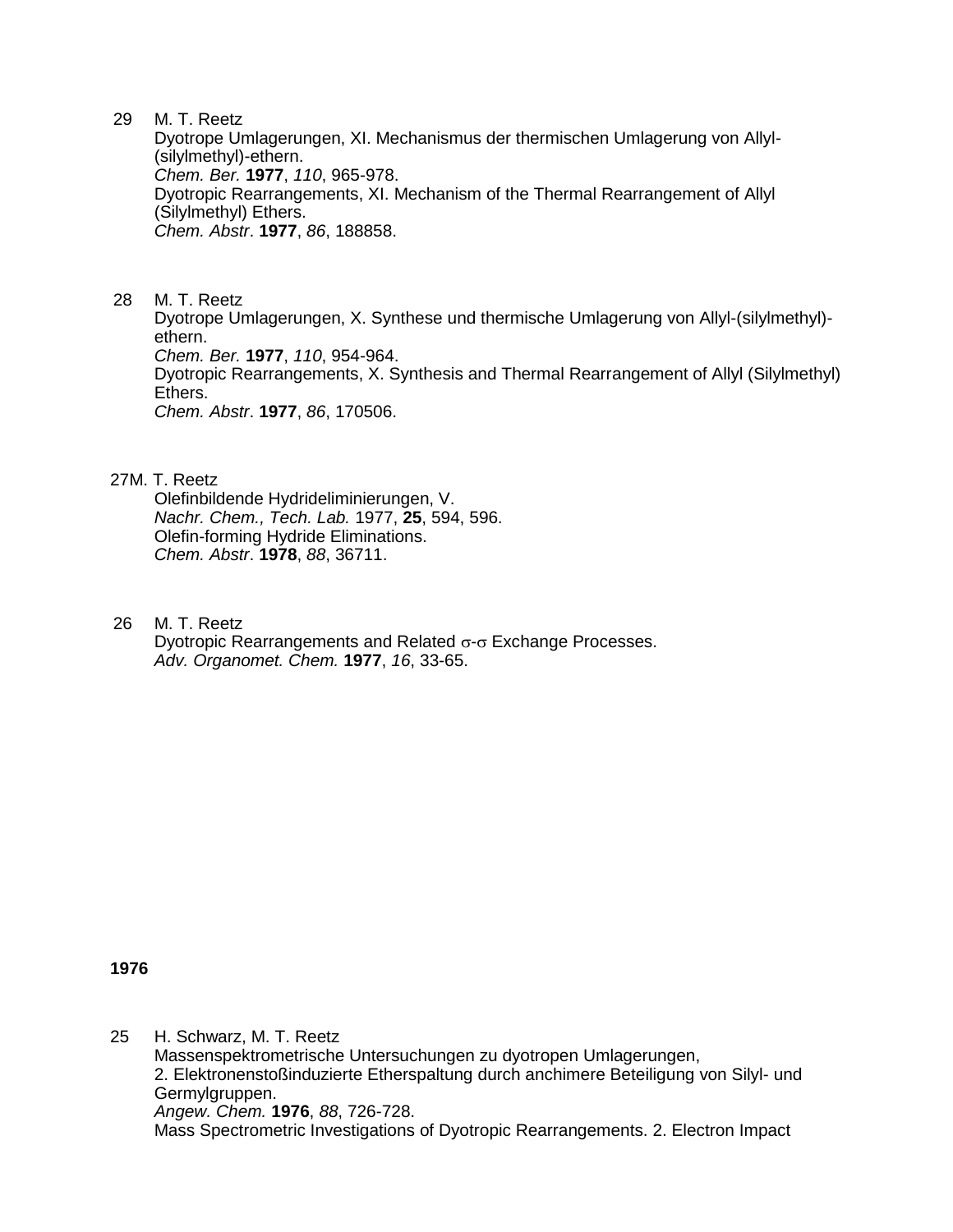29 M. T. Reetz
Dyotrope Umlagerungen, XI. Mechanismus der thermischen Umlagerung von Allyl-(silylmethyl)-ethern.
*Chem. Ber.* **1977**, *110*, 965-978.
Dyotropic Rearrangements, XI. Mechanism of the Thermal Rearrangement of Allyl (Silylmethyl) Ethers.
*Chem. Abstr*. **1977**, *86*, 188858.

28 M. T. Reetz
Dyotrope Umlagerungen, X. Synthese und thermische Umlagerung von Allyl-(silylmethyl)-ethern.
*Chem. Ber.* **1977**, *110*, 954-964.
Dyotropic Rearrangements, X. Synthesis and Thermal Rearrangement of Allyl (Silylmethyl) Ethers.
*Chem. Abstr*. **1977**, *86*, 170506.

27 M. T. Reetz
Olefinbildende Hydrideliminierungen, V.
*Nachr. Chem., Tech. Lab.* 1977, **25**, 594, 596.
Olefin-forming Hydride Eliminations.
*Chem. Abstr*. **1978**, *88*, 36711.

26 M. T. Reetz
Dyotropic Rearrangements and Related $\sigma$-$\sigma$ Exchange Processes.
*Adv. Organomet. Chem.* **1977**, *16*, 33-65.

**1976**

25 H. Schwarz, M. T. Reetz
Massenspektrometrische Untersuchungen zu dyotropen Umlagerungen,
2. Elektronenstoßinduzierte Etherspaltung durch anchimere Beteiligung von Silyl- und Germylgruppen.
*Angew. Chem.* **1976**, *88*, 726-728.
Mass Spectrometric Investigations of Dyotropic Rearrangements. 2. Electron Impact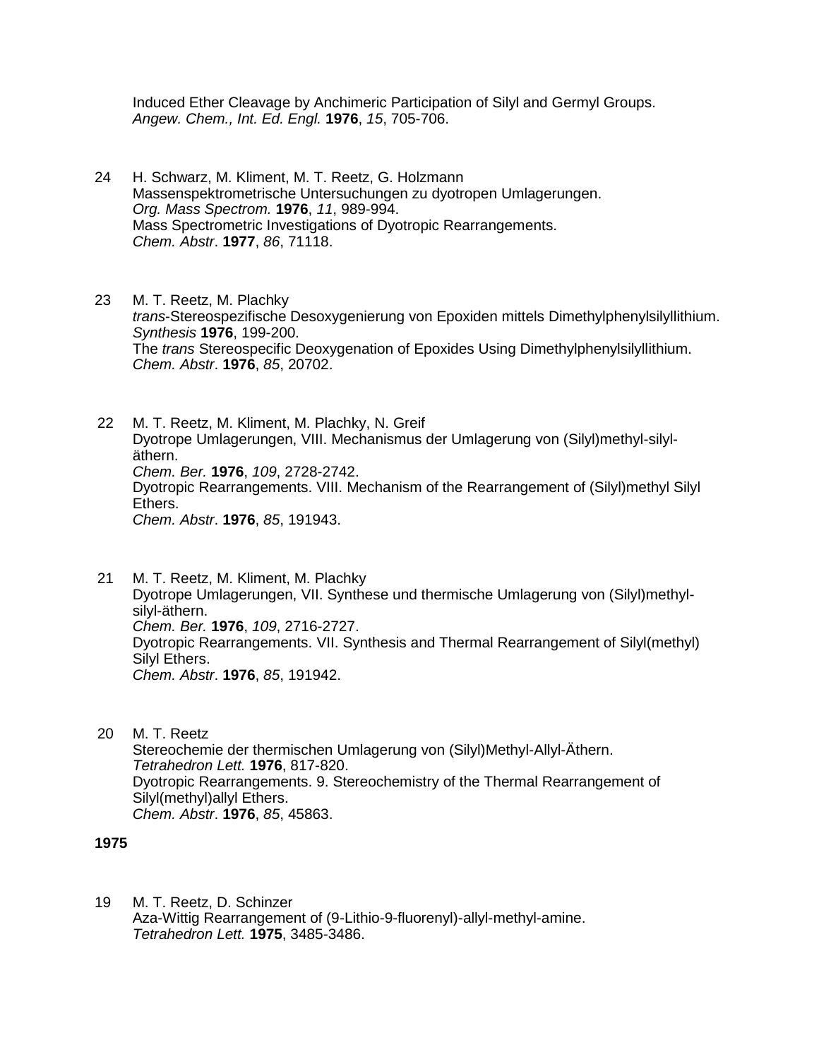Induced Ether Cleavage by Anchimeric Participation of Silyl and Germyl Groups.
*Angew. Chem., Int. Ed. Engl.* **1976**, *15*, 705-706.

24 H. Schwarz, M. Kliment, M. T. Reetz, G. Holzmann
Massenspektrometrische Untersuchungen zu dyotropen Umlagerungen.
*Org. Mass Spectrom.* **1976**, *11*, 989-994.
Mass Spectrometric Investigations of Dyotropic Rearrangements.
*Chem. Abstr*. **1977**, *86*, 71118.

23 M. T. Reetz, M. Plachky
*trans*-Stereospezifische Desoxygenierung von Epoxiden mittels Dimethylphenylsilyllithium.
*Synthesis* **1976**, 199-200.
The *trans* Stereospecific Deoxygenation of Epoxides Using Dimethylphenylsilyllithium.
*Chem. Abstr*. **1976**, *85*, 20702.

22 M. T. Reetz, M. Kliment, M. Plachky, N. Greif
Dyotrope Umlagerungen, VIII. Mechanismus der Umlagerung von (Silyl)methyl-silyl-äthern.
*Chem. Ber.* **1976**, *109*, 2728-2742.
Dyotropic Rearrangements. VIII. Mechanism of the Rearrangement of (Silyl)methyl Silyl Ethers.
*Chem. Abstr*. **1976**, *85*, 191943.

21 M. T. Reetz, M. Kliment, M. Plachky
Dyotrope Umlagerungen, VII. Synthese und thermische Umlagerung von (Silyl)methyl-silyl-äthern.
*Chem. Ber.* **1976**, *109*, 2716-2727.
Dyotropic Rearrangements. VII. Synthesis and Thermal Rearrangement of Silyl(methyl) Silyl Ethers.
*Chem. Abstr*. **1976**, *85*, 191942.

20 M. T. Reetz
Stereochemie der thermischen Umlagerung von (Silyl)Methyl-Allyl-Äthern.
*Tetrahedron Lett.* **1976**, 817-820.
Dyotropic Rearrangements. 9. Stereochemistry of the Thermal Rearrangement of Silyl(methyl)allyl Ethers.
*Chem. Abstr*. **1976**, *85*, 45863.

**1975**

19 M. T. Reetz, D. Schinzer
Aza-Wittig Rearrangement of (9-Lithio-9-fluorenyl)-allyl-methyl-amine.
*Tetrahedron Lett.* **1975**, 3485-3486.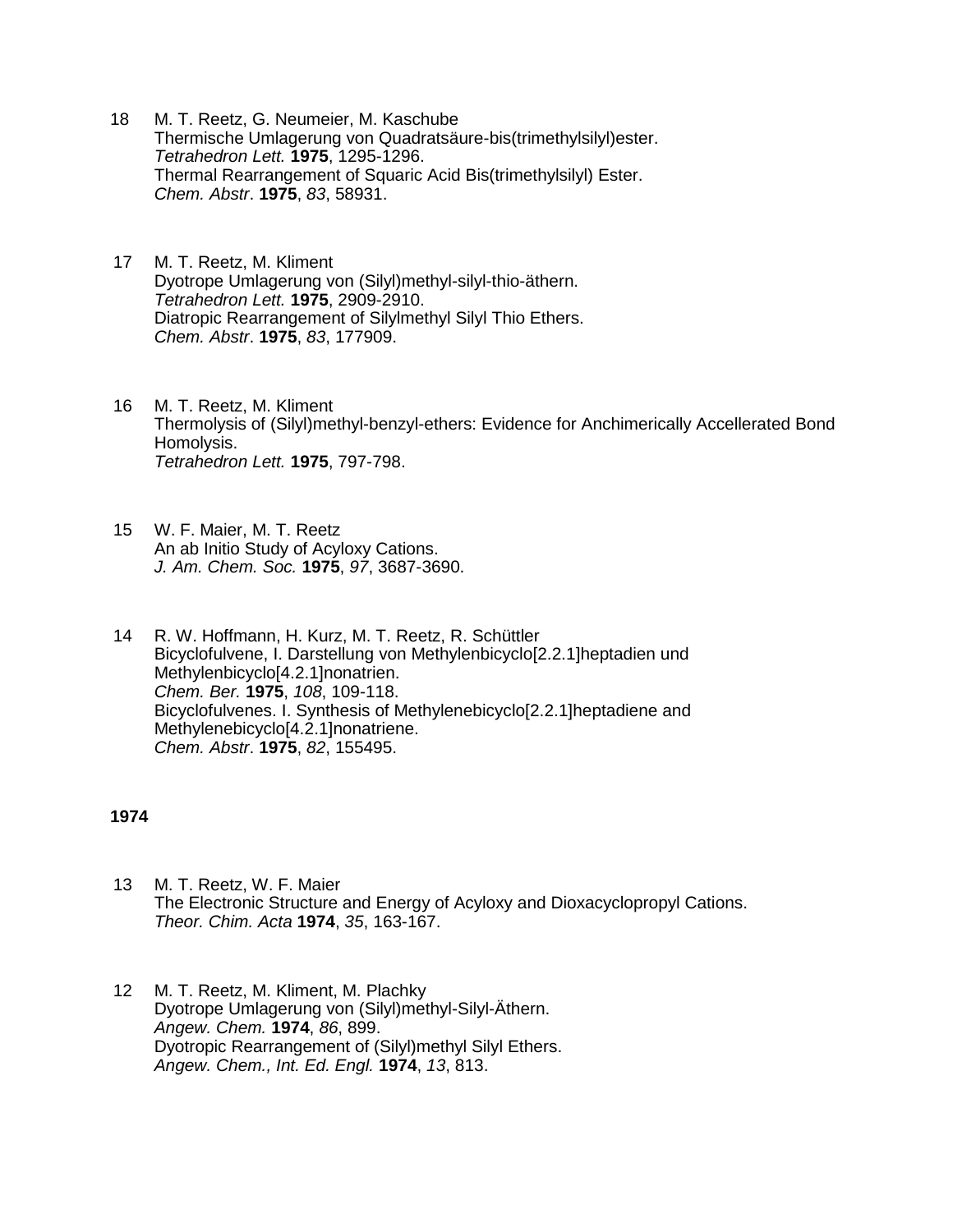18 M. T. Reetz, G. Neumeier, M. Kaschube
Thermische Umlagerung von Quadratsäure-bis(trimethylsilyl)ester.
*Tetrahedron Lett.* **1975**, 1295-1296.
Thermal Rearrangement of Squaric Acid Bis(trimethylsilyl) Ester.
*Chem. Abstr*. **1975**, *83*, 58931.

17 M. T. Reetz, M. Kliment
Dyotrope Umlagerung von (Silyl)methyl-silyl-thio-äthern.
*Tetrahedron Lett.* **1975**, 2909-2910.
Diatropic Rearrangement of Silylmethyl Silyl Thio Ethers.
*Chem. Abstr*. **1975**, *83*, 177909.

16 M. T. Reetz, M. Kliment
Thermolysis of (Silyl)methyl-benzyl-ethers: Evidence for Anchimerically Accellerated Bond Homolysis.
*Tetrahedron Lett.* **1975**, 797-798.

15 W. F. Maier, M. T. Reetz
An ab Initio Study of Acyloxy Cations.
*J. Am. Chem. Soc.* **1975**, *97*, 3687-3690.

14 R. W. Hoffmann, H. Kurz, M. T. Reetz, R. Schüttler
Bicyclofulvene, I. Darstellung von Methylenbicyclo[2.2.1]heptadien und Methylenbicyclo[4.2.1]nonatrien.
*Chem. Ber.* **1975**, *108*, 109-118.
Bicyclofulvenes. I. Synthesis of Methylenebicyclo[2.2.1]heptadiene and Methylenebicyclo[4.2.1]nonatriene.
*Chem. Abstr*. **1975**, *82*, 155495.

**1974**

13 M. T. Reetz, W. F. Maier
The Electronic Structure and Energy of Acyloxy and Dioxacyclopropyl Cations.
*Theor. Chim. Acta* **1974**, *35*, 163-167.

12 M. T. Reetz, M. Kliment, M. Plachky
Dyotrope Umlagerung von (Silyl)methyl-Silyl-Äthern.
*Angew. Chem.* **1974**, *86*, 899.
Dyotropic Rearrangement of (Silyl)methyl Silyl Ethers.
*Angew. Chem., Int. Ed. Engl.* **1974**, *13*, 813.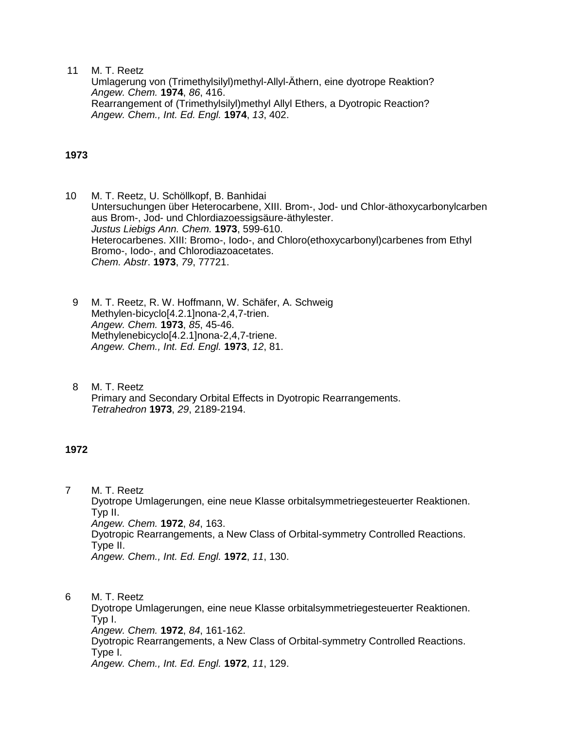11 M. T. Reetz
Umlagerung von (Trimethylsilyl)methyl-Allyl-Äthern, eine dyotrope Reaktion?
*Angew. Chem.* **1974**, *86*, 416.
Rearrangement of (Trimethylsilyl)methyl Allyl Ethers, a Dyotropic Reaction?
*Angew. Chem., Int. Ed. Engl.* **1974**, *13*, 402.

**1973**

10 M. T. Reetz, U. Schöllkopf, B. Banhidai
Untersuchungen über Heterocarbene, XIII. Brom-, Jod- und Chlor-äthoxycarbonylcarben aus Brom-, Jod- und Chlordiazoessigsäure-äthylester.
*Justus Liebigs Ann. Chem.* **1973**, 599-610.
Heterocarbenes. XIII: Bromo-, Iodo-, and Chloro(ethoxycarbonyl)carbenes from Ethyl Bromo-, Iodo-, and Chlorodiazoacetates.
*Chem. Abstr*. **1973**, *79*, 77721.

9 M. T. Reetz, R. W. Hoffmann, W. Schäfer, A. Schweig
Methylen-bicyclo[4.2.1]nona-2,4,7-trien.
*Angew. Chem.* **1973**, *85*, 45-46.
Methylenebicyclo[4.2.1]nona-2,4,7-triene.
*Angew. Chem., Int. Ed. Engl.* **1973**, *12*, 81.

8 M. T. Reetz
Primary and Secondary Orbital Effects in Dyotropic Rearrangements.
*Tetrahedron* **1973**, *29*, 2189-2194.

**1972**

7 M. T. Reetz
Dyotrope Umlagerungen, eine neue Klasse orbitalsymmetriegesteuerter Reaktionen. Typ II.
*Angew. Chem.* **1972**, *84*, 163.
Dyotropic Rearrangements, a New Class of Orbital-symmetry Controlled Reactions. Type II.
*Angew. Chem., Int. Ed. Engl.* **1972**, *11*, 130.

6 M. T. Reetz
Dyotrope Umlagerungen, eine neue Klasse orbitalsymmetriegesteuerter Reaktionen. Typ I.
*Angew. Chem.* **1972**, *84*, 161-162.
Dyotropic Rearrangements, a New Class of Orbital-symmetry Controlled Reactions. Type I.
*Angew. Chem., Int. Ed. Engl.* **1972**, *11*, 129.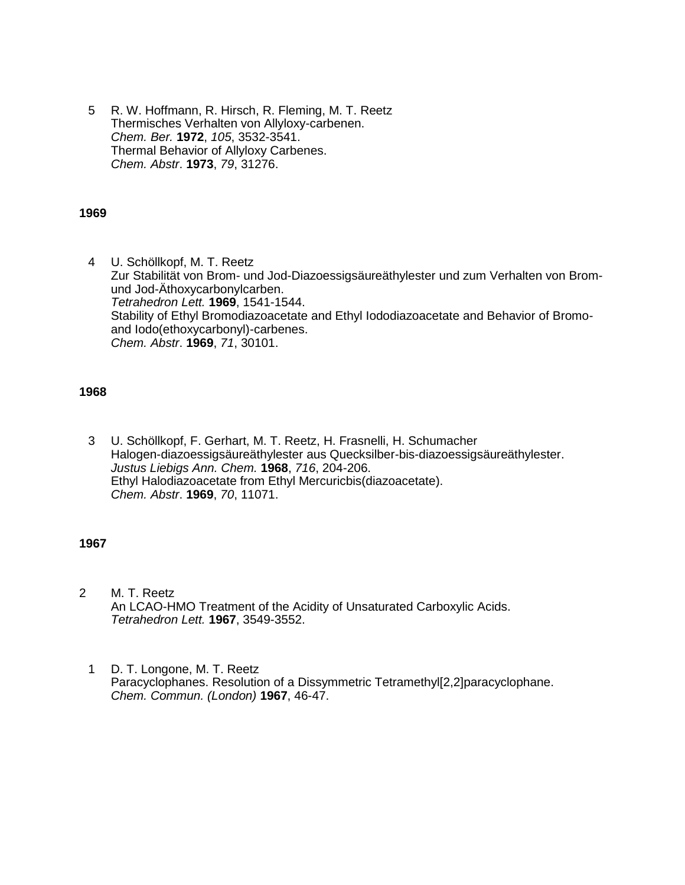5 R. W. Hoffmann, R. Hirsch, R. Fleming, M. T. Reetz
Thermisches Verhalten von Allyloxy-carbenen.
*Chem. Ber.* **1972**, *105*, 3532-3541.
Thermal Behavior of Allyloxy Carbenes.
*Chem. Abstr*. **1973**, *79*, 31276.

**1969**

4 U. Schöllkopf, M. T. Reetz
Zur Stabilität von Brom- und Jod-Diazoessigsäureäthylester und zum Verhalten von Brom- und Jod-Äthoxycarbonylcarben.
*Tetrahedron Lett.* **1969**, 1541-1544.
Stability of Ethyl Bromodiazoacetate and Ethyl Iododiazoacetate and Behavior of Bromo- and Iodo(ethoxycarbonyl)-carbenes.
*Chem. Abstr*. **1969**, *71*, 30101.

**1968**

3 U. Schöllkopf, F. Gerhart, M. T. Reetz, H. Frasnelli, H. Schumacher
Halogen-diazoessigsäureäthylester aus Quecksilber-bis-diazoessigsäureäthylester.
*Justus Liebigs Ann. Chem.* **1968**, *716*, 204-206.
Ethyl Halodiazoacetate from Ethyl Mercuricbis(diazoacetate).
*Chem. Abstr*. **1969**, *70*, 11071.

**1967**

2 M. T. Reetz
An LCAO-HMO Treatment of the Acidity of Unsaturated Carboxylic Acids.
*Tetrahedron Lett.* **1967**, 3549-3552.

1 D. T. Longone, M. T. Reetz
Paracyclophanes. Resolution of a Dissymmetric Tetramethyl[2,2]paracyclophane.
*Chem. Commun. (London)* **1967**, 46-47.